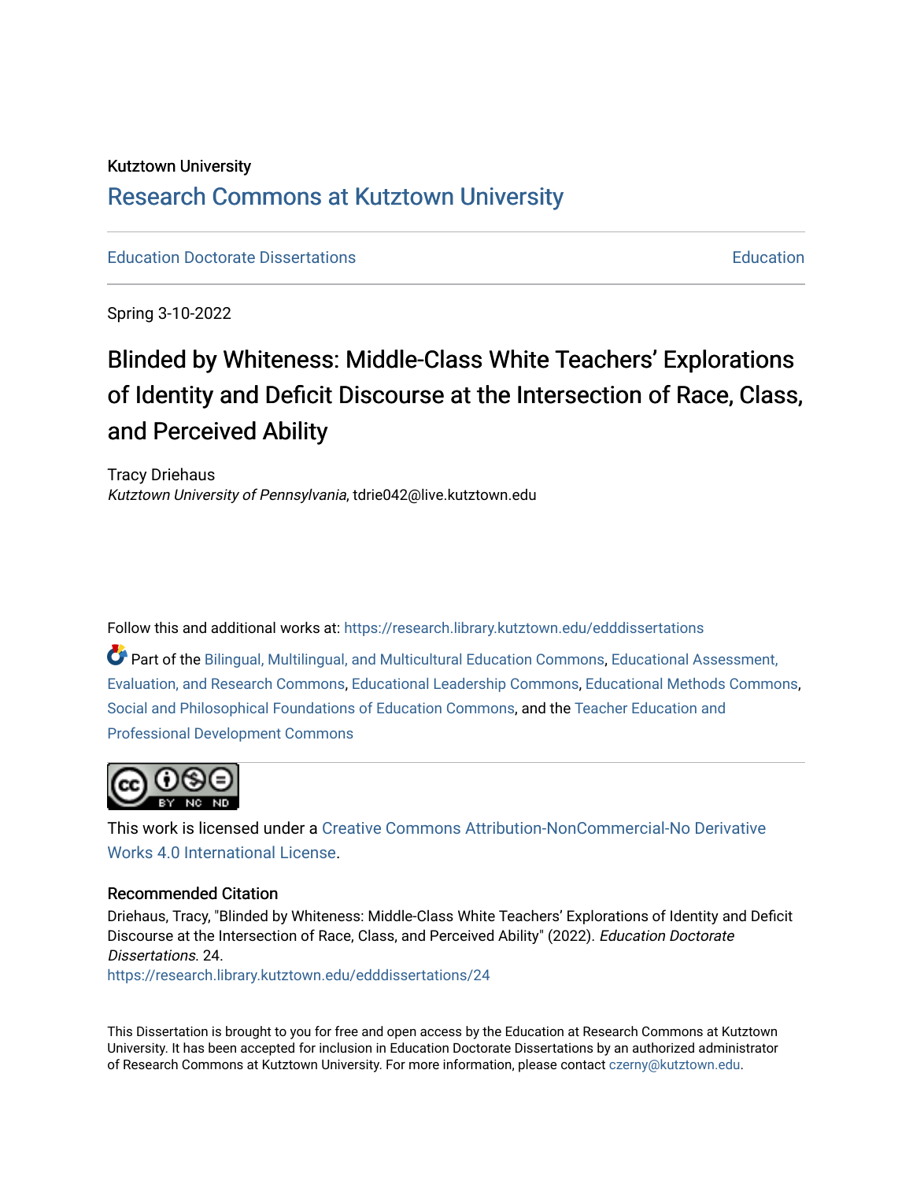Kutztown University

## Research Commons at Kutztown University

Education Doctorate Dissertations — Education

Spring 3-10-2022

# Blinded by Whiteness: Middle-Class White Teachers' Explorations of Identity and Deficit Discourse at the Intersection of Race, Class, and Perceived Ability

Tracy Driehaus
*Kutztown University of Pennsylvania*, tdrie042@live.kutztown.edu

Follow this and additional works at: https://research.library.kutztown.edu/edddissertations

Part of the Bilingual, Multilingual, and Multicultural Education Commons, Educational Assessment, Evaluation, and Research Commons, Educational Leadership Commons, Educational Methods Commons, Social and Philosophical Foundations of Education Commons, and the Teacher Education and Professional Development Commons

This work is licensed under a Creative Commons Attribution-NonCommercial-No Derivative Works 4.0 International License.

### Recommended Citation

Driehaus, Tracy, "Blinded by Whiteness: Middle-Class White Teachers' Explorations of Identity and Deficit Discourse at the Intersection of Race, Class, and Perceived Ability" (2022). *Education Doctorate Dissertations*. 24.
https://research.library.kutztown.edu/edddissertations/24

This Dissertation is brought to you for free and open access by the Education at Research Commons at Kutztown University. It has been accepted for inclusion in Education Doctorate Dissertations by an authorized administrator of Research Commons at Kutztown University. For more information, please contact czerny@kutztown.edu.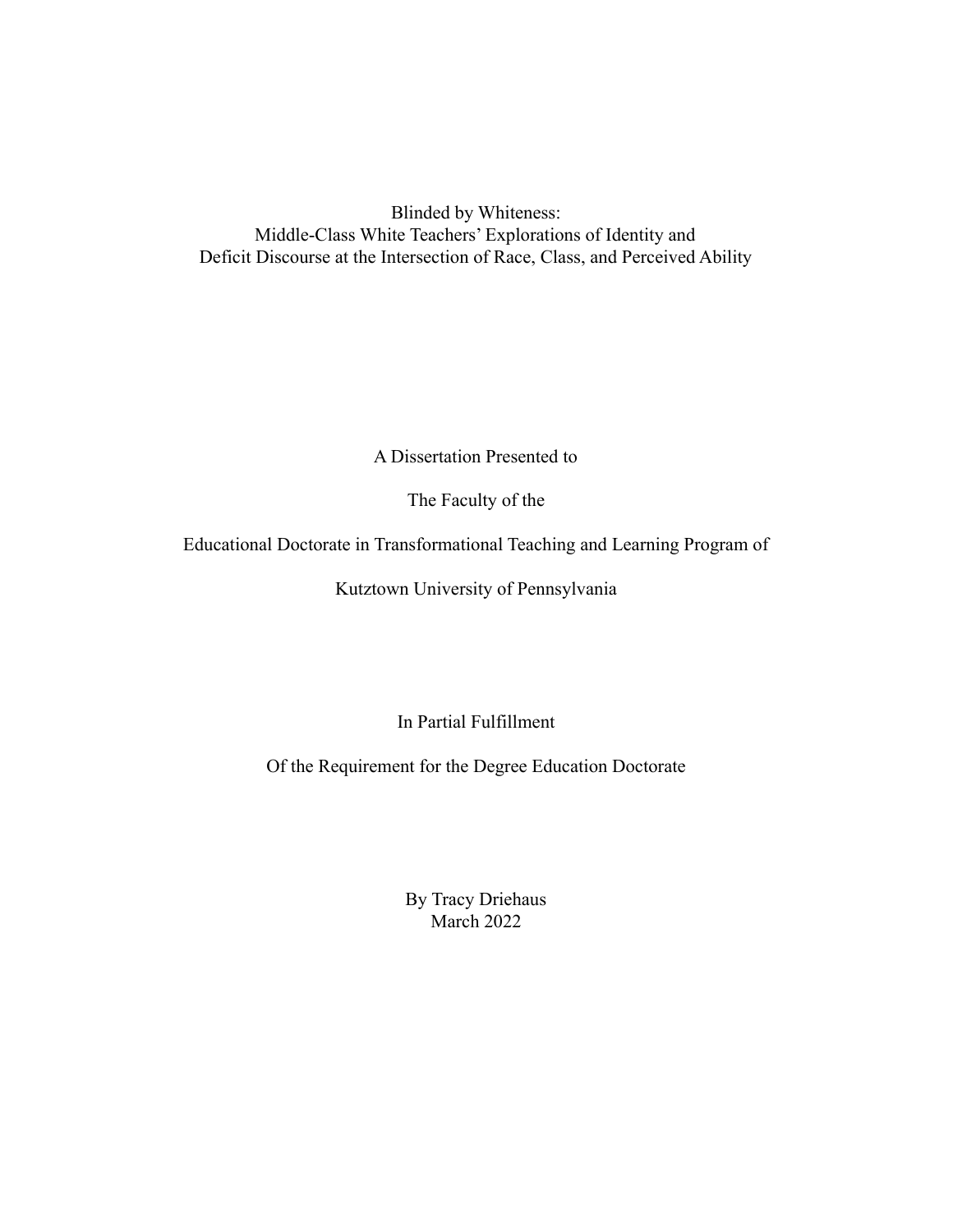Blinded by Whiteness:
Middle-Class White Teachers' Explorations of Identity and
Deficit Discourse at the Intersection of Race, Class, and Perceived Ability

A Dissertation Presented to

The Faculty of the

Educational Doctorate in Transformational Teaching and Learning Program of

Kutztown University of Pennsylvania

In Partial Fulfillment

Of the Requirement for the Degree Education Doctorate

By Tracy Driehaus
March 2022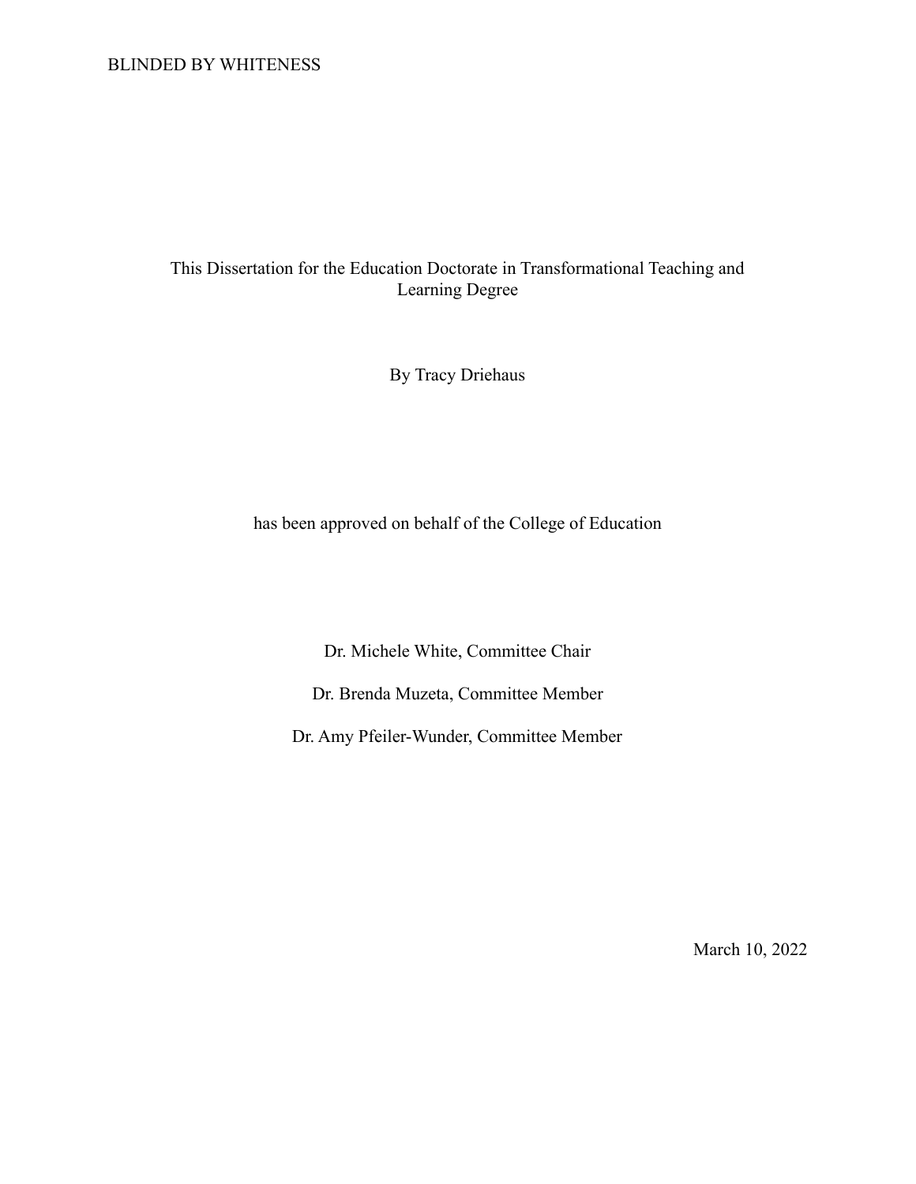This Dissertation for the Education Doctorate in Transformational Teaching and Learning Degree

By Tracy Driehaus

has been approved on behalf of the College of Education

Dr. Michele White, Committee Chair

Dr. Brenda Muzeta, Committee Member

Dr. Amy Pfeiler-Wunder, Committee Member

March 10, 2022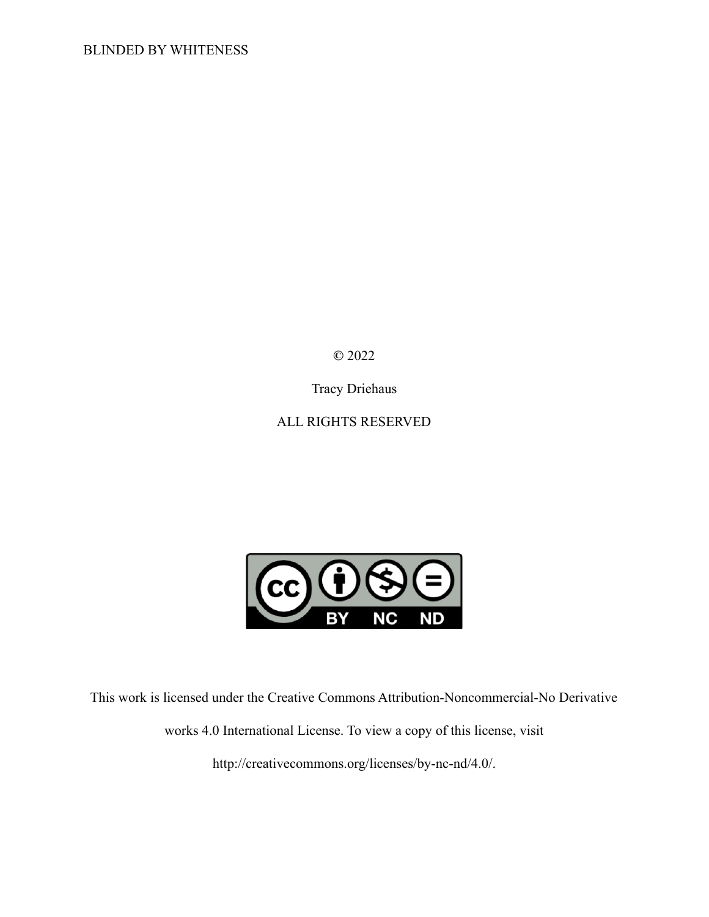© 2022

Tracy Driehaus

ALL RIGHTS RESERVED

This work is licensed under the Creative Commons Attribution-Noncommercial-No Derivative works 4.0 International License. To view a copy of this license, visit http://creativecommons.org/licenses/by-nc-nd/4.0/.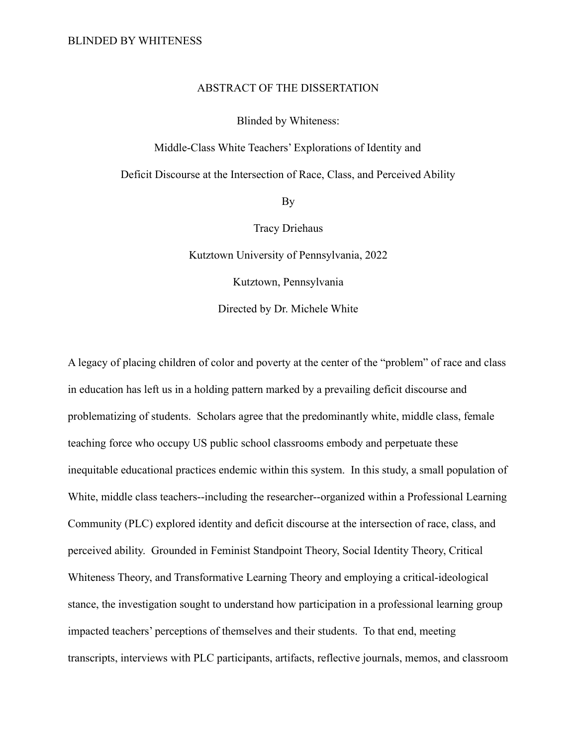## ABSTRACT OF THE DISSERTATION

Blinded by Whiteness:

Middle-Class White Teachers' Explorations of Identity and

Deficit Discourse at the Intersection of Race, Class, and Perceived Ability

By

Tracy Driehaus

Kutztown University of Pennsylvania, 2022

Kutztown, Pennsylvania

Directed by Dr. Michele White

A legacy of placing children of color and poverty at the center of the "problem" of race and class in education has left us in a holding pattern marked by a prevailing deficit discourse and problematizing of students. Scholars agree that the predominantly white, middle class, female teaching force who occupy US public school classrooms embody and perpetuate these inequitable educational practices endemic within this system. In this study, a small population of White, middle class teachers--including the researcher--organized within a Professional Learning Community (PLC) explored identity and deficit discourse at the intersection of race, class, and perceived ability. Grounded in Feminist Standpoint Theory, Social Identity Theory, Critical Whiteness Theory, and Transformative Learning Theory and employing a critical-ideological stance, the investigation sought to understand how participation in a professional learning group impacted teachers' perceptions of themselves and their students. To that end, meeting transcripts, interviews with PLC participants, artifacts, reflective journals, memos, and classroom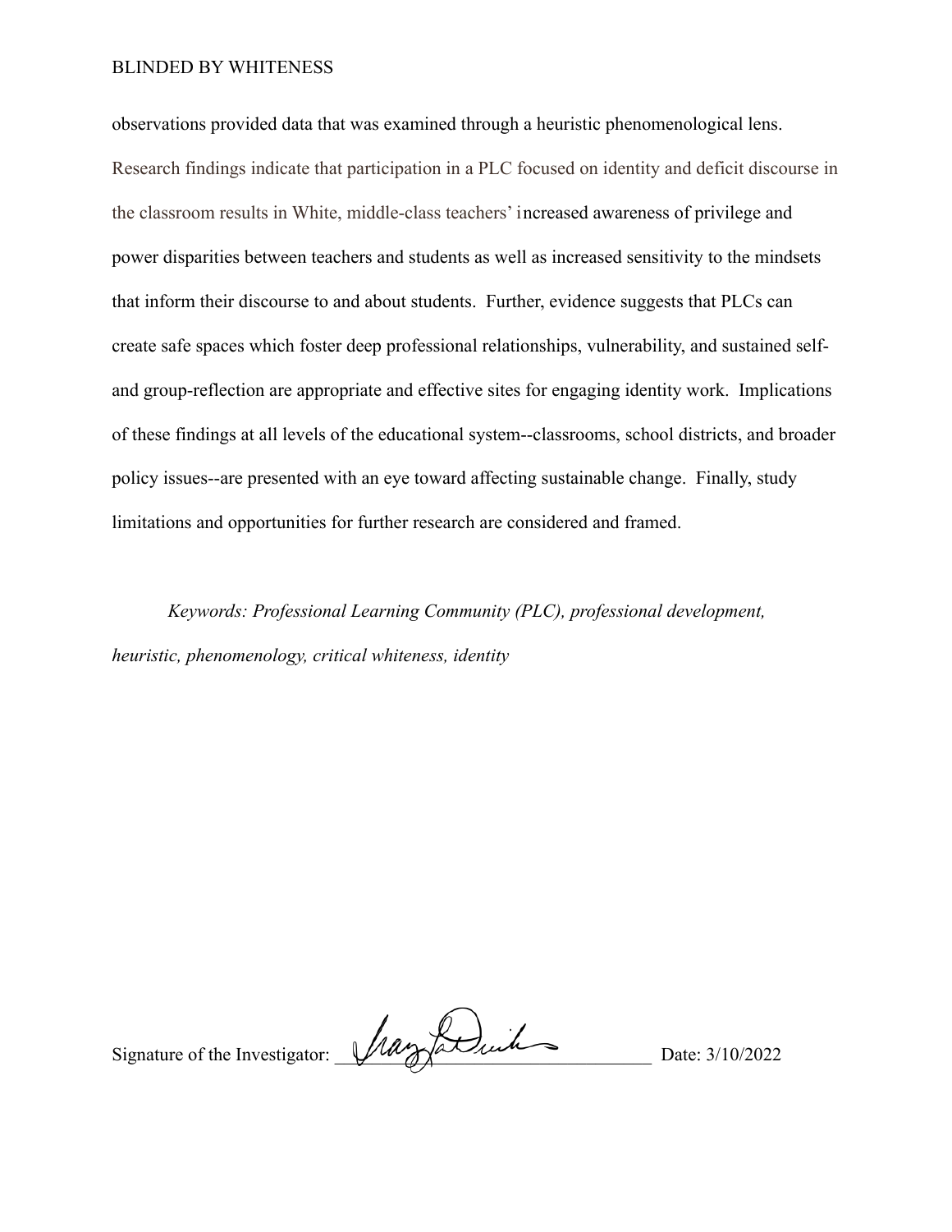observations provided data that was examined through a heuristic phenomenological lens. Research findings indicate that participation in a PLC focused on identity and deficit discourse in the classroom results in White, middle-class teachers' increased awareness of privilege and power disparities between teachers and students as well as increased sensitivity to the mindsets that inform their discourse to and about students. Further, evidence suggests that PLCs can create safe spaces which foster deep professional relationships, vulnerability, and sustained self- and group-reflection are appropriate and effective sites for engaging identity work. Implications of these findings at all levels of the educational system--classrooms, school districts, and broader policy issues--are presented with an eye toward affecting sustainable change. Finally, study limitations and opportunities for further research are considered and framed.

*Keywords: Professional Learning Community (PLC), professional development, heuristic, phenomenology, critical whiteness, identity*

Signature of the Investigator: ______________________________ Date: 3/10/2022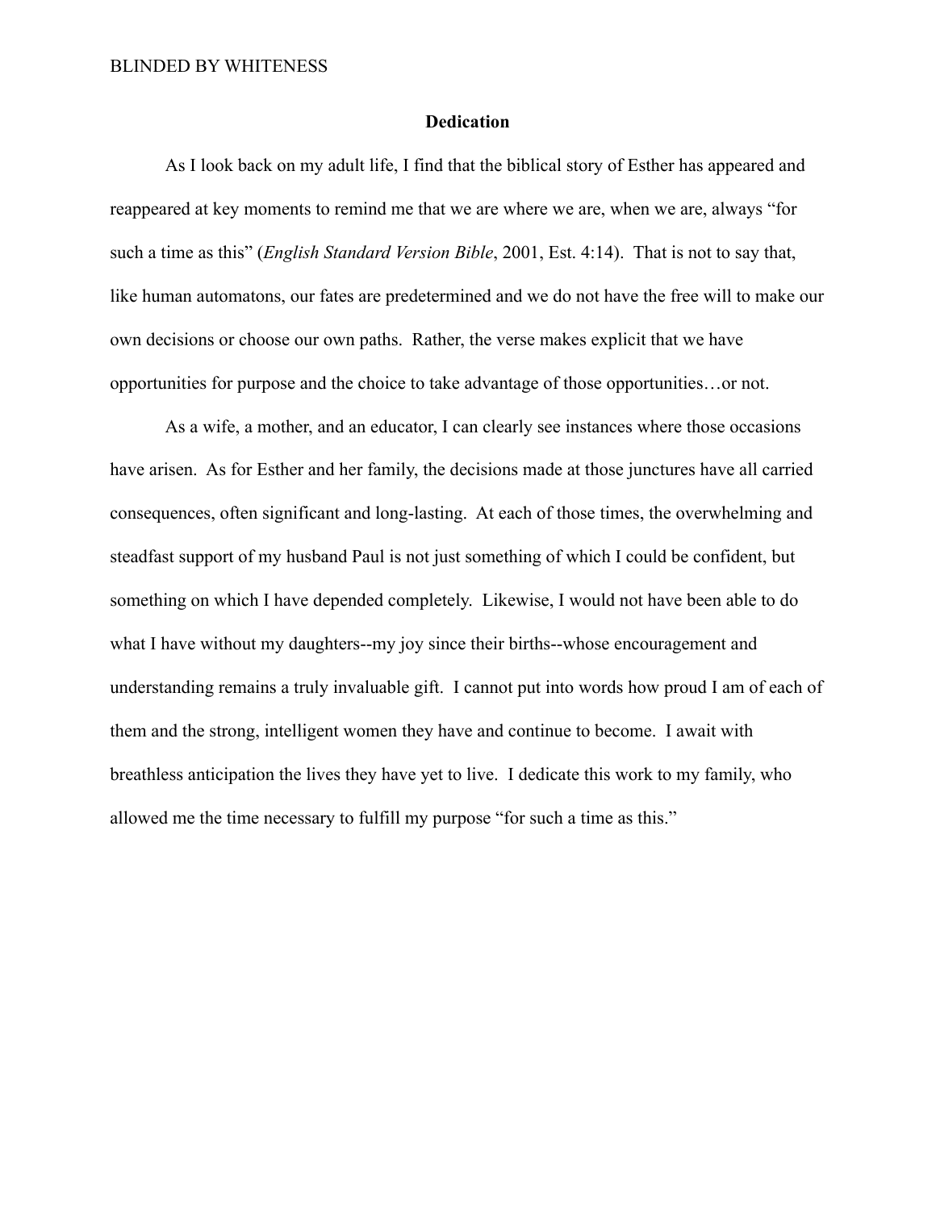# Dedication

As I look back on my adult life, I find that the biblical story of Esther has appeared and reappeared at key moments to remind me that we are where we are, when we are, always "for such a time as this" (*English Standard Version Bible*, 2001, Est. 4:14). That is not to say that, like human automatons, our fates are predetermined and we do not have the free will to make our own decisions or choose our own paths. Rather, the verse makes explicit that we have opportunities for purpose and the choice to take advantage of those opportunities…or not.

As a wife, a mother, and an educator, I can clearly see instances where those occasions have arisen. As for Esther and her family, the decisions made at those junctures have all carried consequences, often significant and long-lasting. At each of those times, the overwhelming and steadfast support of my husband Paul is not just something of which I could be confident, but something on which I have depended completely. Likewise, I would not have been able to do what I have without my daughters--my joy since their births--whose encouragement and understanding remains a truly invaluable gift. I cannot put into words how proud I am of each of them and the strong, intelligent women they have and continue to become. I await with breathless anticipation the lives they have yet to live. I dedicate this work to my family, who allowed me the time necessary to fulfill my purpose "for such a time as this."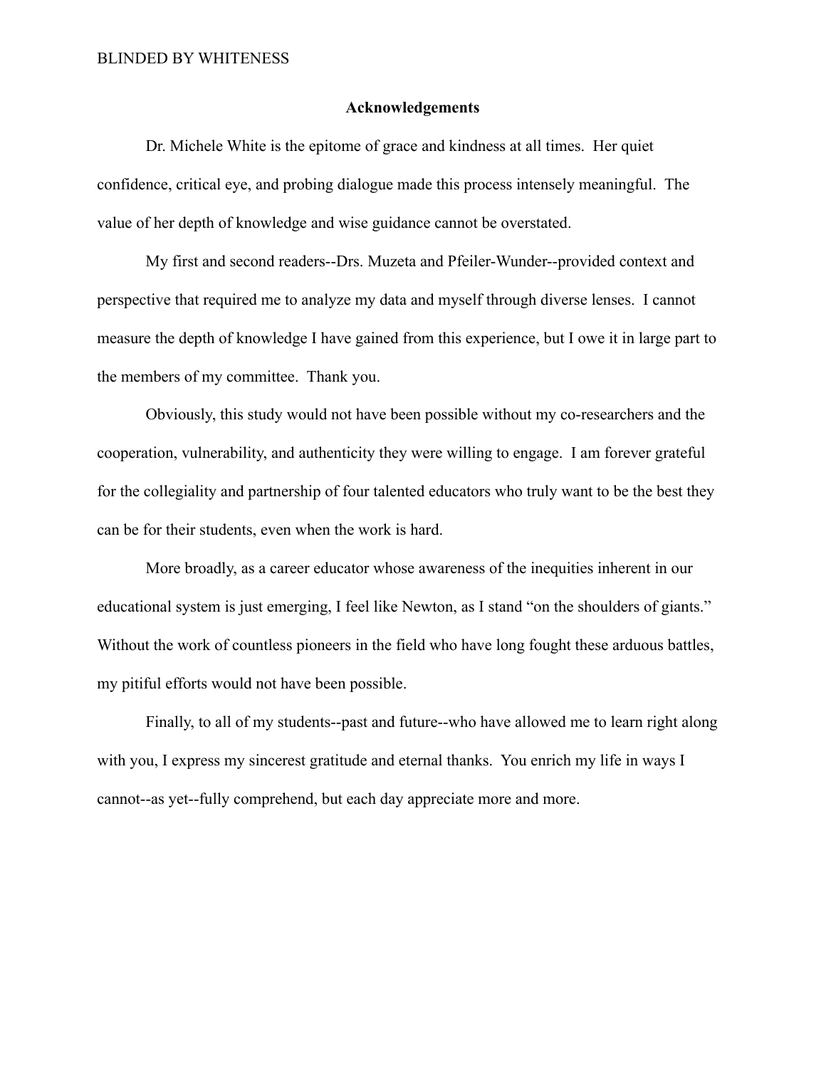## Acknowledgements

Dr. Michele White is the epitome of grace and kindness at all times. Her quiet confidence, critical eye, and probing dialogue made this process intensely meaningful. The value of her depth of knowledge and wise guidance cannot be overstated.

My first and second readers--Drs. Muzeta and Pfeiler-Wunder--provided context and perspective that required me to analyze my data and myself through diverse lenses. I cannot measure the depth of knowledge I have gained from this experience, but I owe it in large part to the members of my committee. Thank you.

Obviously, this study would not have been possible without my co-researchers and the cooperation, vulnerability, and authenticity they were willing to engage. I am forever grateful for the collegiality and partnership of four talented educators who truly want to be the best they can be for their students, even when the work is hard.

More broadly, as a career educator whose awareness of the inequities inherent in our educational system is just emerging, I feel like Newton, as I stand "on the shoulders of giants." Without the work of countless pioneers in the field who have long fought these arduous battles, my pitiful efforts would not have been possible.

Finally, to all of my students--past and future--who have allowed me to learn right along with you, I express my sincerest gratitude and eternal thanks. You enrich my life in ways I cannot--as yet--fully comprehend, but each day appreciate more and more.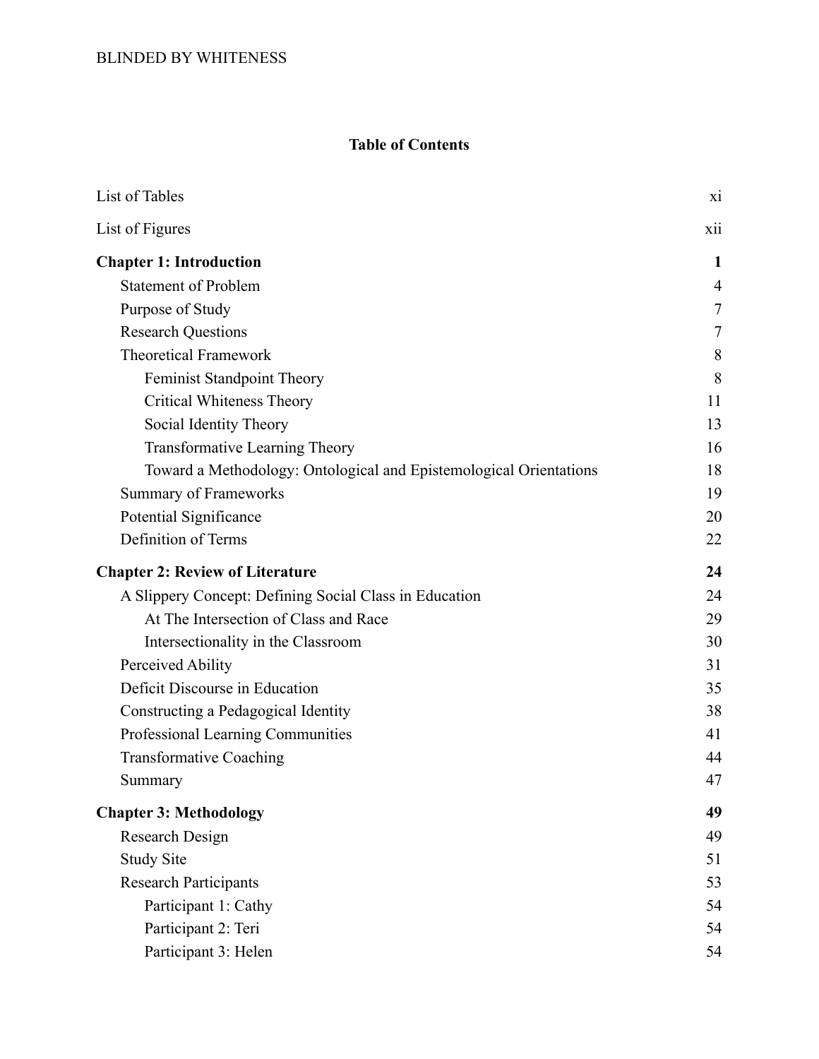## Table of Contents

| | |
|---|---|
| List of Tables | xi |
| List of Figures | xii |
| **Chapter 1: Introduction** | **1** |
| Statement of Problem | 4 |
| Purpose of Study | 7 |
| Research Questions | 7 |
| Theoretical Framework | 8 |
| Feminist Standpoint Theory | 8 |
| Critical Whiteness Theory | 11 |
| Social Identity Theory | 13 |
| Transformative Learning Theory | 16 |
| Toward a Methodology: Ontological and Epistemological Orientations | 18 |
| Summary of Frameworks | 19 |
| Potential Significance | 20 |
| Definition of Terms | 22 |
| **Chapter 2: Review of Literature** | **24** |
| A Slippery Concept: Defining Social Class in Education | 24 |
| At The Intersection of Class and Race | 29 |
| Intersectionality in the Classroom | 30 |
| Perceived Ability | 31 |
| Deficit Discourse in Education | 35 |
| Constructing a Pedagogical Identity | 38 |
| Professional Learning Communities | 41 |
| Transformative Coaching | 44 |
| Summary | 47 |
| **Chapter 3: Methodology** | **49** |
| Research Design | 49 |
| Study Site | 51 |
| Research Participants | 53 |
| Participant 1: Cathy | 54 |
| Participant 2: Teri | 54 |
| Participant 3: Helen | 54 |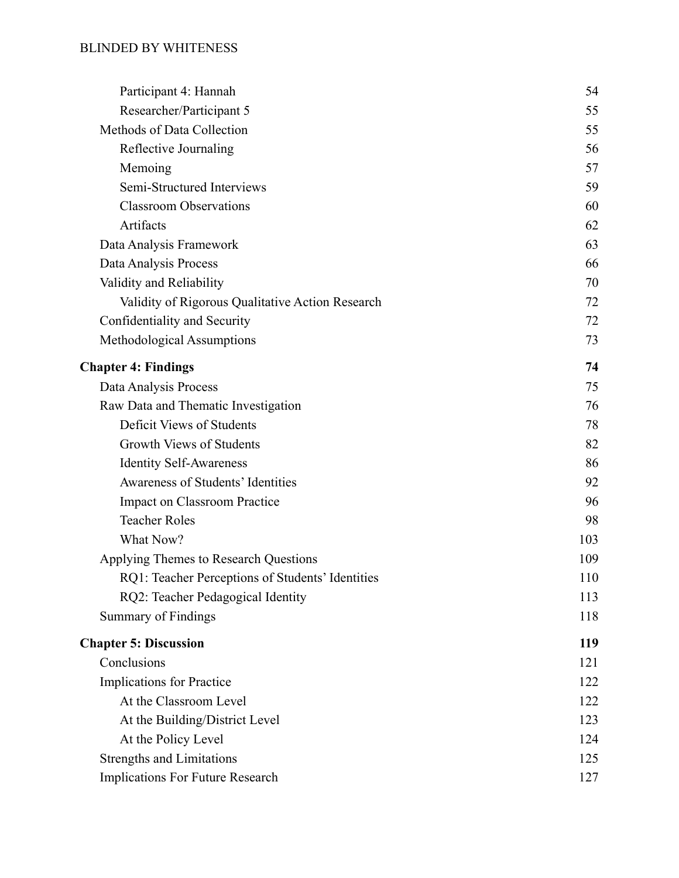| | |
|---|---|
| Participant 4: Hannah | 54 |
| Researcher/Participant 5 | 55 |
| Methods of Data Collection | 55 |
| Reflective Journaling | 56 |
| Memoing | 57 |
| Semi-Structured Interviews | 59 |
| Classroom Observations | 60 |
| Artifacts | 62 |
| Data Analysis Framework | 63 |
| Data Analysis Process | 66 |
| Validity and Reliability | 70 |
| Validity of Rigorous Qualitative Action Research | 72 |
| Confidentiality and Security | 72 |
| Methodological Assumptions | 73 |
| **Chapter 4: Findings** | **74** |
| Data Analysis Process | 75 |
| Raw Data and Thematic Investigation | 76 |
| Deficit Views of Students | 78 |
| Growth Views of Students | 82 |
| Identity Self-Awareness | 86 |
| Awareness of Students' Identities | 92 |
| Impact on Classroom Practice | 96 |
| Teacher Roles | 98 |
| What Now? | 103 |
| Applying Themes to Research Questions | 109 |
| RQ1: Teacher Perceptions of Students' Identities | 110 |
| RQ2: Teacher Pedagogical Identity | 113 |
| Summary of Findings | 118 |
| **Chapter 5: Discussion** | **119** |
| Conclusions | 121 |
| Implications for Practice | 122 |
| At the Classroom Level | 122 |
| At the Building/District Level | 123 |
| At the Policy Level | 124 |
| Strengths and Limitations | 125 |
| Implications For Future Research | 127 |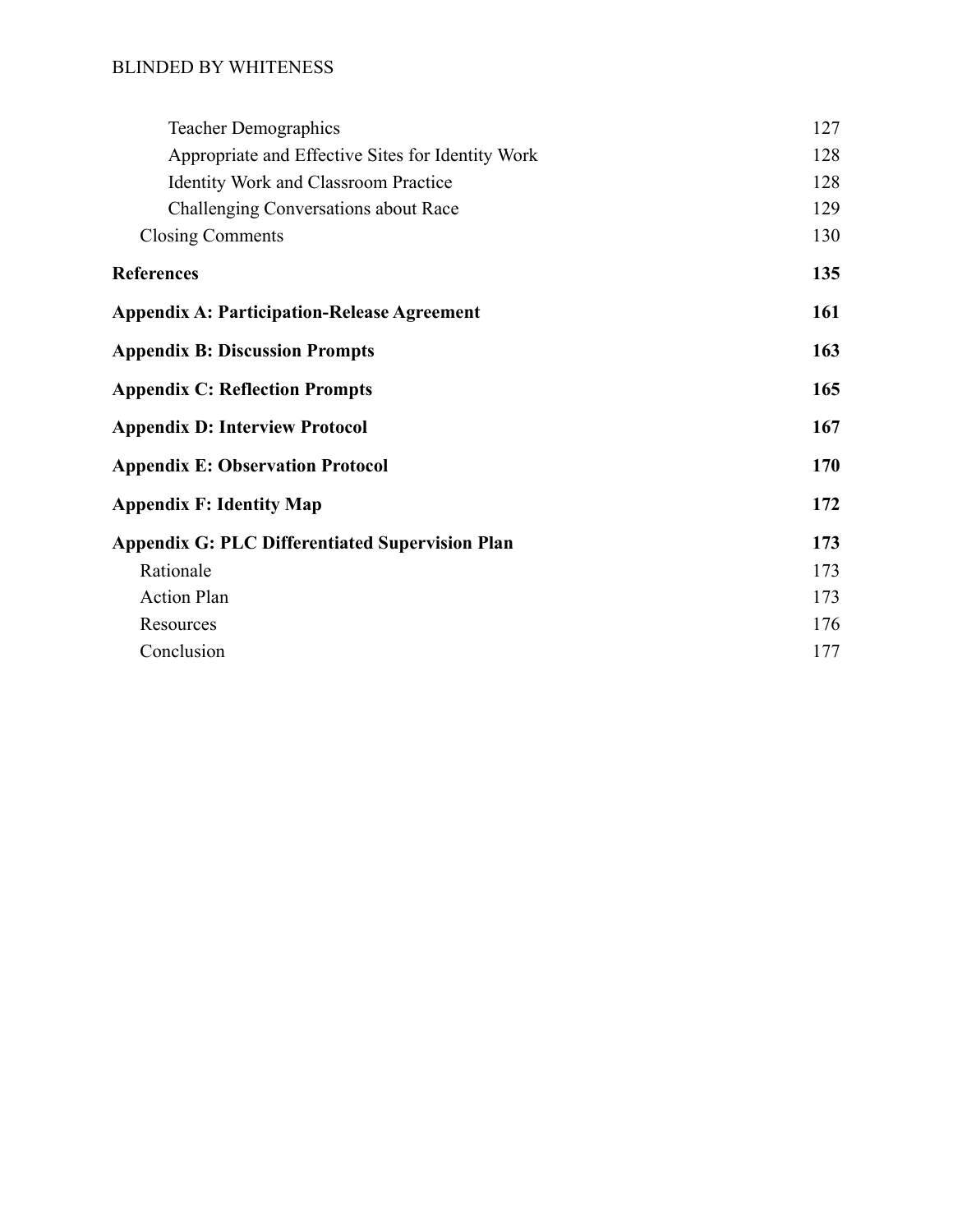Teacher Demographics 127
Appropriate and Effective Sites for Identity Work 128
Identity Work and Classroom Practice 128
Challenging Conversations about Race 129
Closing Comments 130

**References 135**

**Appendix A: Participation-Release Agreement 161**

**Appendix B: Discussion Prompts 163**

**Appendix C: Reflection Prompts 165**

**Appendix D: Interview Protocol 167**

**Appendix E: Observation Protocol 170**

**Appendix F: Identity Map 172**

**Appendix G: PLC Differentiated Supervision Plan 173**

Rationale 173
Action Plan 173
Resources 176
Conclusion 177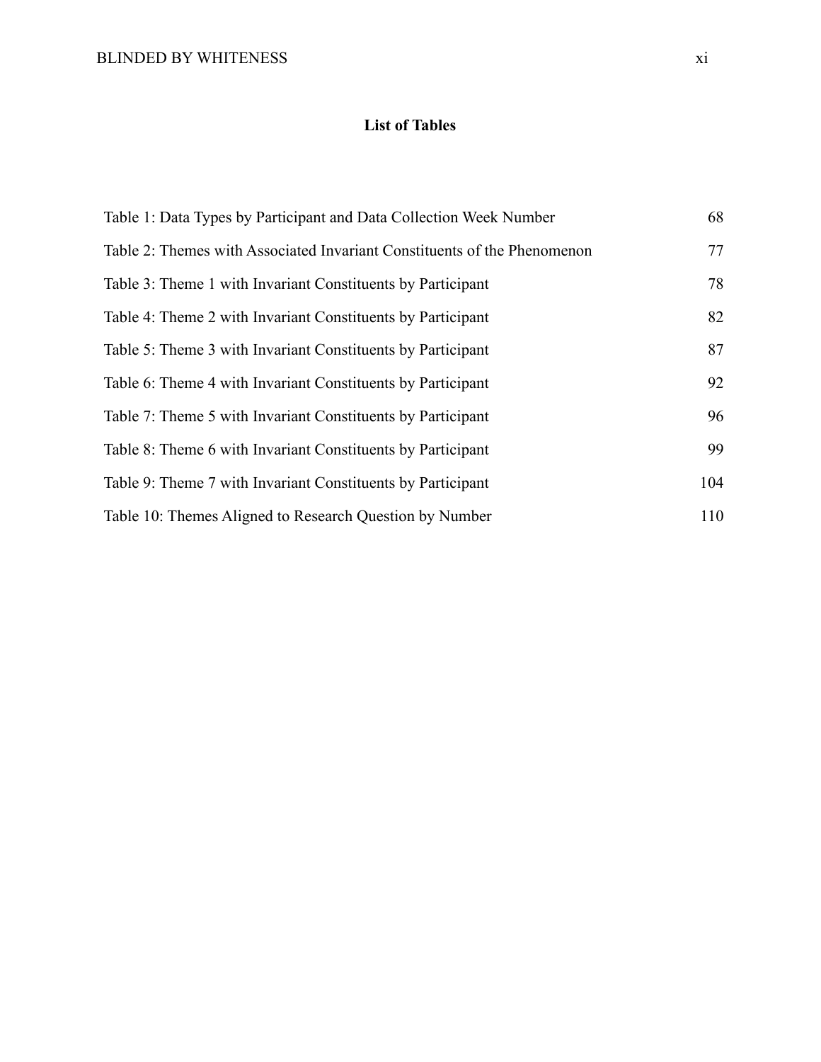## List of Tables

Table 1: Data Types by Participant and Data Collection Week Number 68

Table 2: Themes with Associated Invariant Constituents of the Phenomenon 77

Table 3: Theme 1 with Invariant Constituents by Participant 78

Table 4: Theme 2 with Invariant Constituents by Participant 82

Table 5: Theme 3 with Invariant Constituents by Participant 87

Table 6: Theme 4 with Invariant Constituents by Participant 92

Table 7: Theme 5 with Invariant Constituents by Participant 96

Table 8: Theme 6 with Invariant Constituents by Participant 99

Table 9: Theme 7 with Invariant Constituents by Participant 104

Table 10: Themes Aligned to Research Question by Number 110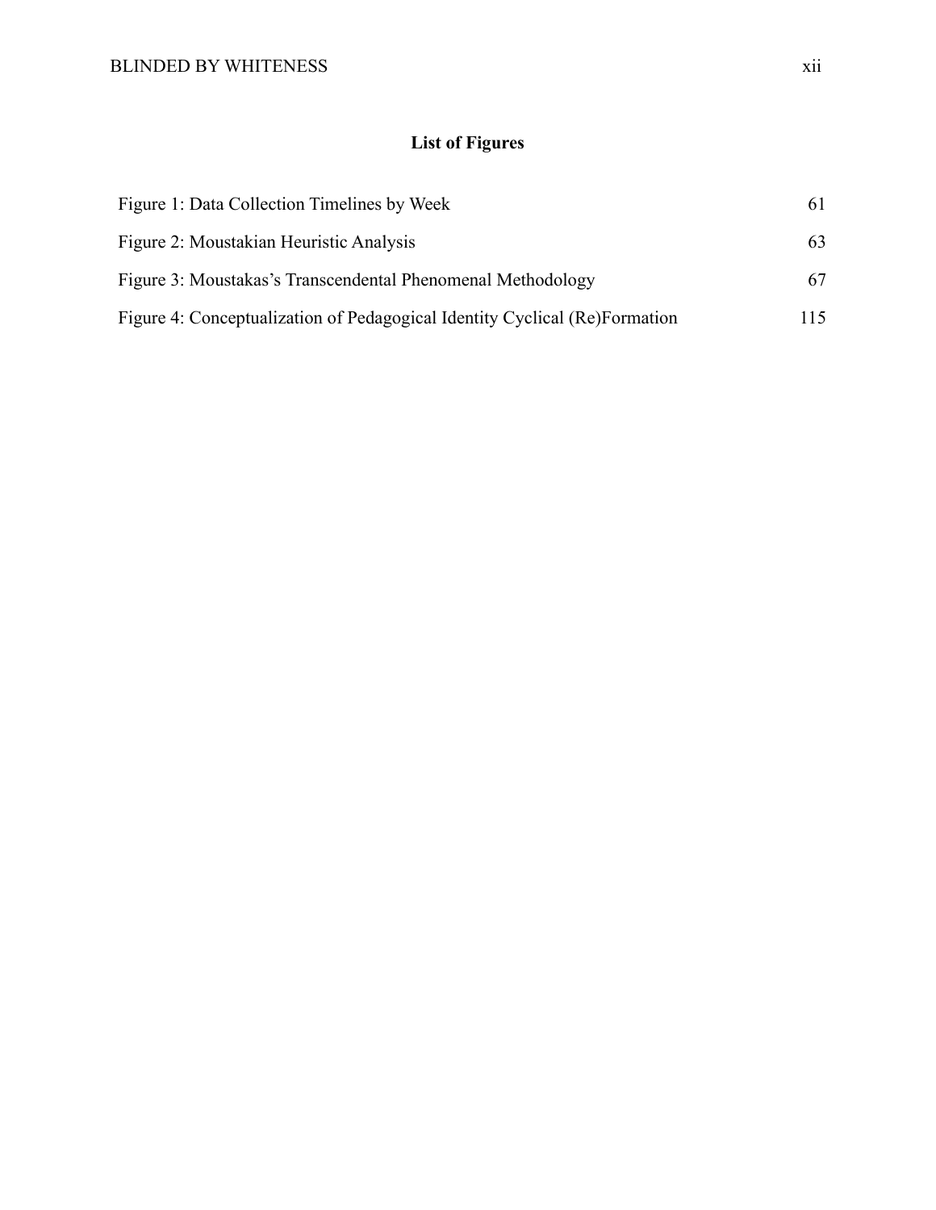# List of Figures

| | |
|---|---|
| Figure 1: Data Collection Timelines by Week | 61 |
| Figure 2: Moustakian Heuristic Analysis | 63 |
| Figure 3: Moustakas's Transcendental Phenomenal Methodology | 67 |
| Figure 4: Conceptualization of Pedagogical Identity Cyclical (Re)Formation | 115 |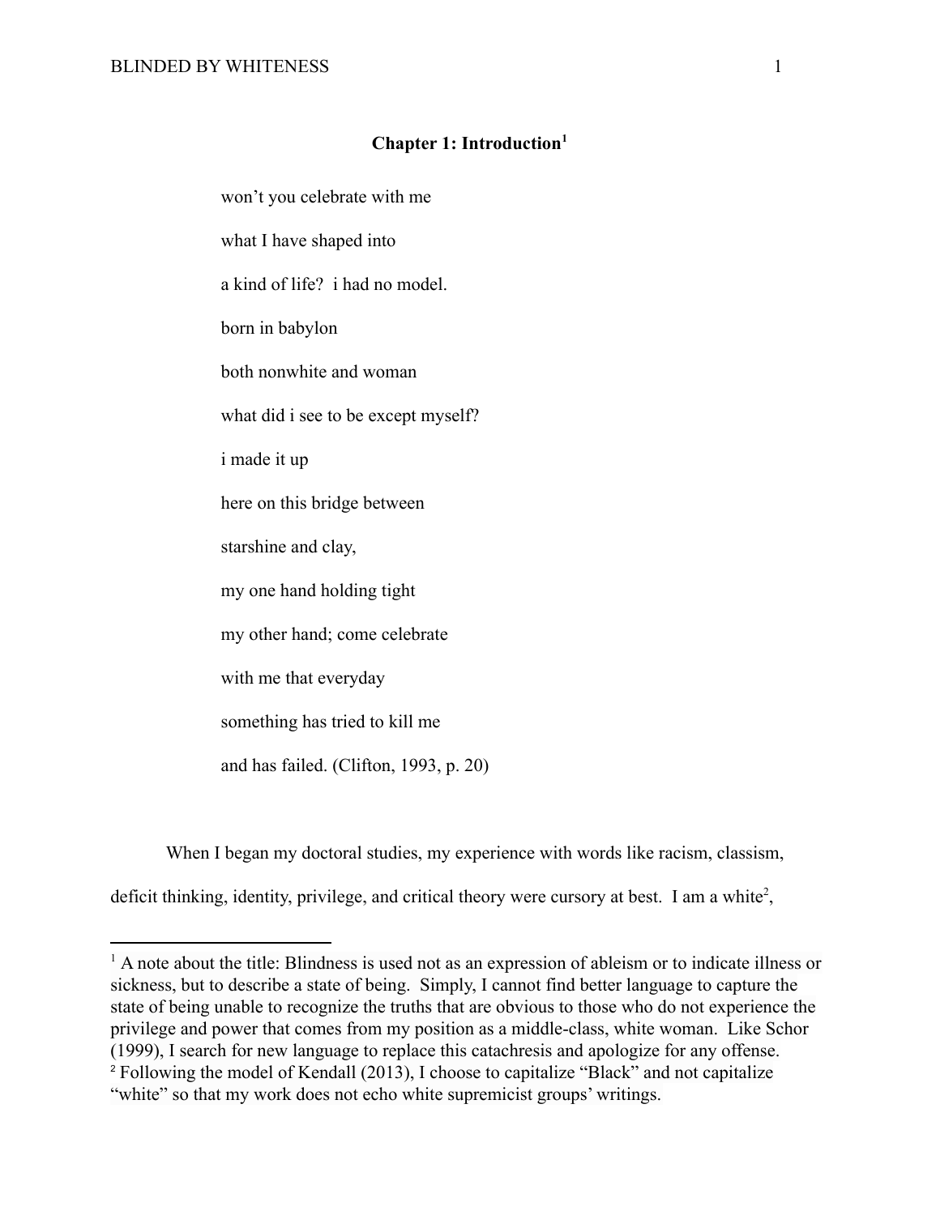# Chapter 1: Introduction[1]

> won't you celebrate with me
>
> what I have shaped into
>
> a kind of life? i had no model.
>
> born in babylon
>
> both nonwhite and woman
>
> what did i see to be except myself?
>
> i made it up
>
> here on this bridge between
>
> starshine and clay,
>
> my one hand holding tight
>
> my other hand; come celebrate
>
> with me that everyday
>
> something has tried to kill me
>
> and has failed. (Clifton, 1993, p. 20)

When I began my doctoral studies, my experience with words like racism, classism, deficit thinking, identity, privilege, and critical theory were cursory at best. I am a white[2],

---

[1] A note about the title: Blindness is used not as an expression of ableism or to indicate illness or sickness, but to describe a state of being. Simply, I cannot find better language to capture the state of being unable to recognize the truths that are obvious to those who do not experience the privilege and power that comes from my position as a middle-class, white woman. Like Schor (1999), I search for new language to replace this catachresis and apologize for any offense.

[2] Following the model of Kendall (2013), I choose to capitalize "Black" and not capitalize "white" so that my work does not echo white supremicist groups' writings.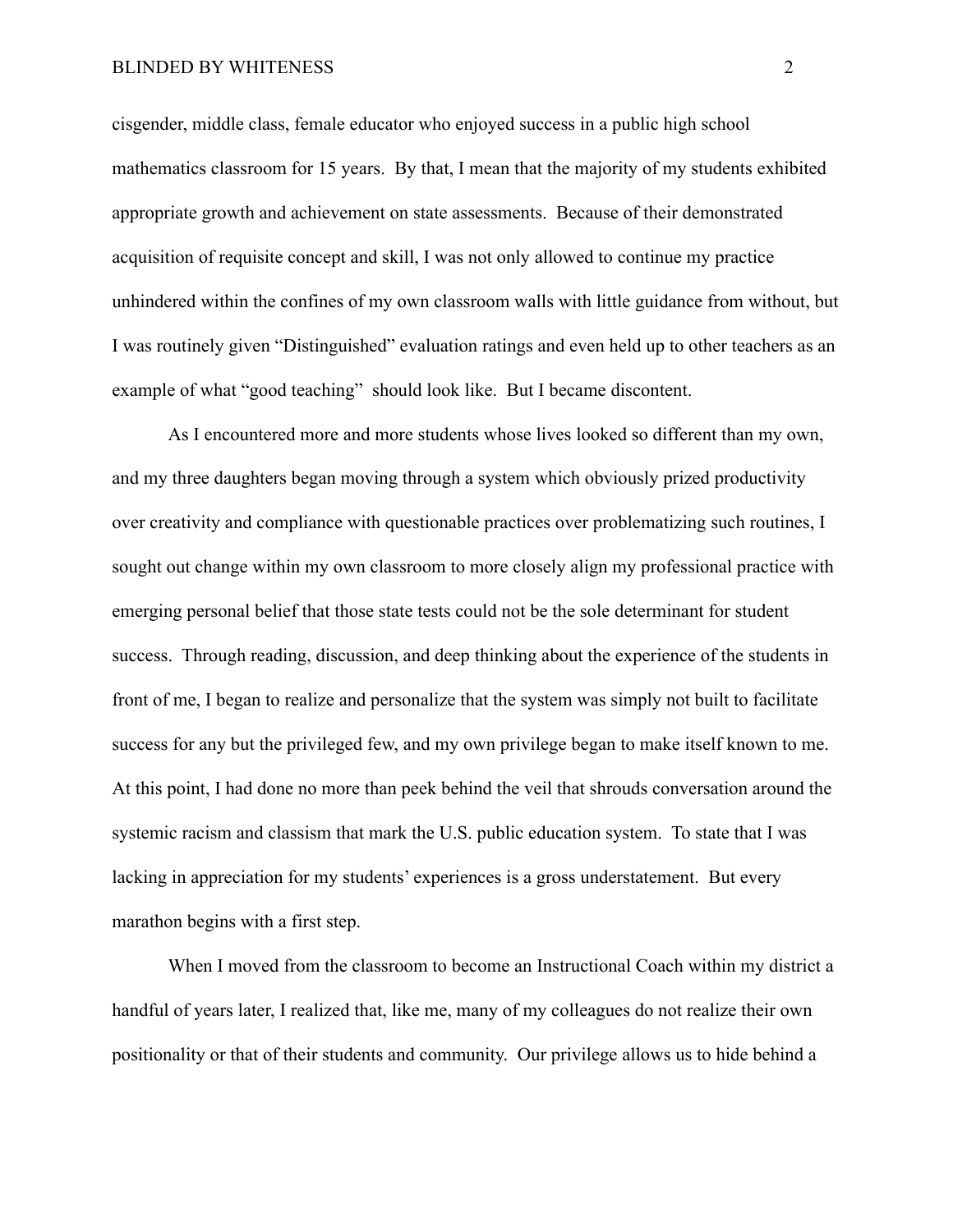cisgender, middle class, female educator who enjoyed success in a public high school mathematics classroom for 15 years. By that, I mean that the majority of my students exhibited appropriate growth and achievement on state assessments. Because of their demonstrated acquisition of requisite concept and skill, I was not only allowed to continue my practice unhindered within the confines of my own classroom walls with little guidance from without, but I was routinely given "Distinguished" evaluation ratings and even held up to other teachers as an example of what "good teaching" should look like. But I became discontent.

As I encountered more and more students whose lives looked so different than my own, and my three daughters began moving through a system which obviously prized productivity over creativity and compliance with questionable practices over problematizing such routines, I sought out change within my own classroom to more closely align my professional practice with emerging personal belief that those state tests could not be the sole determinant for student success. Through reading, discussion, and deep thinking about the experience of the students in front of me, I began to realize and personalize that the system was simply not built to facilitate success for any but the privileged few, and my own privilege began to make itself known to me. At this point, I had done no more than peek behind the veil that shrouds conversation around the systemic racism and classism that mark the U.S. public education system. To state that I was lacking in appreciation for my students' experiences is a gross understatement. But every marathon begins with a first step.

When I moved from the classroom to become an Instructional Coach within my district a handful of years later, I realized that, like me, many of my colleagues do not realize their own positionality or that of their students and community. Our privilege allows us to hide behind a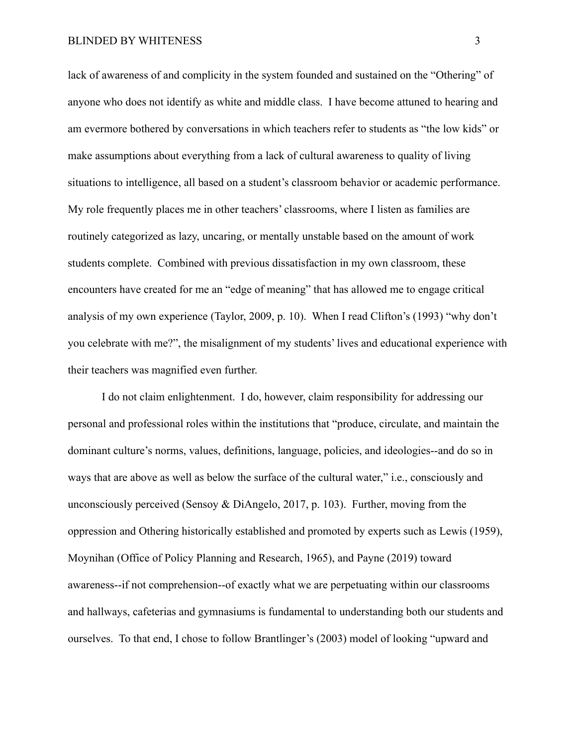lack of awareness of and complicity in the system founded and sustained on the "Othering" of anyone who does not identify as white and middle class.  I have become attuned to hearing and am evermore bothered by conversations in which teachers refer to students as "the low kids" or make assumptions about everything from a lack of cultural awareness to quality of living situations to intelligence, all based on a student's classroom behavior or academic performance. My role frequently places me in other teachers' classrooms, where I listen as families are routinely categorized as lazy, uncaring, or mentally unstable based on the amount of work students complete.  Combined with previous dissatisfaction in my own classroom, these encounters have created for me an "edge of meaning" that has allowed me to engage critical analysis of my own experience (Taylor, 2009, p. 10).  When I read Clifton's (1993) "why don't you celebrate with me?", the misalignment of my students' lives and educational experience with their teachers was magnified even further.

I do not claim enlightenment.  I do, however, claim responsibility for addressing our personal and professional roles within the institutions that "produce, circulate, and maintain the dominant culture's norms, values, definitions, language, policies, and ideologies--and do so in ways that are above as well as below the surface of the cultural water," i.e., consciously and unconsciously perceived (Sensoy & DiAngelo, 2017, p. 103).  Further, moving from the oppression and Othering historically established and promoted by experts such as Lewis (1959), Moynihan (Office of Policy Planning and Research, 1965), and Payne (2019) toward awareness--if not comprehension--of exactly what we are perpetuating within our classrooms and hallways, cafeterias and gymnasiums is fundamental to understanding both our students and ourselves.  To that end, I chose to follow Brantlinger's (2003) model of looking "upward and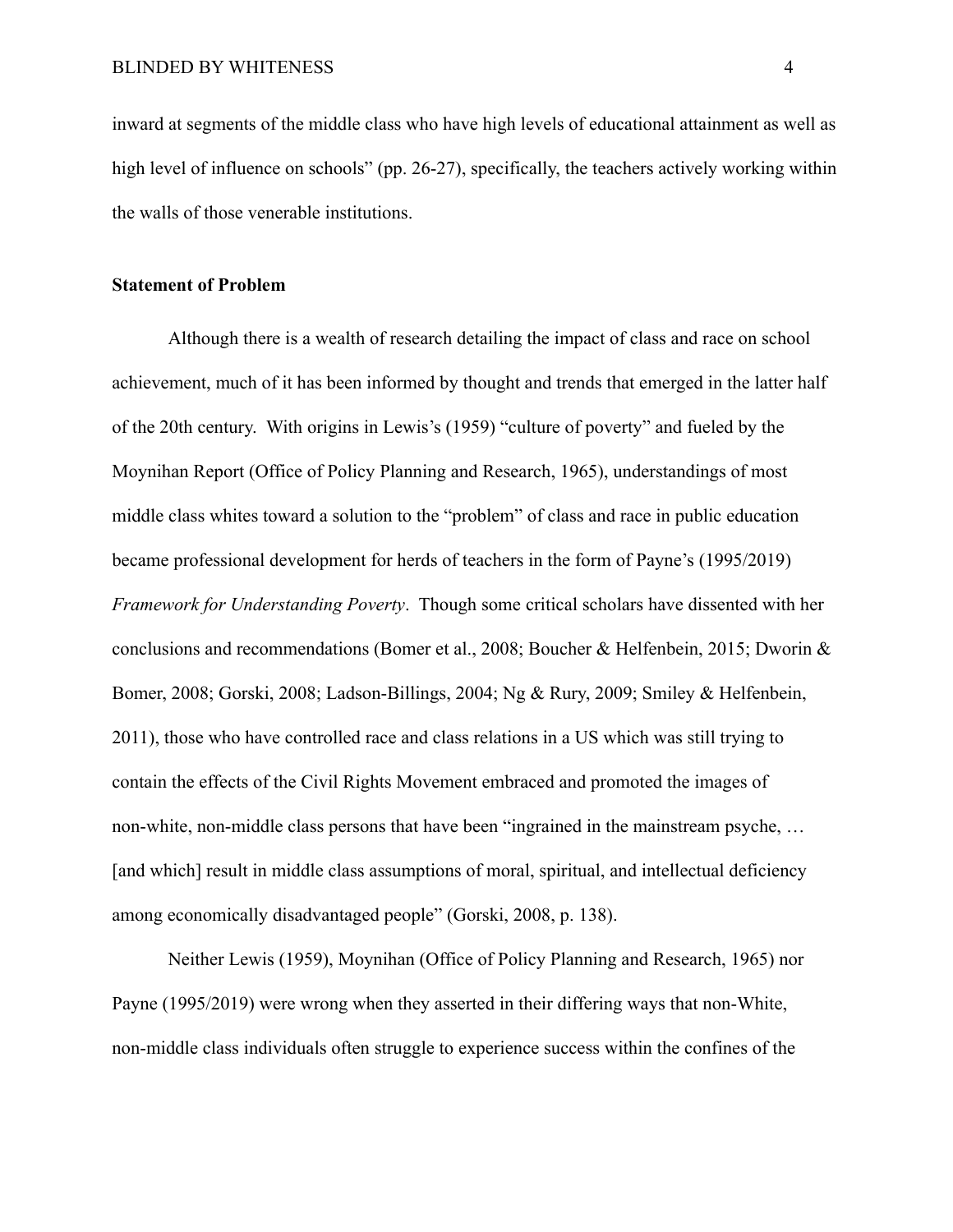inward at segments of the middle class who have high levels of educational attainment as well as high level of influence on schools" (pp. 26-27), specifically, the teachers actively working within the walls of those venerable institutions.

**Statement of Problem**

Although there is a wealth of research detailing the impact of class and race on school achievement, much of it has been informed by thought and trends that emerged in the latter half of the 20th century. With origins in Lewis's (1959) "culture of poverty" and fueled by the Moynihan Report (Office of Policy Planning and Research, 1965), understandings of most middle class whites toward a solution to the "problem" of class and race in public education became professional development for herds of teachers in the form of Payne's (1995/2019) *Framework for Understanding Poverty*. Though some critical scholars have dissented with her conclusions and recommendations (Bomer et al., 2008; Boucher & Helfenbein, 2015; Dworin & Bomer, 2008; Gorski, 2008; Ladson-Billings, 2004; Ng & Rury, 2009; Smiley & Helfenbein, 2011), those who have controlled race and class relations in a US which was still trying to contain the effects of the Civil Rights Movement embraced and promoted the images of non-white, non-middle class persons that have been "ingrained in the mainstream psyche, … [and which] result in middle class assumptions of moral, spiritual, and intellectual deficiency among economically disadvantaged people" (Gorski, 2008, p. 138).

Neither Lewis (1959), Moynihan (Office of Policy Planning and Research, 1965) nor Payne (1995/2019) were wrong when they asserted in their differing ways that non-White, non-middle class individuals often struggle to experience success within the confines of the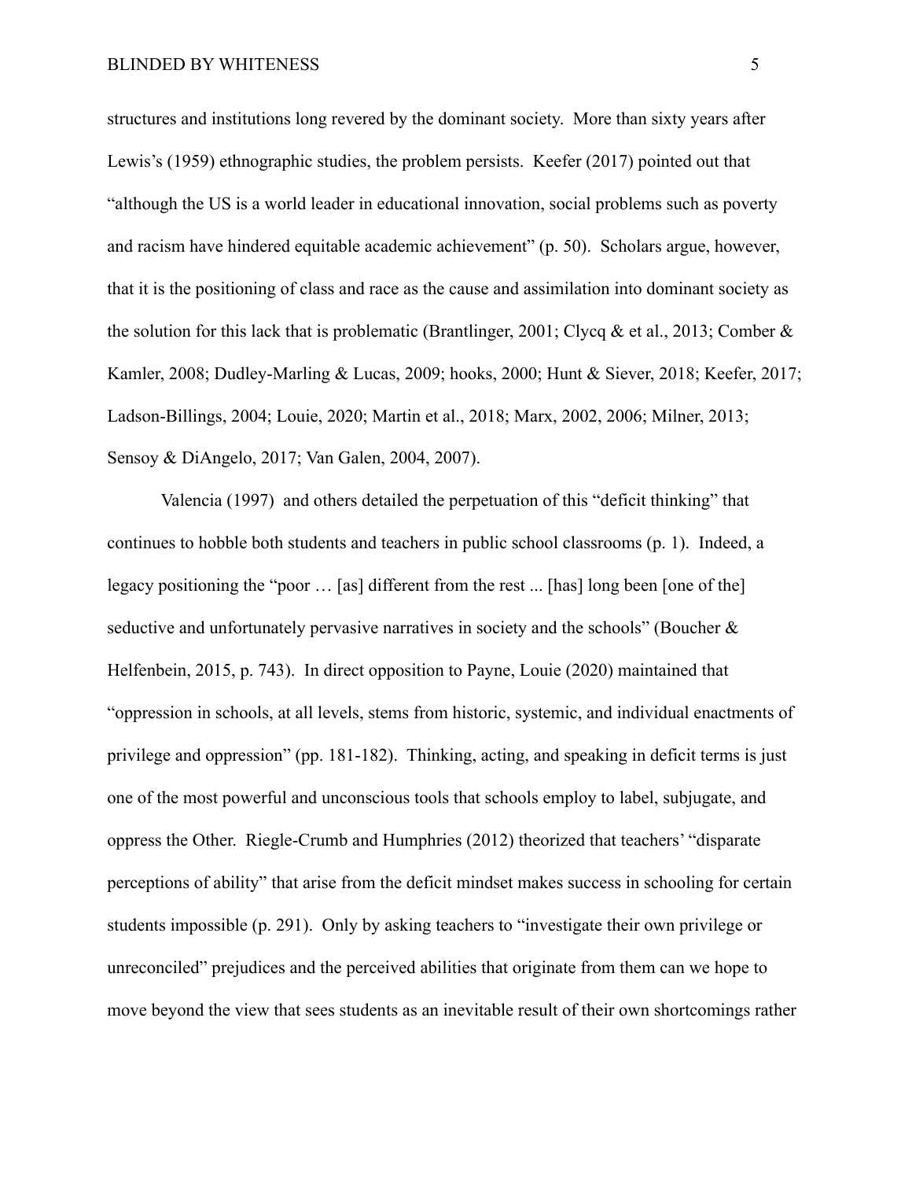structures and institutions long revered by the dominant society. More than sixty years after Lewis's (1959) ethnographic studies, the problem persists. Keefer (2017) pointed out that "although the US is a world leader in educational innovation, social problems such as poverty and racism have hindered equitable academic achievement" (p. 50). Scholars argue, however, that it is the positioning of class and race as the cause and assimilation into dominant society as the solution for this lack that is problematic (Brantlinger, 2001; Clycq & et al., 2013; Comber & Kamler, 2008; Dudley-Marling & Lucas, 2009; hooks, 2000; Hunt & Siever, 2018; Keefer, 2017; Ladson-Billings, 2004; Louie, 2020; Martin et al., 2018; Marx, 2002, 2006; Milner, 2013; Sensoy & DiAngelo, 2017; Van Galen, 2004, 2007).

Valencia (1997) and others detailed the perpetuation of this "deficit thinking" that continues to hobble both students and teachers in public school classrooms (p. 1). Indeed, a legacy positioning the "poor … [as] different from the rest ... [has] long been [one of the] seductive and unfortunately pervasive narratives in society and the schools" (Boucher & Helfenbein, 2015, p. 743). In direct opposition to Payne, Louie (2020) maintained that "oppression in schools, at all levels, stems from historic, systemic, and individual enactments of privilege and oppression" (pp. 181-182). Thinking, acting, and speaking in deficit terms is just one of the most powerful and unconscious tools that schools employ to label, subjugate, and oppress the Other. Riegle-Crumb and Humphries (2012) theorized that teachers' "disparate perceptions of ability" that arise from the deficit mindset makes success in schooling for certain students impossible (p. 291). Only by asking teachers to "investigate their own privilege or unreconciled" prejudices and the perceived abilities that originate from them can we hope to move beyond the view that sees students as an inevitable result of their own shortcomings rather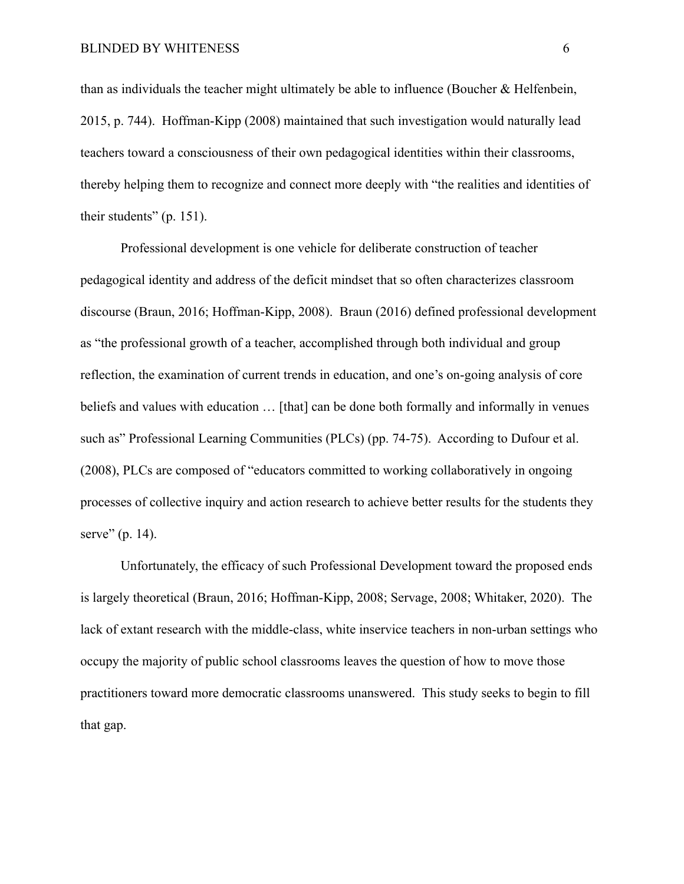than as individuals the teacher might ultimately be able to influence (Boucher & Helfenbein, 2015, p. 744). Hoffman-Kipp (2008) maintained that such investigation would naturally lead teachers toward a consciousness of their own pedagogical identities within their classrooms, thereby helping them to recognize and connect more deeply with "the realities and identities of their students" (p. 151).

Professional development is one vehicle for deliberate construction of teacher pedagogical identity and address of the deficit mindset that so often characterizes classroom discourse (Braun, 2016; Hoffman-Kipp, 2008). Braun (2016) defined professional development as "the professional growth of a teacher, accomplished through both individual and group reflection, the examination of current trends in education, and one's on-going analysis of core beliefs and values with education … [that] can be done both formally and informally in venues such as" Professional Learning Communities (PLCs) (pp. 74-75). According to Dufour et al. (2008), PLCs are composed of "educators committed to working collaboratively in ongoing processes of collective inquiry and action research to achieve better results for the students they serve" (p. 14).

Unfortunately, the efficacy of such Professional Development toward the proposed ends is largely theoretical (Braun, 2016; Hoffman-Kipp, 2008; Servage, 2008; Whitaker, 2020). The lack of extant research with the middle-class, white inservice teachers in non-urban settings who occupy the majority of public school classrooms leaves the question of how to move those practitioners toward more democratic classrooms unanswered. This study seeks to begin to fill that gap.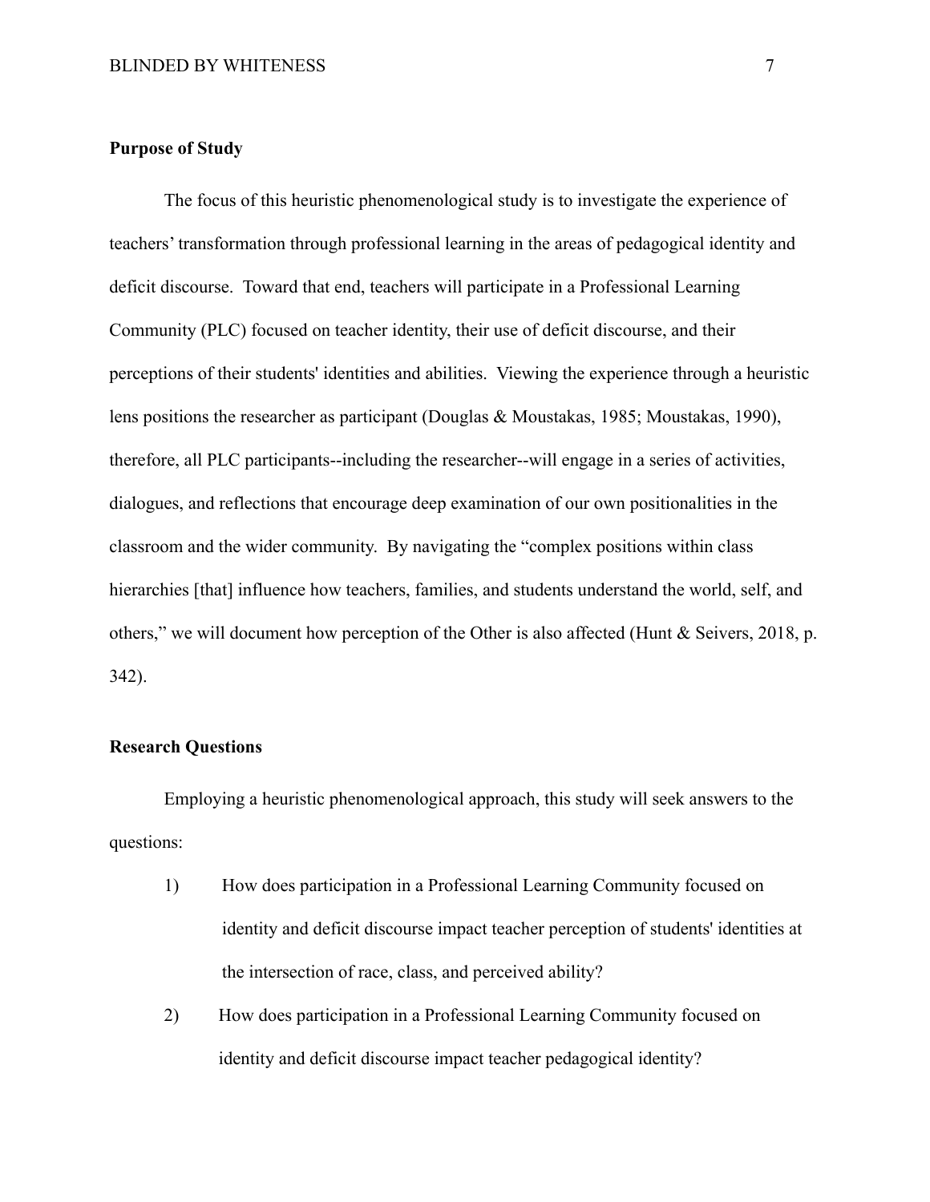**Purpose of Study**

The focus of this heuristic phenomenological study is to investigate the experience of teachers' transformation through professional learning in the areas of pedagogical identity and deficit discourse. Toward that end, teachers will participate in a Professional Learning Community (PLC) focused on teacher identity, their use of deficit discourse, and their perceptions of their students' identities and abilities. Viewing the experience through a heuristic lens positions the researcher as participant (Douglas & Moustakas, 1985; Moustakas, 1990), therefore, all PLC participants--including the researcher--will engage in a series of activities, dialogues, and reflections that encourage deep examination of our own positionalities in the classroom and the wider community. By navigating the "complex positions within class hierarchies [that] influence how teachers, families, and students understand the world, self, and others," we will document how perception of the Other is also affected (Hunt & Seivers, 2018, p. 342).

**Research Questions**

Employing a heuristic phenomenological approach, this study will seek answers to the questions:

1) How does participation in a Professional Learning Community focused on identity and deficit discourse impact teacher perception of students' identities at the intersection of race, class, and perceived ability?
2) How does participation in a Professional Learning Community focused on identity and deficit discourse impact teacher pedagogical identity?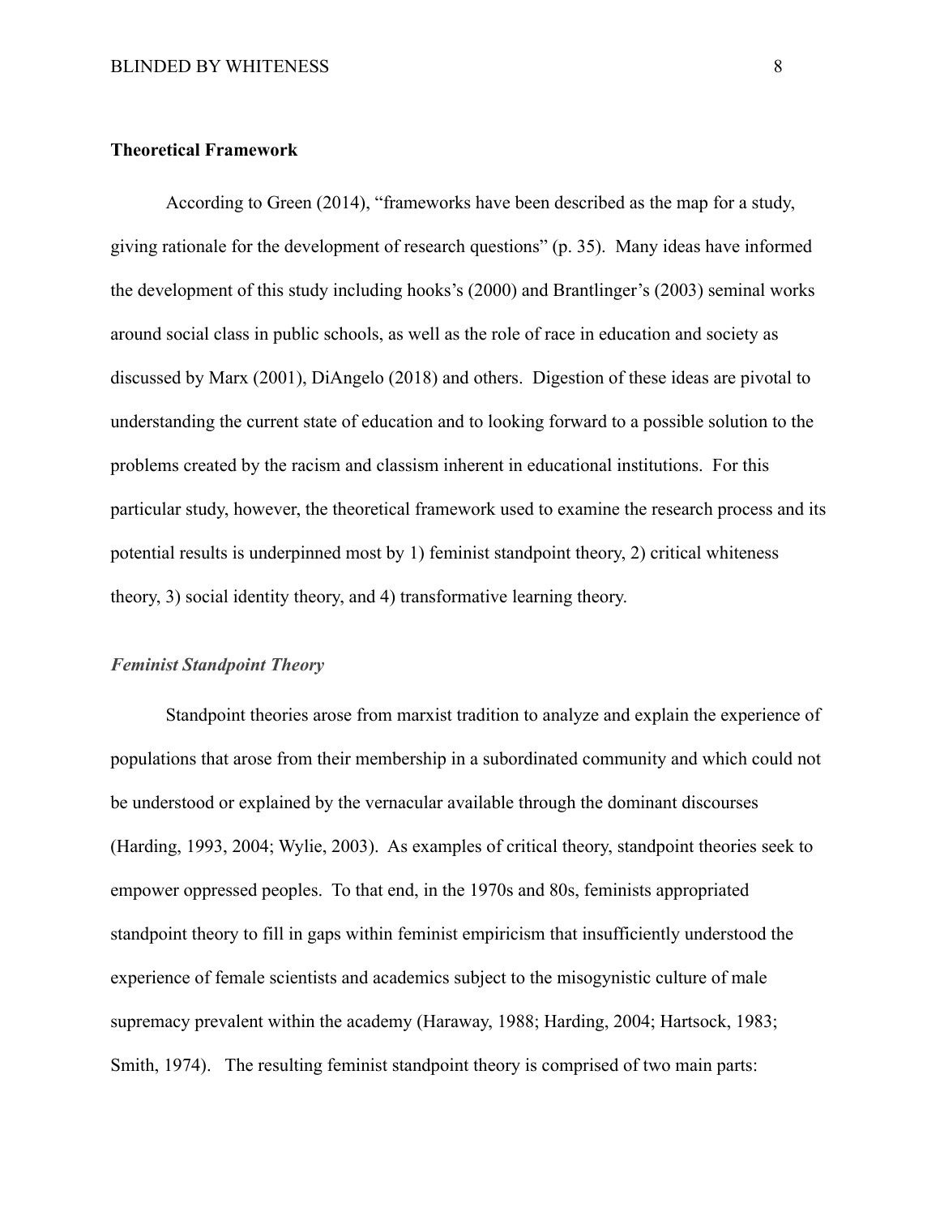## Theoretical Framework

According to Green (2014), "frameworks have been described as the map for a study, giving rationale for the development of research questions" (p. 35). Many ideas have informed the development of this study including hooks's (2000) and Brantlinger's (2003) seminal works around social class in public schools, as well as the role of race in education and society as discussed by Marx (2001), DiAngelo (2018) and others. Digestion of these ideas are pivotal to understanding the current state of education and to looking forward to a possible solution to the problems created by the racism and classism inherent in educational institutions. For this particular study, however, the theoretical framework used to examine the research process and its potential results is underpinned most by 1) feminist standpoint theory, 2) critical whiteness theory, 3) social identity theory, and 4) transformative learning theory.

### *Feminist Standpoint Theory*

Standpoint theories arose from marxist tradition to analyze and explain the experience of populations that arose from their membership in a subordinated community and which could not be understood or explained by the vernacular available through the dominant discourses (Harding, 1993, 2004; Wylie, 2003). As examples of critical theory, standpoint theories seek to empower oppressed peoples. To that end, in the 1970s and 80s, feminists appropriated standpoint theory to fill in gaps within feminist empiricism that insufficiently understood the experience of female scientists and academics subject to the misogynistic culture of male supremacy prevalent within the academy (Haraway, 1988; Harding, 2004; Hartsock, 1983; Smith, 1974). The resulting feminist standpoint theory is comprised of two main parts: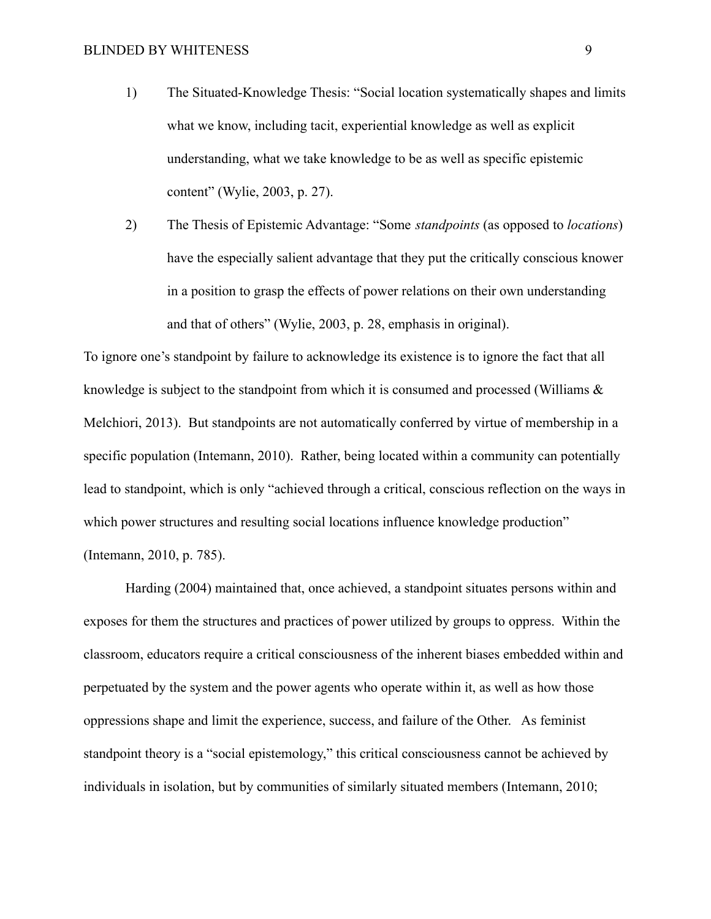1) The Situated-Knowledge Thesis: "Social location systematically shapes and limits what we know, including tacit, experiential knowledge as well as explicit understanding, what we take knowledge to be as well as specific epistemic content" (Wylie, 2003, p. 27).

2) The Thesis of Epistemic Advantage: "Some *standpoints* (as opposed to *locations*) have the especially salient advantage that they put the critically conscious knower in a position to grasp the effects of power relations on their own understanding and that of others" (Wylie, 2003, p. 28, emphasis in original).

To ignore one's standpoint by failure to acknowledge its existence is to ignore the fact that all knowledge is subject to the standpoint from which it is consumed and processed (Williams & Melchiori, 2013). But standpoints are not automatically conferred by virtue of membership in a specific population (Intemann, 2010). Rather, being located within a community can potentially lead to standpoint, which is only "achieved through a critical, conscious reflection on the ways in which power structures and resulting social locations influence knowledge production" (Intemann, 2010, p. 785).

Harding (2004) maintained that, once achieved, a standpoint situates persons within and exposes for them the structures and practices of power utilized by groups to oppress. Within the classroom, educators require a critical consciousness of the inherent biases embedded within and perpetuated by the system and the power agents who operate within it, as well as how those oppressions shape and limit the experience, success, and failure of the Other. As feminist standpoint theory is a "social epistemology," this critical consciousness cannot be achieved by individuals in isolation, but by communities of similarly situated members (Intemann, 2010;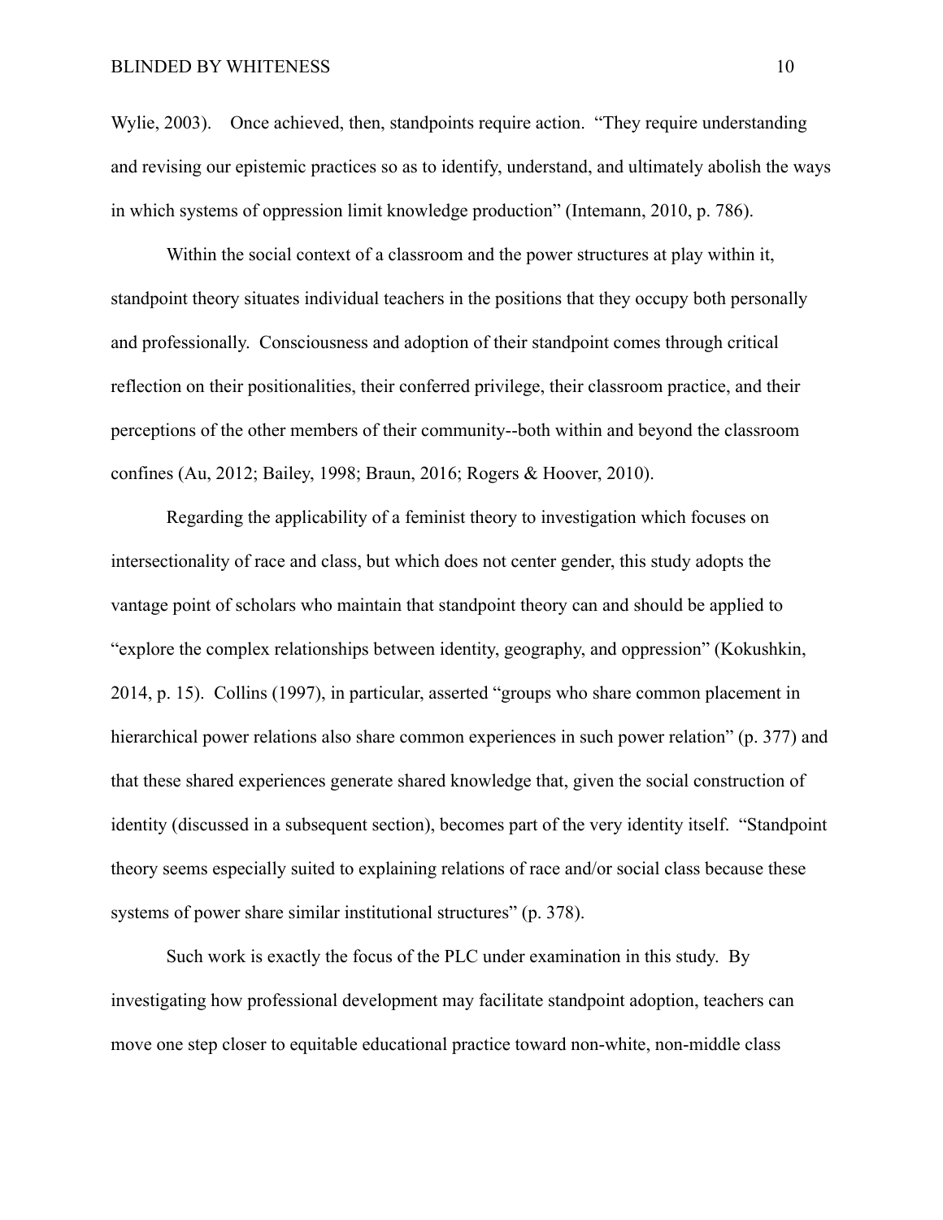Wylie, 2003). Once achieved, then, standpoints require action. "They require understanding and revising our epistemic practices so as to identify, understand, and ultimately abolish the ways in which systems of oppression limit knowledge production" (Intemann, 2010, p. 786).

Within the social context of a classroom and the power structures at play within it, standpoint theory situates individual teachers in the positions that they occupy both personally and professionally. Consciousness and adoption of their standpoint comes through critical reflection on their positionalities, their conferred privilege, their classroom practice, and their perceptions of the other members of their community--both within and beyond the classroom confines (Au, 2012; Bailey, 1998; Braun, 2016; Rogers & Hoover, 2010).

Regarding the applicability of a feminist theory to investigation which focuses on intersectionality of race and class, but which does not center gender, this study adopts the vantage point of scholars who maintain that standpoint theory can and should be applied to "explore the complex relationships between identity, geography, and oppression" (Kokushkin, 2014, p. 15). Collins (1997), in particular, asserted "groups who share common placement in hierarchical power relations also share common experiences in such power relation" (p. 377) and that these shared experiences generate shared knowledge that, given the social construction of identity (discussed in a subsequent section), becomes part of the very identity itself. "Standpoint theory seems especially suited to explaining relations of race and/or social class because these systems of power share similar institutional structures" (p. 378).

Such work is exactly the focus of the PLC under examination in this study. By investigating how professional development may facilitate standpoint adoption, teachers can move one step closer to equitable educational practice toward non-white, non-middle class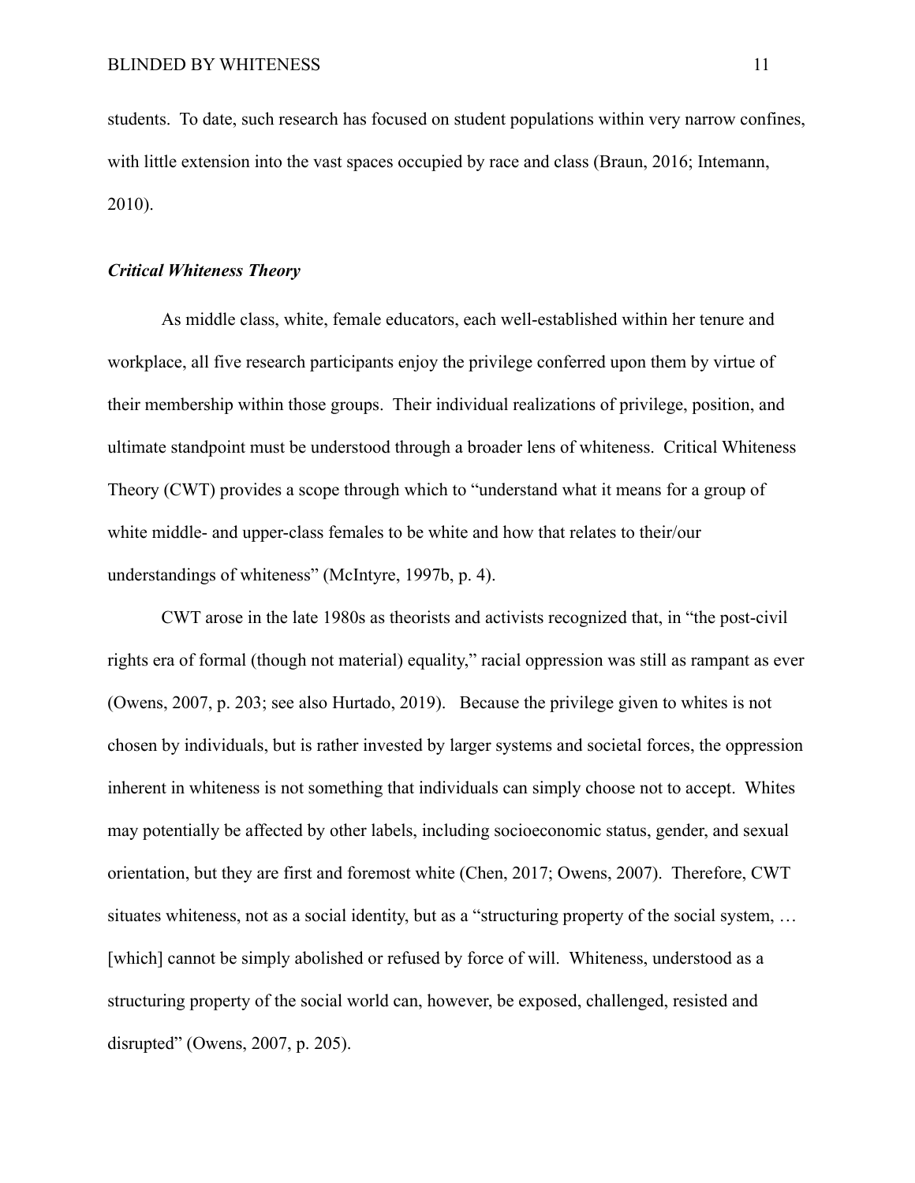students. To date, such research has focused on student populations within very narrow confines, with little extension into the vast spaces occupied by race and class (Braun, 2016; Intemann, 2010).

### ***Critical Whiteness Theory***

As middle class, white, female educators, each well-established within her tenure and workplace, all five research participants enjoy the privilege conferred upon them by virtue of their membership within those groups. Their individual realizations of privilege, position, and ultimate standpoint must be understood through a broader lens of whiteness. Critical Whiteness Theory (CWT) provides a scope through which to "understand what it means for a group of white middle- and upper-class females to be white and how that relates to their/our understandings of whiteness" (McIntyre, 1997b, p. 4).

CWT arose in the late 1980s as theorists and activists recognized that, in "the post-civil rights era of formal (though not material) equality," racial oppression was still as rampant as ever (Owens, 2007, p. 203; see also Hurtado, 2019). Because the privilege given to whites is not chosen by individuals, but is rather invested by larger systems and societal forces, the oppression inherent in whiteness is not something that individuals can simply choose not to accept. Whites may potentially be affected by other labels, including socioeconomic status, gender, and sexual orientation, but they are first and foremost white (Chen, 2017; Owens, 2007). Therefore, CWT situates whiteness, not as a social identity, but as a "structuring property of the social system, … [which] cannot be simply abolished or refused by force of will. Whiteness, understood as a structuring property of the social world can, however, be exposed, challenged, resisted and disrupted" (Owens, 2007, p. 205).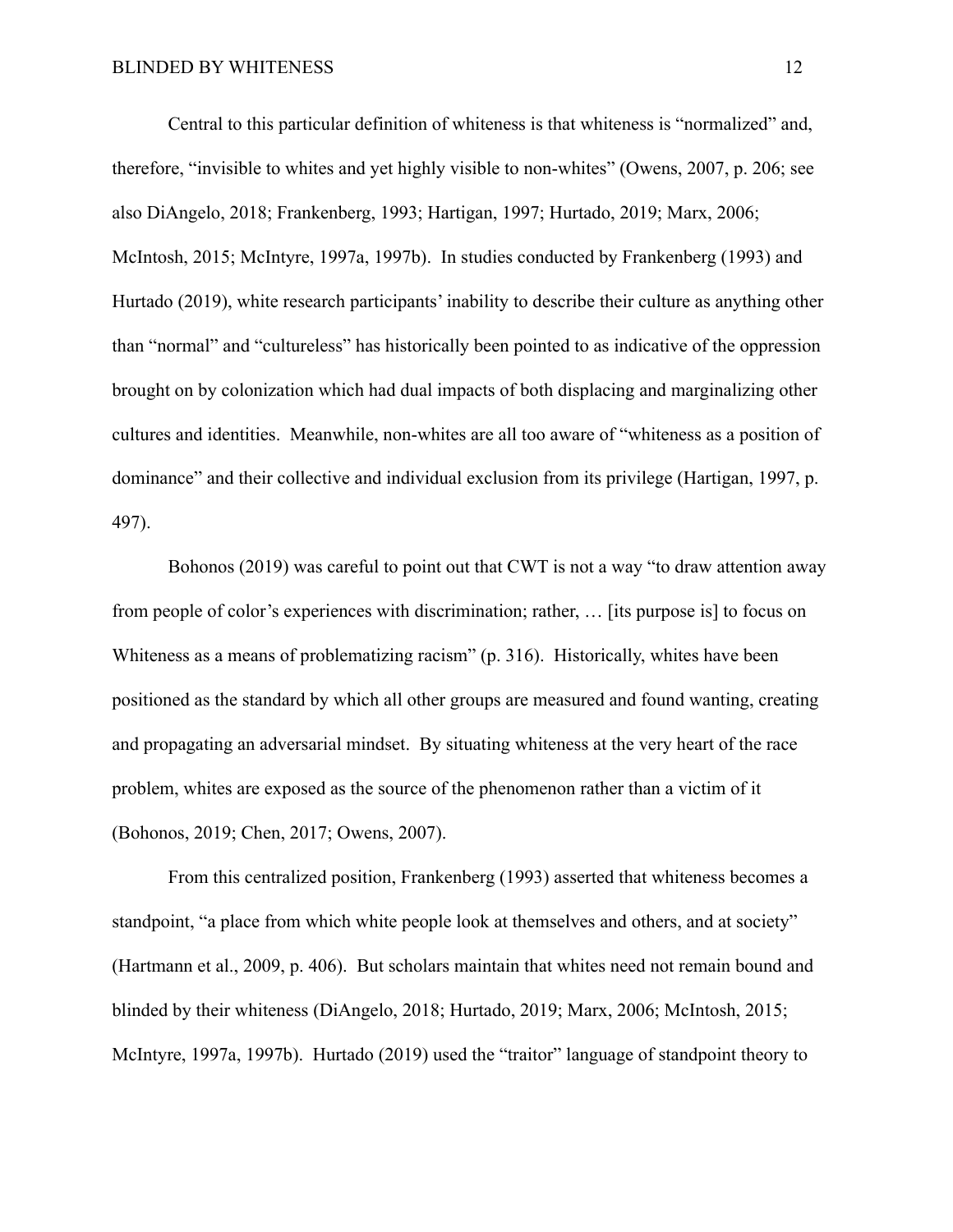Central to this particular definition of whiteness is that whiteness is "normalized" and, therefore, "invisible to whites and yet highly visible to non-whites" (Owens, 2007, p. 206; see also DiAngelo, 2018; Frankenberg, 1993; Hartigan, 1997; Hurtado, 2019; Marx, 2006; McIntosh, 2015; McIntyre, 1997a, 1997b). In studies conducted by Frankenberg (1993) and Hurtado (2019), white research participants' inability to describe their culture as anything other than "normal" and "cultureless" has historically been pointed to as indicative of the oppression brought on by colonization which had dual impacts of both displacing and marginalizing other cultures and identities. Meanwhile, non-whites are all too aware of "whiteness as a position of dominance" and their collective and individual exclusion from its privilege (Hartigan, 1997, p. 497).

Bohonos (2019) was careful to point out that CWT is not a way "to draw attention away from people of color's experiences with discrimination; rather, … [its purpose is] to focus on Whiteness as a means of problematizing racism" (p. 316). Historically, whites have been positioned as the standard by which all other groups are measured and found wanting, creating and propagating an adversarial mindset. By situating whiteness at the very heart of the race problem, whites are exposed as the source of the phenomenon rather than a victim of it (Bohonos, 2019; Chen, 2017; Owens, 2007).

From this centralized position, Frankenberg (1993) asserted that whiteness becomes a standpoint, "a place from which white people look at themselves and others, and at society" (Hartmann et al., 2009, p. 406). But scholars maintain that whites need not remain bound and blinded by their whiteness (DiAngelo, 2018; Hurtado, 2019; Marx, 2006; McIntosh, 2015; McIntyre, 1997a, 1997b). Hurtado (2019) used the "traitor" language of standpoint theory to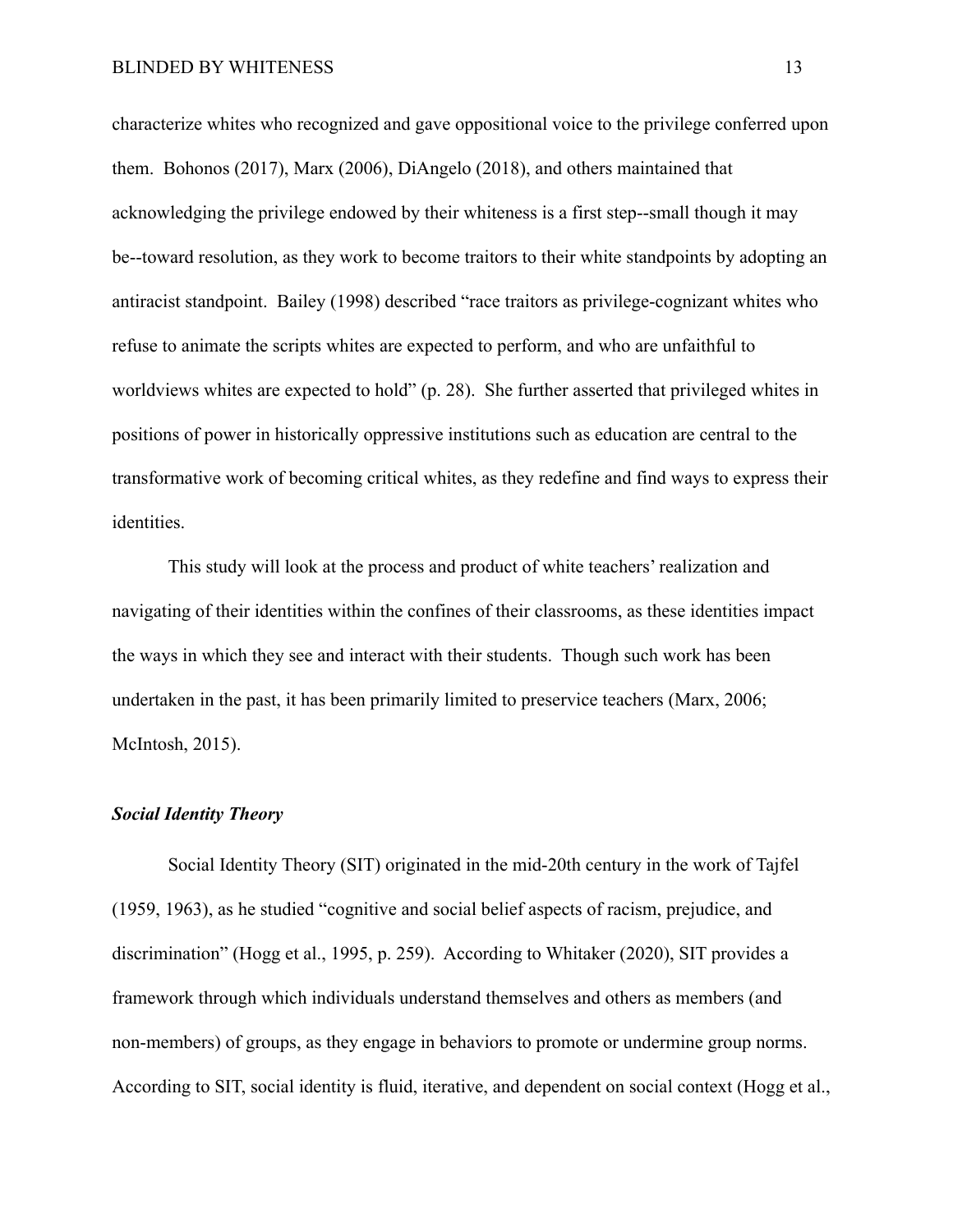characterize whites who recognized and gave oppositional voice to the privilege conferred upon them. Bohonos (2017), Marx (2006), DiAngelo (2018), and others maintained that acknowledging the privilege endowed by their whiteness is a first step--small though it may be--toward resolution, as they work to become traitors to their white standpoints by adopting an antiracist standpoint. Bailey (1998) described "race traitors as privilege-cognizant whites who refuse to animate the scripts whites are expected to perform, and who are unfaithful to worldviews whites are expected to hold" (p. 28). She further asserted that privileged whites in positions of power in historically oppressive institutions such as education are central to the transformative work of becoming critical whites, as they redefine and find ways to express their identities.

This study will look at the process and product of white teachers' realization and navigating of their identities within the confines of their classrooms, as these identities impact the ways in which they see and interact with their students. Though such work has been undertaken in the past, it has been primarily limited to preservice teachers (Marx, 2006; McIntosh, 2015).

### ***Social Identity Theory***

Social Identity Theory (SIT) originated in the mid-20th century in the work of Tajfel (1959, 1963), as he studied "cognitive and social belief aspects of racism, prejudice, and discrimination" (Hogg et al., 1995, p. 259). According to Whitaker (2020), SIT provides a framework through which individuals understand themselves and others as members (and non-members) of groups, as they engage in behaviors to promote or undermine group norms. According to SIT, social identity is fluid, iterative, and dependent on social context (Hogg et al.,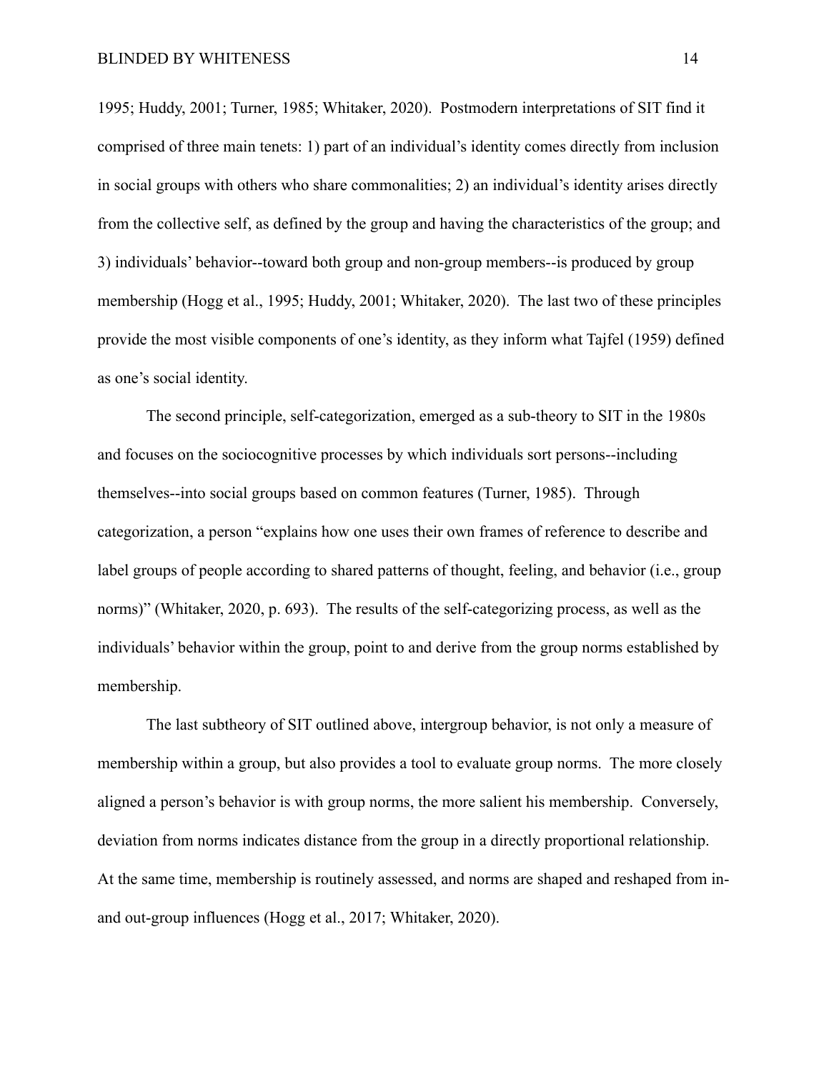1995; Huddy, 2001; Turner, 1985; Whitaker, 2020). Postmodern interpretations of SIT find it comprised of three main tenets: 1) part of an individual's identity comes directly from inclusion in social groups with others who share commonalities; 2) an individual's identity arises directly from the collective self, as defined by the group and having the characteristics of the group; and 3) individuals' behavior--toward both group and non-group members--is produced by group membership (Hogg et al., 1995; Huddy, 2001; Whitaker, 2020). The last two of these principles provide the most visible components of one's identity, as they inform what Tajfel (1959) defined as one's social identity.

The second principle, self-categorization, emerged as a sub-theory to SIT in the 1980s and focuses on the sociocognitive processes by which individuals sort persons--including themselves--into social groups based on common features (Turner, 1985). Through categorization, a person "explains how one uses their own frames of reference to describe and label groups of people according to shared patterns of thought, feeling, and behavior (i.e., group norms)" (Whitaker, 2020, p. 693). The results of the self-categorizing process, as well as the individuals' behavior within the group, point to and derive from the group norms established by membership.

The last subtheory of SIT outlined above, intergroup behavior, is not only a measure of membership within a group, but also provides a tool to evaluate group norms. The more closely aligned a person's behavior is with group norms, the more salient his membership. Conversely, deviation from norms indicates distance from the group in a directly proportional relationship. At the same time, membership is routinely assessed, and norms are shaped and reshaped from in- and out-group influences (Hogg et al., 2017; Whitaker, 2020).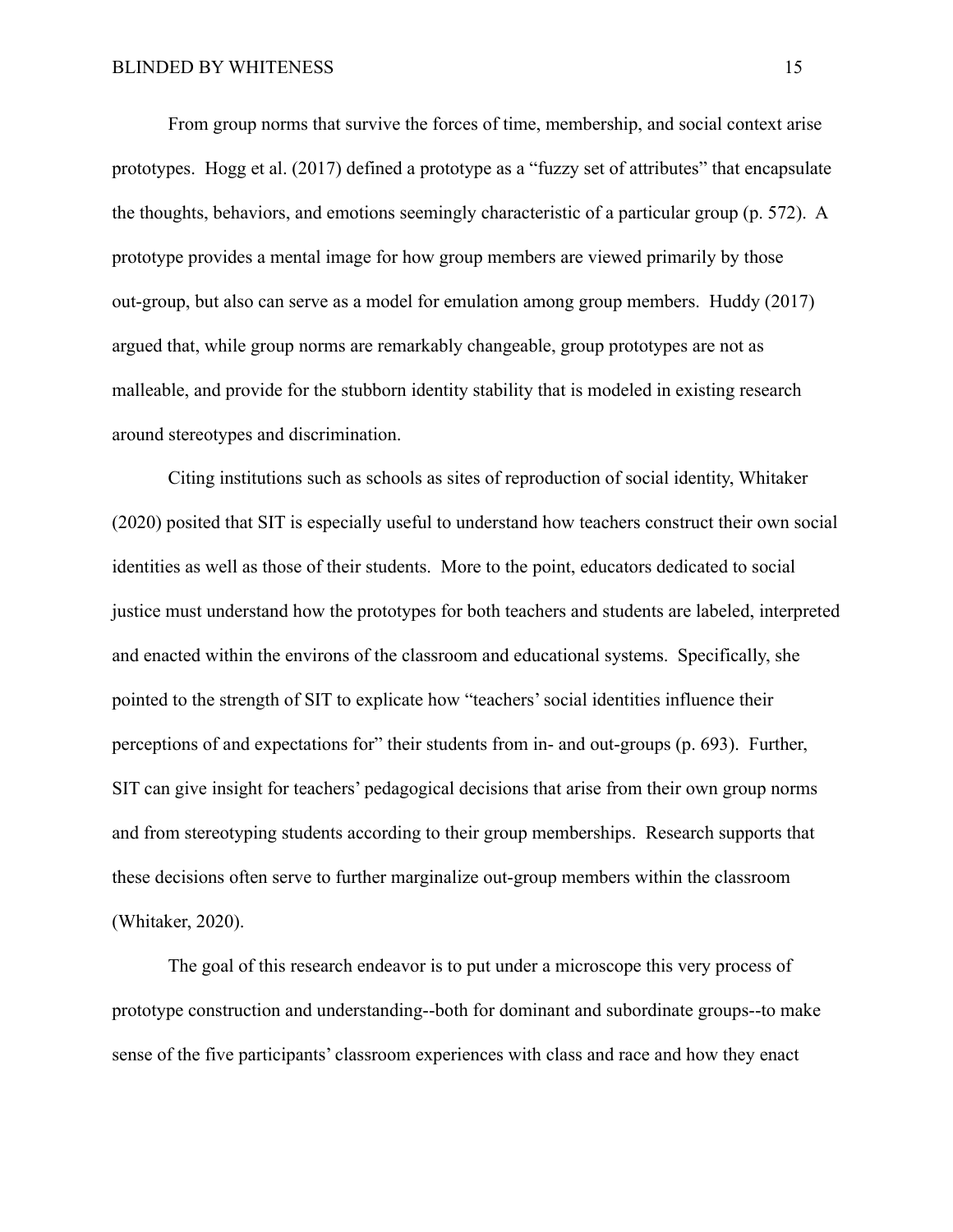From group norms that survive the forces of time, membership, and social context arise prototypes. Hogg et al. (2017) defined a prototype as a "fuzzy set of attributes" that encapsulate the thoughts, behaviors, and emotions seemingly characteristic of a particular group (p. 572). A prototype provides a mental image for how group members are viewed primarily by those out-group, but also can serve as a model for emulation among group members. Huddy (2017) argued that, while group norms are remarkably changeable, group prototypes are not as malleable, and provide for the stubborn identity stability that is modeled in existing research around stereotypes and discrimination.

Citing institutions such as schools as sites of reproduction of social identity, Whitaker (2020) posited that SIT is especially useful to understand how teachers construct their own social identities as well as those of their students. More to the point, educators dedicated to social justice must understand how the prototypes for both teachers and students are labeled, interpreted and enacted within the environs of the classroom and educational systems. Specifically, she pointed to the strength of SIT to explicate how "teachers' social identities influence their perceptions of and expectations for" their students from in- and out-groups (p. 693). Further, SIT can give insight for teachers' pedagogical decisions that arise from their own group norms and from stereotyping students according to their group memberships. Research supports that these decisions often serve to further marginalize out-group members within the classroom (Whitaker, 2020).

The goal of this research endeavor is to put under a microscope this very process of prototype construction and understanding--both for dominant and subordinate groups--to make sense of the five participants' classroom experiences with class and race and how they enact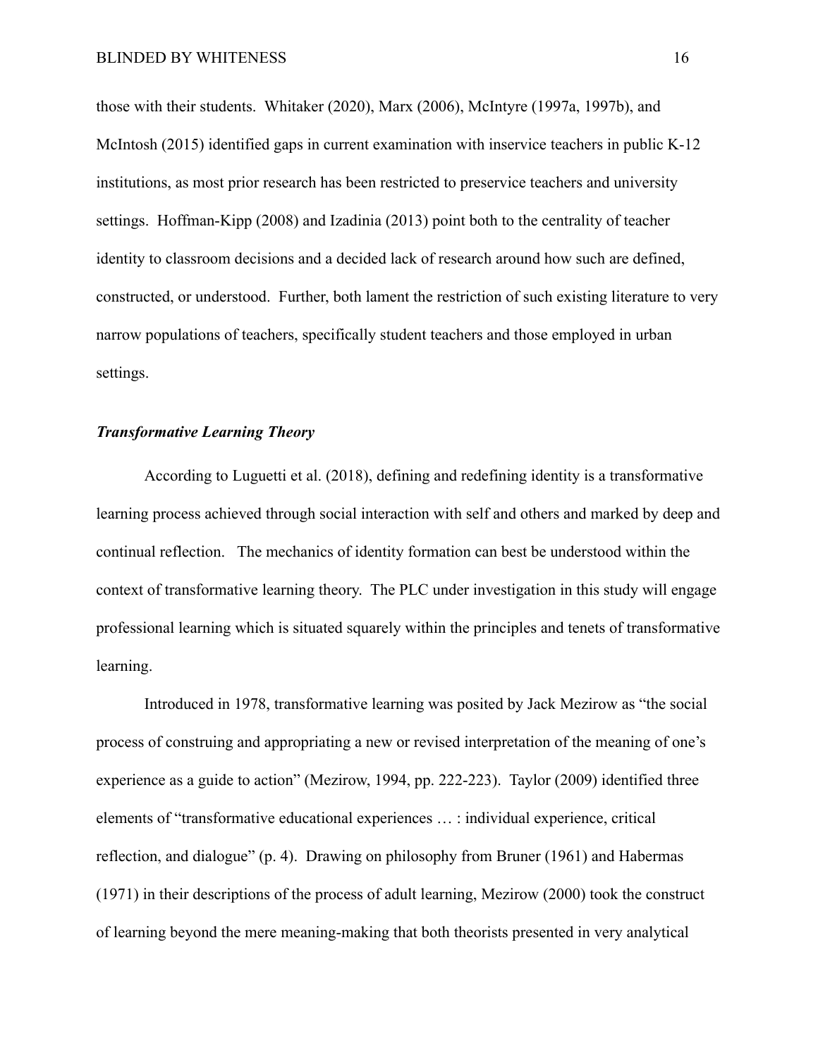those with their students. Whitaker (2020), Marx (2006), McIntyre (1997a, 1997b), and McIntosh (2015) identified gaps in current examination with inservice teachers in public K-12 institutions, as most prior research has been restricted to preservice teachers and university settings. Hoffman-Kipp (2008) and Izadinia (2013) point both to the centrality of teacher identity to classroom decisions and a decided lack of research around how such are defined, constructed, or understood. Further, both lament the restriction of such existing literature to very narrow populations of teachers, specifically student teachers and those employed in urban settings.

### *Transformative Learning Theory*

According to Luguetti et al. (2018), defining and redefining identity is a transformative learning process achieved through social interaction with self and others and marked by deep and continual reflection. The mechanics of identity formation can best be understood within the context of transformative learning theory. The PLC under investigation in this study will engage professional learning which is situated squarely within the principles and tenets of transformative learning.

Introduced in 1978, transformative learning was posited by Jack Mezirow as "the social process of construing and appropriating a new or revised interpretation of the meaning of one's experience as a guide to action" (Mezirow, 1994, pp. 222-223). Taylor (2009) identified three elements of "transformative educational experiences … : individual experience, critical reflection, and dialogue" (p. 4). Drawing on philosophy from Bruner (1961) and Habermas (1971) in their descriptions of the process of adult learning, Mezirow (2000) took the construct of learning beyond the mere meaning-making that both theorists presented in very analytical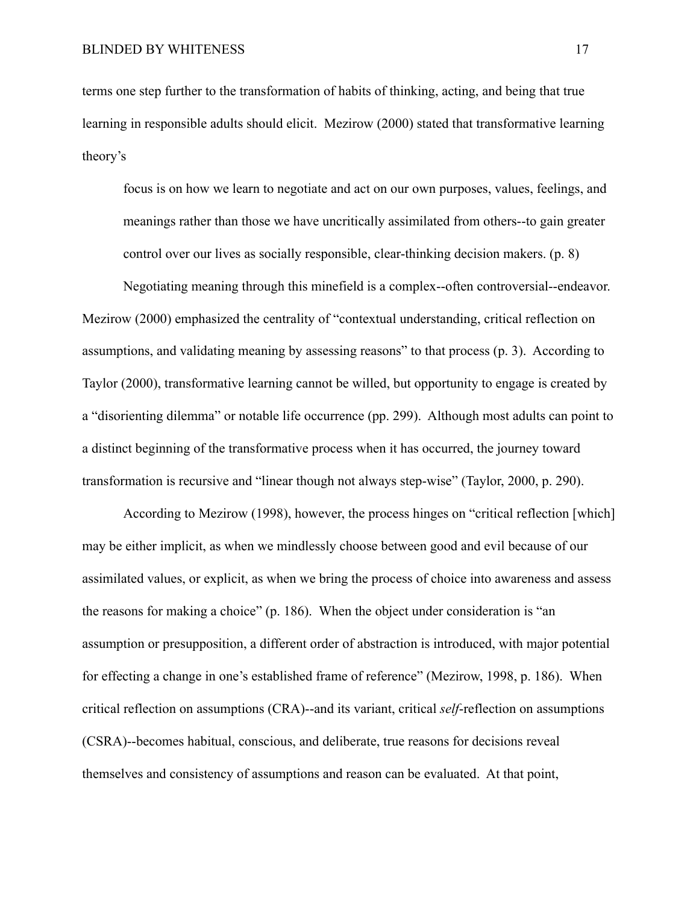terms one step further to the transformation of habits of thinking, acting, and being that true learning in responsible adults should elicit. Mezirow (2000) stated that transformative learning theory's

> focus is on how we learn to negotiate and act on our own purposes, values, feelings, and meanings rather than those we have uncritically assimilated from others--to gain greater control over our lives as socially responsible, clear-thinking decision makers. (p. 8)

Negotiating meaning through this minefield is a complex--often controversial--endeavor. Mezirow (2000) emphasized the centrality of "contextual understanding, critical reflection on assumptions, and validating meaning by assessing reasons" to that process (p. 3). According to Taylor (2000), transformative learning cannot be willed, but opportunity to engage is created by a "disorienting dilemma" or notable life occurrence (pp. 299). Although most adults can point to a distinct beginning of the transformative process when it has occurred, the journey toward transformation is recursive and "linear though not always step-wise" (Taylor, 2000, p. 290).

According to Mezirow (1998), however, the process hinges on "critical reflection [which] may be either implicit, as when we mindlessly choose between good and evil because of our assimilated values, or explicit, as when we bring the process of choice into awareness and assess the reasons for making a choice" (p. 186). When the object under consideration is "an assumption or presupposition, a different order of abstraction is introduced, with major potential for effecting a change in one's established frame of reference" (Mezirow, 1998, p. 186). When critical reflection on assumptions (CRA)--and its variant, critical *self*-reflection on assumptions (CSRA)--becomes habitual, conscious, and deliberate, true reasons for decisions reveal themselves and consistency of assumptions and reason can be evaluated. At that point,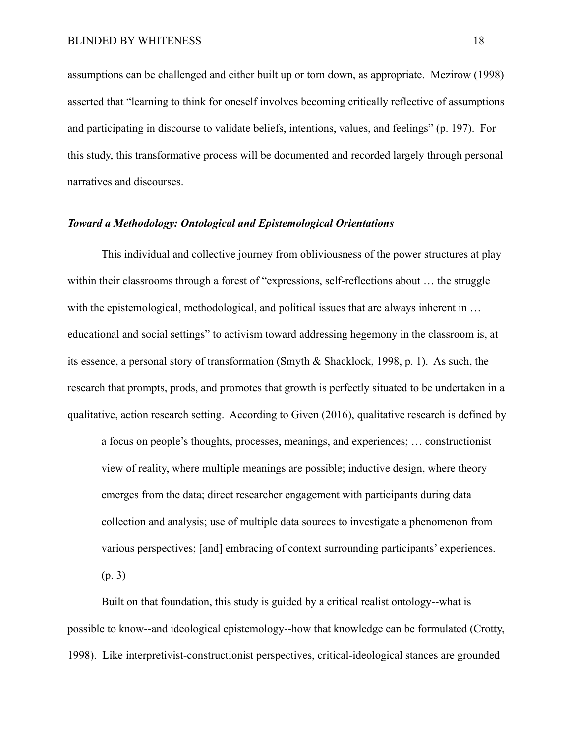assumptions can be challenged and either built up or torn down, as appropriate. Mezirow (1998) asserted that "learning to think for oneself involves becoming critically reflective of assumptions and participating in discourse to validate beliefs, intentions, values, and feelings" (p. 197). For this study, this transformative process will be documented and recorded largely through personal narratives and discourses.

### *Toward a Methodology: Ontological and Epistemological Orientations*

This individual and collective journey from obliviousness of the power structures at play within their classrooms through a forest of "expressions, self-reflections about … the struggle with the epistemological, methodological, and political issues that are always inherent in … educational and social settings" to activism toward addressing hegemony in the classroom is, at its essence, a personal story of transformation (Smyth & Shacklock, 1998, p. 1). As such, the research that prompts, prods, and promotes that growth is perfectly situated to be undertaken in a qualitative, action research setting. According to Given (2016), qualitative research is defined by

> a focus on people's thoughts, processes, meanings, and experiences; … constructionist view of reality, where multiple meanings are possible; inductive design, where theory emerges from the data; direct researcher engagement with participants during data collection and analysis; use of multiple data sources to investigate a phenomenon from various perspectives; [and] embracing of context surrounding participants' experiences. (p. 3)

Built on that foundation, this study is guided by a critical realist ontology--what is possible to know--and ideological epistemology--how that knowledge can be formulated (Crotty, 1998). Like interpretivist-constructionist perspectives, critical-ideological stances are grounded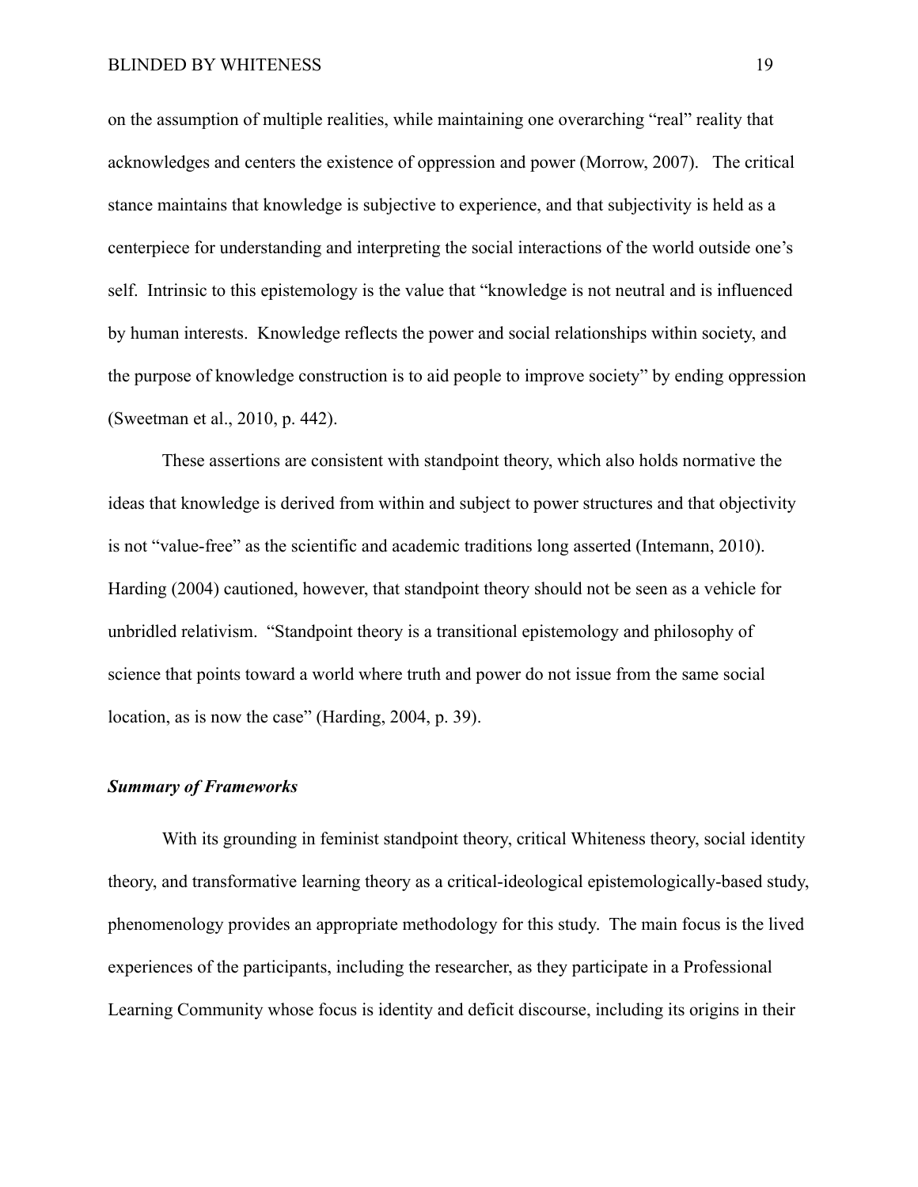on the assumption of multiple realities, while maintaining one overarching "real" reality that acknowledges and centers the existence of oppression and power (Morrow, 2007). The critical stance maintains that knowledge is subjective to experience, and that subjectivity is held as a centerpiece for understanding and interpreting the social interactions of the world outside one's self. Intrinsic to this epistemology is the value that "knowledge is not neutral and is influenced by human interests. Knowledge reflects the power and social relationships within society, and the purpose of knowledge construction is to aid people to improve society" by ending oppression (Sweetman et al., 2010, p. 442).

These assertions are consistent with standpoint theory, which also holds normative the ideas that knowledge is derived from within and subject to power structures and that objectivity is not "value-free" as the scientific and academic traditions long asserted (Intemann, 2010). Harding (2004) cautioned, however, that standpoint theory should not be seen as a vehicle for unbridled relativism. "Standpoint theory is a transitional epistemology and philosophy of science that points toward a world where truth and power do not issue from the same social location, as is now the case" (Harding, 2004, p. 39).

### *Summary of Frameworks*

With its grounding in feminist standpoint theory, critical Whiteness theory, social identity theory, and transformative learning theory as a critical-ideological epistemologically-based study, phenomenology provides an appropriate methodology for this study. The main focus is the lived experiences of the participants, including the researcher, as they participate in a Professional Learning Community whose focus is identity and deficit discourse, including its origins in their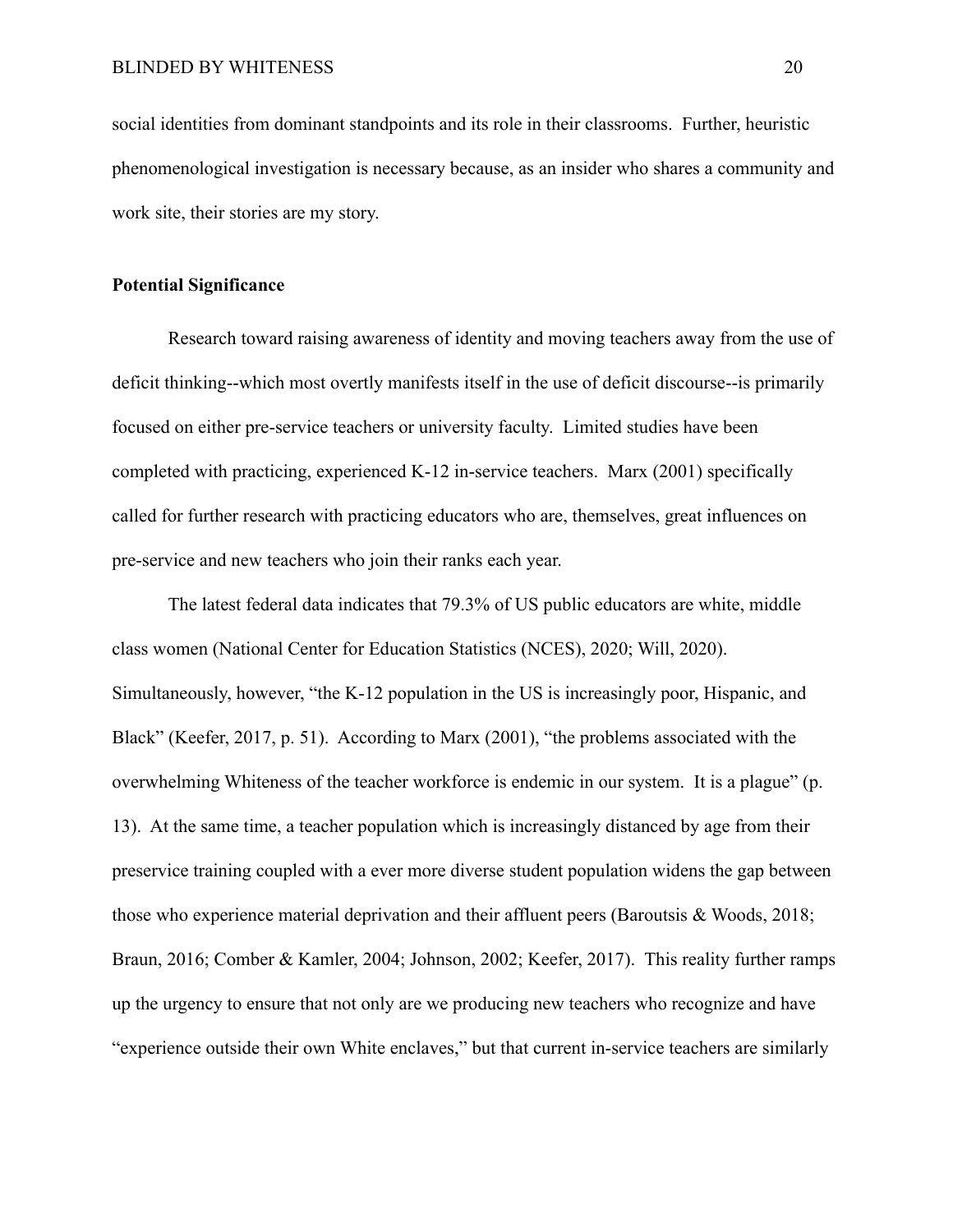social identities from dominant standpoints and its role in their classrooms. Further, heuristic phenomenological investigation is necessary because, as an insider who shares a community and work site, their stories are my story.

**Potential Significance**

Research toward raising awareness of identity and moving teachers away from the use of deficit thinking--which most overtly manifests itself in the use of deficit discourse--is primarily focused on either pre-service teachers or university faculty. Limited studies have been completed with practicing, experienced K-12 in-service teachers. Marx (2001) specifically called for further research with practicing educators who are, themselves, great influences on pre-service and new teachers who join their ranks each year.

The latest federal data indicates that 79.3% of US public educators are white, middle class women (National Center for Education Statistics (NCES), 2020; Will, 2020). Simultaneously, however, "the K-12 population in the US is increasingly poor, Hispanic, and Black" (Keefer, 2017, p. 51). According to Marx (2001), "the problems associated with the overwhelming Whiteness of the teacher workforce is endemic in our system. It is a plague" (p. 13). At the same time, a teacher population which is increasingly distanced by age from their preservice training coupled with a ever more diverse student population widens the gap between those who experience material deprivation and their affluent peers (Baroutsis & Woods, 2018; Braun, 2016; Comber & Kamler, 2004; Johnson, 2002; Keefer, 2017). This reality further ramps up the urgency to ensure that not only are we producing new teachers who recognize and have "experience outside their own White enclaves," but that current in-service teachers are similarly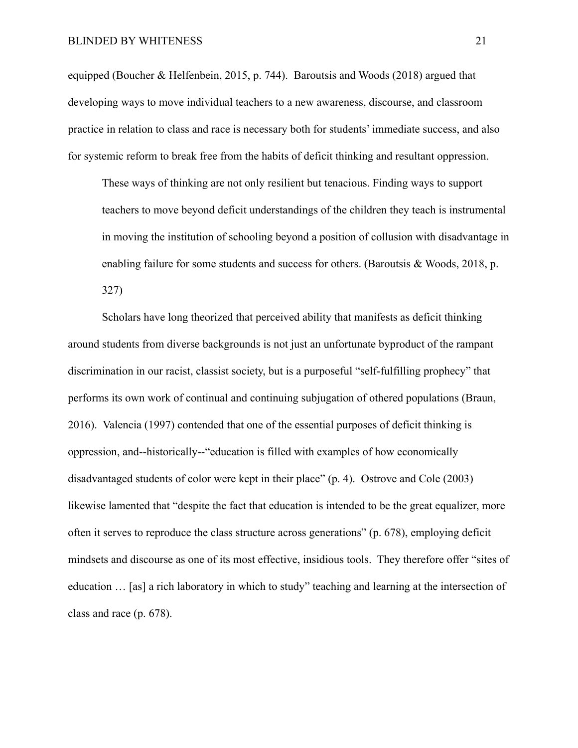equipped (Boucher & Helfenbein, 2015, p. 744). Baroutsis and Woods (2018) argued that developing ways to move individual teachers to a new awareness, discourse, and classroom practice in relation to class and race is necessary both for students' immediate success, and also for systemic reform to break free from the habits of deficit thinking and resultant oppression.

> These ways of thinking are not only resilient but tenacious. Finding ways to support teachers to move beyond deficit understandings of the children they teach is instrumental in moving the institution of schooling beyond a position of collusion with disadvantage in enabling failure for some students and success for others. (Baroutsis & Woods, 2018, p. 327)

Scholars have long theorized that perceived ability that manifests as deficit thinking around students from diverse backgrounds is not just an unfortunate byproduct of the rampant discrimination in our racist, classist society, but is a purposeful "self-fulfilling prophecy" that performs its own work of continual and continuing subjugation of othered populations (Braun, 2016). Valencia (1997) contended that one of the essential purposes of deficit thinking is oppression, and--historically--"education is filled with examples of how economically disadvantaged students of color were kept in their place" (p. 4). Ostrove and Cole (2003) likewise lamented that "despite the fact that education is intended to be the great equalizer, more often it serves to reproduce the class structure across generations" (p. 678), employing deficit mindsets and discourse as one of its most effective, insidious tools. They therefore offer "sites of education … [as] a rich laboratory in which to study" teaching and learning at the intersection of class and race (p. 678).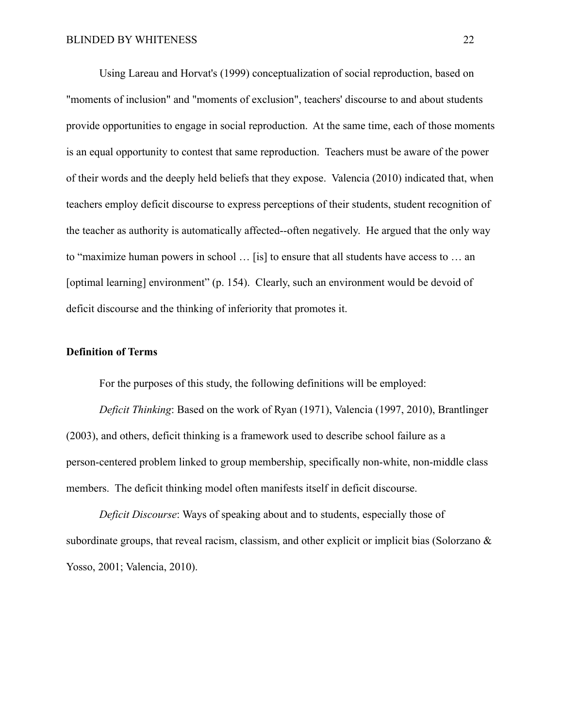Using Lareau and Horvat's (1999) conceptualization of social reproduction, based on "moments of inclusion" and "moments of exclusion", teachers' discourse to and about students provide opportunities to engage in social reproduction. At the same time, each of those moments is an equal opportunity to contest that same reproduction. Teachers must be aware of the power of their words and the deeply held beliefs that they expose. Valencia (2010) indicated that, when teachers employ deficit discourse to express perceptions of their students, student recognition of the teacher as authority is automatically affected--often negatively. He argued that the only way to "maximize human powers in school … [is] to ensure that all students have access to … an [optimal learning] environment" (p. 154). Clearly, such an environment would be devoid of deficit discourse and the thinking of inferiority that promotes it.

**Definition of Terms**

For the purposes of this study, the following definitions will be employed:

*Deficit Thinking*: Based on the work of Ryan (1971), Valencia (1997, 2010), Brantlinger (2003), and others, deficit thinking is a framework used to describe school failure as a person-centered problem linked to group membership, specifically non-white, non-middle class members. The deficit thinking model often manifests itself in deficit discourse.

*Deficit Discourse*: Ways of speaking about and to students, especially those of subordinate groups, that reveal racism, classism, and other explicit or implicit bias (Solorzano & Yosso, 2001; Valencia, 2010).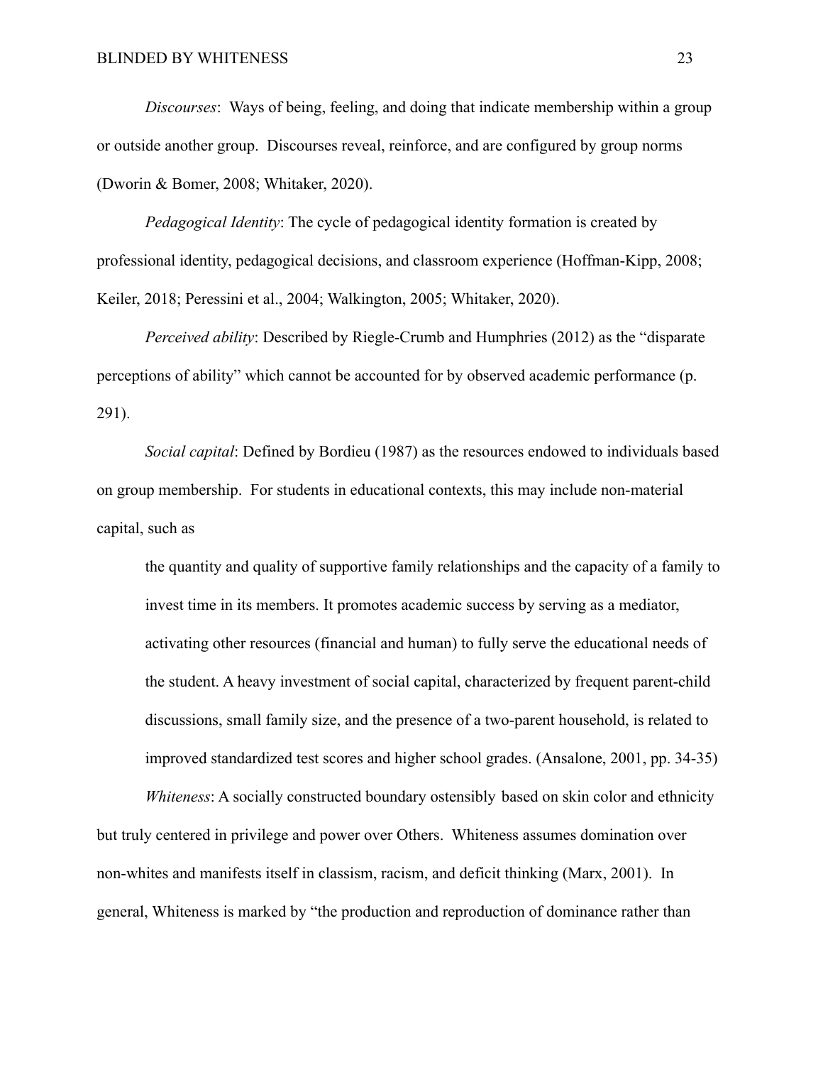*Discourses*: Ways of being, feeling, and doing that indicate membership within a group or outside another group. Discourses reveal, reinforce, and are configured by group norms (Dworin & Bomer, 2008; Whitaker, 2020).

*Pedagogical Identity*: The cycle of pedagogical identity formation is created by professional identity, pedagogical decisions, and classroom experience (Hoffman-Kipp, 2008; Keiler, 2018; Peressini et al., 2004; Walkington, 2005; Whitaker, 2020).

*Perceived ability*: Described by Riegle-Crumb and Humphries (2012) as the "disparate perceptions of ability" which cannot be accounted for by observed academic performance (p. 291).

*Social capital*: Defined by Bordieu (1987) as the resources endowed to individuals based on group membership. For students in educational contexts, this may include non-material capital, such as

> the quantity and quality of supportive family relationships and the capacity of a family to invest time in its members. It promotes academic success by serving as a mediator, activating other resources (financial and human) to fully serve the educational needs of the student. A heavy investment of social capital, characterized by frequent parent-child discussions, small family size, and the presence of a two-parent household, is related to improved standardized test scores and higher school grades. (Ansalone, 2001, pp. 34-35)

*Whiteness*: A socially constructed boundary ostensibly based on skin color and ethnicity but truly centered in privilege and power over Others. Whiteness assumes domination over non-whites and manifests itself in classism, racism, and deficit thinking (Marx, 2001). In general, Whiteness is marked by "the production and reproduction of dominance rather than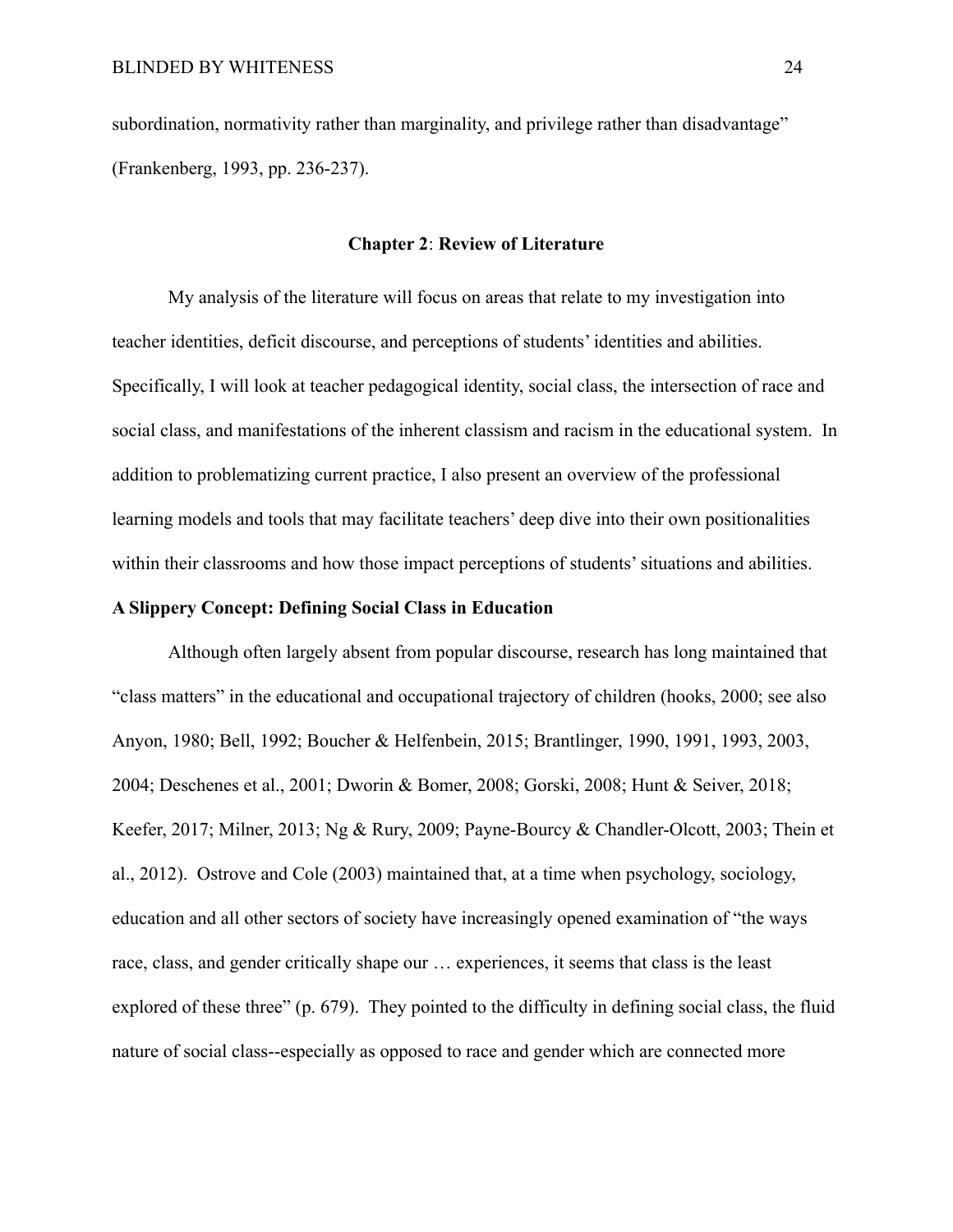subordination, normativity rather than marginality, and privilege rather than disadvantage" (Frankenberg, 1993, pp. 236-237).

## Chapter 2: Review of Literature

My analysis of the literature will focus on areas that relate to my investigation into teacher identities, deficit discourse, and perceptions of students' identities and abilities. Specifically, I will look at teacher pedagogical identity, social class, the intersection of race and social class, and manifestations of the inherent classism and racism in the educational system. In addition to problematizing current practice, I also present an overview of the professional learning models and tools that may facilitate teachers' deep dive into their own positionalities within their classrooms and how those impact perceptions of students' situations and abilities.

### A Slippery Concept: Defining Social Class in Education

Although often largely absent from popular discourse, research has long maintained that "class matters" in the educational and occupational trajectory of children (hooks, 2000; see also Anyon, 1980; Bell, 1992; Boucher & Helfenbein, 2015; Brantlinger, 1990, 1991, 1993, 2003, 2004; Deschenes et al., 2001; Dworin & Bomer, 2008; Gorski, 2008; Hunt & Seiver, 2018; Keefer, 2017; Milner, 2013; Ng & Rury, 2009; Payne-Bourcy & Chandler-Olcott, 2003; Thein et al., 2012). Ostrove and Cole (2003) maintained that, at a time when psychology, sociology, education and all other sectors of society have increasingly opened examination of "the ways race, class, and gender critically shape our … experiences, it seems that class is the least explored of these three" (p. 679). They pointed to the difficulty in defining social class, the fluid nature of social class--especially as opposed to race and gender which are connected more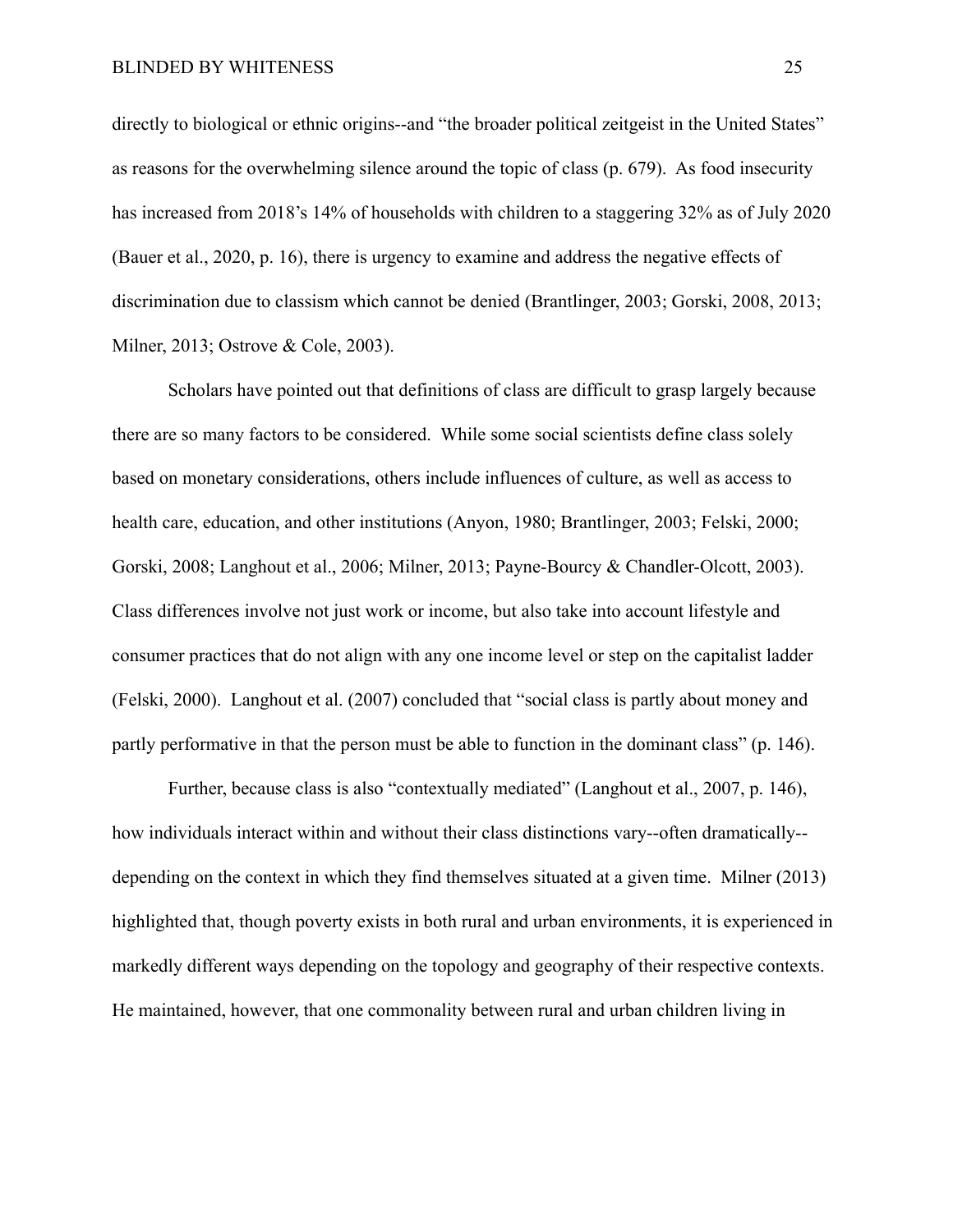directly to biological or ethnic origins--and "the broader political zeitgeist in the United States" as reasons for the overwhelming silence around the topic of class (p. 679). As food insecurity has increased from 2018's 14% of households with children to a staggering 32% as of July 2020 (Bauer et al., 2020, p. 16), there is urgency to examine and address the negative effects of discrimination due to classism which cannot be denied (Brantlinger, 2003; Gorski, 2008, 2013; Milner, 2013; Ostrove & Cole, 2003).

Scholars have pointed out that definitions of class are difficult to grasp largely because there are so many factors to be considered. While some social scientists define class solely based on monetary considerations, others include influences of culture, as well as access to health care, education, and other institutions (Anyon, 1980; Brantlinger, 2003; Felski, 2000; Gorski, 2008; Langhout et al., 2006; Milner, 2013; Payne-Bourcy & Chandler-Olcott, 2003). Class differences involve not just work or income, but also take into account lifestyle and consumer practices that do not align with any one income level or step on the capitalist ladder (Felski, 2000). Langhout et al. (2007) concluded that "social class is partly about money and partly performative in that the person must be able to function in the dominant class" (p. 146).

Further, because class is also "contextually mediated" (Langhout et al., 2007, p. 146), how individuals interact within and without their class distinctions vary--often dramatically--depending on the context in which they find themselves situated at a given time. Milner (2013) highlighted that, though poverty exists in both rural and urban environments, it is experienced in markedly different ways depending on the topology and geography of their respective contexts. He maintained, however, that one commonality between rural and urban children living in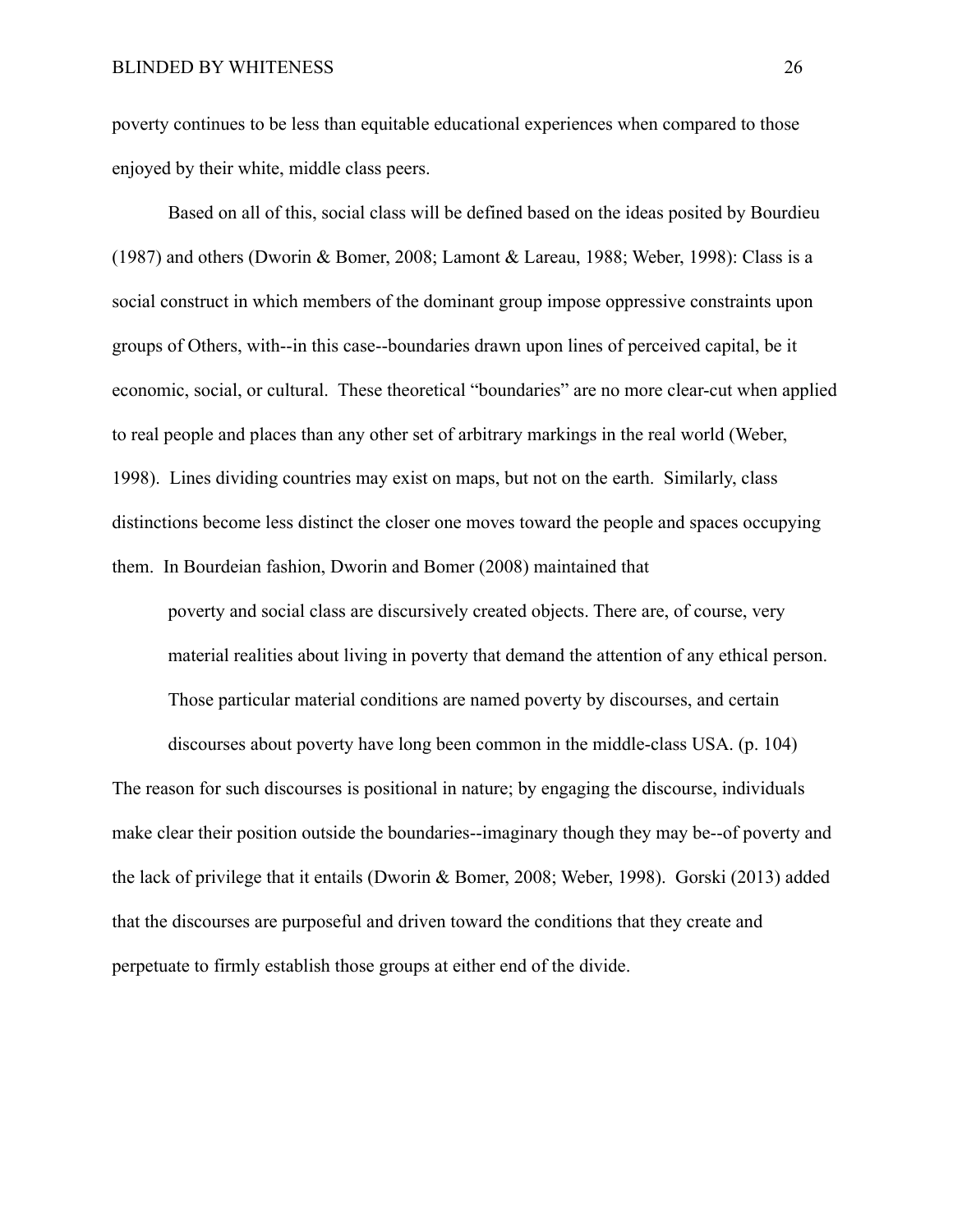poverty continues to be less than equitable educational experiences when compared to those enjoyed by their white, middle class peers.

Based on all of this, social class will be defined based on the ideas posited by Bourdieu (1987) and others (Dworin & Bomer, 2008; Lamont & Lareau, 1988; Weber, 1998): Class is a social construct in which members of the dominant group impose oppressive constraints upon groups of Others, with--in this case--boundaries drawn upon lines of perceived capital, be it economic, social, or cultural. These theoretical "boundaries" are no more clear-cut when applied to real people and places than any other set of arbitrary markings in the real world (Weber, 1998). Lines dividing countries may exist on maps, but not on the earth. Similarly, class distinctions become less distinct the closer one moves toward the people and spaces occupying them. In Bourdeian fashion, Dworin and Bomer (2008) maintained that

> poverty and social class are discursively created objects. There are, of course, very material realities about living in poverty that demand the attention of any ethical person. Those particular material conditions are named poverty by discourses, and certain discourses about poverty have long been common in the middle-class USA. (p. 104)

The reason for such discourses is positional in nature; by engaging the discourse, individuals make clear their position outside the boundaries--imaginary though they may be--of poverty and the lack of privilege that it entails (Dworin & Bomer, 2008; Weber, 1998). Gorski (2013) added that the discourses are purposeful and driven toward the conditions that they create and perpetuate to firmly establish those groups at either end of the divide.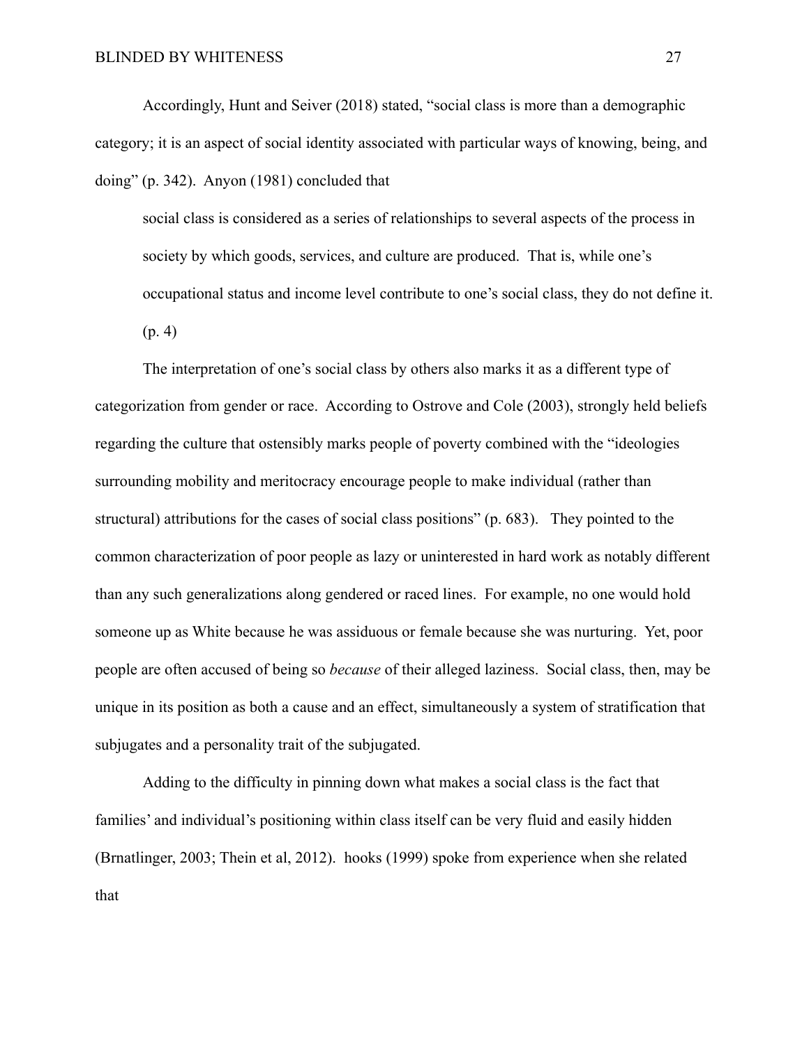Accordingly, Hunt and Seiver (2018) stated, “social class is more than a demographic category; it is an aspect of social identity associated with particular ways of knowing, being, and doing” (p. 342). Anyon (1981) concluded that

> social class is considered as a series of relationships to several aspects of the process in society by which goods, services, and culture are produced. That is, while one’s occupational status and income level contribute to one’s social class, they do not define it. (p. 4)

The interpretation of one’s social class by others also marks it as a different type of categorization from gender or race. According to Ostrove and Cole (2003), strongly held beliefs regarding the culture that ostensibly marks people of poverty combined with the “ideologies surrounding mobility and meritocracy encourage people to make individual (rather than structural) attributions for the cases of social class positions” (p. 683). They pointed to the common characterization of poor people as lazy or uninterested in hard work as notably different than any such generalizations along gendered or raced lines. For example, no one would hold someone up as White because he was assiduous or female because she was nurturing. Yet, poor people are often accused of being so *because* of their alleged laziness. Social class, then, may be unique in its position as both a cause and an effect, simultaneously a system of stratification that subjugates and a personality trait of the subjugated.

Adding to the difficulty in pinning down what makes a social class is the fact that families’ and individual’s positioning within class itself can be very fluid and easily hidden (Brnatlinger, 2003; Thein et al, 2012). hooks (1999) spoke from experience when she related that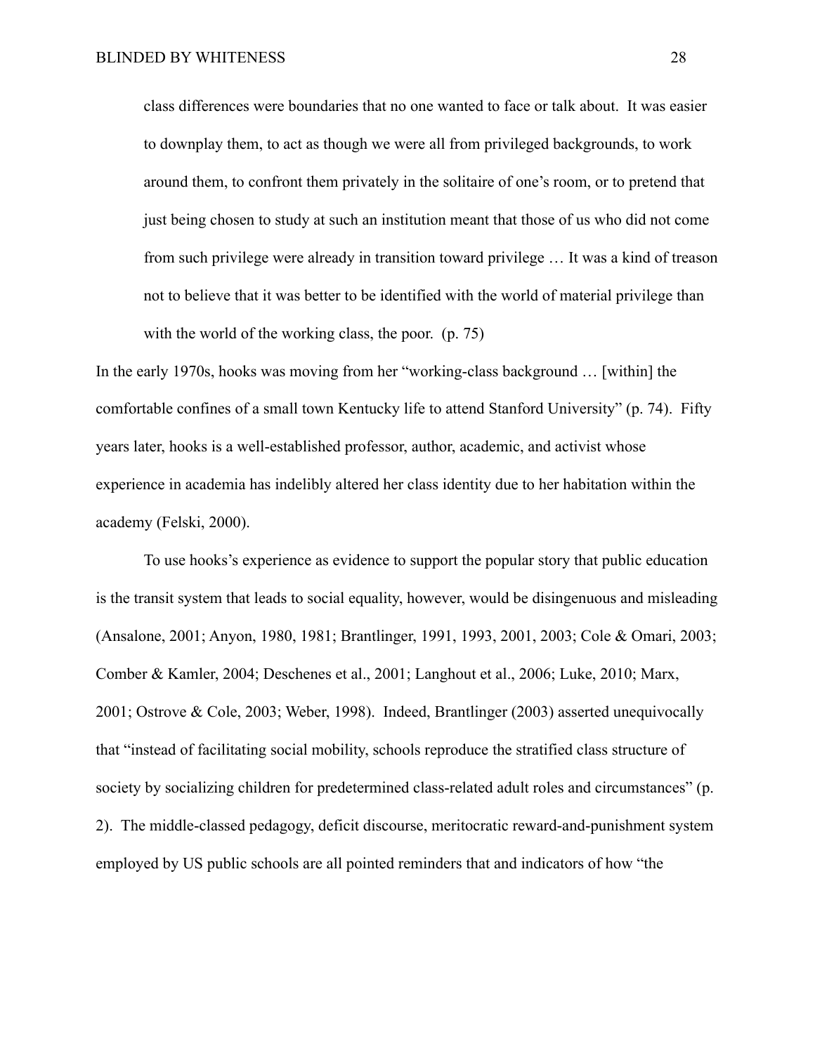> class differences were boundaries that no one wanted to face or talk about. It was easier to downplay them, to act as though we were all from privileged backgrounds, to work around them, to confront them privately in the solitaire of one's room, or to pretend that just being chosen to study at such an institution meant that those of us who did not come from such privilege were already in transition toward privilege … It was a kind of treason not to believe that it was better to be identified with the world of material privilege than with the world of the working class, the poor. (p. 75)

In the early 1970s, hooks was moving from her "working-class background … [within] the comfortable confines of a small town Kentucky life to attend Stanford University" (p. 74). Fifty years later, hooks is a well-established professor, author, academic, and activist whose experience in academia has indelibly altered her class identity due to her habitation within the academy (Felski, 2000).

To use hooks's experience as evidence to support the popular story that public education is the transit system that leads to social equality, however, would be disingenuous and misleading (Ansalone, 2001; Anyon, 1980, 1981; Brantlinger, 1991, 1993, 2001, 2003; Cole & Omari, 2003; Comber & Kamler, 2004; Deschenes et al., 2001; Langhout et al., 2006; Luke, 2010; Marx, 2001; Ostrove & Cole, 2003; Weber, 1998). Indeed, Brantlinger (2003) asserted unequivocally that "instead of facilitating social mobility, schools reproduce the stratified class structure of society by socializing children for predetermined class-related adult roles and circumstances" (p. 2). The middle-classed pedagogy, deficit discourse, meritocratic reward-and-punishment system employed by US public schools are all pointed reminders that and indicators of how "the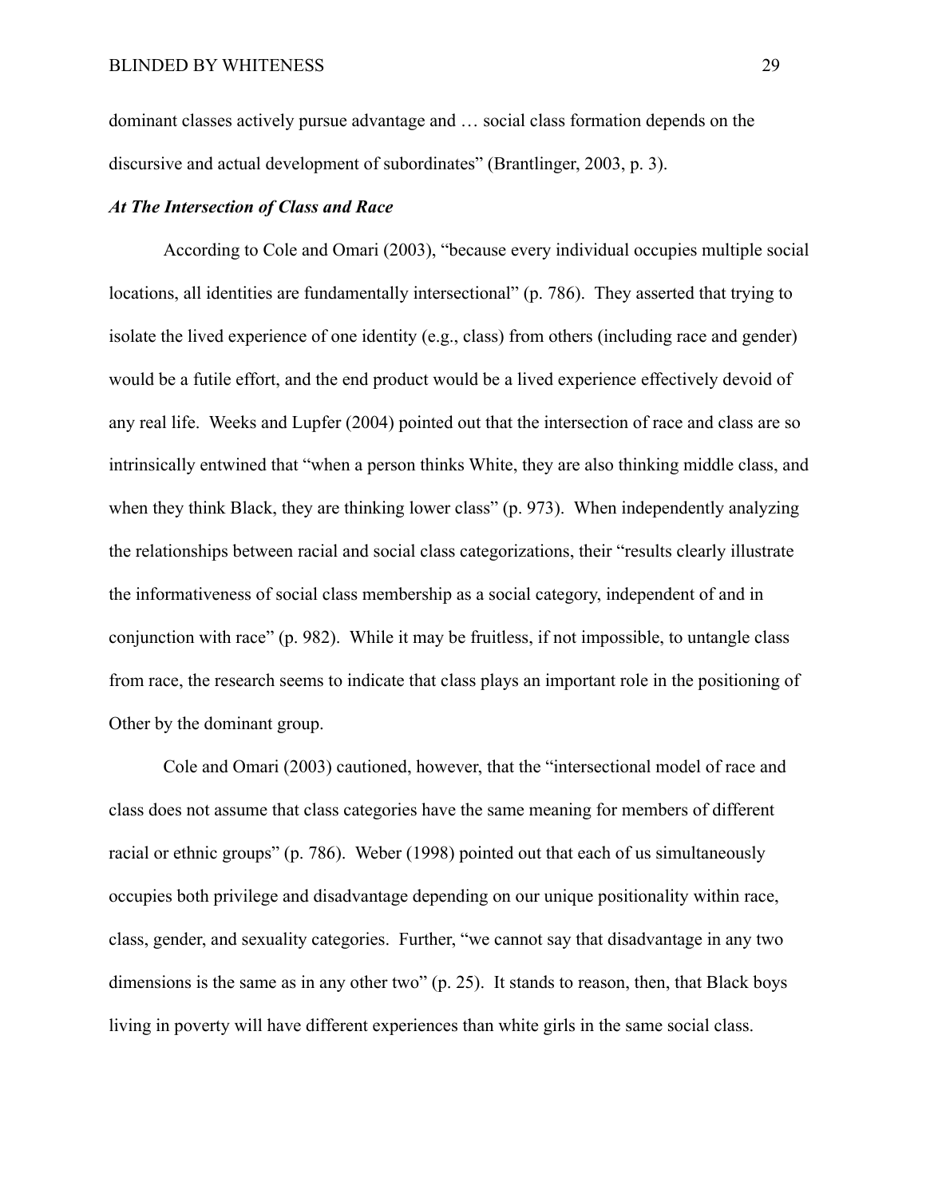dominant classes actively pursue advantage and … social class formation depends on the discursive and actual development of subordinates" (Brantlinger, 2003, p. 3).

### *At The Intersection of Class and Race*

According to Cole and Omari (2003), "because every individual occupies multiple social locations, all identities are fundamentally intersectional" (p. 786). They asserted that trying to isolate the lived experience of one identity (e.g., class) from others (including race and gender) would be a futile effort, and the end product would be a lived experience effectively devoid of any real life. Weeks and Lupfer (2004) pointed out that the intersection of race and class are so intrinsically entwined that "when a person thinks White, they are also thinking middle class, and when they think Black, they are thinking lower class" (p. 973). When independently analyzing the relationships between racial and social class categorizations, their "results clearly illustrate the informativeness of social class membership as a social category, independent of and in conjunction with race" (p. 982). While it may be fruitless, if not impossible, to untangle class from race, the research seems to indicate that class plays an important role in the positioning of Other by the dominant group.

Cole and Omari (2003) cautioned, however, that the "intersectional model of race and class does not assume that class categories have the same meaning for members of different racial or ethnic groups" (p. 786). Weber (1998) pointed out that each of us simultaneously occupies both privilege and disadvantage depending on our unique positionality within race, class, gender, and sexuality categories. Further, "we cannot say that disadvantage in any two dimensions is the same as in any other two" (p. 25). It stands to reason, then, that Black boys living in poverty will have different experiences than white girls in the same social class.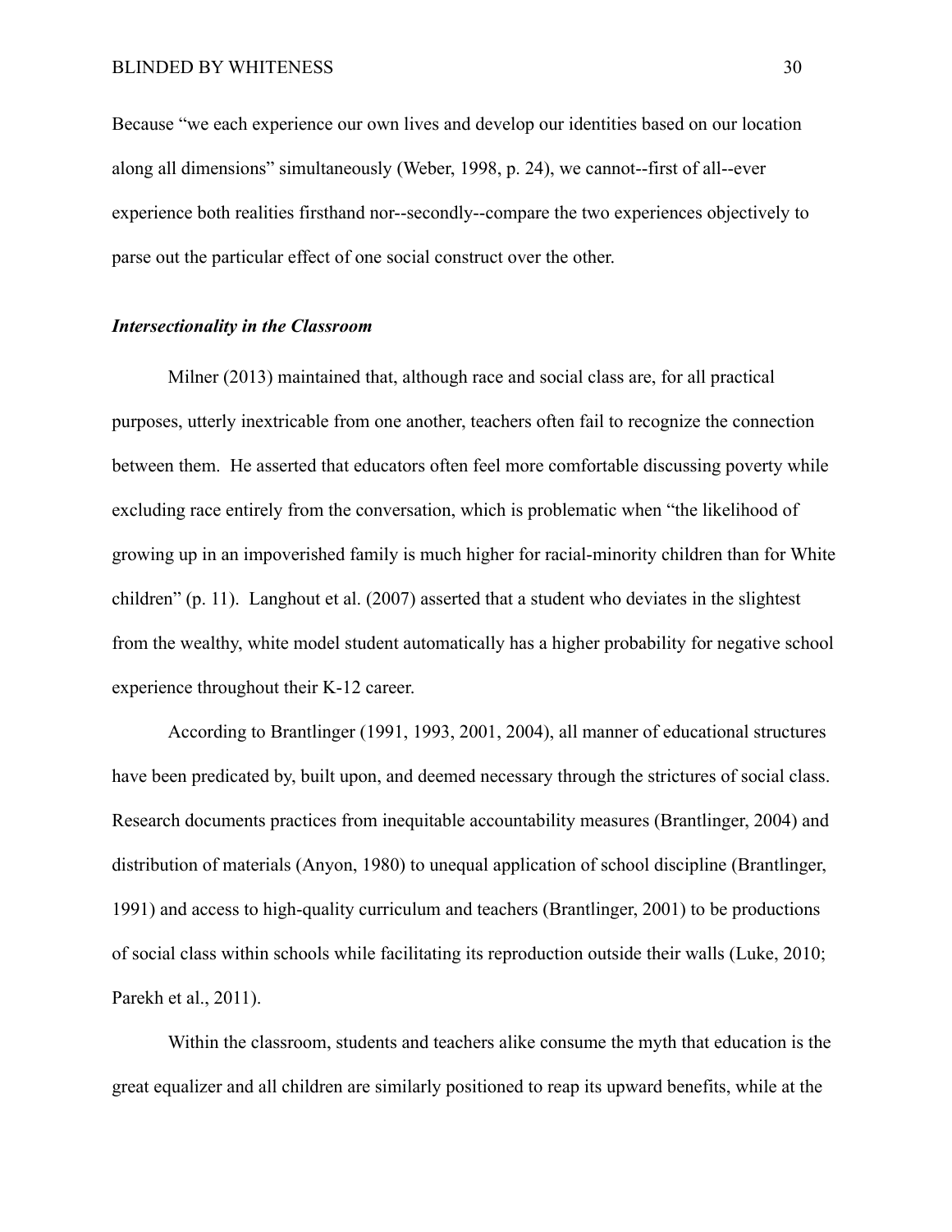Because "we each experience our own lives and develop our identities based on our location along all dimensions" simultaneously (Weber, 1998, p. 24), we cannot--first of all--ever experience both realities firsthand nor--secondly--compare the two experiences objectively to parse out the particular effect of one social construct over the other.

### *Intersectionality in the Classroom*

Milner (2013) maintained that, although race and social class are, for all practical purposes, utterly inextricable from one another, teachers often fail to recognize the connection between them. He asserted that educators often feel more comfortable discussing poverty while excluding race entirely from the conversation, which is problematic when "the likelihood of growing up in an impoverished family is much higher for racial-minority children than for White children" (p. 11). Langhout et al. (2007) asserted that a student who deviates in the slightest from the wealthy, white model student automatically has a higher probability for negative school experience throughout their K-12 career.

According to Brantlinger (1991, 1993, 2001, 2004), all manner of educational structures have been predicated by, built upon, and deemed necessary through the strictures of social class. Research documents practices from inequitable accountability measures (Brantlinger, 2004) and distribution of materials (Anyon, 1980) to unequal application of school discipline (Brantlinger, 1991) and access to high-quality curriculum and teachers (Brantlinger, 2001) to be productions of social class within schools while facilitating its reproduction outside their walls (Luke, 2010; Parekh et al., 2011).

Within the classroom, students and teachers alike consume the myth that education is the great equalizer and all children are similarly positioned to reap its upward benefits, while at the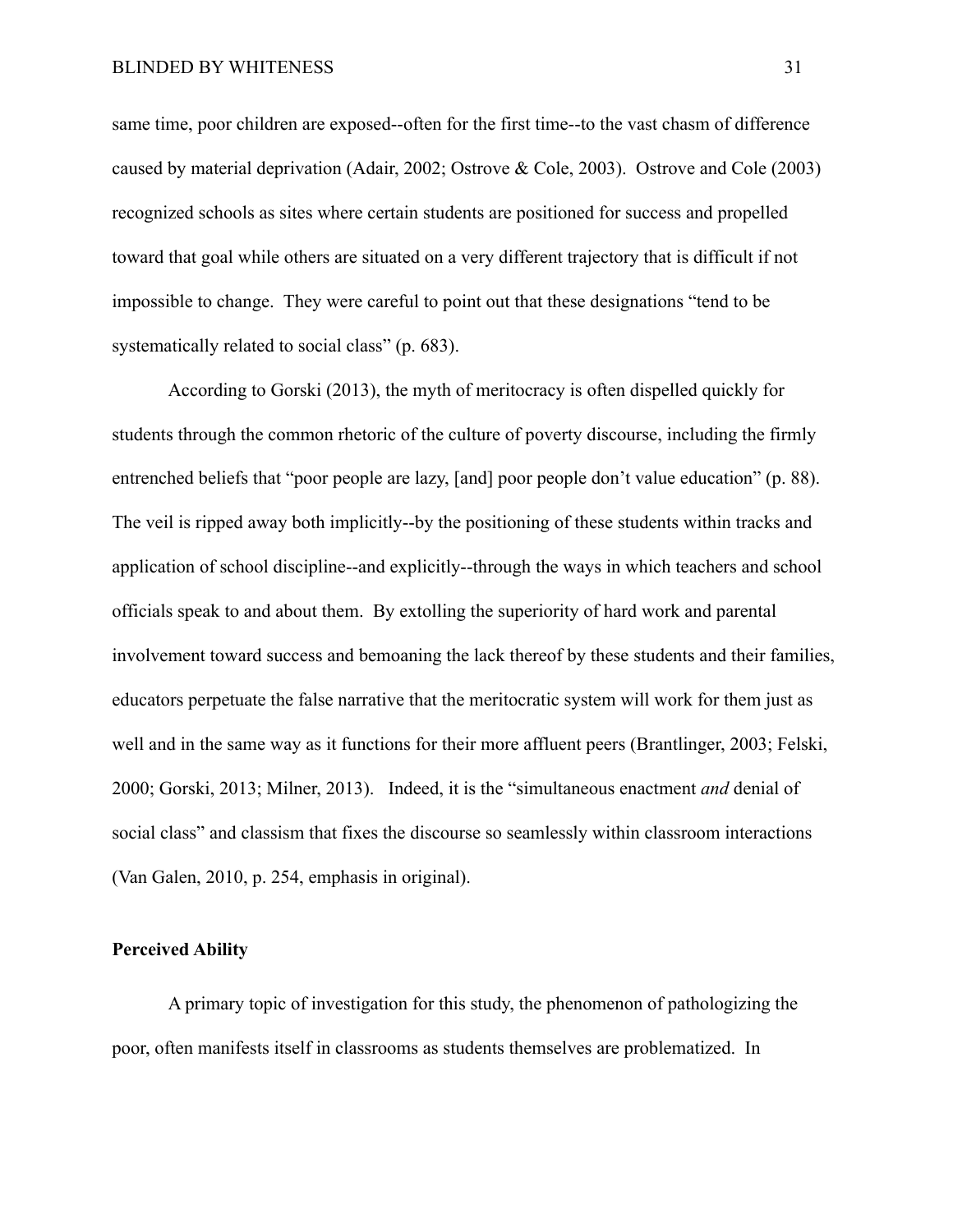same time, poor children are exposed--often for the first time--to the vast chasm of difference caused by material deprivation (Adair, 2002; Ostrove & Cole, 2003). Ostrove and Cole (2003) recognized schools as sites where certain students are positioned for success and propelled toward that goal while others are situated on a very different trajectory that is difficult if not impossible to change. They were careful to point out that these designations "tend to be systematically related to social class" (p. 683).

According to Gorski (2013), the myth of meritocracy is often dispelled quickly for students through the common rhetoric of the culture of poverty discourse, including the firmly entrenched beliefs that "poor people are lazy, [and] poor people don't value education" (p. 88). The veil is ripped away both implicitly--by the positioning of these students within tracks and application of school discipline--and explicitly--through the ways in which teachers and school officials speak to and about them. By extolling the superiority of hard work and parental involvement toward success and bemoaning the lack thereof by these students and their families, educators perpetuate the false narrative that the meritocratic system will work for them just as well and in the same way as it functions for their more affluent peers (Brantlinger, 2003; Felski, 2000; Gorski, 2013; Milner, 2013). Indeed, it is the "simultaneous enactment *and* denial of social class" and classism that fixes the discourse so seamlessly within classroom interactions (Van Galen, 2010, p. 254, emphasis in original).

**Perceived Ability**

A primary topic of investigation for this study, the phenomenon of pathologizing the poor, often manifests itself in classrooms as students themselves are problematized. In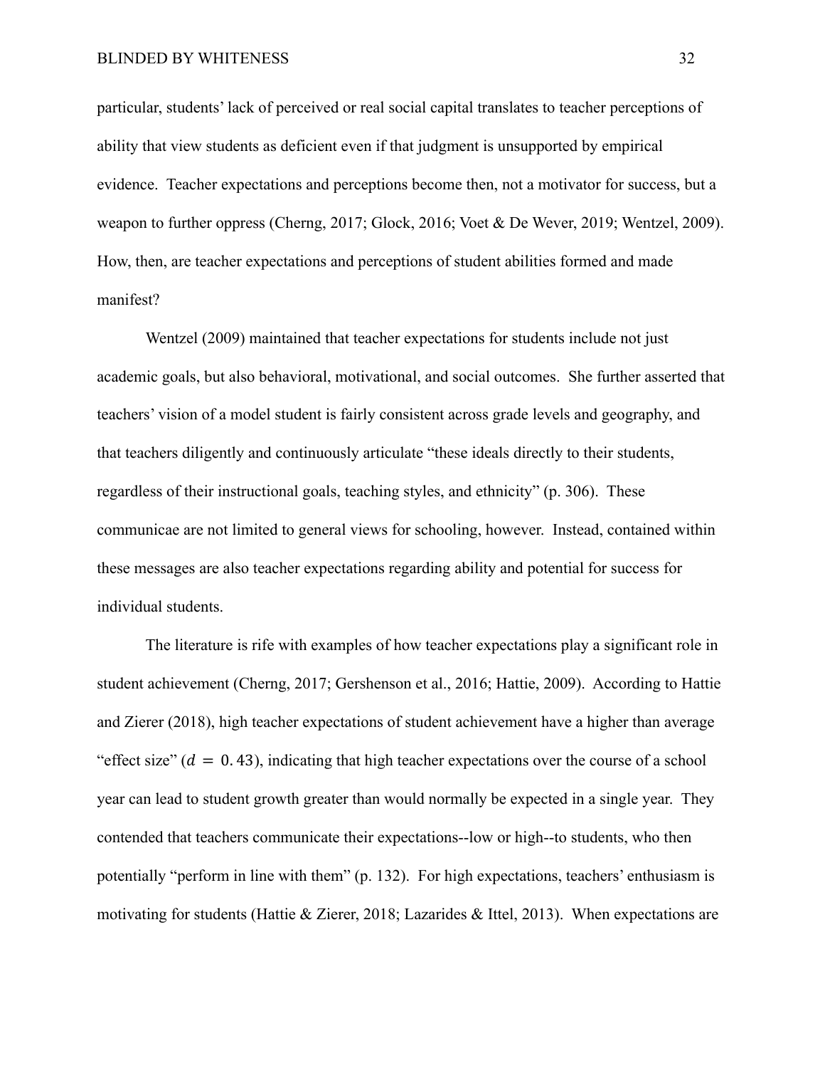particular, students' lack of perceived or real social capital translates to teacher perceptions of ability that view students as deficient even if that judgment is unsupported by empirical evidence. Teacher expectations and perceptions become then, not a motivator for success, but a weapon to further oppress (Cherng, 2017; Glock, 2016; Voet & De Wever, 2019; Wentzel, 2009). How, then, are teacher expectations and perceptions of student abilities formed and made manifest?

Wentzel (2009) maintained that teacher expectations for students include not just academic goals, but also behavioral, motivational, and social outcomes. She further asserted that teachers' vision of a model student is fairly consistent across grade levels and geography, and that teachers diligently and continuously articulate "these ideals directly to their students, regardless of their instructional goals, teaching styles, and ethnicity" (p. 306). These communicae are not limited to general views for schooling, however. Instead, contained within these messages are also teacher expectations regarding ability and potential for success for individual students.

The literature is rife with examples of how teacher expectations play a significant role in student achievement (Cherng, 2017; Gershenson et al., 2016; Hattie, 2009). According to Hattie and Zierer (2018), high teacher expectations of student achievement have a higher than average "effect size" ($d = 0.43$), indicating that high teacher expectations over the course of a school year can lead to student growth greater than would normally be expected in a single year. They contended that teachers communicate their expectations--low or high--to students, who then potentially "perform in line with them" (p. 132). For high expectations, teachers' enthusiasm is motivating for students (Hattie & Zierer, 2018; Lazarides & Ittel, 2013). When expectations are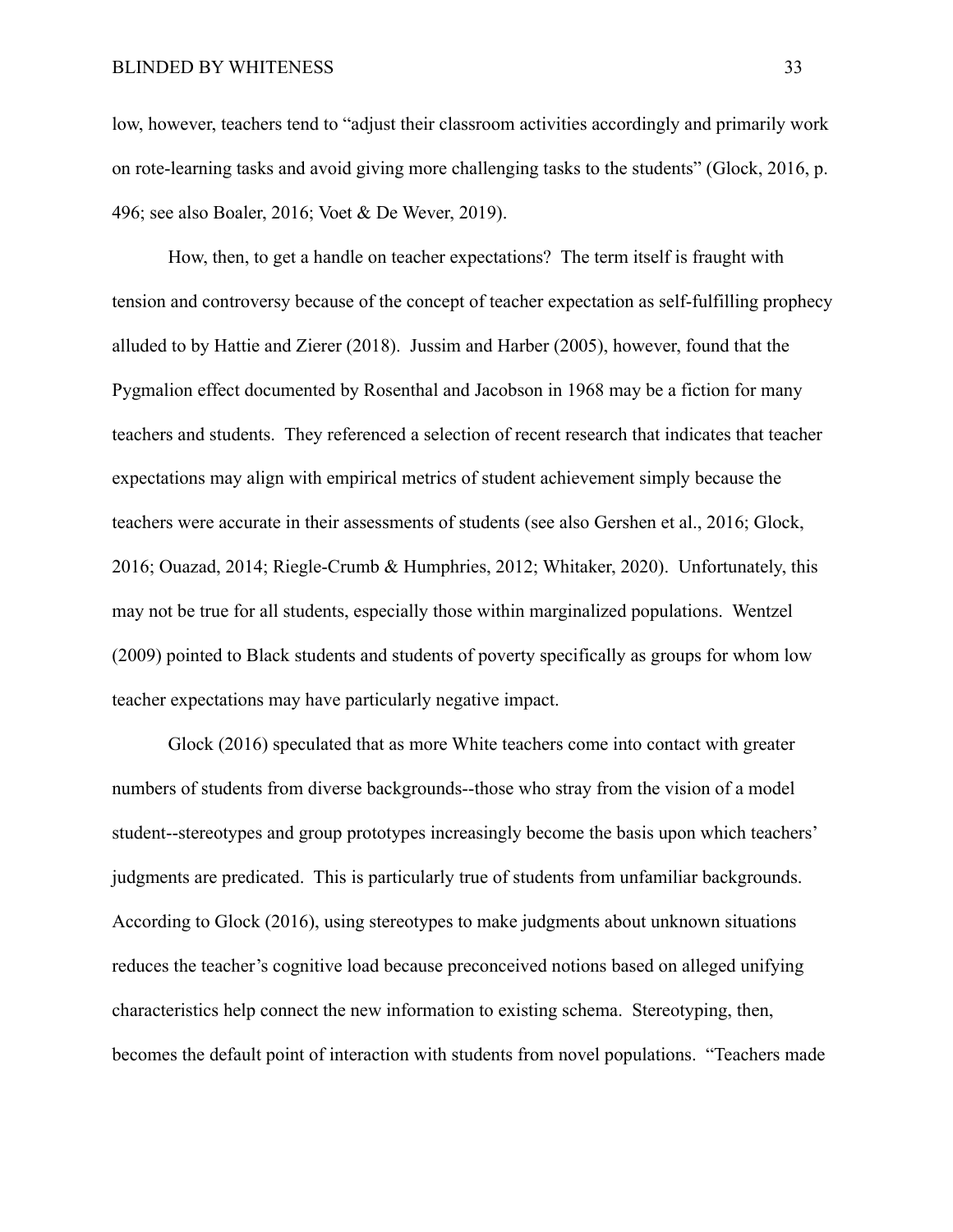low, however, teachers tend to "adjust their classroom activities accordingly and primarily work on rote-learning tasks and avoid giving more challenging tasks to the students" (Glock, 2016, p. 496; see also Boaler, 2016; Voet & De Wever, 2019).

How, then, to get a handle on teacher expectations? The term itself is fraught with tension and controversy because of the concept of teacher expectation as self-fulfilling prophecy alluded to by Hattie and Zierer (2018). Jussim and Harber (2005), however, found that the Pygmalion effect documented by Rosenthal and Jacobson in 1968 may be a fiction for many teachers and students. They referenced a selection of recent research that indicates that teacher expectations may align with empirical metrics of student achievement simply because the teachers were accurate in their assessments of students (see also Gershen et al., 2016; Glock, 2016; Ouazad, 2014; Riegle-Crumb & Humphries, 2012; Whitaker, 2020). Unfortunately, this may not be true for all students, especially those within marginalized populations. Wentzel (2009) pointed to Black students and students of poverty specifically as groups for whom low teacher expectations may have particularly negative impact.

Glock (2016) speculated that as more White teachers come into contact with greater numbers of students from diverse backgrounds--those who stray from the vision of a model student--stereotypes and group prototypes increasingly become the basis upon which teachers' judgments are predicated. This is particularly true of students from unfamiliar backgrounds. According to Glock (2016), using stereotypes to make judgments about unknown situations reduces the teacher's cognitive load because preconceived notions based on alleged unifying characteristics help connect the new information to existing schema. Stereotyping, then, becomes the default point of interaction with students from novel populations. "Teachers made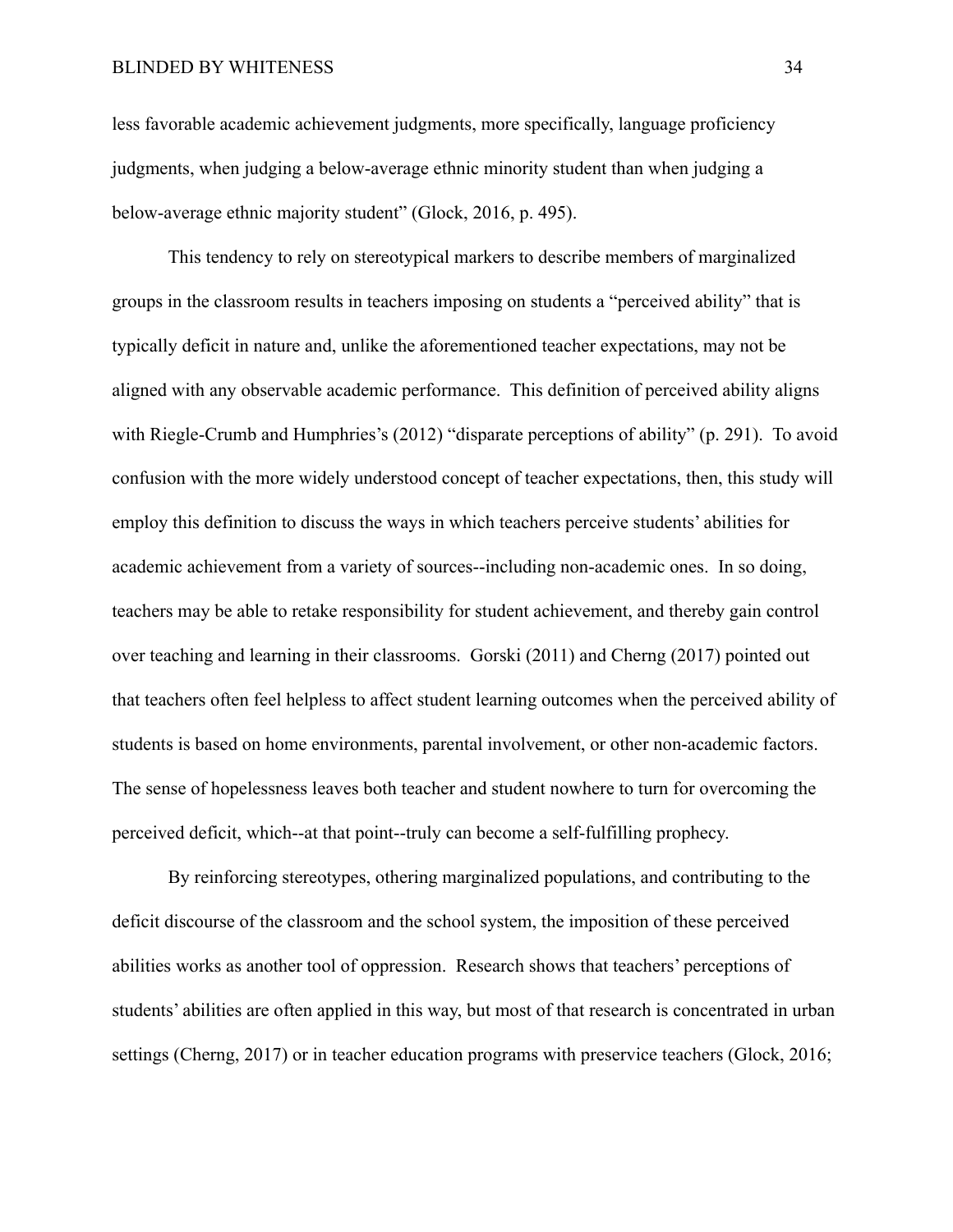less favorable academic achievement judgments, more specifically, language proficiency judgments, when judging a below-average ethnic minority student than when judging a below-average ethnic majority student" (Glock, 2016, p. 495).

This tendency to rely on stereotypical markers to describe members of marginalized groups in the classroom results in teachers imposing on students a "perceived ability" that is typically deficit in nature and, unlike the aforementioned teacher expectations, may not be aligned with any observable academic performance. This definition of perceived ability aligns with Riegle-Crumb and Humphries's (2012) "disparate perceptions of ability" (p. 291). To avoid confusion with the more widely understood concept of teacher expectations, then, this study will employ this definition to discuss the ways in which teachers perceive students' abilities for academic achievement from a variety of sources--including non-academic ones. In so doing, teachers may be able to retake responsibility for student achievement, and thereby gain control over teaching and learning in their classrooms. Gorski (2011) and Cherng (2017) pointed out that teachers often feel helpless to affect student learning outcomes when the perceived ability of students is based on home environments, parental involvement, or other non-academic factors. The sense of hopelessness leaves both teacher and student nowhere to turn for overcoming the perceived deficit, which--at that point--truly can become a self-fulfilling prophecy.

By reinforcing stereotypes, othering marginalized populations, and contributing to the deficit discourse of the classroom and the school system, the imposition of these perceived abilities works as another tool of oppression. Research shows that teachers' perceptions of students' abilities are often applied in this way, but most of that research is concentrated in urban settings (Cherng, 2017) or in teacher education programs with preservice teachers (Glock, 2016;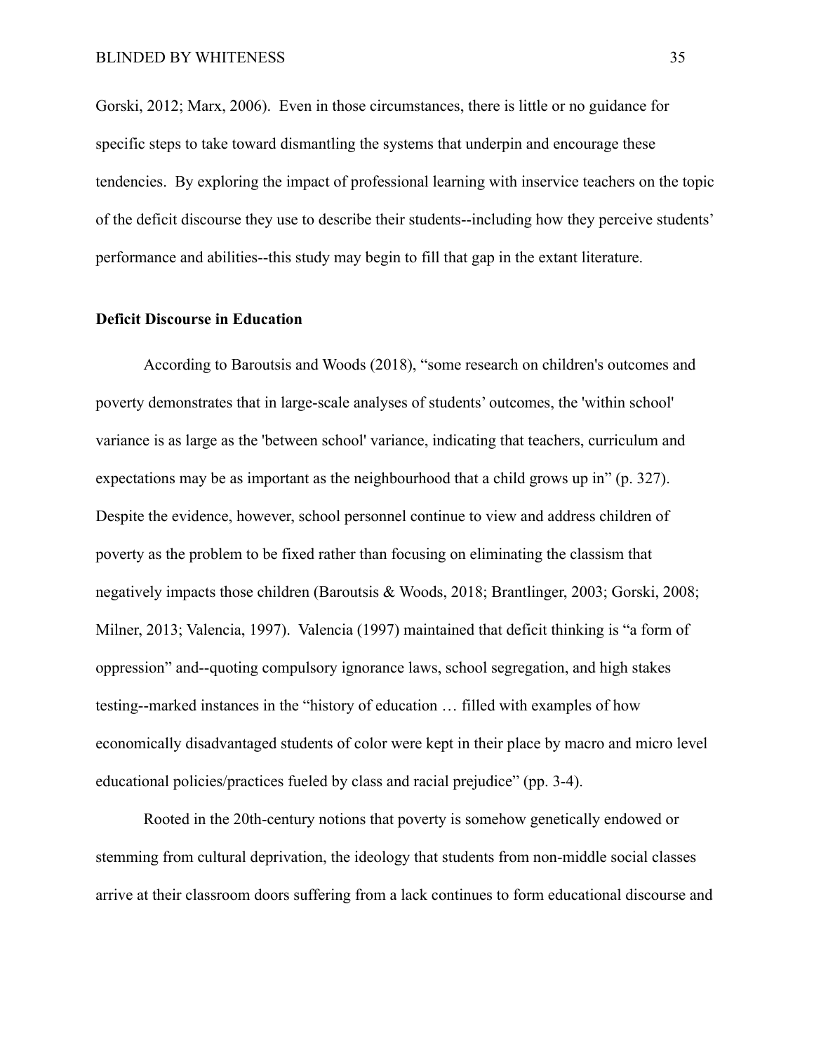Gorski, 2012; Marx, 2006). Even in those circumstances, there is little or no guidance for specific steps to take toward dismantling the systems that underpin and encourage these tendencies. By exploring the impact of professional learning with inservice teachers on the topic of the deficit discourse they use to describe their students--including how they perceive students' performance and abilities--this study may begin to fill that gap in the extant literature.

**Deficit Discourse in Education**

According to Baroutsis and Woods (2018), "some research on children's outcomes and poverty demonstrates that in large-scale analyses of students' outcomes, the 'within school' variance is as large as the 'between school' variance, indicating that teachers, curriculum and expectations may be as important as the neighbourhood that a child grows up in" (p. 327). Despite the evidence, however, school personnel continue to view and address children of poverty as the problem to be fixed rather than focusing on eliminating the classism that negatively impacts those children (Baroutsis & Woods, 2018; Brantlinger, 2003; Gorski, 2008; Milner, 2013; Valencia, 1997). Valencia (1997) maintained that deficit thinking is "a form of oppression" and--quoting compulsory ignorance laws, school segregation, and high stakes testing--marked instances in the "history of education … filled with examples of how economically disadvantaged students of color were kept in their place by macro and micro level educational policies/practices fueled by class and racial prejudice" (pp. 3-4).

Rooted in the 20th-century notions that poverty is somehow genetically endowed or stemming from cultural deprivation, the ideology that students from non-middle social classes arrive at their classroom doors suffering from a lack continues to form educational discourse and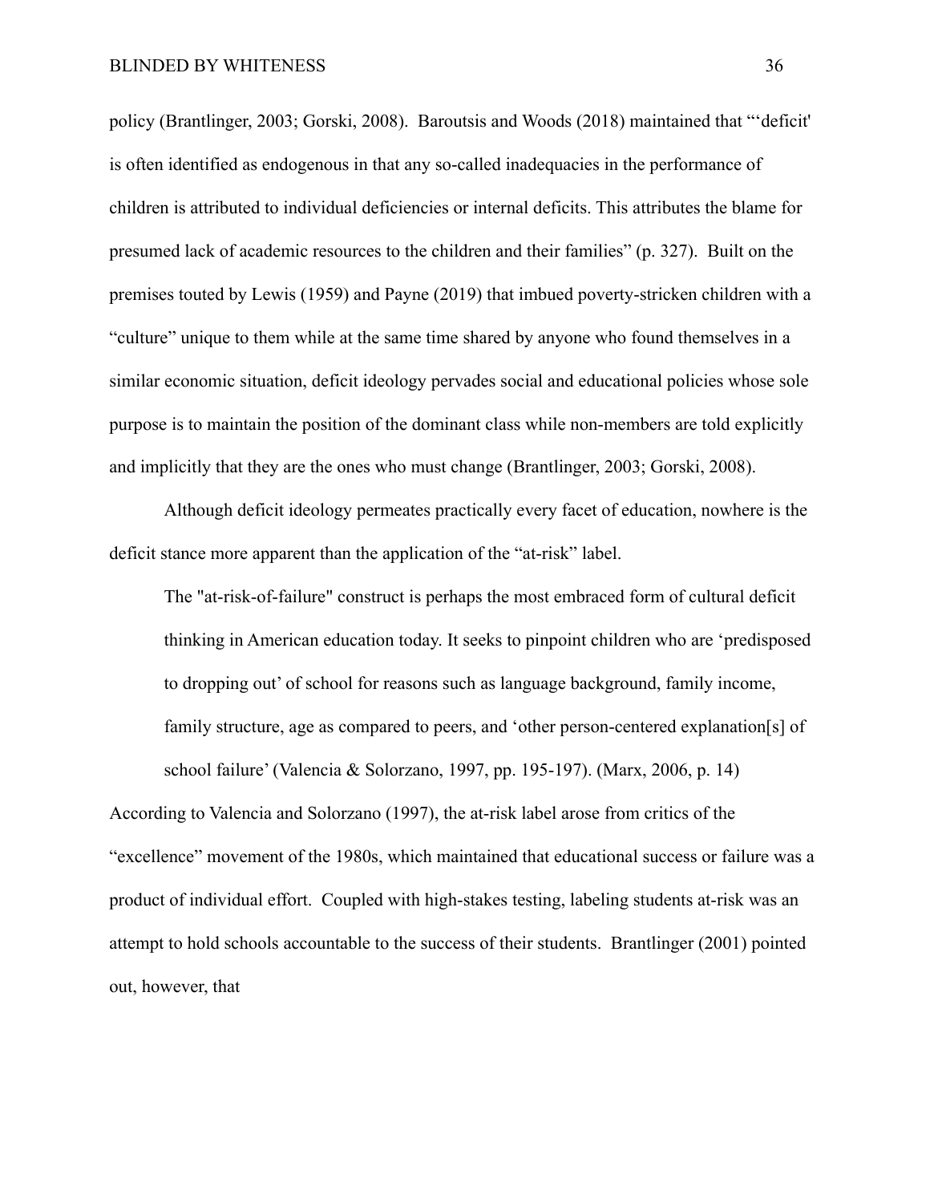policy (Brantlinger, 2003; Gorski, 2008). Baroutsis and Woods (2018) maintained that "'deficit' is often identified as endogenous in that any so-called inadequacies in the performance of children is attributed to individual deficiencies or internal deficits. This attributes the blame for presumed lack of academic resources to the children and their families" (p. 327). Built on the premises touted by Lewis (1959) and Payne (2019) that imbued poverty-stricken children with a "culture" unique to them while at the same time shared by anyone who found themselves in a similar economic situation, deficit ideology pervades social and educational policies whose sole purpose is to maintain the position of the dominant class while non-members are told explicitly and implicitly that they are the ones who must change (Brantlinger, 2003; Gorski, 2008).

Although deficit ideology permeates practically every facet of education, nowhere is the deficit stance more apparent than the application of the "at-risk" label.

> The "at-risk-of-failure" construct is perhaps the most embraced form of cultural deficit thinking in American education today. It seeks to pinpoint children who are 'predisposed to dropping out' of school for reasons such as language background, family income, family structure, age as compared to peers, and 'other person-centered explanation[s] of school failure' (Valencia & Solorzano, 1997, pp. 195-197). (Marx, 2006, p. 14)

According to Valencia and Solorzano (1997), the at-risk label arose from critics of the "excellence" movement of the 1980s, which maintained that educational success or failure was a product of individual effort. Coupled with high-stakes testing, labeling students at-risk was an attempt to hold schools accountable to the success of their students. Brantlinger (2001) pointed out, however, that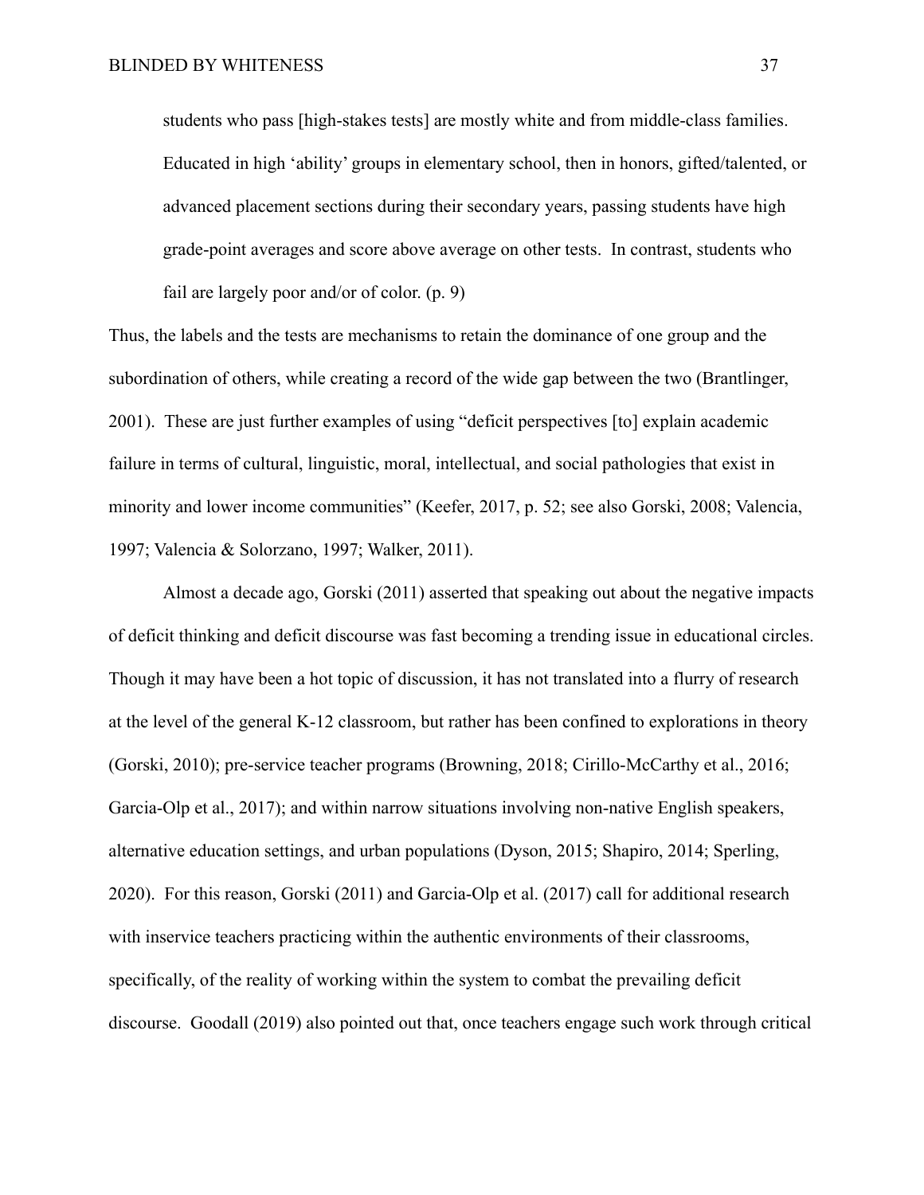> students who pass [high-stakes tests] are mostly white and from middle-class families. Educated in high 'ability' groups in elementary school, then in honors, gifted/talented, or advanced placement sections during their secondary years, passing students have high grade-point averages and score above average on other tests. In contrast, students who fail are largely poor and/or of color. (p. 9)

Thus, the labels and the tests are mechanisms to retain the dominance of one group and the subordination of others, while creating a record of the wide gap between the two (Brantlinger, 2001). These are just further examples of using "deficit perspectives [to] explain academic failure in terms of cultural, linguistic, moral, intellectual, and social pathologies that exist in minority and lower income communities" (Keefer, 2017, p. 52; see also Gorski, 2008; Valencia, 1997; Valencia & Solorzano, 1997; Walker, 2011).

Almost a decade ago, Gorski (2011) asserted that speaking out about the negative impacts of deficit thinking and deficit discourse was fast becoming a trending issue in educational circles. Though it may have been a hot topic of discussion, it has not translated into a flurry of research at the level of the general K-12 classroom, but rather has been confined to explorations in theory (Gorski, 2010); pre-service teacher programs (Browning, 2018; Cirillo-McCarthy et al., 2016; Garcia-Olp et al., 2017); and within narrow situations involving non-native English speakers, alternative education settings, and urban populations (Dyson, 2015; Shapiro, 2014; Sperling, 2020). For this reason, Gorski (2011) and Garcia-Olp et al. (2017) call for additional research with inservice teachers practicing within the authentic environments of their classrooms, specifically, of the reality of working within the system to combat the prevailing deficit discourse. Goodall (2019) also pointed out that, once teachers engage such work through critical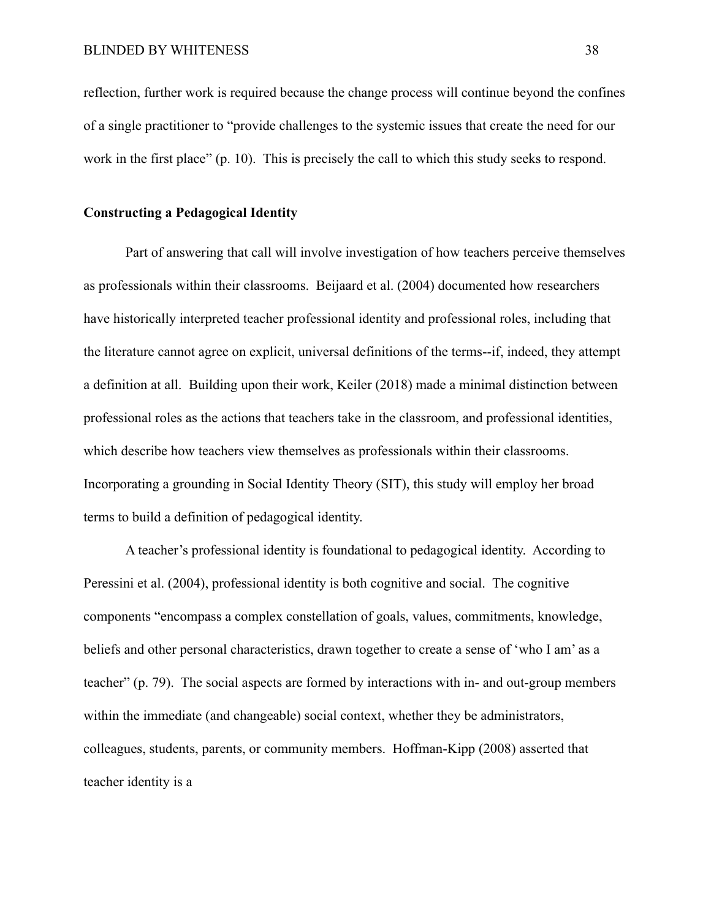reflection, further work is required because the change process will continue beyond the confines of a single practitioner to "provide challenges to the systemic issues that create the need for our work in the first place" (p. 10). This is precisely the call to which this study seeks to respond.

**Constructing a Pedagogical Identity**

Part of answering that call will involve investigation of how teachers perceive themselves as professionals within their classrooms. Beijaard et al. (2004) documented how researchers have historically interpreted teacher professional identity and professional roles, including that the literature cannot agree on explicit, universal definitions of the terms--if, indeed, they attempt a definition at all. Building upon their work, Keiler (2018) made a minimal distinction between professional roles as the actions that teachers take in the classroom, and professional identities, which describe how teachers view themselves as professionals within their classrooms. Incorporating a grounding in Social Identity Theory (SIT), this study will employ her broad terms to build a definition of pedagogical identity.

A teacher's professional identity is foundational to pedagogical identity. According to Peressini et al. (2004), professional identity is both cognitive and social. The cognitive components "encompass a complex constellation of goals, values, commitments, knowledge, beliefs and other personal characteristics, drawn together to create a sense of 'who I am' as a teacher" (p. 79). The social aspects are formed by interactions with in- and out-group members within the immediate (and changeable) social context, whether they be administrators, colleagues, students, parents, or community members. Hoffman-Kipp (2008) asserted that teacher identity is a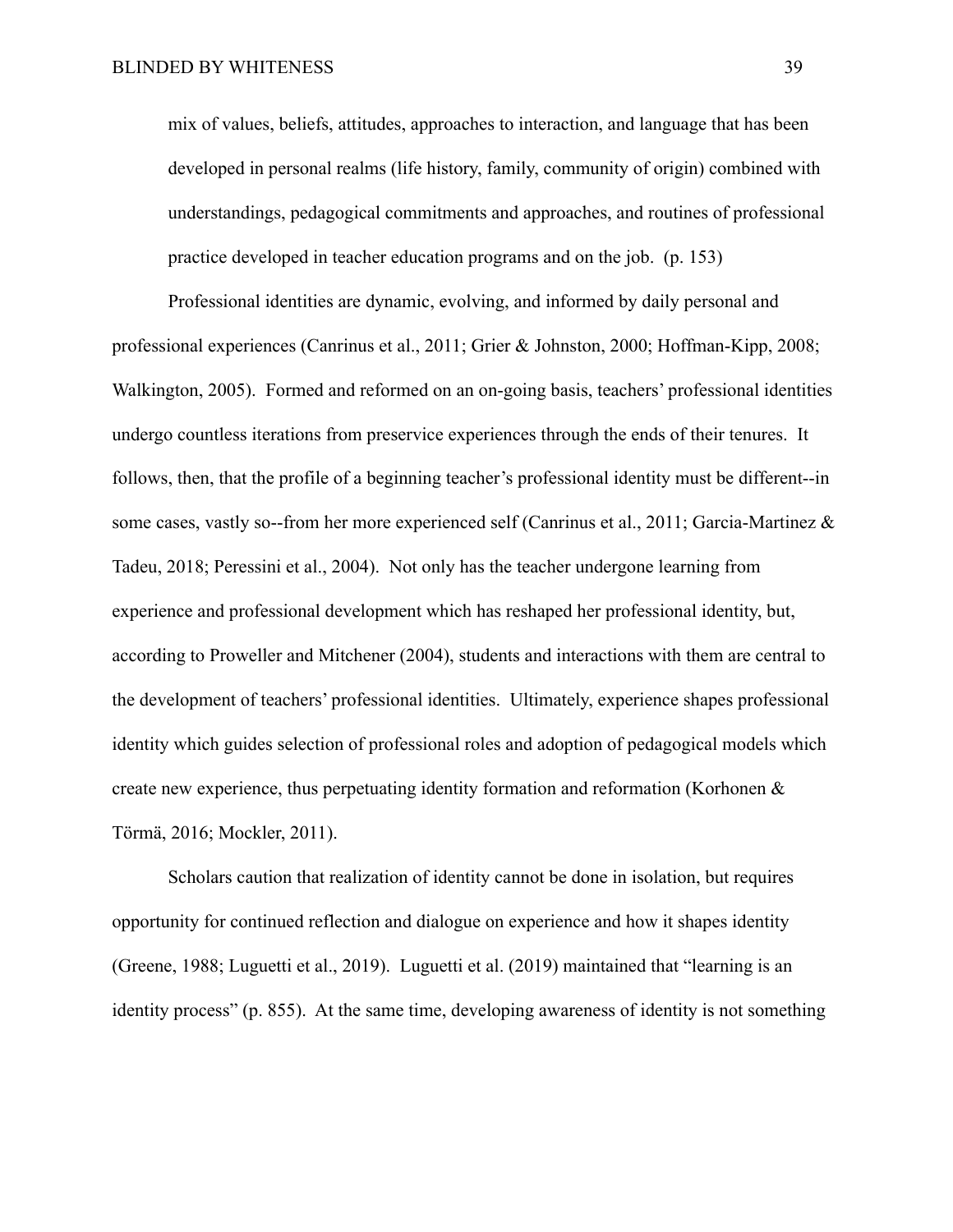> mix of values, beliefs, attitudes, approaches to interaction, and language that has been developed in personal realms (life history, family, community of origin) combined with understandings, pedagogical commitments and approaches, and routines of professional practice developed in teacher education programs and on the job. (p. 153)

Professional identities are dynamic, evolving, and informed by daily personal and professional experiences (Canrinus et al., 2011; Grier & Johnston, 2000; Hoffman-Kipp, 2008; Walkington, 2005). Formed and reformed on an on-going basis, teachers' professional identities undergo countless iterations from preservice experiences through the ends of their tenures. It follows, then, that the profile of a beginning teacher's professional identity must be different--in some cases, vastly so--from her more experienced self (Canrinus et al., 2011; Garcia-Martinez & Tadeu, 2018; Peressini et al., 2004). Not only has the teacher undergone learning from experience and professional development which has reshaped her professional identity, but, according to Proweller and Mitchener (2004), students and interactions with them are central to the development of teachers' professional identities. Ultimately, experience shapes professional identity which guides selection of professional roles and adoption of pedagogical models which create new experience, thus perpetuating identity formation and reformation (Korhonen & Törmä, 2016; Mockler, 2011).

Scholars caution that realization of identity cannot be done in isolation, but requires opportunity for continued reflection and dialogue on experience and how it shapes identity (Greene, 1988; Luguetti et al., 2019). Luguetti et al. (2019) maintained that "learning is an identity process" (p. 855). At the same time, developing awareness of identity is not something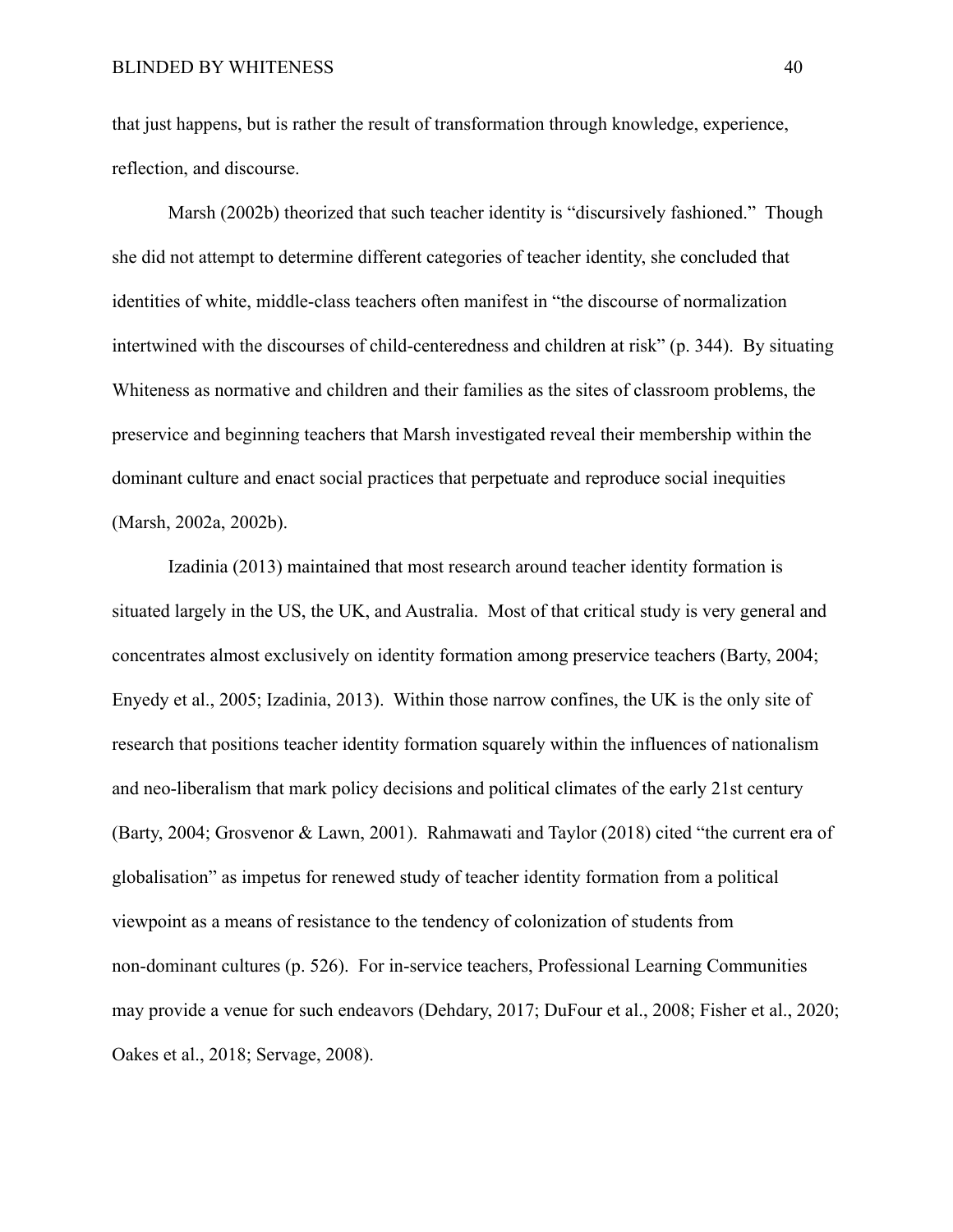that just happens, but is rather the result of transformation through knowledge, experience, reflection, and discourse.

Marsh (2002b) theorized that such teacher identity is "discursively fashioned." Though she did not attempt to determine different categories of teacher identity, she concluded that identities of white, middle-class teachers often manifest in "the discourse of normalization intertwined with the discourses of child-centeredness and children at risk" (p. 344). By situating Whiteness as normative and children and their families as the sites of classroom problems, the preservice and beginning teachers that Marsh investigated reveal their membership within the dominant culture and enact social practices that perpetuate and reproduce social inequities (Marsh, 2002a, 2002b).

Izadinia (2013) maintained that most research around teacher identity formation is situated largely in the US, the UK, and Australia. Most of that critical study is very general and concentrates almost exclusively on identity formation among preservice teachers (Barty, 2004; Enyedy et al., 2005; Izadinia, 2013). Within those narrow confines, the UK is the only site of research that positions teacher identity formation squarely within the influences of nationalism and neo-liberalism that mark policy decisions and political climates of the early 21st century (Barty, 2004; Grosvenor & Lawn, 2001). Rahmawati and Taylor (2018) cited "the current era of globalisation" as impetus for renewed study of teacher identity formation from a political viewpoint as a means of resistance to the tendency of colonization of students from non-dominant cultures (p. 526). For in-service teachers, Professional Learning Communities may provide a venue for such endeavors (Dehdary, 2017; DuFour et al., 2008; Fisher et al., 2020; Oakes et al., 2018; Servage, 2008).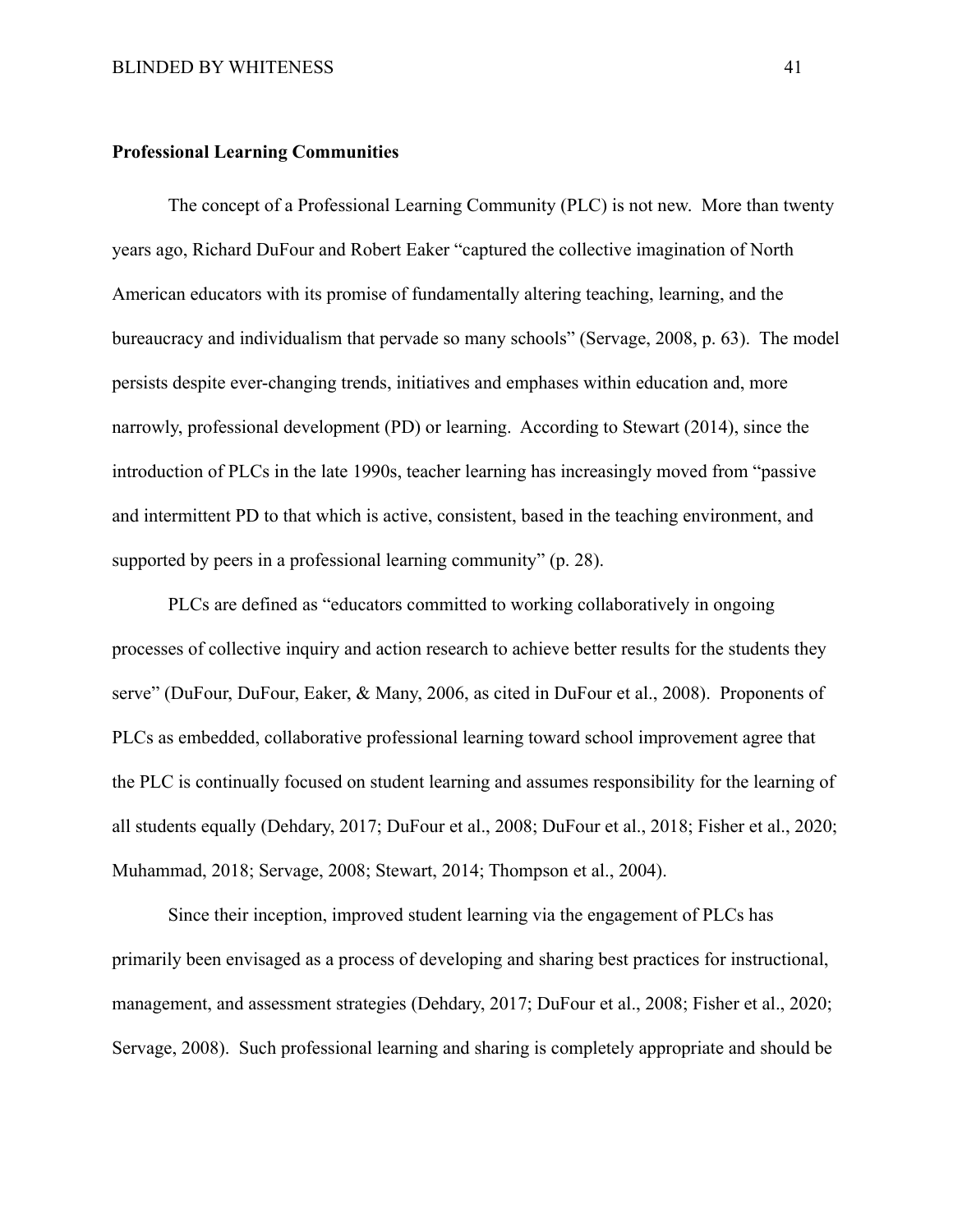**Professional Learning Communities**

The concept of a Professional Learning Community (PLC) is not new. More than twenty years ago, Richard DuFour and Robert Eaker "captured the collective imagination of North American educators with its promise of fundamentally altering teaching, learning, and the bureaucracy and individualism that pervade so many schools" (Servage, 2008, p. 63). The model persists despite ever-changing trends, initiatives and emphases within education and, more narrowly, professional development (PD) or learning. According to Stewart (2014), since the introduction of PLCs in the late 1990s, teacher learning has increasingly moved from "passive and intermittent PD to that which is active, consistent, based in the teaching environment, and supported by peers in a professional learning community" (p. 28).

PLCs are defined as "educators committed to working collaboratively in ongoing processes of collective inquiry and action research to achieve better results for the students they serve" (DuFour, DuFour, Eaker, & Many, 2006, as cited in DuFour et al., 2008). Proponents of PLCs as embedded, collaborative professional learning toward school improvement agree that the PLC is continually focused on student learning and assumes responsibility for the learning of all students equally (Dehdary, 2017; DuFour et al., 2008; DuFour et al., 2018; Fisher et al., 2020; Muhammad, 2018; Servage, 2008; Stewart, 2014; Thompson et al., 2004).

Since their inception, improved student learning via the engagement of PLCs has primarily been envisaged as a process of developing and sharing best practices for instructional, management, and assessment strategies (Dehdary, 2017; DuFour et al., 2008; Fisher et al., 2020; Servage, 2008). Such professional learning and sharing is completely appropriate and should be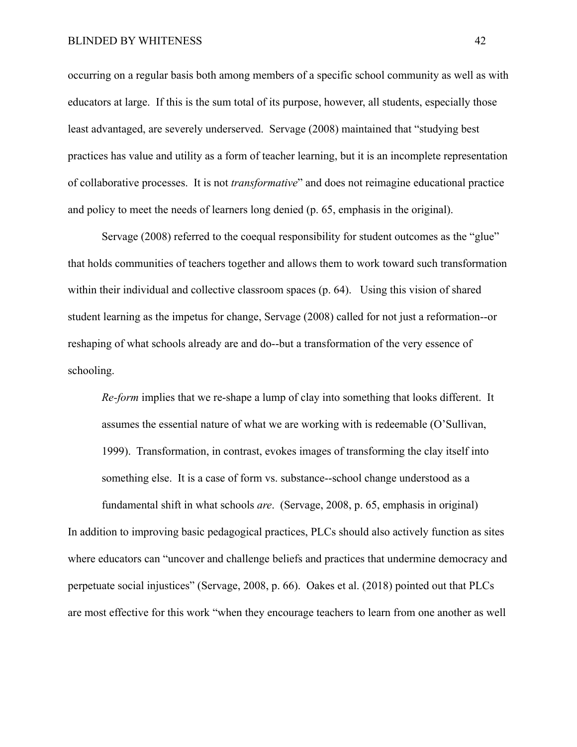occurring on a regular basis both among members of a specific school community as well as with educators at large. If this is the sum total of its purpose, however, all students, especially those least advantaged, are severely underserved. Servage (2008) maintained that "studying best practices has value and utility as a form of teacher learning, but it is an incomplete representation of collaborative processes. It is not *transformative*" and does not reimagine educational practice and policy to meet the needs of learners long denied (p. 65, emphasis in the original).

Servage (2008) referred to the coequal responsibility for student outcomes as the "glue" that holds communities of teachers together and allows them to work toward such transformation within their individual and collective classroom spaces (p. 64). Using this vision of shared student learning as the impetus for change, Servage (2008) called for not just a reformation--or reshaping of what schools already are and do--but a transformation of the very essence of schooling.

> *Re-form* implies that we re-shape a lump of clay into something that looks different. It assumes the essential nature of what we are working with is redeemable (O'Sullivan, 1999). Transformation, in contrast, evokes images of transforming the clay itself into something else. It is a case of form vs. substance--school change understood as a fundamental shift in what schools *are*. (Servage, 2008, p. 65, emphasis in original)

In addition to improving basic pedagogical practices, PLCs should also actively function as sites where educators can "uncover and challenge beliefs and practices that undermine democracy and perpetuate social injustices" (Servage, 2008, p. 66). Oakes et al. (2018) pointed out that PLCs are most effective for this work "when they encourage teachers to learn from one another as well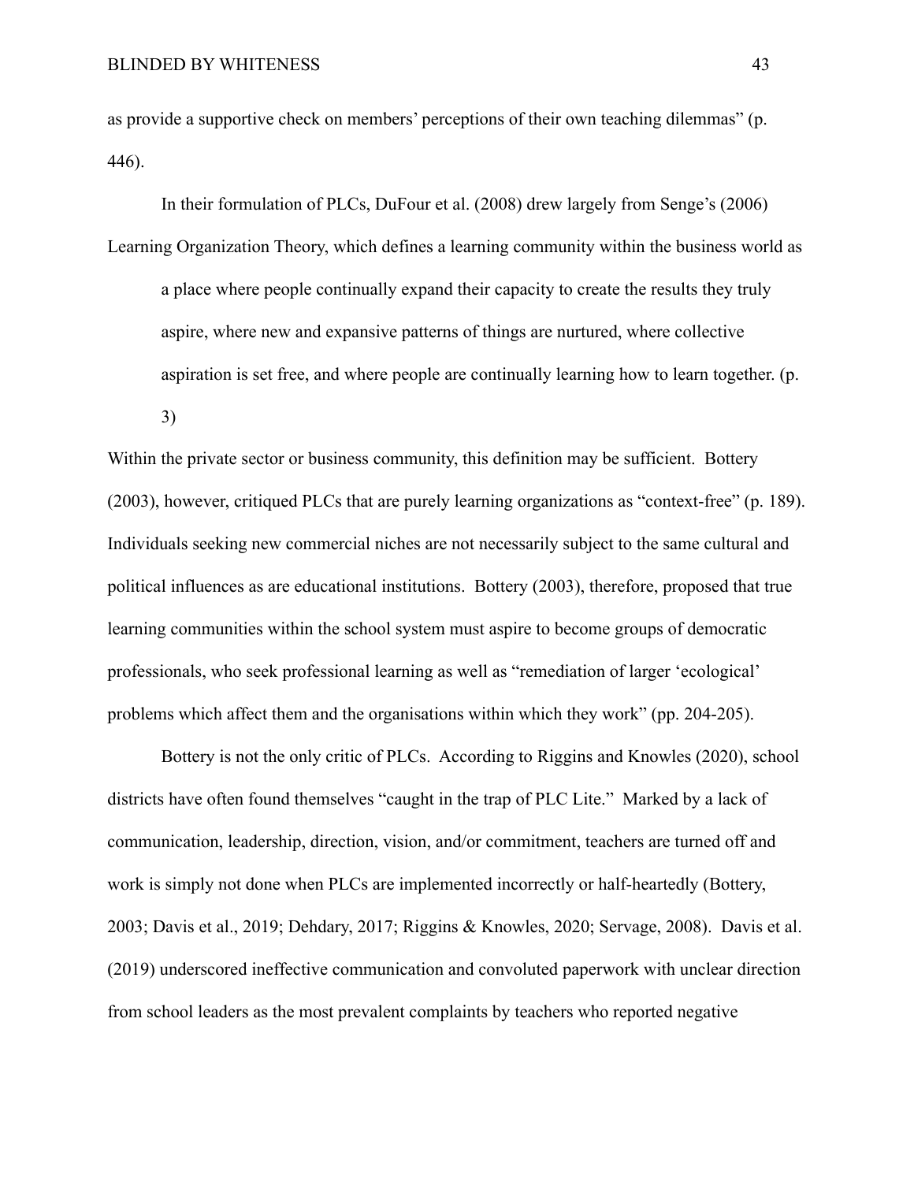as provide a supportive check on members' perceptions of their own teaching dilemmas" (p. 446).

In their formulation of PLCs, DuFour et al. (2008) drew largely from Senge's (2006) Learning Organization Theory, which defines a learning community within the business world as

> a place where people continually expand their capacity to create the results they truly aspire, where new and expansive patterns of things are nurtured, where collective aspiration is set free, and where people are continually learning how to learn together. (p. 3)

Within the private sector or business community, this definition may be sufficient. Bottery (2003), however, critiqued PLCs that are purely learning organizations as "context-free" (p. 189). Individuals seeking new commercial niches are not necessarily subject to the same cultural and political influences as are educational institutions. Bottery (2003), therefore, proposed that true learning communities within the school system must aspire to become groups of democratic professionals, who seek professional learning as well as "remediation of larger 'ecological' problems which affect them and the organisations within which they work" (pp. 204-205).

Bottery is not the only critic of PLCs. According to Riggins and Knowles (2020), school districts have often found themselves "caught in the trap of PLC Lite." Marked by a lack of communication, leadership, direction, vision, and/or commitment, teachers are turned off and work is simply not done when PLCs are implemented incorrectly or half-heartedly (Bottery, 2003; Davis et al., 2019; Dehdary, 2017; Riggins & Knowles, 2020; Servage, 2008). Davis et al. (2019) underscored ineffective communication and convoluted paperwork with unclear direction from school leaders as the most prevalent complaints by teachers who reported negative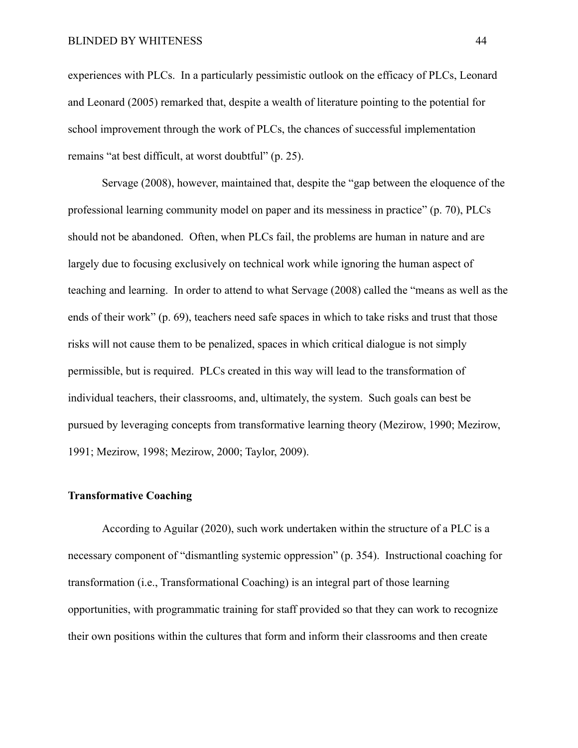experiences with PLCs. In a particularly pessimistic outlook on the efficacy of PLCs, Leonard and Leonard (2005) remarked that, despite a wealth of literature pointing to the potential for school improvement through the work of PLCs, the chances of successful implementation remains "at best difficult, at worst doubtful" (p. 25).

Servage (2008), however, maintained that, despite the "gap between the eloquence of the professional learning community model on paper and its messiness in practice" (p. 70), PLCs should not be abandoned. Often, when PLCs fail, the problems are human in nature and are largely due to focusing exclusively on technical work while ignoring the human aspect of teaching and learning. In order to attend to what Servage (2008) called the "means as well as the ends of their work" (p. 69), teachers need safe spaces in which to take risks and trust that those risks will not cause them to be penalized, spaces in which critical dialogue is not simply permissible, but is required. PLCs created in this way will lead to the transformation of individual teachers, their classrooms, and, ultimately, the system. Such goals can best be pursued by leveraging concepts from transformative learning theory (Mezirow, 1990; Mezirow, 1991; Mezirow, 1998; Mezirow, 2000; Taylor, 2009).

**Transformative Coaching**

According to Aguilar (2020), such work undertaken within the structure of a PLC is a necessary component of "dismantling systemic oppression" (p. 354). Instructional coaching for transformation (i.e., Transformational Coaching) is an integral part of those learning opportunities, with programmatic training for staff provided so that they can work to recognize their own positions within the cultures that form and inform their classrooms and then create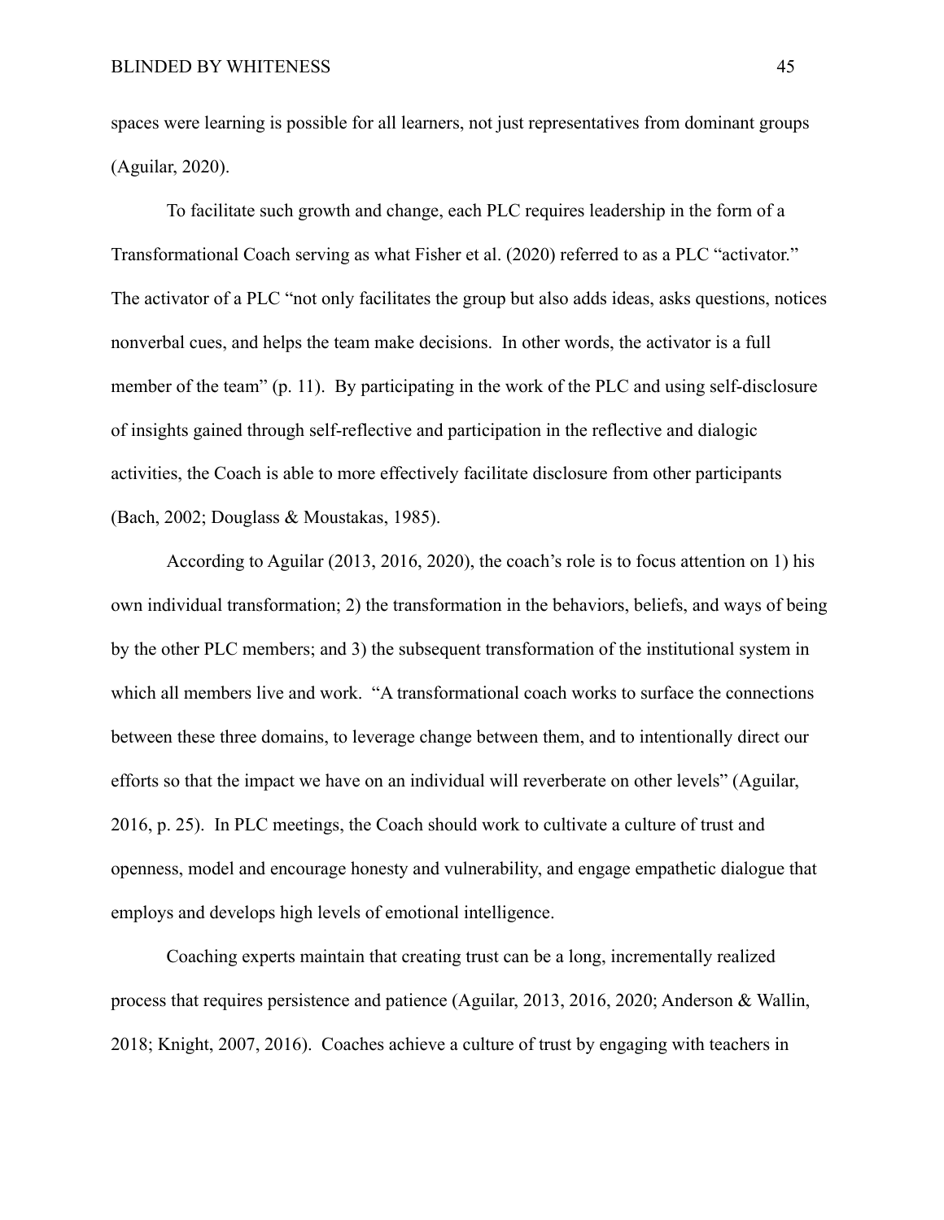spaces were learning is possible for all learners, not just representatives from dominant groups (Aguilar, 2020).

To facilitate such growth and change, each PLC requires leadership in the form of a Transformational Coach serving as what Fisher et al. (2020) referred to as a PLC "activator." The activator of a PLC "not only facilitates the group but also adds ideas, asks questions, notices nonverbal cues, and helps the team make decisions. In other words, the activator is a full member of the team" (p. 11). By participating in the work of the PLC and using self-disclosure of insights gained through self-reflective and participation in the reflective and dialogic activities, the Coach is able to more effectively facilitate disclosure from other participants (Bach, 2002; Douglass & Moustakas, 1985).

According to Aguilar (2013, 2016, 2020), the coach's role is to focus attention on 1) his own individual transformation; 2) the transformation in the behaviors, beliefs, and ways of being by the other PLC members; and 3) the subsequent transformation of the institutional system in which all members live and work. "A transformational coach works to surface the connections between these three domains, to leverage change between them, and to intentionally direct our efforts so that the impact we have on an individual will reverberate on other levels" (Aguilar, 2016, p. 25). In PLC meetings, the Coach should work to cultivate a culture of trust and openness, model and encourage honesty and vulnerability, and engage empathetic dialogue that employs and develops high levels of emotional intelligence.

Coaching experts maintain that creating trust can be a long, incrementally realized process that requires persistence and patience (Aguilar, 2013, 2016, 2020; Anderson & Wallin, 2018; Knight, 2007, 2016). Coaches achieve a culture of trust by engaging with teachers in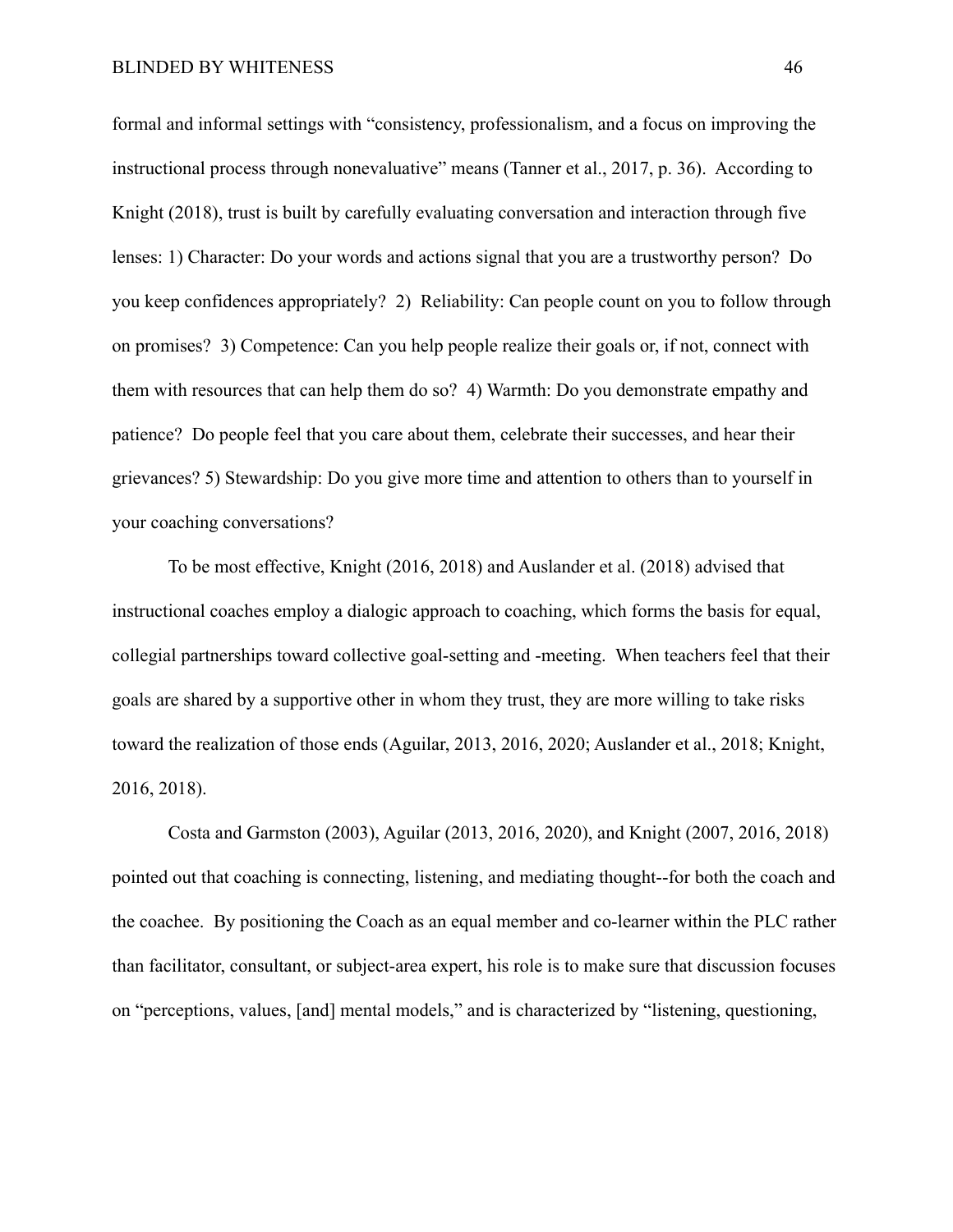formal and informal settings with "consistency, professionalism, and a focus on improving the instructional process through nonevaluative" means (Tanner et al., 2017, p. 36). According to Knight (2018), trust is built by carefully evaluating conversation and interaction through five lenses: 1) Character: Do your words and actions signal that you are a trustworthy person? Do you keep confidences appropriately? 2) Reliability: Can people count on you to follow through on promises? 3) Competence: Can you help people realize their goals or, if not, connect with them with resources that can help them do so? 4) Warmth: Do you demonstrate empathy and patience? Do people feel that you care about them, celebrate their successes, and hear their grievances? 5) Stewardship: Do you give more time and attention to others than to yourself in your coaching conversations?

To be most effective, Knight (2016, 2018) and Auslander et al. (2018) advised that instructional coaches employ a dialogic approach to coaching, which forms the basis for equal, collegial partnerships toward collective goal-setting and -meeting. When teachers feel that their goals are shared by a supportive other in whom they trust, they are more willing to take risks toward the realization of those ends (Aguilar, 2013, 2016, 2020; Auslander et al., 2018; Knight, 2016, 2018).

Costa and Garmston (2003), Aguilar (2013, 2016, 2020), and Knight (2007, 2016, 2018) pointed out that coaching is connecting, listening, and mediating thought--for both the coach and the coachee. By positioning the Coach as an equal member and co-learner within the PLC rather than facilitator, consultant, or subject-area expert, his role is to make sure that discussion focuses on "perceptions, values, [and] mental models," and is characterized by "listening, questioning,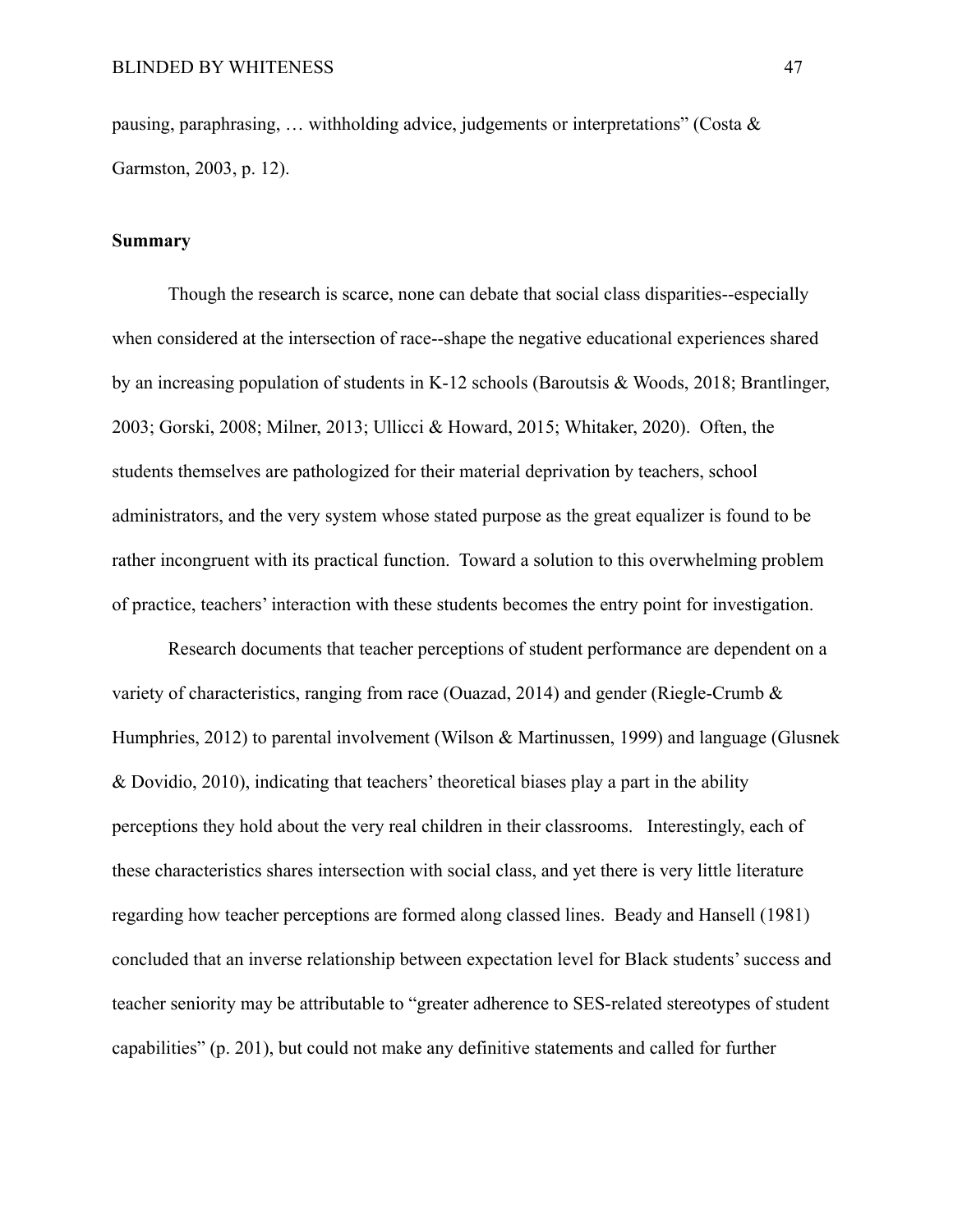pausing, paraphrasing, … withholding advice, judgements or interpretations" (Costa & Garmston, 2003, p. 12).

**Summary**

Though the research is scarce, none can debate that social class disparities--especially when considered at the intersection of race--shape the negative educational experiences shared by an increasing population of students in K-12 schools (Baroutsis & Woods, 2018; Brantlinger, 2003; Gorski, 2008; Milner, 2013; Ullicci & Howard, 2015; Whitaker, 2020). Often, the students themselves are pathologized for their material deprivation by teachers, school administrators, and the very system whose stated purpose as the great equalizer is found to be rather incongruent with its practical function. Toward a solution to this overwhelming problem of practice, teachers' interaction with these students becomes the entry point for investigation.

Research documents that teacher perceptions of student performance are dependent on a variety of characteristics, ranging from race (Ouazad, 2014) and gender (Riegle-Crumb & Humphries, 2012) to parental involvement (Wilson & Martinussen, 1999) and language (Glusnek & Dovidio, 2010), indicating that teachers' theoretical biases play a part in the ability perceptions they hold about the very real children in their classrooms. Interestingly, each of these characteristics shares intersection with social class, and yet there is very little literature regarding how teacher perceptions are formed along classed lines. Beady and Hansell (1981) concluded that an inverse relationship between expectation level for Black students' success and teacher seniority may be attributable to "greater adherence to SES-related stereotypes of student capabilities" (p. 201), but could not make any definitive statements and called for further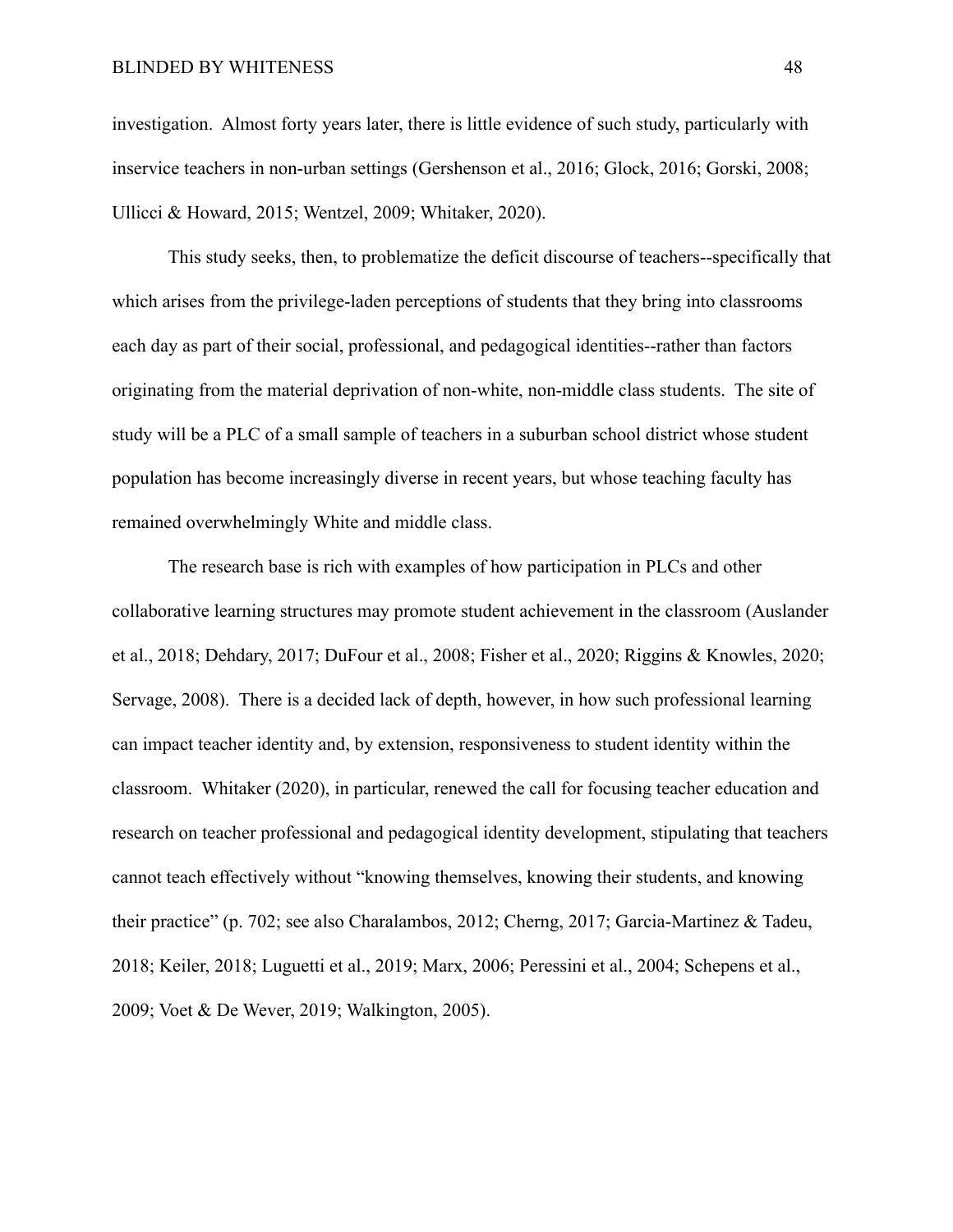investigation. Almost forty years later, there is little evidence of such study, particularly with inservice teachers in non-urban settings (Gershenson et al., 2016; Glock, 2016; Gorski, 2008; Ullicci & Howard, 2015; Wentzel, 2009; Whitaker, 2020).

This study seeks, then, to problematize the deficit discourse of teachers--specifically that which arises from the privilege-laden perceptions of students that they bring into classrooms each day as part of their social, professional, and pedagogical identities--rather than factors originating from the material deprivation of non-white, non-middle class students. The site of study will be a PLC of a small sample of teachers in a suburban school district whose student population has become increasingly diverse in recent years, but whose teaching faculty has remained overwhelmingly White and middle class.

The research base is rich with examples of how participation in PLCs and other collaborative learning structures may promote student achievement in the classroom (Auslander et al., 2018; Dehdary, 2017; DuFour et al., 2008; Fisher et al., 2020; Riggins & Knowles, 2020; Servage, 2008). There is a decided lack of depth, however, in how such professional learning can impact teacher identity and, by extension, responsiveness to student identity within the classroom. Whitaker (2020), in particular, renewed the call for focusing teacher education and research on teacher professional and pedagogical identity development, stipulating that teachers cannot teach effectively without "knowing themselves, knowing their students, and knowing their practice" (p. 702; see also Charalambos, 2012; Cherng, 2017; Garcia-Martinez & Tadeu, 2018; Keiler, 2018; Luguetti et al., 2019; Marx, 2006; Peressini et al., 2004; Schepens et al., 2009; Voet & De Wever, 2019; Walkington, 2005).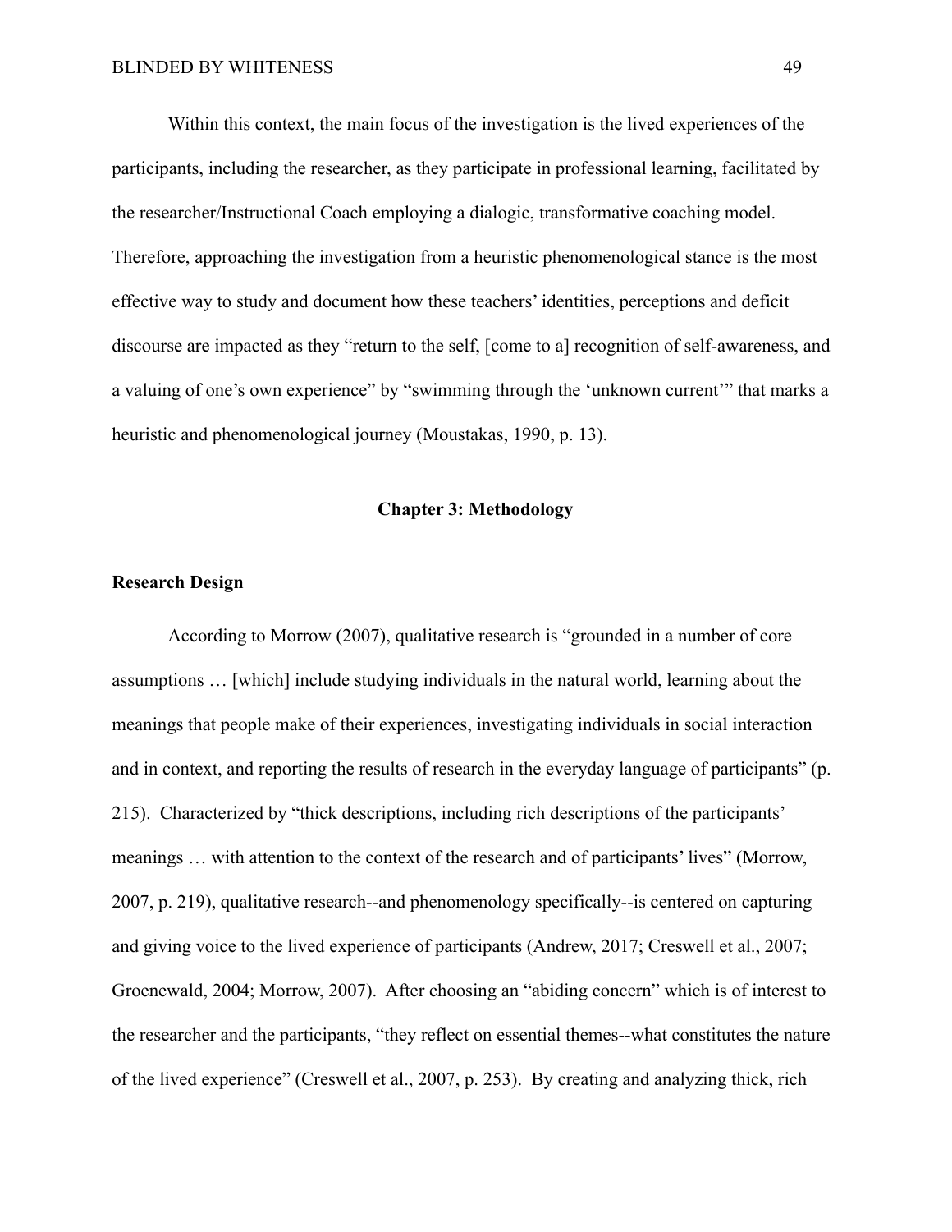Within this context, the main focus of the investigation is the lived experiences of the participants, including the researcher, as they participate in professional learning, facilitated by the researcher/Instructional Coach employing a dialogic, transformative coaching model. Therefore, approaching the investigation from a heuristic phenomenological stance is the most effective way to study and document how these teachers' identities, perceptions and deficit discourse are impacted as they "return to the self, [come to a] recognition of self-awareness, and a valuing of one's own experience" by "swimming through the 'unknown current'" that marks a heuristic and phenomenological journey (Moustakas, 1990, p. 13).

# Chapter 3: Methodology

## Research Design

According to Morrow (2007), qualitative research is "grounded in a number of core assumptions … [which] include studying individuals in the natural world, learning about the meanings that people make of their experiences, investigating individuals in social interaction and in context, and reporting the results of research in the everyday language of participants" (p. 215). Characterized by "thick descriptions, including rich descriptions of the participants' meanings … with attention to the context of the research and of participants' lives" (Morrow, 2007, p. 219), qualitative research--and phenomenology specifically--is centered on capturing and giving voice to the lived experience of participants (Andrew, 2017; Creswell et al., 2007; Groenewald, 2004; Morrow, 2007). After choosing an "abiding concern" which is of interest to the researcher and the participants, "they reflect on essential themes--what constitutes the nature of the lived experience" (Creswell et al., 2007, p. 253). By creating and analyzing thick, rich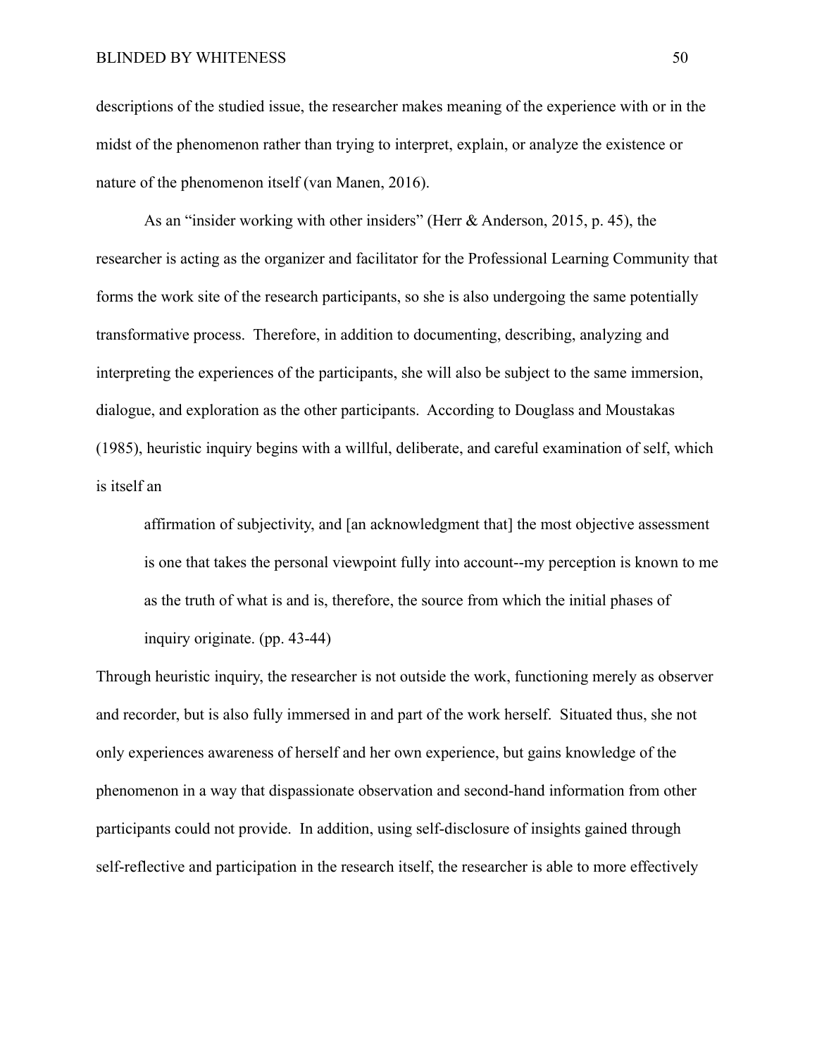descriptions of the studied issue, the researcher makes meaning of the experience with or in the midst of the phenomenon rather than trying to interpret, explain, or analyze the existence or nature of the phenomenon itself (van Manen, 2016).

As an "insider working with other insiders" (Herr & Anderson, 2015, p. 45), the researcher is acting as the organizer and facilitator for the Professional Learning Community that forms the work site of the research participants, so she is also undergoing the same potentially transformative process. Therefore, in addition to documenting, describing, analyzing and interpreting the experiences of the participants, she will also be subject to the same immersion, dialogue, and exploration as the other participants. According to Douglass and Moustakas (1985), heuristic inquiry begins with a willful, deliberate, and careful examination of self, which is itself an

> affirmation of subjectivity, and [an acknowledgment that] the most objective assessment is one that takes the personal viewpoint fully into account--my perception is known to me as the truth of what is and is, therefore, the source from which the initial phases of inquiry originate. (pp. 43-44)

Through heuristic inquiry, the researcher is not outside the work, functioning merely as observer and recorder, but is also fully immersed in and part of the work herself. Situated thus, she not only experiences awareness of herself and her own experience, but gains knowledge of the phenomenon in a way that dispassionate observation and second-hand information from other participants could not provide. In addition, using self-disclosure of insights gained through self-reflective and participation in the research itself, the researcher is able to more effectively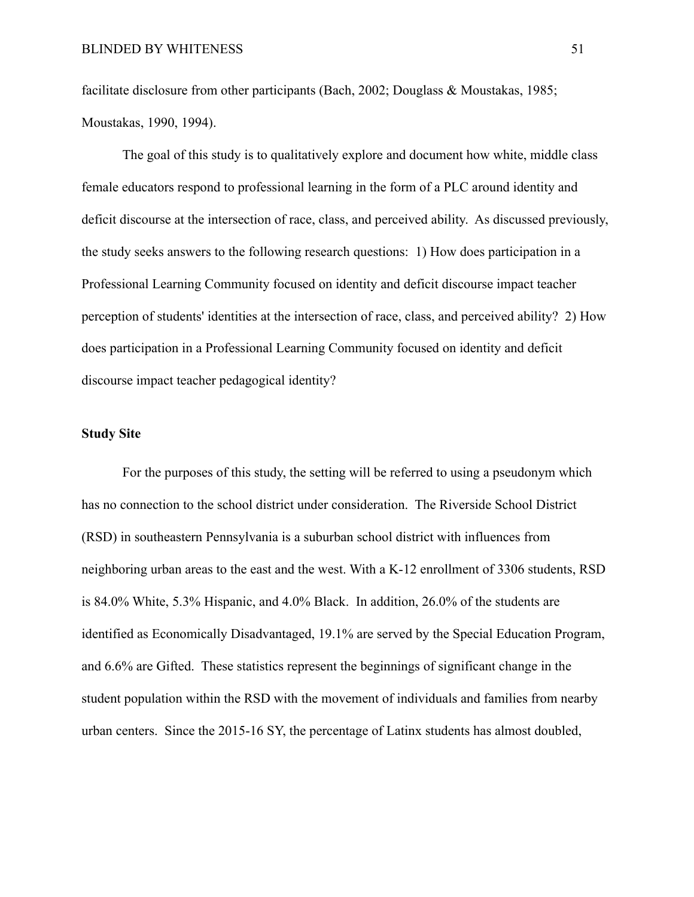facilitate disclosure from other participants (Bach, 2002; Douglass & Moustakas, 1985; Moustakas, 1990, 1994).

The goal of this study is to qualitatively explore and document how white, middle class female educators respond to professional learning in the form of a PLC around identity and deficit discourse at the intersection of race, class, and perceived ability. As discussed previously, the study seeks answers to the following research questions: 1) How does participation in a Professional Learning Community focused on identity and deficit discourse impact teacher perception of students' identities at the intersection of race, class, and perceived ability? 2) How does participation in a Professional Learning Community focused on identity and deficit discourse impact teacher pedagogical identity?

**Study Site**

For the purposes of this study, the setting will be referred to using a pseudonym which has no connection to the school district under consideration. The Riverside School District (RSD) in southeastern Pennsylvania is a suburban school district with influences from neighboring urban areas to the east and the west. With a K-12 enrollment of 3306 students, RSD is 84.0% White, 5.3% Hispanic, and 4.0% Black. In addition, 26.0% of the students are identified as Economically Disadvantaged, 19.1% are served by the Special Education Program, and 6.6% are Gifted. These statistics represent the beginnings of significant change in the student population within the RSD with the movement of individuals and families from nearby urban centers. Since the 2015-16 SY, the percentage of Latinx students has almost doubled,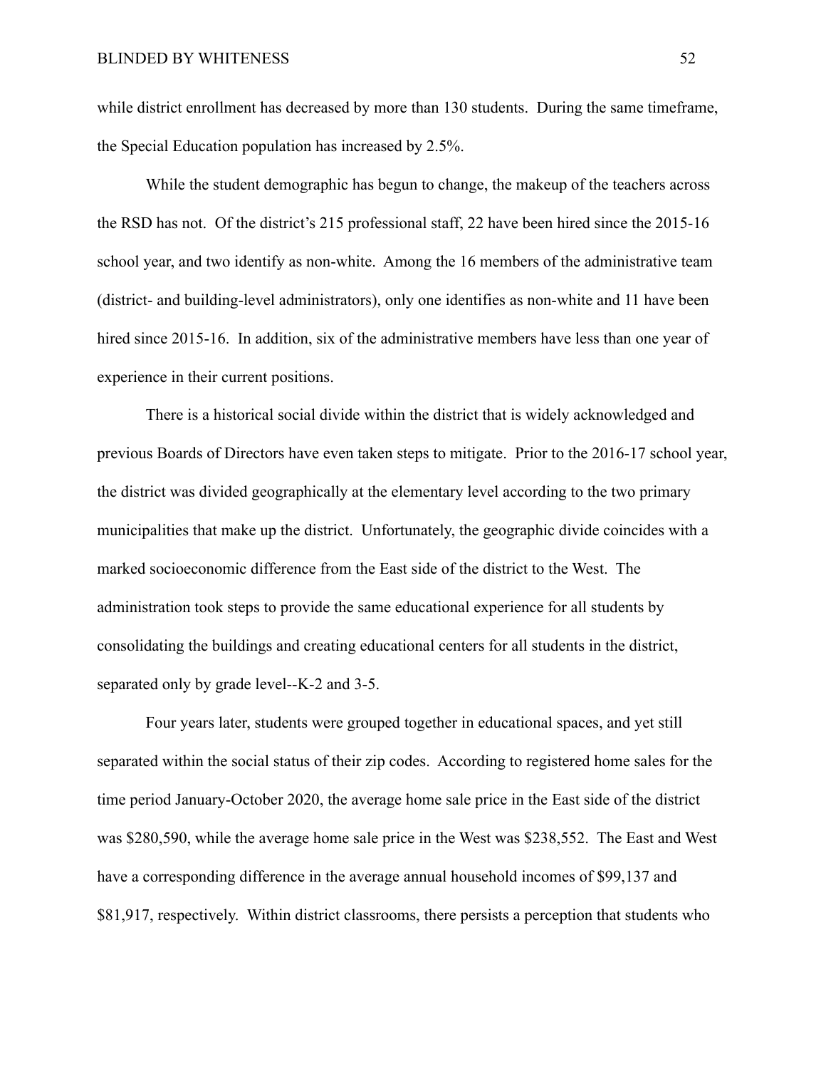while district enrollment has decreased by more than 130 students. During the same timeframe, the Special Education population has increased by 2.5%.

While the student demographic has begun to change, the makeup of the teachers across the RSD has not. Of the district's 215 professional staff, 22 have been hired since the 2015-16 school year, and two identify as non-white. Among the 16 members of the administrative team (district- and building-level administrators), only one identifies as non-white and 11 have been hired since 2015-16. In addition, six of the administrative members have less than one year of experience in their current positions.

There is a historical social divide within the district that is widely acknowledged and previous Boards of Directors have even taken steps to mitigate. Prior to the 2016-17 school year, the district was divided geographically at the elementary level according to the two primary municipalities that make up the district. Unfortunately, the geographic divide coincides with a marked socioeconomic difference from the East side of the district to the West. The administration took steps to provide the same educational experience for all students by consolidating the buildings and creating educational centers for all students in the district, separated only by grade level--K-2 and 3-5.

Four years later, students were grouped together in educational spaces, and yet still separated within the social status of their zip codes. According to registered home sales for the time period January-October 2020, the average home sale price in the East side of the district was $280,590, while the average home sale price in the West was $238,552. The East and West have a corresponding difference in the average annual household incomes of $99,137 and $81,917, respectively. Within district classrooms, there persists a perception that students who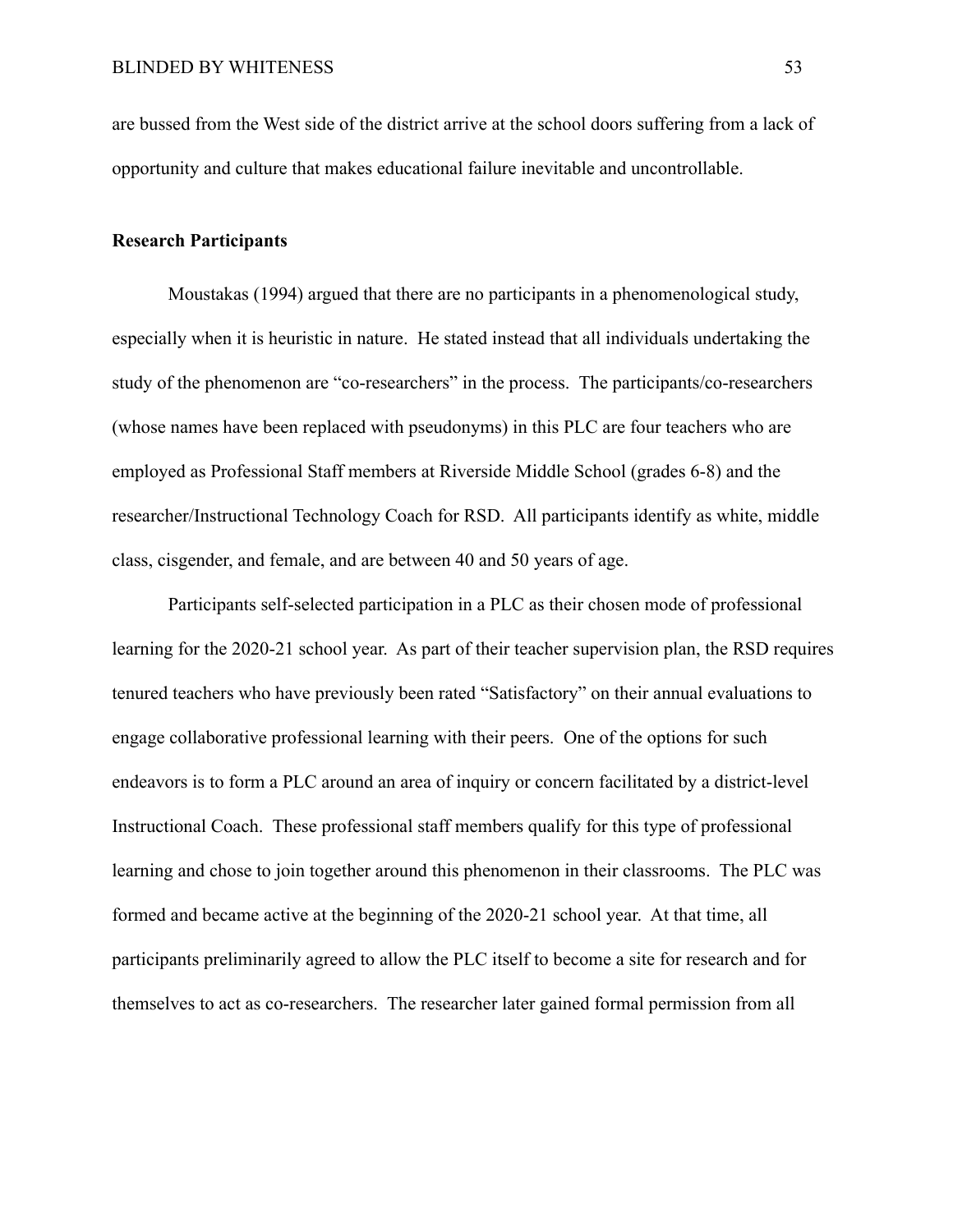are bussed from the West side of the district arrive at the school doors suffering from a lack of opportunity and culture that makes educational failure inevitable and uncontrollable.

**Research Participants**

Moustakas (1994) argued that there are no participants in a phenomenological study, especially when it is heuristic in nature. He stated instead that all individuals undertaking the study of the phenomenon are "co-researchers" in the process. The participants/co-researchers (whose names have been replaced with pseudonyms) in this PLC are four teachers who are employed as Professional Staff members at Riverside Middle School (grades 6-8) and the researcher/Instructional Technology Coach for RSD. All participants identify as white, middle class, cisgender, and female, and are between 40 and 50 years of age.

Participants self-selected participation in a PLC as their chosen mode of professional learning for the 2020-21 school year. As part of their teacher supervision plan, the RSD requires tenured teachers who have previously been rated "Satisfactory" on their annual evaluations to engage collaborative professional learning with their peers. One of the options for such endeavors is to form a PLC around an area of inquiry or concern facilitated by a district-level Instructional Coach. These professional staff members qualify for this type of professional learning and chose to join together around this phenomenon in their classrooms. The PLC was formed and became active at the beginning of the 2020-21 school year. At that time, all participants preliminarily agreed to allow the PLC itself to become a site for research and for themselves to act as co-researchers. The researcher later gained formal permission from all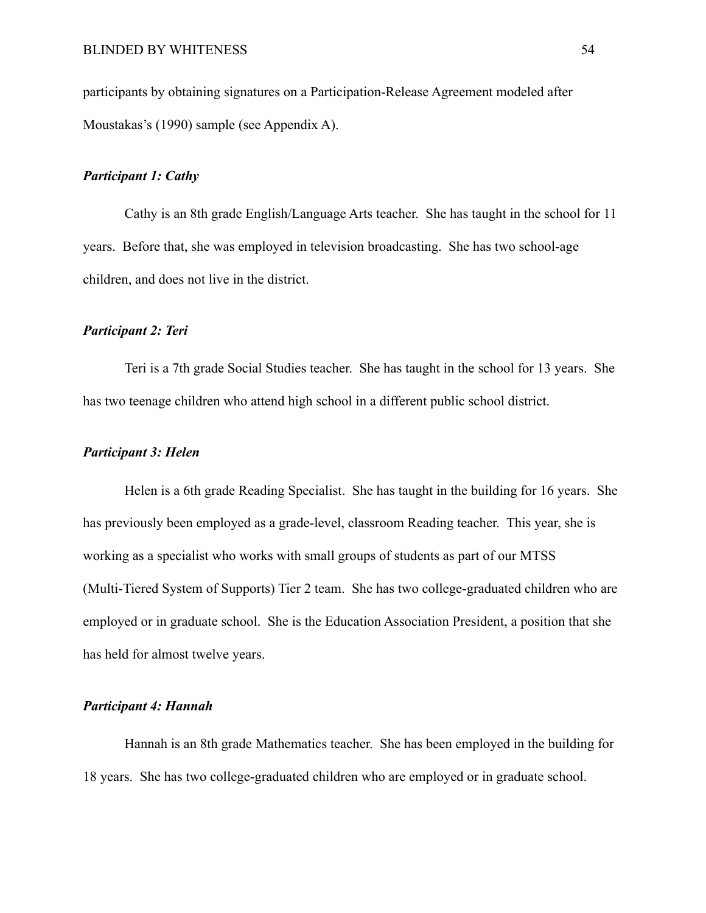participants by obtaining signatures on a Participation-Release Agreement modeled after Moustakas's (1990) sample (see Appendix A).

### *Participant 1: Cathy*

Cathy is an 8th grade English/Language Arts teacher. She has taught in the school for 11 years. Before that, she was employed in television broadcasting. She has two school-age children, and does not live in the district.

### *Participant 2: Teri*

Teri is a 7th grade Social Studies teacher. She has taught in the school for 13 years. She has two teenage children who attend high school in a different public school district.

### *Participant 3: Helen*

Helen is a 6th grade Reading Specialist. She has taught in the building for 16 years. She has previously been employed as a grade-level, classroom Reading teacher. This year, she is working as a specialist who works with small groups of students as part of our MTSS (Multi-Tiered System of Supports) Tier 2 team. She has two college-graduated children who are employed or in graduate school. She is the Education Association President, a position that she has held for almost twelve years.

### *Participant 4: Hannah*

Hannah is an 8th grade Mathematics teacher. She has been employed in the building for 18 years. She has two college-graduated children who are employed or in graduate school.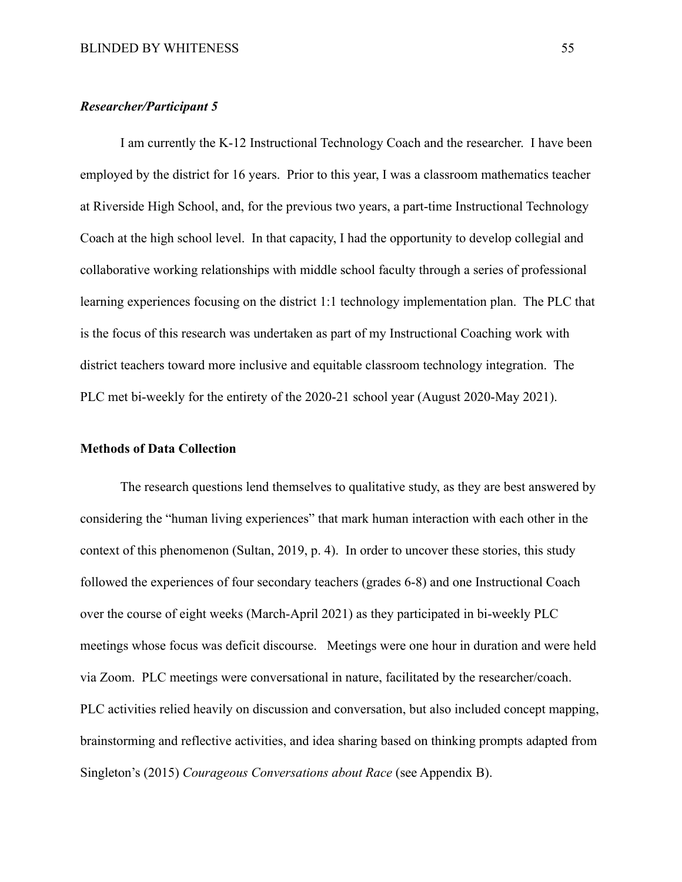***Researcher/Participant 5***

I am currently the K-12 Instructional Technology Coach and the researcher. I have been employed by the district for 16 years. Prior to this year, I was a classroom mathematics teacher at Riverside High School, and, for the previous two years, a part-time Instructional Technology Coach at the high school level. In that capacity, I had the opportunity to develop collegial and collaborative working relationships with middle school faculty through a series of professional learning experiences focusing on the district 1:1 technology implementation plan. The PLC that is the focus of this research was undertaken as part of my Instructional Coaching work with district teachers toward more inclusive and equitable classroom technology integration. The PLC met bi-weekly for the entirety of the 2020-21 school year (August 2020-May 2021).

**Methods of Data Collection**

The research questions lend themselves to qualitative study, as they are best answered by considering the "human living experiences" that mark human interaction with each other in the context of this phenomenon (Sultan, 2019, p. 4). In order to uncover these stories, this study followed the experiences of four secondary teachers (grades 6-8) and one Instructional Coach over the course of eight weeks (March-April 2021) as they participated in bi-weekly PLC meetings whose focus was deficit discourse. Meetings were one hour in duration and were held via Zoom. PLC meetings were conversational in nature, facilitated by the researcher/coach. PLC activities relied heavily on discussion and conversation, but also included concept mapping, brainstorming and reflective activities, and idea sharing based on thinking prompts adapted from Singleton's (2015) *Courageous Conversations about Race* (see Appendix B).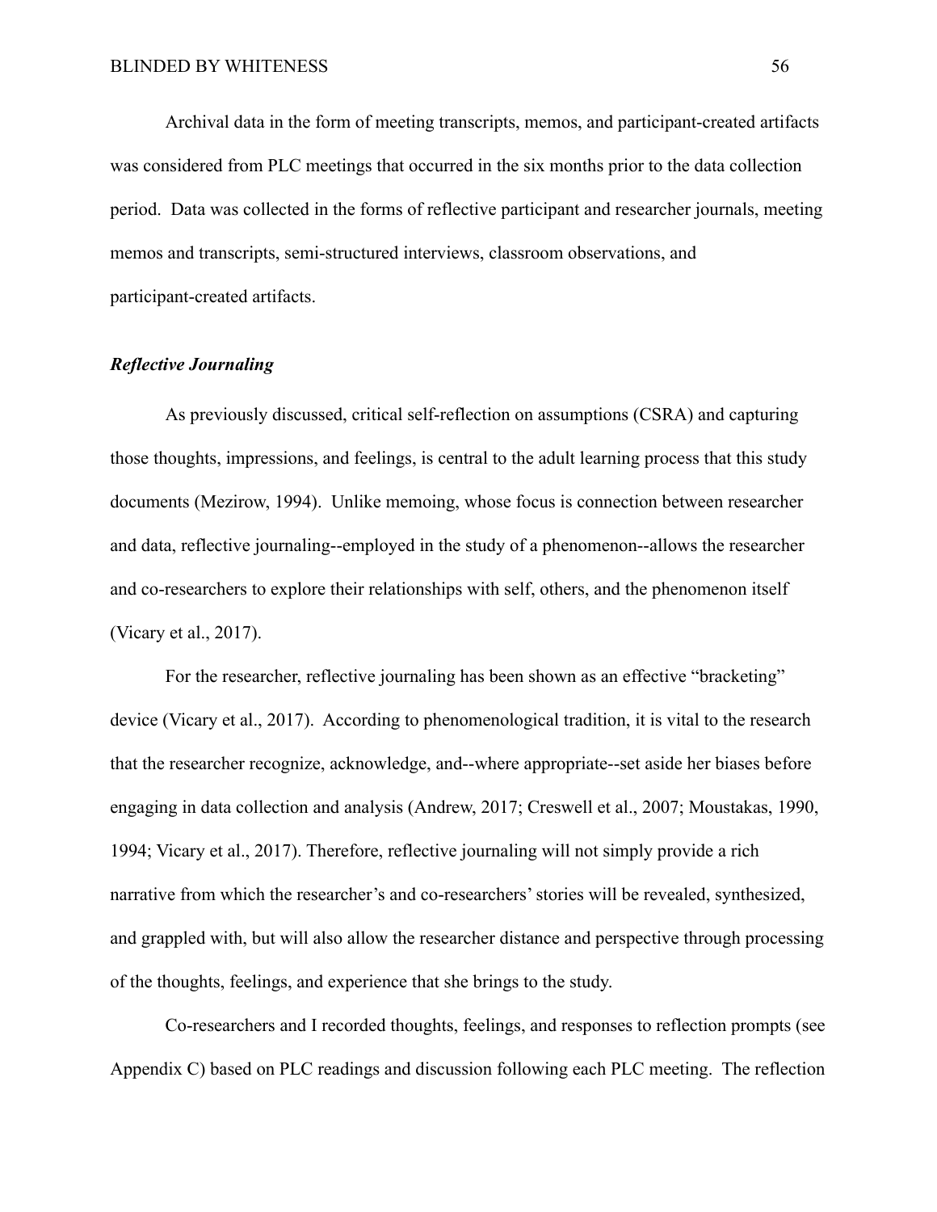Archival data in the form of meeting transcripts, memos, and participant-created artifacts was considered from PLC meetings that occurred in the six months prior to the data collection period. Data was collected in the forms of reflective participant and researcher journals, meeting memos and transcripts, semi-structured interviews, classroom observations, and participant-created artifacts.

### *Reflective Journaling*

As previously discussed, critical self-reflection on assumptions (CSRA) and capturing those thoughts, impressions, and feelings, is central to the adult learning process that this study documents (Mezirow, 1994). Unlike memoing, whose focus is connection between researcher and data, reflective journaling--employed in the study of a phenomenon--allows the researcher and co-researchers to explore their relationships with self, others, and the phenomenon itself (Vicary et al., 2017).

For the researcher, reflective journaling has been shown as an effective "bracketing" device (Vicary et al., 2017). According to phenomenological tradition, it is vital to the research that the researcher recognize, acknowledge, and--where appropriate--set aside her biases before engaging in data collection and analysis (Andrew, 2017; Creswell et al., 2007; Moustakas, 1990, 1994; Vicary et al., 2017). Therefore, reflective journaling will not simply provide a rich narrative from which the researcher's and co-researchers' stories will be revealed, synthesized, and grappled with, but will also allow the researcher distance and perspective through processing of the thoughts, feelings, and experience that she brings to the study.

Co-researchers and I recorded thoughts, feelings, and responses to reflection prompts (see Appendix C) based on PLC readings and discussion following each PLC meeting. The reflection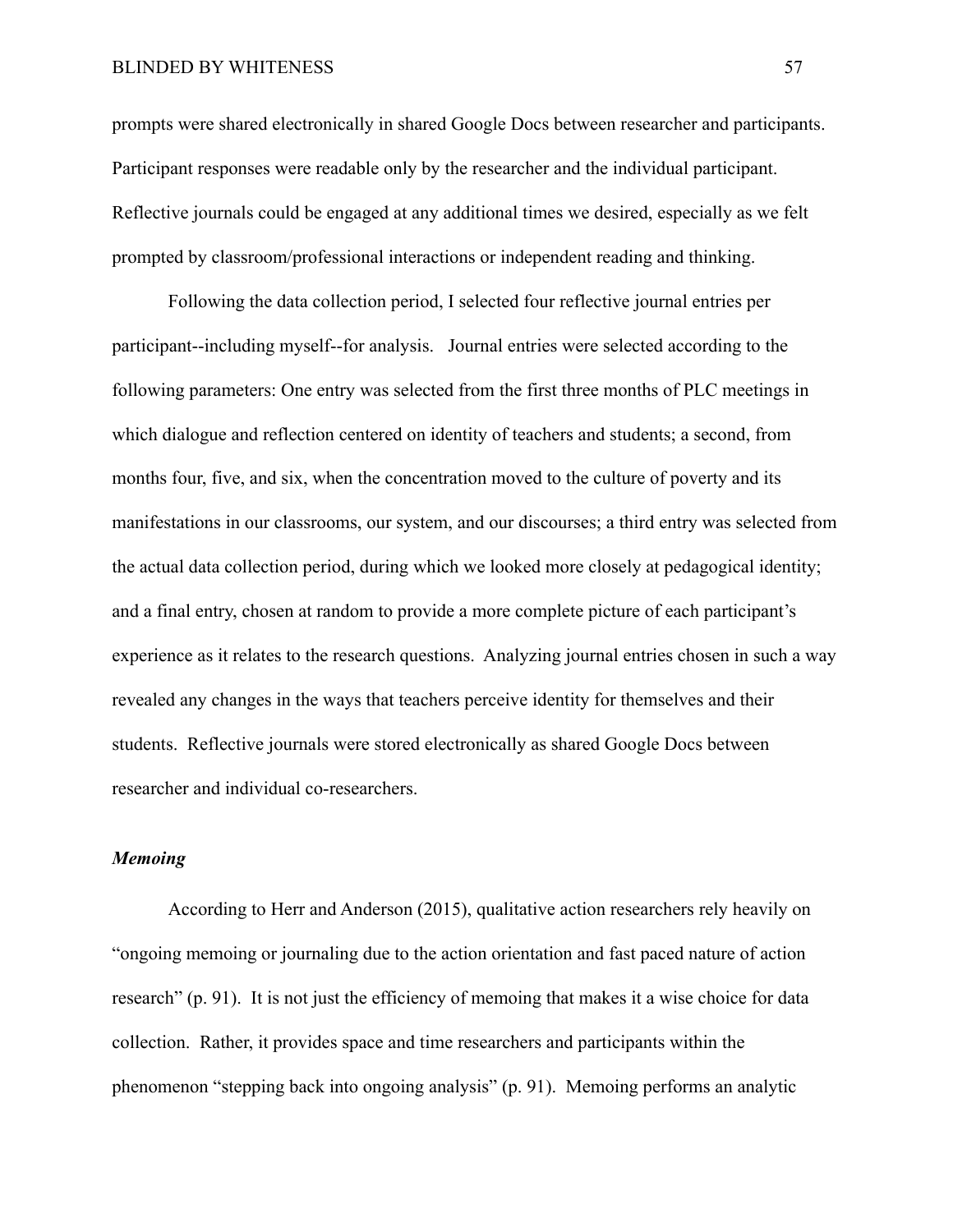prompts were shared electronically in shared Google Docs between researcher and participants. Participant responses were readable only by the researcher and the individual participant. Reflective journals could be engaged at any additional times we desired, especially as we felt prompted by classroom/professional interactions or independent reading and thinking.

Following the data collection period, I selected four reflective journal entries per participant--including myself--for analysis. Journal entries were selected according to the following parameters: One entry was selected from the first three months of PLC meetings in which dialogue and reflection centered on identity of teachers and students; a second, from months four, five, and six, when the concentration moved to the culture of poverty and its manifestations in our classrooms, our system, and our discourses; a third entry was selected from the actual data collection period, during which we looked more closely at pedagogical identity; and a final entry, chosen at random to provide a more complete picture of each participant's experience as it relates to the research questions. Analyzing journal entries chosen in such a way revealed any changes in the ways that teachers perceive identity for themselves and their students. Reflective journals were stored electronically as shared Google Docs between researcher and individual co-researchers.

### *Memoing*

According to Herr and Anderson (2015), qualitative action researchers rely heavily on "ongoing memoing or journaling due to the action orientation and fast paced nature of action research" (p. 91). It is not just the efficiency of memoing that makes it a wise choice for data collection. Rather, it provides space and time researchers and participants within the phenomenon "stepping back into ongoing analysis" (p. 91). Memoing performs an analytic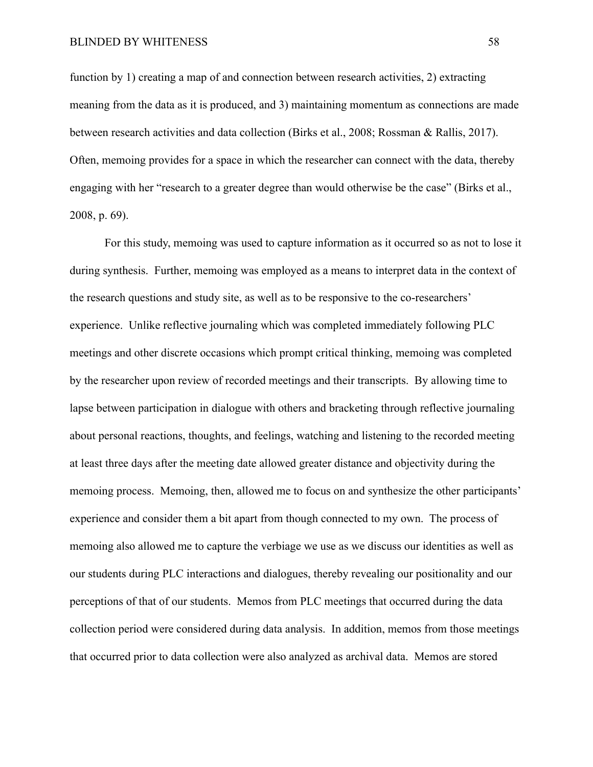function by 1) creating a map of and connection between research activities, 2) extracting meaning from the data as it is produced, and 3) maintaining momentum as connections are made between research activities and data collection (Birks et al., 2008; Rossman & Rallis, 2017). Often, memoing provides for a space in which the researcher can connect with the data, thereby engaging with her "research to a greater degree than would otherwise be the case" (Birks et al., 2008, p. 69).

For this study, memoing was used to capture information as it occurred so as not to lose it during synthesis. Further, memoing was employed as a means to interpret data in the context of the research questions and study site, as well as to be responsive to the co-researchers' experience. Unlike reflective journaling which was completed immediately following PLC meetings and other discrete occasions which prompt critical thinking, memoing was completed by the researcher upon review of recorded meetings and their transcripts. By allowing time to lapse between participation in dialogue with others and bracketing through reflective journaling about personal reactions, thoughts, and feelings, watching and listening to the recorded meeting at least three days after the meeting date allowed greater distance and objectivity during the memoing process. Memoing, then, allowed me to focus on and synthesize the other participants' experience and consider them a bit apart from though connected to my own. The process of memoing also allowed me to capture the verbiage we use as we discuss our identities as well as our students during PLC interactions and dialogues, thereby revealing our positionality and our perceptions of that of our students. Memos from PLC meetings that occurred during the data collection period were considered during data analysis. In addition, memos from those meetings that occurred prior to data collection were also analyzed as archival data. Memos are stored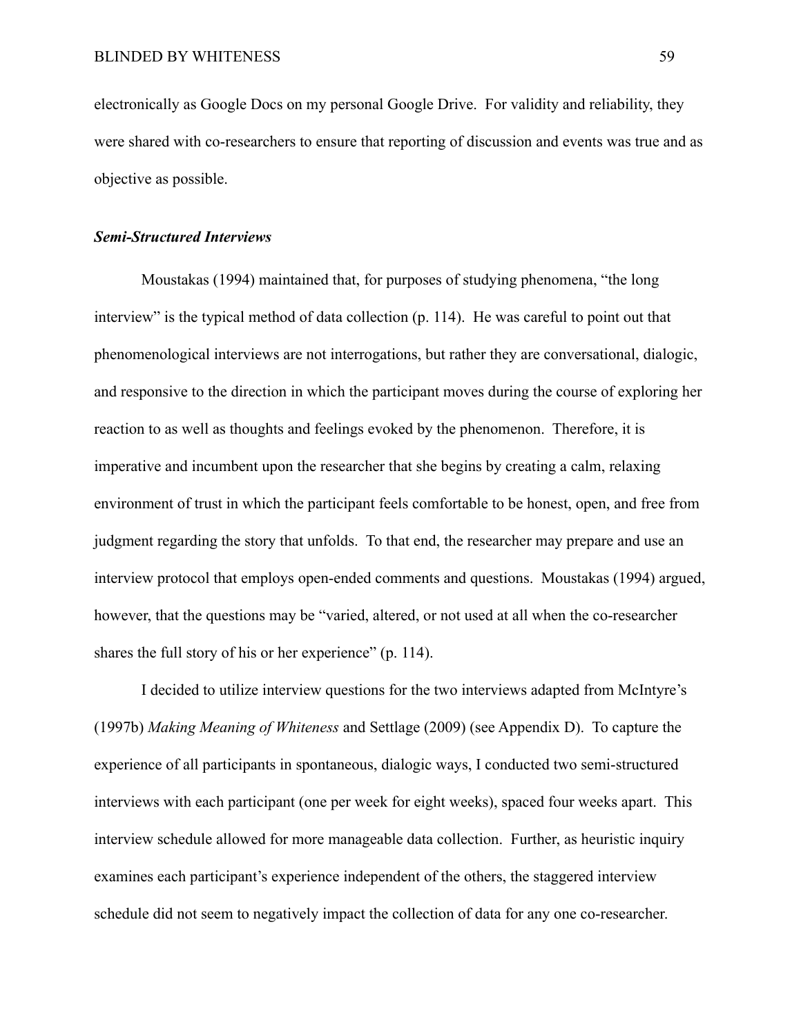electronically as Google Docs on my personal Google Drive. For validity and reliability, they were shared with co-researchers to ensure that reporting of discussion and events was true and as objective as possible.

### *Semi-Structured Interviews*

Moustakas (1994) maintained that, for purposes of studying phenomena, "the long interview" is the typical method of data collection (p. 114). He was careful to point out that phenomenological interviews are not interrogations, but rather they are conversational, dialogic, and responsive to the direction in which the participant moves during the course of exploring her reaction to as well as thoughts and feelings evoked by the phenomenon. Therefore, it is imperative and incumbent upon the researcher that she begins by creating a calm, relaxing environment of trust in which the participant feels comfortable to be honest, open, and free from judgment regarding the story that unfolds. To that end, the researcher may prepare and use an interview protocol that employs open-ended comments and questions. Moustakas (1994) argued, however, that the questions may be "varied, altered, or not used at all when the co-researcher shares the full story of his or her experience" (p. 114).

I decided to utilize interview questions for the two interviews adapted from McIntyre's (1997b) *Making Meaning of Whiteness* and Settlage (2009) (see Appendix D). To capture the experience of all participants in spontaneous, dialogic ways, I conducted two semi-structured interviews with each participant (one per week for eight weeks), spaced four weeks apart. This interview schedule allowed for more manageable data collection. Further, as heuristic inquiry examines each participant's experience independent of the others, the staggered interview schedule did not seem to negatively impact the collection of data for any one co-researcher.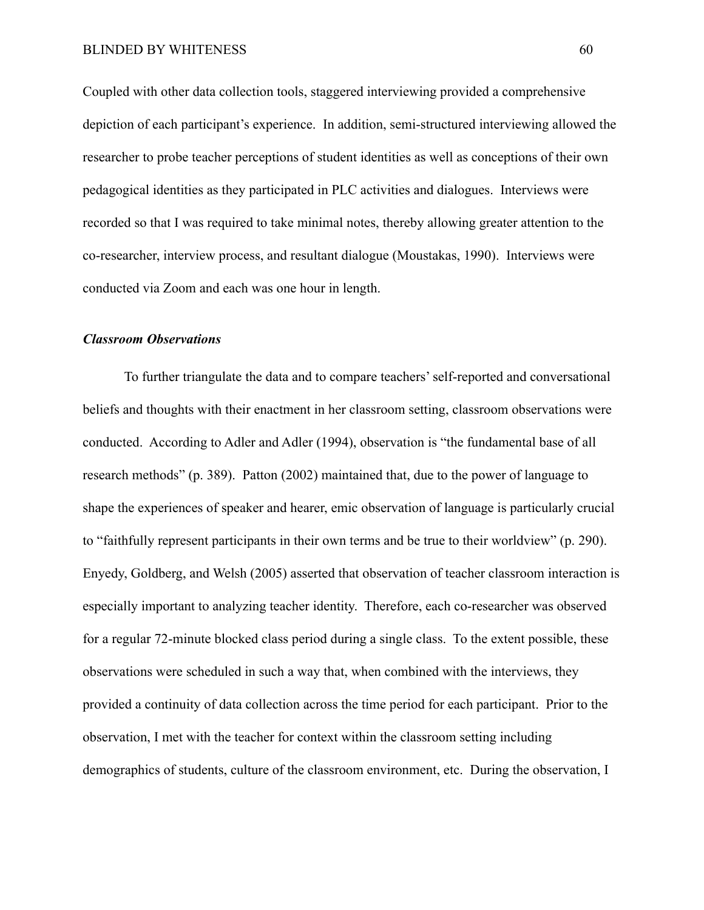Coupled with other data collection tools, staggered interviewing provided a comprehensive depiction of each participant's experience. In addition, semi-structured interviewing allowed the researcher to probe teacher perceptions of student identities as well as conceptions of their own pedagogical identities as they participated in PLC activities and dialogues. Interviews were recorded so that I was required to take minimal notes, thereby allowing greater attention to the co-researcher, interview process, and resultant dialogue (Moustakas, 1990). Interviews were conducted via Zoom and each was one hour in length.

### *Classroom Observations*

To further triangulate the data and to compare teachers' self-reported and conversational beliefs and thoughts with their enactment in her classroom setting, classroom observations were conducted. According to Adler and Adler (1994), observation is "the fundamental base of all research methods" (p. 389). Patton (2002) maintained that, due to the power of language to shape the experiences of speaker and hearer, emic observation of language is particularly crucial to "faithfully represent participants in their own terms and be true to their worldview" (p. 290). Enyedy, Goldberg, and Welsh (2005) asserted that observation of teacher classroom interaction is especially important to analyzing teacher identity. Therefore, each co-researcher was observed for a regular 72-minute blocked class period during a single class. To the extent possible, these observations were scheduled in such a way that, when combined with the interviews, they provided a continuity of data collection across the time period for each participant. Prior to the observation, I met with the teacher for context within the classroom setting including demographics of students, culture of the classroom environment, etc. During the observation, I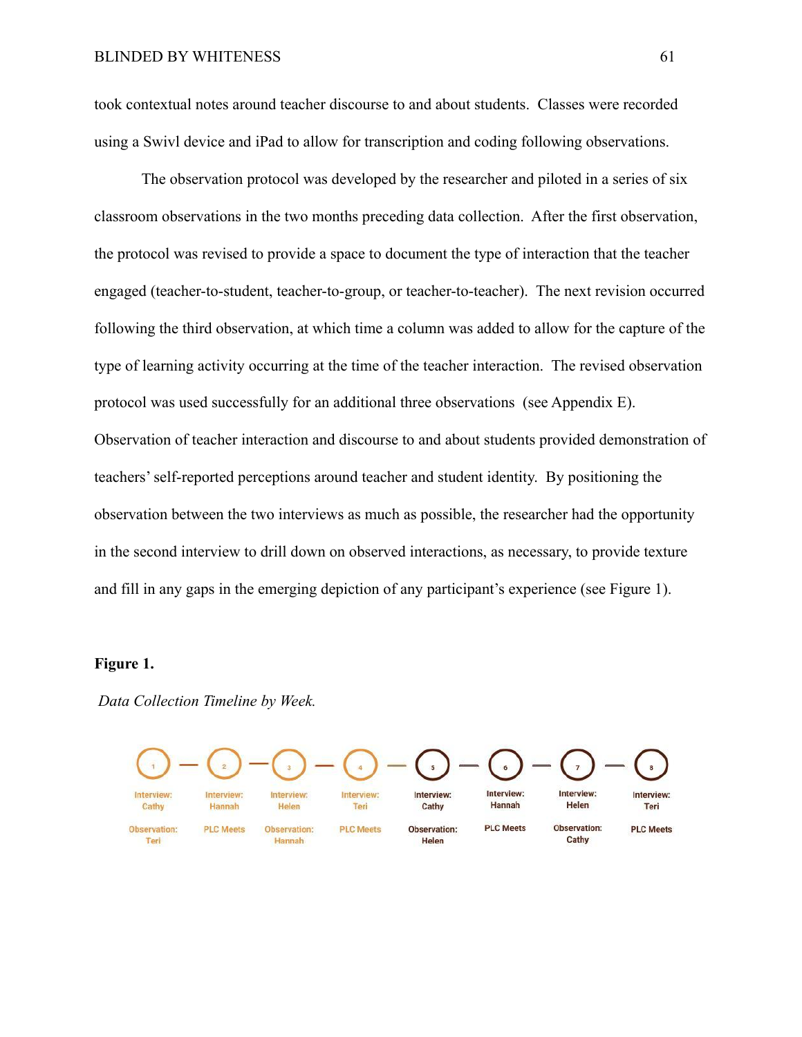took contextual notes around teacher discourse to and about students. Classes were recorded using a Swivl device and iPad to allow for transcription and coding following observations.

The observation protocol was developed by the researcher and piloted in a series of six classroom observations in the two months preceding data collection. After the first observation, the protocol was revised to provide a space to document the type of interaction that the teacher engaged (teacher-to-student, teacher-to-group, or teacher-to-teacher). The next revision occurred following the third observation, at which time a column was added to allow for the capture of the type of learning activity occurring at the time of the teacher interaction. The revised observation protocol was used successfully for an additional three observations (see Appendix E). Observation of teacher interaction and discourse to and about students provided demonstration of teachers' self-reported perceptions around teacher and student identity. By positioning the observation between the two interviews as much as possible, the researcher had the opportunity in the second interview to drill down on observed interactions, as necessary, to provide texture and fill in any gaps in the emerging depiction of any participant's experience (see Figure 1).

**Figure 1.**

*Data Collection Timeline by Week.*

| 1 | 2 | 3 | 4 | 5 | 6 | 7 | 8 |
|---|---|---|---|---|---|---|---|
| Interview: Cathy | Interview: Hannah | Interview: Helen | Interview: Teri | Interview: Cathy | Interview: Hannah | Interview: Helen | Interview: Teri |
| Observation: Teri | PLC Meets | Observation: Hannah | PLC Meets | Observation: Helen | PLC Meets | Observation: Cathy | PLC Meets |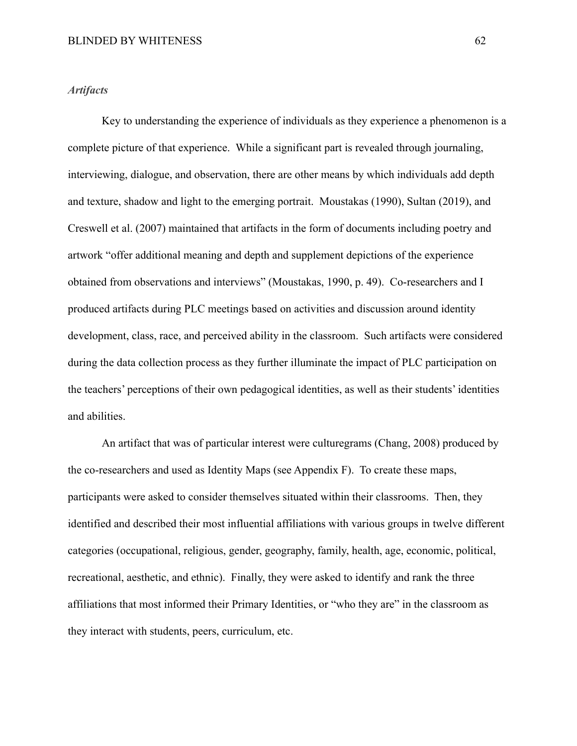### *Artifacts*

Key to understanding the experience of individuals as they experience a phenomenon is a complete picture of that experience. While a significant part is revealed through journaling, interviewing, dialogue, and observation, there are other means by which individuals add depth and texture, shadow and light to the emerging portrait. Moustakas (1990), Sultan (2019), and Creswell et al. (2007) maintained that artifacts in the form of documents including poetry and artwork "offer additional meaning and depth and supplement depictions of the experience obtained from observations and interviews" (Moustakas, 1990, p. 49). Co-researchers and I produced artifacts during PLC meetings based on activities and discussion around identity development, class, race, and perceived ability in the classroom. Such artifacts were considered during the data collection process as they further illuminate the impact of PLC participation on the teachers' perceptions of their own pedagogical identities, as well as their students' identities and abilities.

An artifact that was of particular interest were culturegrams (Chang, 2008) produced by the co-researchers and used as Identity Maps (see Appendix F). To create these maps, participants were asked to consider themselves situated within their classrooms. Then, they identified and described their most influential affiliations with various groups in twelve different categories (occupational, religious, gender, geography, family, health, age, economic, political, recreational, aesthetic, and ethnic). Finally, they were asked to identify and rank the three affiliations that most informed their Primary Identities, or "who they are" in the classroom as they interact with students, peers, curriculum, etc.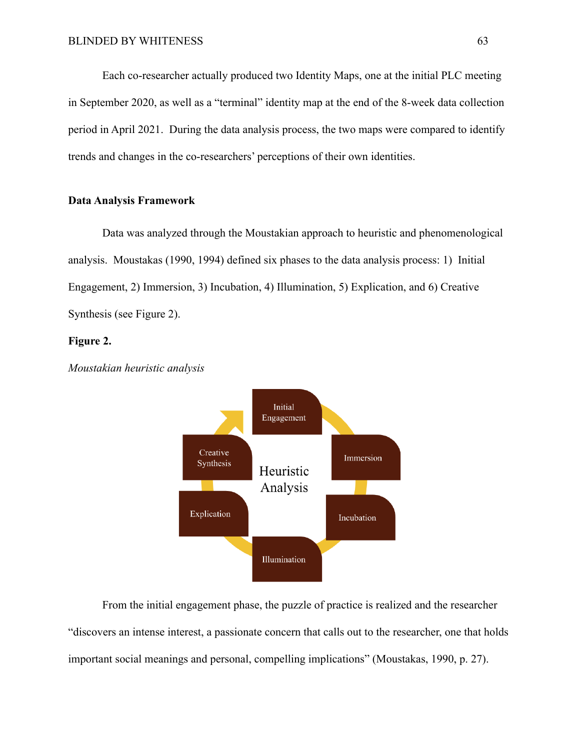Each co-researcher actually produced two Identity Maps, one at the initial PLC meeting in September 2020, as well as a "terminal" identity map at the end of the 8-week data collection period in April 2021. During the data analysis process, the two maps were compared to identify trends and changes in the co-researchers' perceptions of their own identities.

### Data Analysis Framework

Data was analyzed through the Moustakian approach to heuristic and phenomenological analysis. Moustakas (1990, 1994) defined six phases to the data analysis process: 1) Initial Engagement, 2) Immersion, 3) Incubation, 4) Illumination, 5) Explication, and 6) Creative Synthesis (see Figure 2).

**Figure 2.**

*Moustakian heuristic analysis*

From the initial engagement phase, the puzzle of practice is realized and the researcher "discovers an intense interest, a passionate concern that calls out to the researcher, one that holds important social meanings and personal, compelling implications" (Moustakas, 1990, p. 27).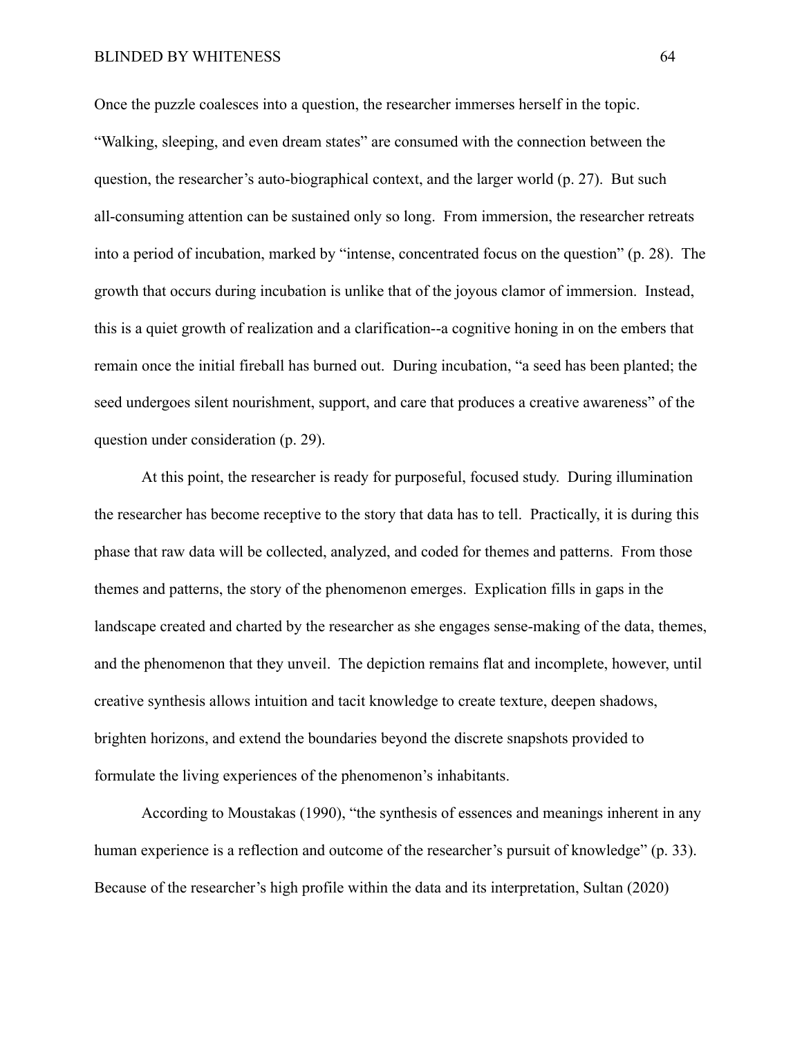Once the puzzle coalesces into a question, the researcher immerses herself in the topic. "Walking, sleeping, and even dream states" are consumed with the connection between the question, the researcher's auto-biographical context, and the larger world (p. 27). But such all-consuming attention can be sustained only so long. From immersion, the researcher retreats into a period of incubation, marked by "intense, concentrated focus on the question" (p. 28). The growth that occurs during incubation is unlike that of the joyous clamor of immersion. Instead, this is a quiet growth of realization and a clarification--a cognitive honing in on the embers that remain once the initial fireball has burned out. During incubation, "a seed has been planted; the seed undergoes silent nourishment, support, and care that produces a creative awareness" of the question under consideration (p. 29).

At this point, the researcher is ready for purposeful, focused study. During illumination the researcher has become receptive to the story that data has to tell. Practically, it is during this phase that raw data will be collected, analyzed, and coded for themes and patterns. From those themes and patterns, the story of the phenomenon emerges. Explication fills in gaps in the landscape created and charted by the researcher as she engages sense-making of the data, themes, and the phenomenon that they unveil. The depiction remains flat and incomplete, however, until creative synthesis allows intuition and tacit knowledge to create texture, deepen shadows, brighten horizons, and extend the boundaries beyond the discrete snapshots provided to formulate the living experiences of the phenomenon's inhabitants.

According to Moustakas (1990), "the synthesis of essences and meanings inherent in any human experience is a reflection and outcome of the researcher's pursuit of knowledge" (p. 33). Because of the researcher's high profile within the data and its interpretation, Sultan (2020)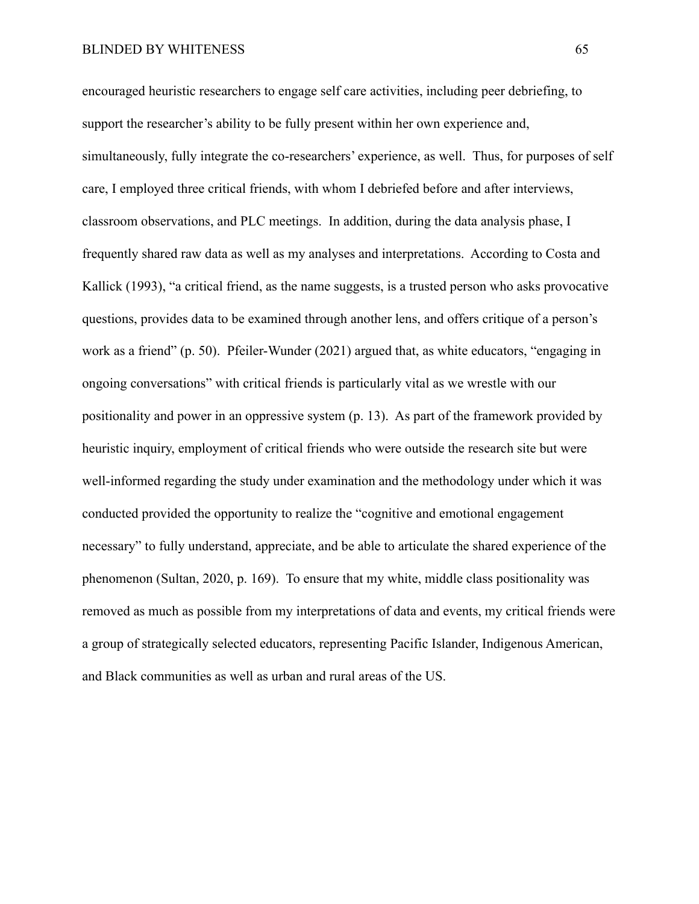encouraged heuristic researchers to engage self care activities, including peer debriefing, to support the researcher's ability to be fully present within her own experience and, simultaneously, fully integrate the co-researchers' experience, as well. Thus, for purposes of self care, I employed three critical friends, with whom I debriefed before and after interviews, classroom observations, and PLC meetings. In addition, during the data analysis phase, I frequently shared raw data as well as my analyses and interpretations. According to Costa and Kallick (1993), "a critical friend, as the name suggests, is a trusted person who asks provocative questions, provides data to be examined through another lens, and offers critique of a person's work as a friend" (p. 50). Pfeiler-Wunder (2021) argued that, as white educators, "engaging in ongoing conversations" with critical friends is particularly vital as we wrestle with our positionality and power in an oppressive system (p. 13). As part of the framework provided by heuristic inquiry, employment of critical friends who were outside the research site but were well-informed regarding the study under examination and the methodology under which it was conducted provided the opportunity to realize the "cognitive and emotional engagement necessary" to fully understand, appreciate, and be able to articulate the shared experience of the phenomenon (Sultan, 2020, p. 169). To ensure that my white, middle class positionality was removed as much as possible from my interpretations of data and events, my critical friends were a group of strategically selected educators, representing Pacific Islander, Indigenous American, and Black communities as well as urban and rural areas of the US.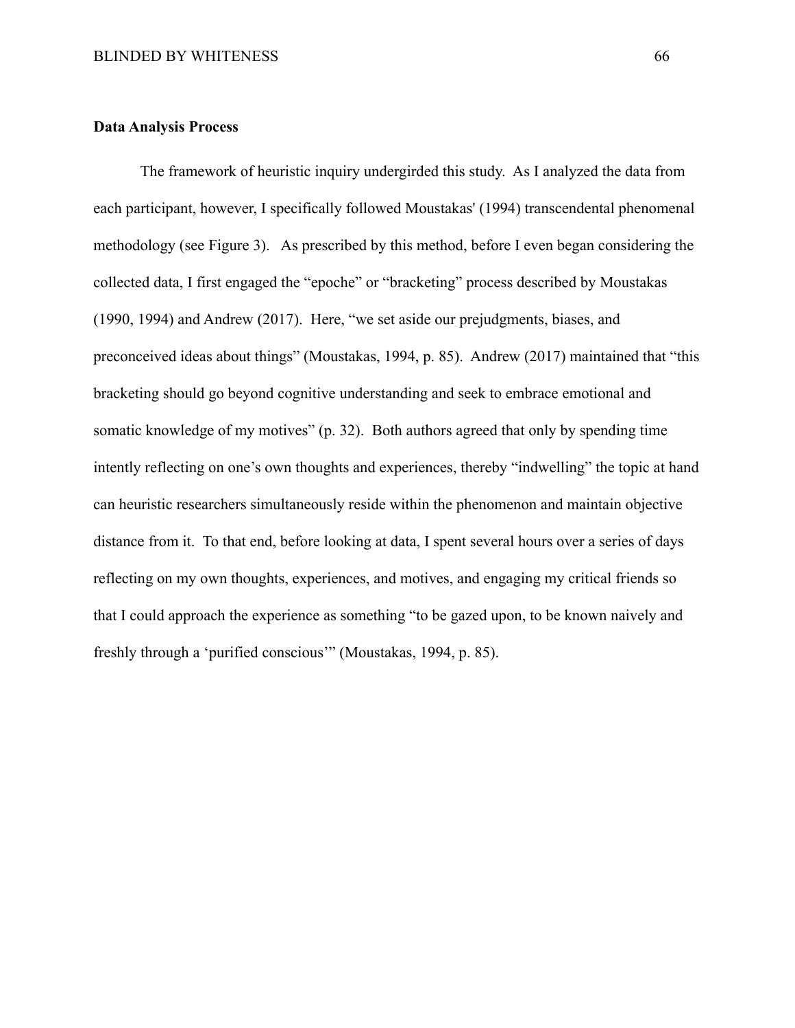**Data Analysis Process**

The framework of heuristic inquiry undergirded this study. As I analyzed the data from each participant, however, I specifically followed Moustakas' (1994) transcendental phenomenal methodology (see Figure 3). As prescribed by this method, before I even began considering the collected data, I first engaged the "epoche" or "bracketing" process described by Moustakas (1990, 1994) and Andrew (2017). Here, "we set aside our prejudgments, biases, and preconceived ideas about things" (Moustakas, 1994, p. 85). Andrew (2017) maintained that "this bracketing should go beyond cognitive understanding and seek to embrace emotional and somatic knowledge of my motives" (p. 32). Both authors agreed that only by spending time intently reflecting on one's own thoughts and experiences, thereby "indwelling" the topic at hand can heuristic researchers simultaneously reside within the phenomenon and maintain objective distance from it. To that end, before looking at data, I spent several hours over a series of days reflecting on my own thoughts, experiences, and motives, and engaging my critical friends so that I could approach the experience as something "to be gazed upon, to be known naively and freshly through a 'purified conscious'" (Moustakas, 1994, p. 85).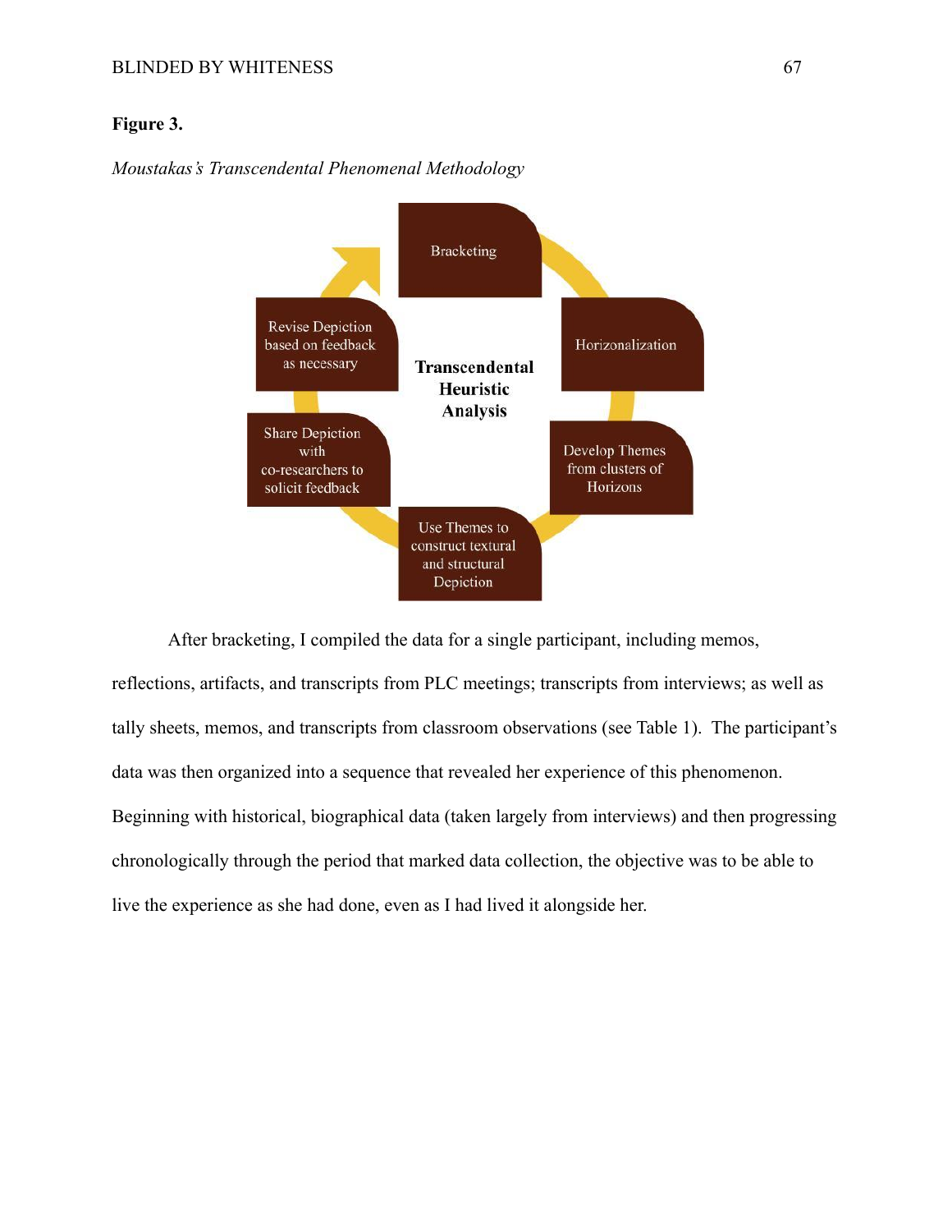**Figure 3.**

*Moustakas's Transcendental Phenomenal Methodology*

Bracketing

Horizonalization

Develop Themes from clusters of Horizons

Use Themes to construct textural and structural Depiction

Share Depiction with co-researchers to solicit feedback

Revise Depiction based on feedback as necessary

**Transcendental Heuristic Analysis**

After bracketing, I compiled the data for a single participant, including memos, reflections, artifacts, and transcripts from PLC meetings; transcripts from interviews; as well as tally sheets, memos, and transcripts from classroom observations (see Table 1). The participant's data was then organized into a sequence that revealed her experience of this phenomenon. Beginning with historical, biographical data (taken largely from interviews) and then progressing chronologically through the period that marked data collection, the objective was to be able to live the experience as she had done, even as I had lived it alongside her.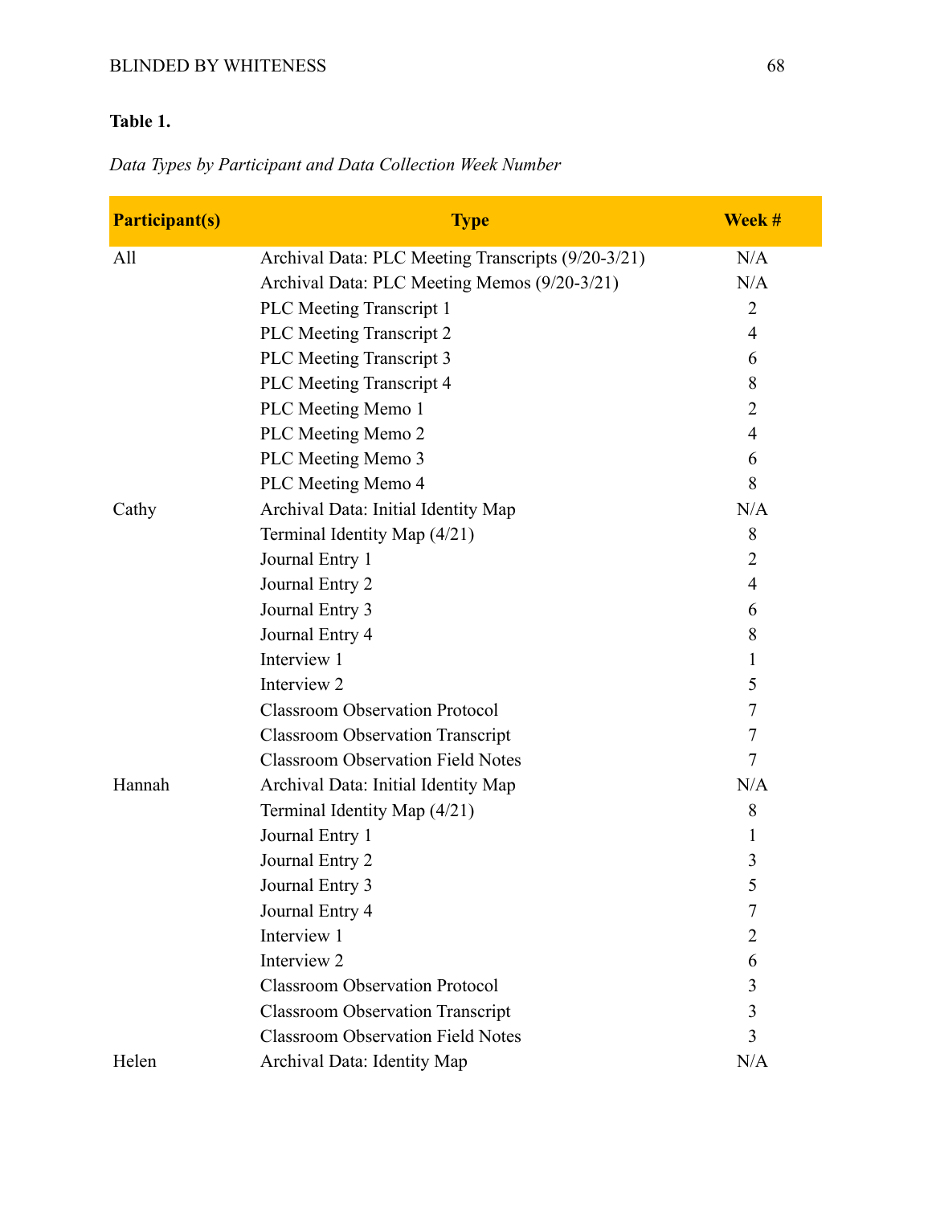**Table 1.**

*Data Types by Participant and Data Collection Week Number*

| Participant(s) | Type | Week # |
|---|---|---|
| All | Archival Data: PLC Meeting Transcripts (9/20-3/21) | N/A |
| | Archival Data: PLC Meeting Memos (9/20-3/21) | N/A |
| | PLC Meeting Transcript 1 | 2 |
| | PLC Meeting Transcript 2 | 4 |
| | PLC Meeting Transcript 3 | 6 |
| | PLC Meeting Transcript 4 | 8 |
| | PLC Meeting Memo 1 | 2 |
| | PLC Meeting Memo 2 | 4 |
| | PLC Meeting Memo 3 | 6 |
| | PLC Meeting Memo 4 | 8 |
| Cathy | Archival Data: Initial Identity Map | N/A |
| | Terminal Identity Map (4/21) | 8 |
| | Journal Entry 1 | 2 |
| | Journal Entry 2 | 4 |
| | Journal Entry 3 | 6 |
| | Journal Entry 4 | 8 |
| | Interview 1 | 1 |
| | Interview 2 | 5 |
| | Classroom Observation Protocol | 7 |
| | Classroom Observation Transcript | 7 |
| | Classroom Observation Field Notes | 7 |
| Hannah | Archival Data: Initial Identity Map | N/A |
| | Terminal Identity Map (4/21) | 8 |
| | Journal Entry 1 | 1 |
| | Journal Entry 2 | 3 |
| | Journal Entry 3 | 5 |
| | Journal Entry 4 | 7 |
| | Interview 1 | 2 |
| | Interview 2 | 6 |
| | Classroom Observation Protocol | 3 |
| | Classroom Observation Transcript | 3 |
| | Classroom Observation Field Notes | 3 |
| Helen | Archival Data: Identity Map | N/A |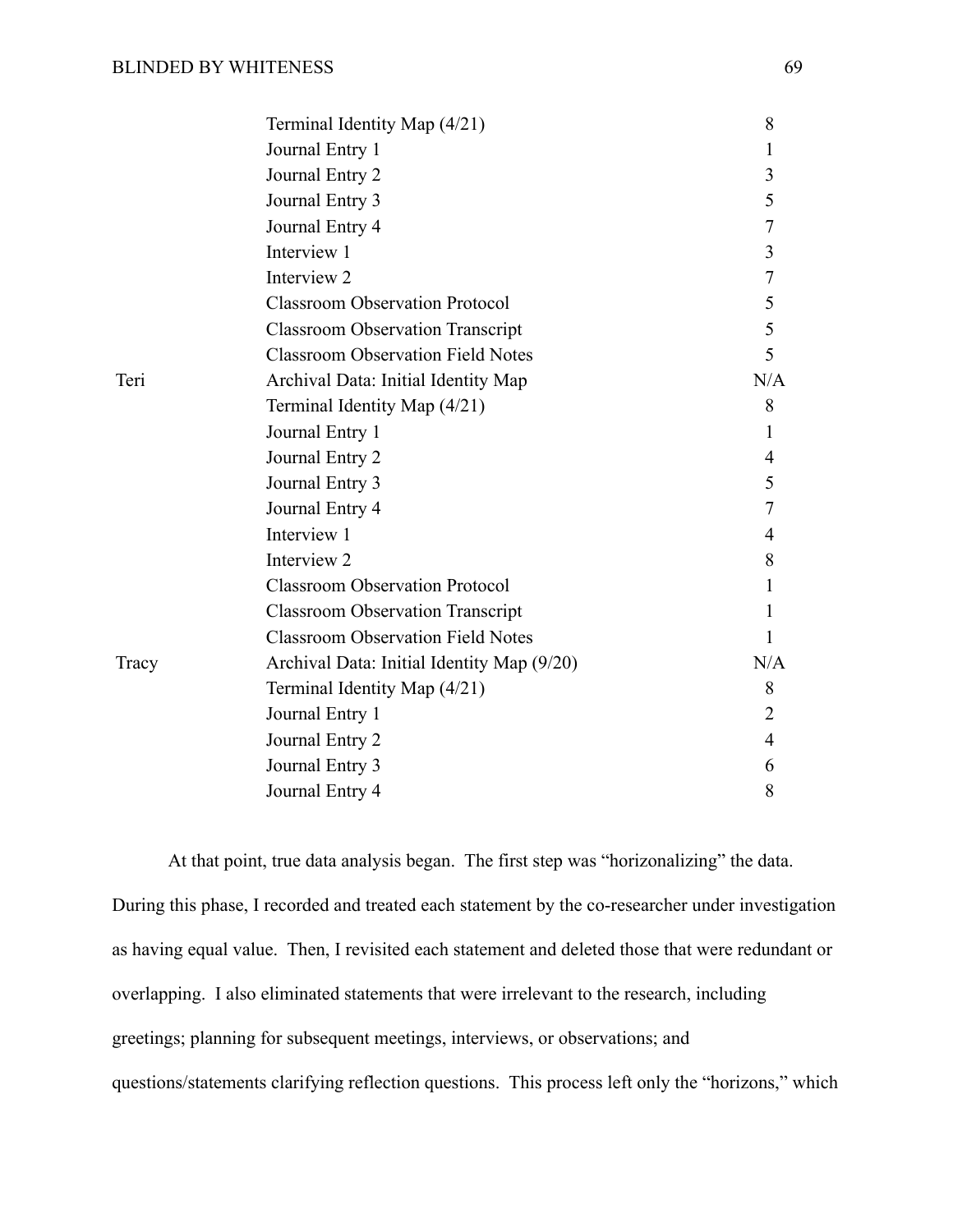| | | |
|---|---|---|
| | Terminal Identity Map (4/21) | 8 |
| | Journal Entry 1 | 1 |
| | Journal Entry 2 | 3 |
| | Journal Entry 3 | 5 |
| | Journal Entry 4 | 7 |
| | Interview 1 | 3 |
| | Interview 2 | 7 |
| | Classroom Observation Protocol | 5 |
| | Classroom Observation Transcript | 5 |
| | Classroom Observation Field Notes | 5 |
| Teri | Archival Data: Initial Identity Map | N/A |
| | Terminal Identity Map (4/21) | 8 |
| | Journal Entry 1 | 1 |
| | Journal Entry 2 | 4 |
| | Journal Entry 3 | 5 |
| | Journal Entry 4 | 7 |
| | Interview 1 | 4 |
| | Interview 2 | 8 |
| | Classroom Observation Protocol | 1 |
| | Classroom Observation Transcript | 1 |
| | Classroom Observation Field Notes | 1 |
| Tracy | Archival Data: Initial Identity Map (9/20) | N/A |
| | Terminal Identity Map (4/21) | 8 |
| | Journal Entry 1 | 2 |
| | Journal Entry 2 | 4 |
| | Journal Entry 3 | 6 |
| | Journal Entry 4 | 8 |

At that point, true data analysis began. The first step was "horizonalizing" the data. During this phase, I recorded and treated each statement by the co-researcher under investigation as having equal value. Then, I revisited each statement and deleted those that were redundant or overlapping. I also eliminated statements that were irrelevant to the research, including greetings; planning for subsequent meetings, interviews, or observations; and questions/statements clarifying reflection questions. This process left only the "horizons," which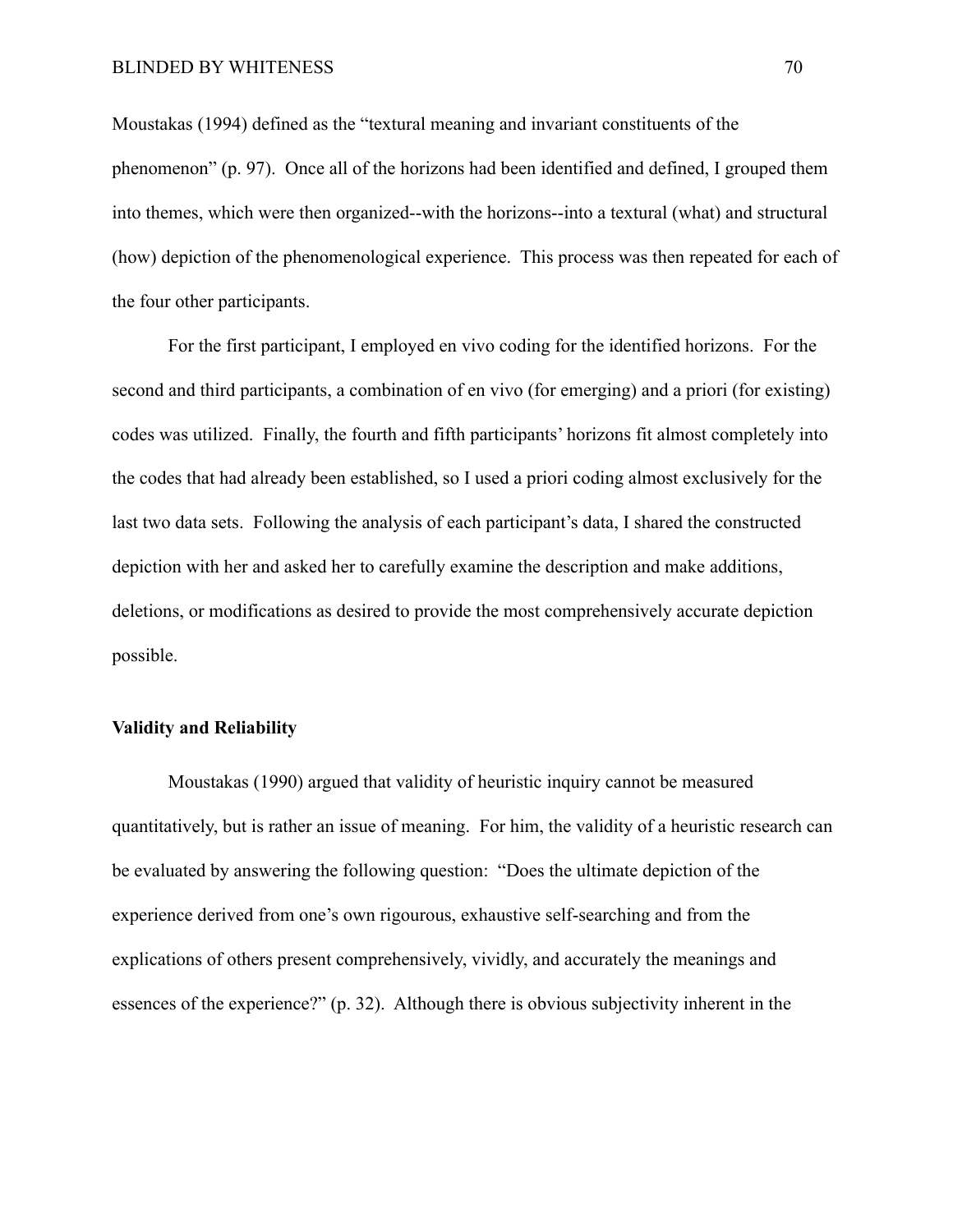Moustakas (1994) defined as the "textural meaning and invariant constituents of the phenomenon" (p. 97). Once all of the horizons had been identified and defined, I grouped them into themes, which were then organized--with the horizons--into a textural (what) and structural (how) depiction of the phenomenological experience. This process was then repeated for each of the four other participants.

For the first participant, I employed en vivo coding for the identified horizons. For the second and third participants, a combination of en vivo (for emerging) and a priori (for existing) codes was utilized. Finally, the fourth and fifth participants' horizons fit almost completely into the codes that had already been established, so I used a priori coding almost exclusively for the last two data sets. Following the analysis of each participant's data, I shared the constructed depiction with her and asked her to carefully examine the description and make additions, deletions, or modifications as desired to provide the most comprehensively accurate depiction possible.

**Validity and Reliability**

Moustakas (1990) argued that validity of heuristic inquiry cannot be measured quantitatively, but is rather an issue of meaning. For him, the validity of a heuristic research can be evaluated by answering the following question: "Does the ultimate depiction of the experience derived from one's own rigourous, exhaustive self-searching and from the explications of others present comprehensively, vividly, and accurately the meanings and essences of the experience?" (p. 32). Although there is obvious subjectivity inherent in the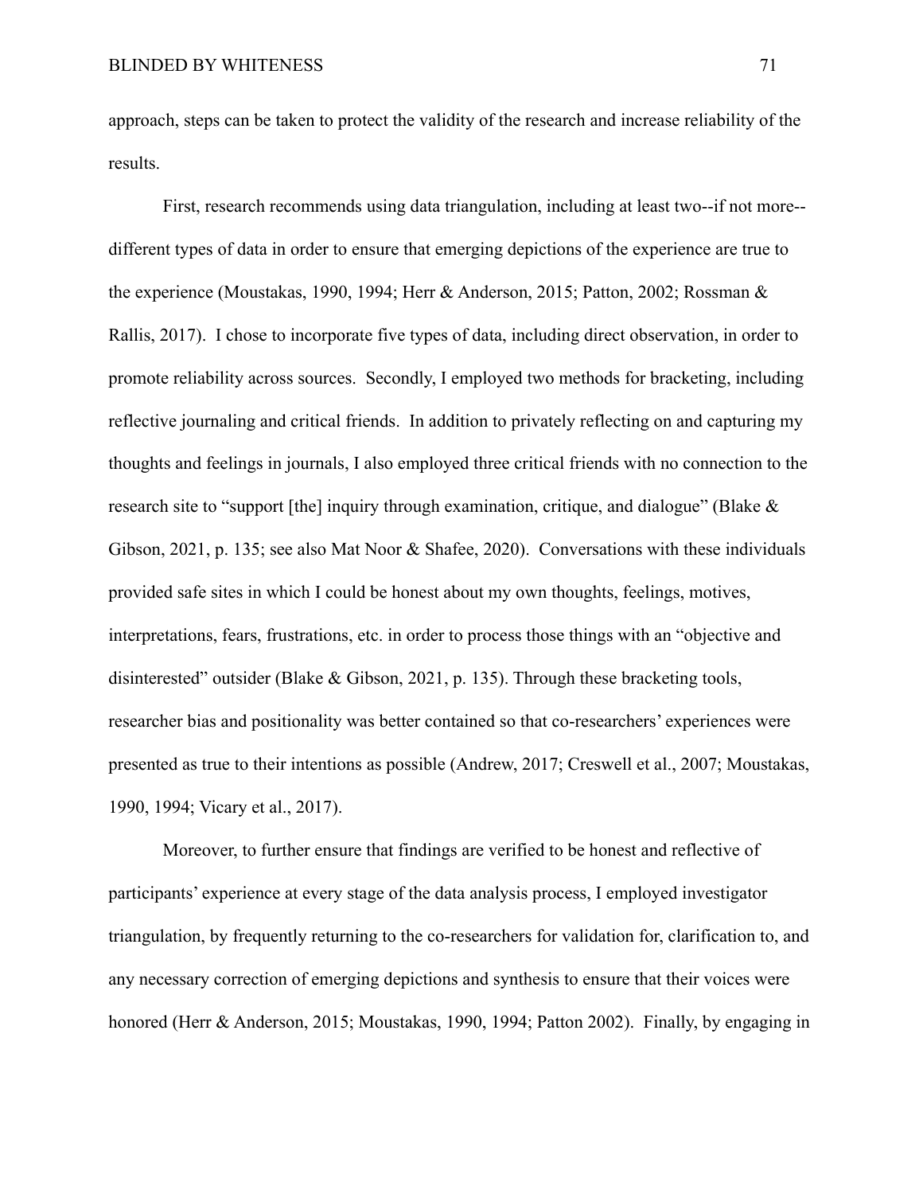approach, steps can be taken to protect the validity of the research and increase reliability of the results.

First, research recommends using data triangulation, including at least two--if not more--different types of data in order to ensure that emerging depictions of the experience are true to the experience (Moustakas, 1990, 1994; Herr & Anderson, 2015; Patton, 2002; Rossman & Rallis, 2017). I chose to incorporate five types of data, including direct observation, in order to promote reliability across sources. Secondly, I employed two methods for bracketing, including reflective journaling and critical friends. In addition to privately reflecting on and capturing my thoughts and feelings in journals, I also employed three critical friends with no connection to the research site to "support [the] inquiry through examination, critique, and dialogue" (Blake & Gibson, 2021, p. 135; see also Mat Noor & Shafee, 2020). Conversations with these individuals provided safe sites in which I could be honest about my own thoughts, feelings, motives, interpretations, fears, frustrations, etc. in order to process those things with an "objective and disinterested" outsider (Blake & Gibson, 2021, p. 135). Through these bracketing tools, researcher bias and positionality was better contained so that co-researchers' experiences were presented as true to their intentions as possible (Andrew, 2017; Creswell et al., 2007; Moustakas, 1990, 1994; Vicary et al., 2017).

Moreover, to further ensure that findings are verified to be honest and reflective of participants' experience at every stage of the data analysis process, I employed investigator triangulation, by frequently returning to the co-researchers for validation for, clarification to, and any necessary correction of emerging depictions and synthesis to ensure that their voices were honored (Herr & Anderson, 2015; Moustakas, 1990, 1994; Patton 2002). Finally, by engaging in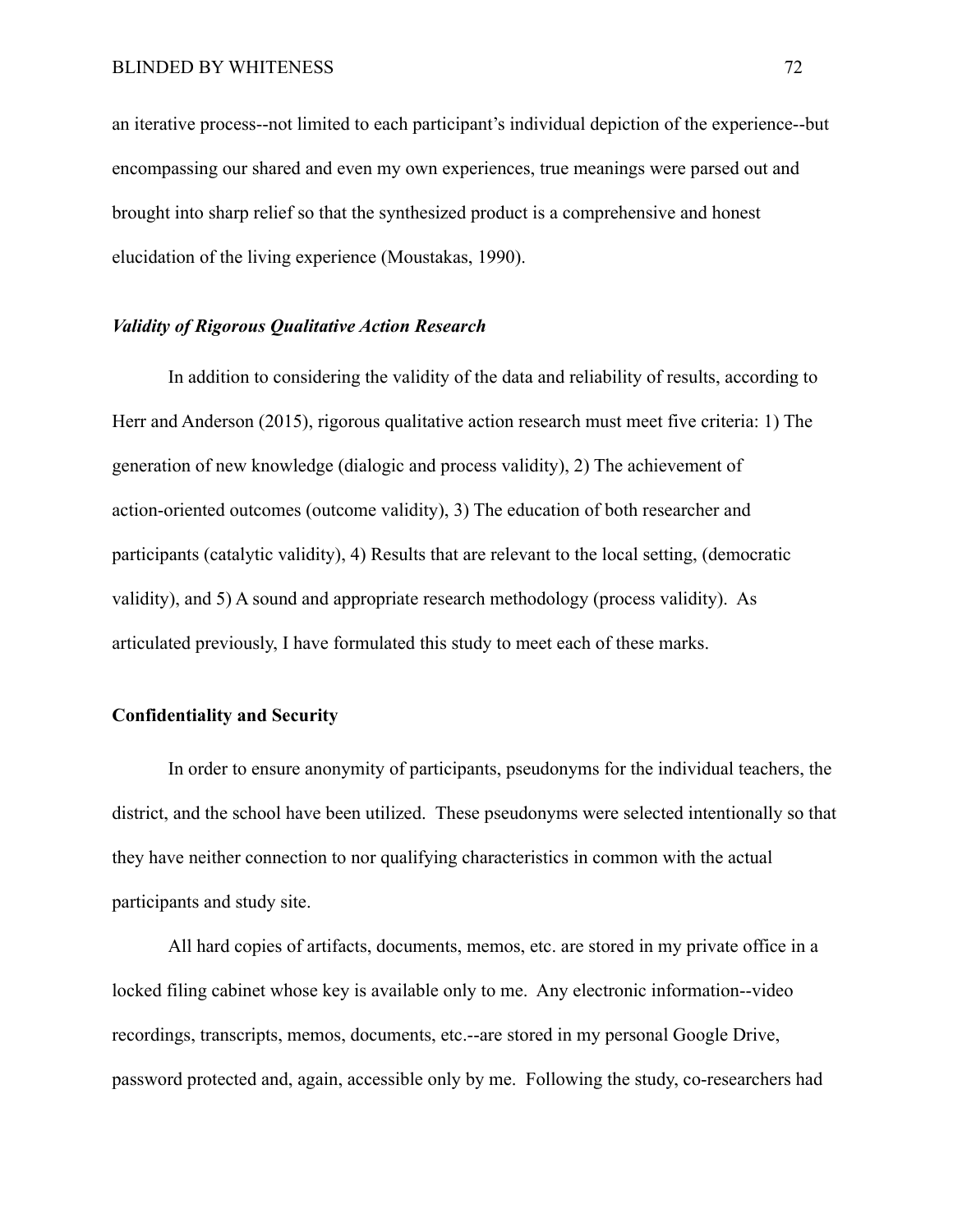an iterative process--not limited to each participant's individual depiction of the experience--but encompassing our shared and even my own experiences, true meanings were parsed out and brought into sharp relief so that the synthesized product is a comprehensive and honest elucidation of the living experience (Moustakas, 1990).

### *Validity of Rigorous Qualitative Action Research*

In addition to considering the validity of the data and reliability of results, according to Herr and Anderson (2015), rigorous qualitative action research must meet five criteria: 1) The generation of new knowledge (dialogic and process validity), 2) The achievement of action-oriented outcomes (outcome validity), 3) The education of both researcher and participants (catalytic validity), 4) Results that are relevant to the local setting, (democratic validity), and 5) A sound and appropriate research methodology (process validity). As articulated previously, I have formulated this study to meet each of these marks.

## Confidentiality and Security

In order to ensure anonymity of participants, pseudonyms for the individual teachers, the district, and the school have been utilized. These pseudonyms were selected intentionally so that they have neither connection to nor qualifying characteristics in common with the actual participants and study site.

All hard copies of artifacts, documents, memos, etc. are stored in my private office in a locked filing cabinet whose key is available only to me. Any electronic information--video recordings, transcripts, memos, documents, etc.--are stored in my personal Google Drive, password protected and, again, accessible only by me. Following the study, co-researchers had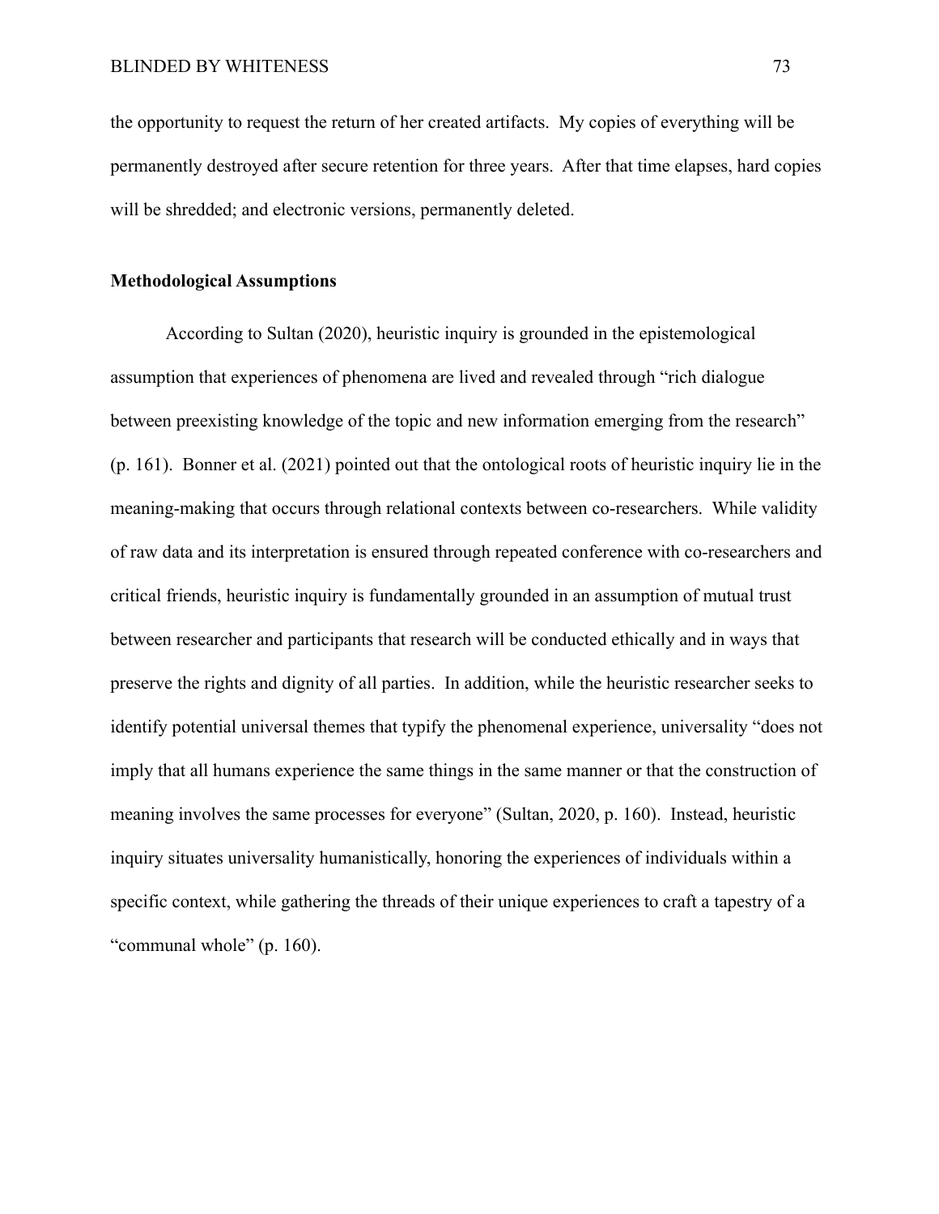the opportunity to request the return of her created artifacts. My copies of everything will be permanently destroyed after secure retention for three years. After that time elapses, hard copies will be shredded; and electronic versions, permanently deleted.

**Methodological Assumptions**

According to Sultan (2020), heuristic inquiry is grounded in the epistemological assumption that experiences of phenomena are lived and revealed through "rich dialogue between preexisting knowledge of the topic and new information emerging from the research" (p. 161). Bonner et al. (2021) pointed out that the ontological roots of heuristic inquiry lie in the meaning-making that occurs through relational contexts between co-researchers. While validity of raw data and its interpretation is ensured through repeated conference with co-researchers and critical friends, heuristic inquiry is fundamentally grounded in an assumption of mutual trust between researcher and participants that research will be conducted ethically and in ways that preserve the rights and dignity of all parties. In addition, while the heuristic researcher seeks to identify potential universal themes that typify the phenomenal experience, universality "does not imply that all humans experience the same things in the same manner or that the construction of meaning involves the same processes for everyone" (Sultan, 2020, p. 160). Instead, heuristic inquiry situates universality humanistically, honoring the experiences of individuals within a specific context, while gathering the threads of their unique experiences to craft a tapestry of a "communal whole" (p. 160).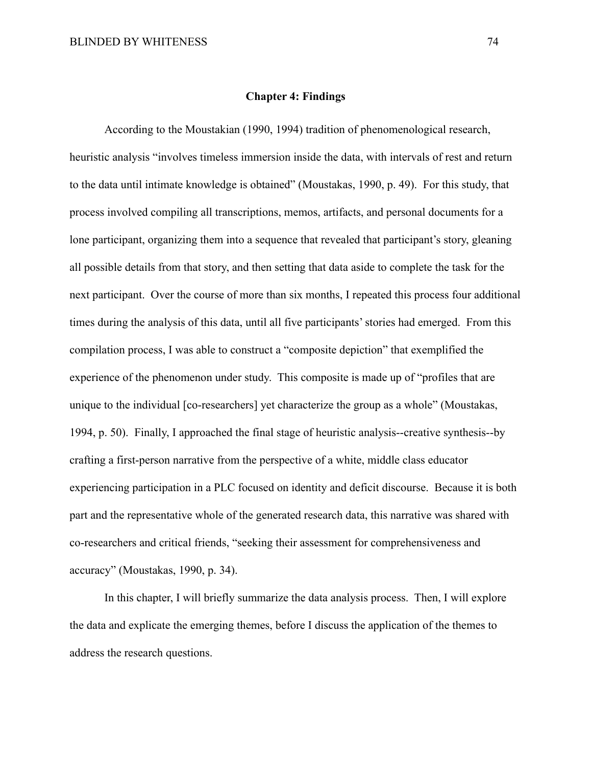# Chapter 4: Findings

According to the Moustakian (1990, 1994) tradition of phenomenological research, heuristic analysis "involves timeless immersion inside the data, with intervals of rest and return to the data until intimate knowledge is obtained" (Moustakas, 1990, p. 49). For this study, that process involved compiling all transcriptions, memos, artifacts, and personal documents for a lone participant, organizing them into a sequence that revealed that participant's story, gleaning all possible details from that story, and then setting that data aside to complete the task for the next participant. Over the course of more than six months, I repeated this process four additional times during the analysis of this data, until all five participants' stories had emerged. From this compilation process, I was able to construct a "composite depiction" that exemplified the experience of the phenomenon under study. This composite is made up of "profiles that are unique to the individual [co-researchers] yet characterize the group as a whole" (Moustakas, 1994, p. 50). Finally, I approached the final stage of heuristic analysis--creative synthesis--by crafting a first-person narrative from the perspective of a white, middle class educator experiencing participation in a PLC focused on identity and deficit discourse. Because it is both part and the representative whole of the generated research data, this narrative was shared with co-researchers and critical friends, "seeking their assessment for comprehensiveness and accuracy" (Moustakas, 1990, p. 34).

In this chapter, I will briefly summarize the data analysis process. Then, I will explore the data and explicate the emerging themes, before I discuss the application of the themes to address the research questions.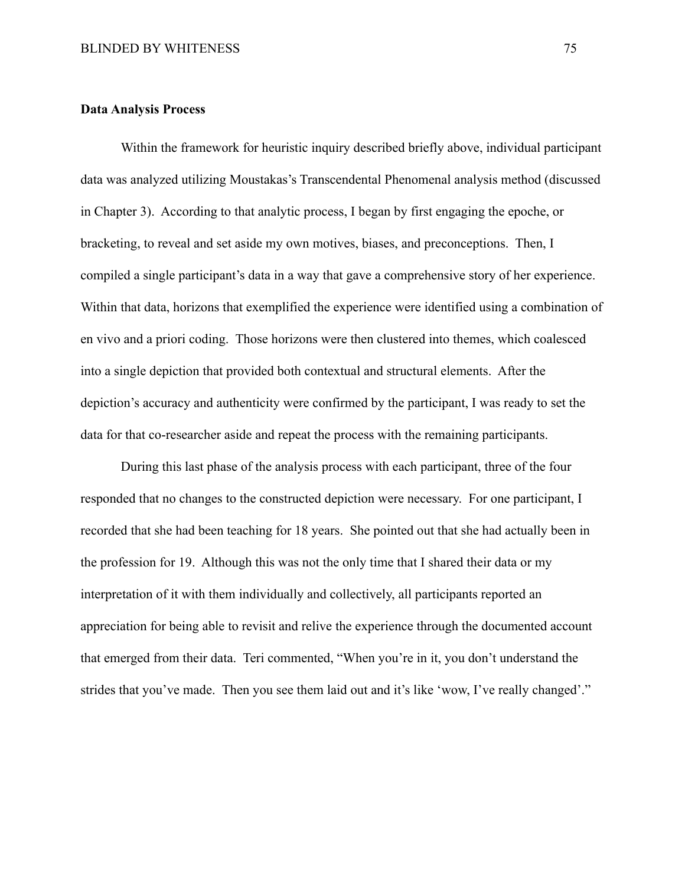**Data Analysis Process**

Within the framework for heuristic inquiry described briefly above, individual participant data was analyzed utilizing Moustakas's Transcendental Phenomenal analysis method (discussed in Chapter 3). According to that analytic process, I began by first engaging the epoche, or bracketing, to reveal and set aside my own motives, biases, and preconceptions. Then, I compiled a single participant's data in a way that gave a comprehensive story of her experience. Within that data, horizons that exemplified the experience were identified using a combination of en vivo and a priori coding. Those horizons were then clustered into themes, which coalesced into a single depiction that provided both contextual and structural elements. After the depiction's accuracy and authenticity were confirmed by the participant, I was ready to set the data for that co-researcher aside and repeat the process with the remaining participants.

During this last phase of the analysis process with each participant, three of the four responded that no changes to the constructed depiction were necessary. For one participant, I recorded that she had been teaching for 18 years. She pointed out that she had actually been in the profession for 19. Although this was not the only time that I shared their data or my interpretation of it with them individually and collectively, all participants reported an appreciation for being able to revisit and relive the experience through the documented account that emerged from their data. Teri commented, "When you're in it, you don't understand the strides that you've made. Then you see them laid out and it's like 'wow, I've really changed'."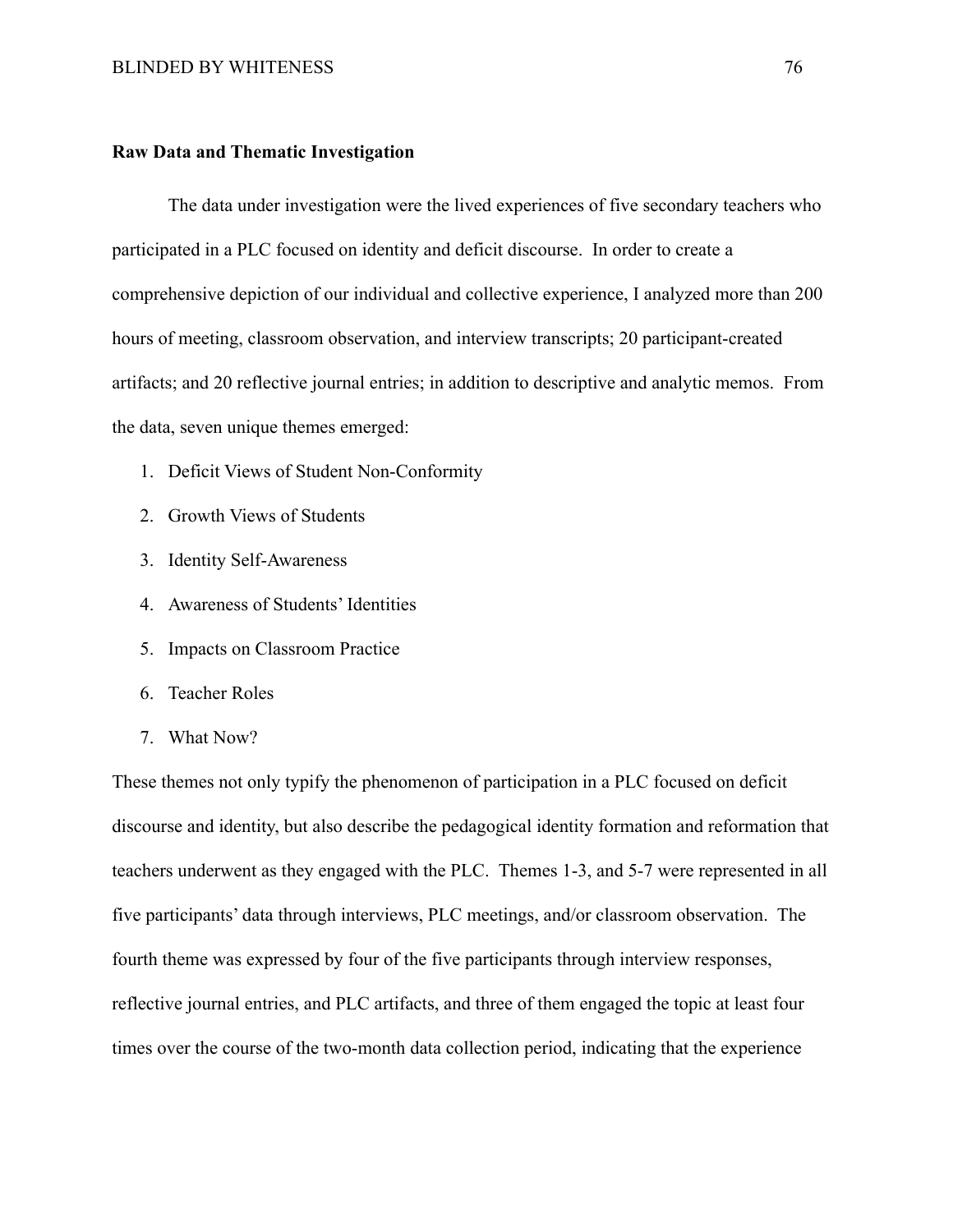**Raw Data and Thematic Investigation**

The data under investigation were the lived experiences of five secondary teachers who participated in a PLC focused on identity and deficit discourse. In order to create a comprehensive depiction of our individual and collective experience, I analyzed more than 200 hours of meeting, classroom observation, and interview transcripts; 20 participant-created artifacts; and 20 reflective journal entries; in addition to descriptive and analytic memos. From the data, seven unique themes emerged:

1. Deficit Views of Student Non-Conformity
2. Growth Views of Students
3. Identity Self-Awareness
4. Awareness of Students' Identities
5. Impacts on Classroom Practice
6. Teacher Roles
7. What Now?

These themes not only typify the phenomenon of participation in a PLC focused on deficit discourse and identity, but also describe the pedagogical identity formation and reformation that teachers underwent as they engaged with the PLC. Themes 1-3, and 5-7 were represented in all five participants' data through interviews, PLC meetings, and/or classroom observation. The fourth theme was expressed by four of the five participants through interview responses, reflective journal entries, and PLC artifacts, and three of them engaged the topic at least four times over the course of the two-month data collection period, indicating that the experience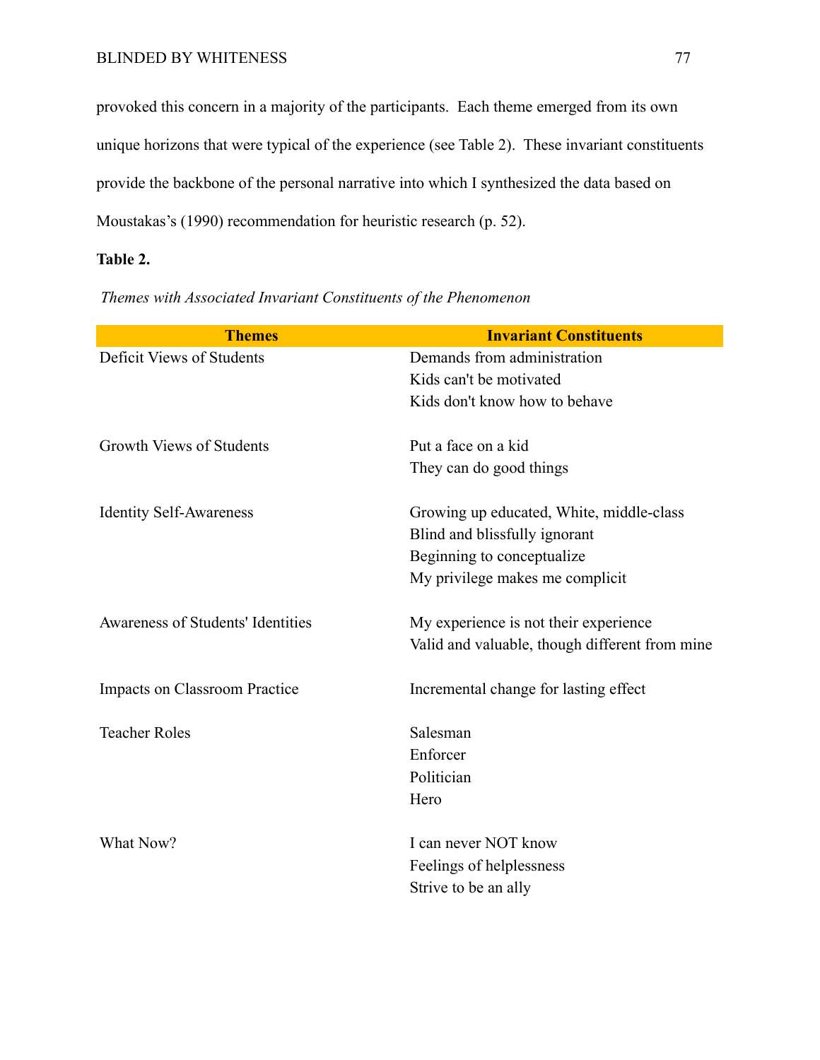provoked this concern in a majority of the participants. Each theme emerged from its own unique horizons that were typical of the experience (see Table 2). These invariant constituents provide the backbone of the personal narrative into which I synthesized the data based on Moustakas's (1990) recommendation for heuristic research (p. 52).

**Table 2.**

*Themes with Associated Invariant Constituents of the Phenomenon*

| Themes | Invariant Constituents |
|---|---|
| Deficit Views of Students | Demands from administration<br>Kids can't be motivated<br>Kids don't know how to behave |
| Growth Views of Students | Put a face on a kid<br>They can do good things |
| Identity Self-Awareness | Growing up educated, White, middle-class<br>Blind and blissfully ignorant<br>Beginning to conceptualize<br>My privilege makes me complicit |
| Awareness of Students' Identities | My experience is not their experience<br>Valid and valuable, though different from mine |
| Impacts on Classroom Practice | Incremental change for lasting effect |
| Teacher Roles | Salesman<br>Enforcer<br>Politician<br>Hero |
| What Now? | I can never NOT know<br>Feelings of helplessness<br>Strive to be an ally |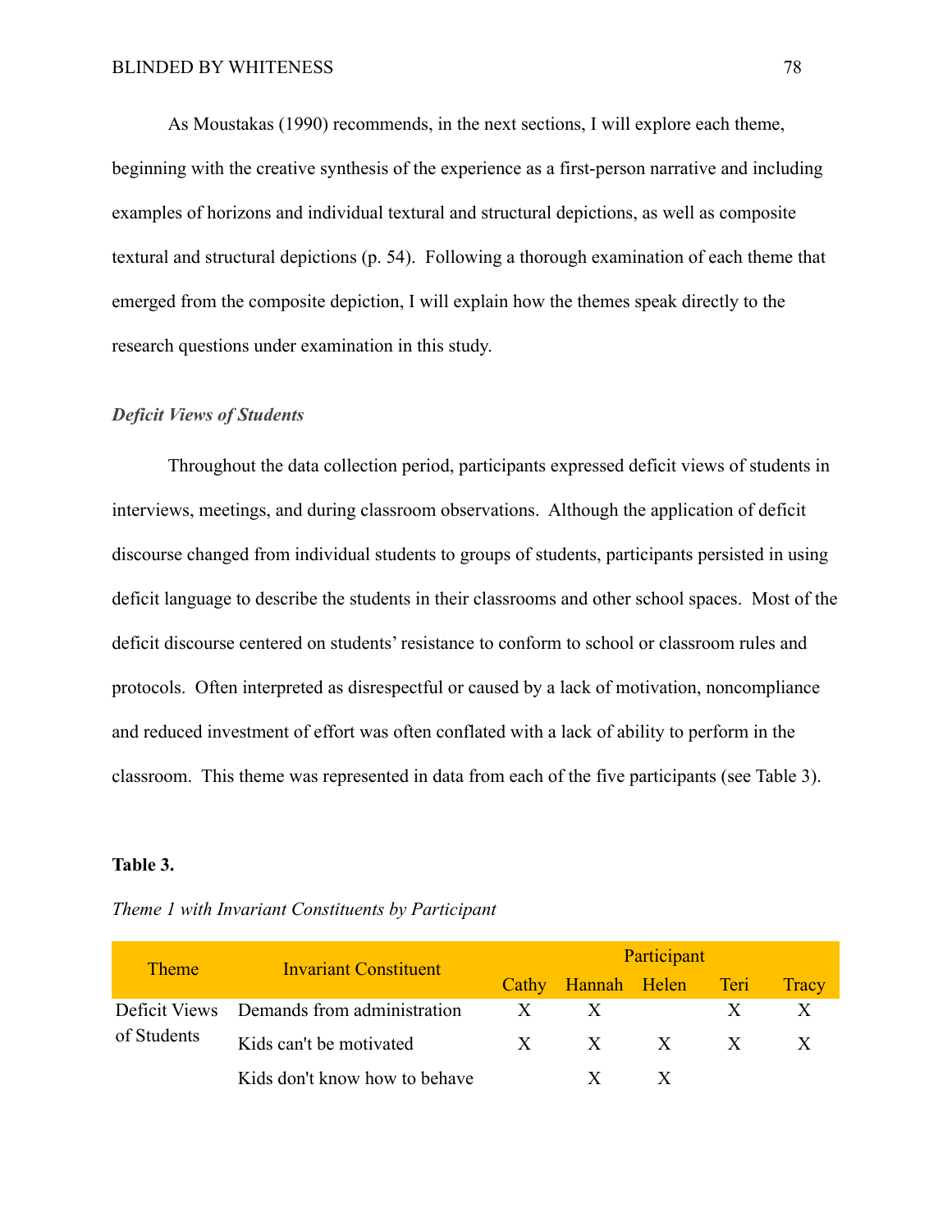As Moustakas (1990) recommends, in the next sections, I will explore each theme, beginning with the creative synthesis of the experience as a first-person narrative and including examples of horizons and individual textural and structural depictions, as well as composite textural and structural depictions (p. 54). Following a thorough examination of each theme that emerged from the composite depiction, I will explain how the themes speak directly to the research questions under examination in this study.

### *Deficit Views of Students*

Throughout the data collection period, participants expressed deficit views of students in interviews, meetings, and during classroom observations. Although the application of deficit discourse changed from individual students to groups of students, participants persisted in using deficit language to describe the students in their classrooms and other school spaces. Most of the deficit discourse centered on students' resistance to conform to school or classroom rules and protocols. Often interpreted as disrespectful or caused by a lack of motivation, noncompliance and reduced investment of effort was often conflated with a lack of ability to perform in the classroom. This theme was represented in data from each of the five participants (see Table 3).

**Table 3.**

*Theme 1 with Invariant Constituents by Participant*

| Theme | Invariant Constituent | Participant | | | | |
|---|---|---|---|---|---|---|
| | | Cathy | Hannah | Helen | Teri | Tracy |
| Deficit Views of Students | Demands from administration | X | X | | X | X |
| | Kids can't be motivated | X | X | X | X | X |
| | Kids don't know how to behave | | X | X | | |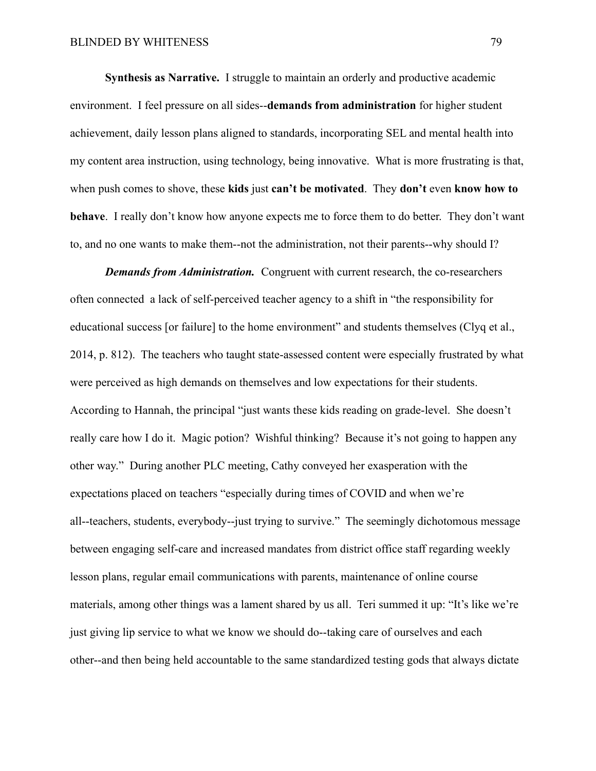**Synthesis as Narrative.** I struggle to maintain an orderly and productive academic environment. I feel pressure on all sides--**demands from administration** for higher student achievement, daily lesson plans aligned to standards, incorporating SEL and mental health into my content area instruction, using technology, being innovative. What is more frustrating is that, when push comes to shove, these **kids** just **can't be motivated**. They **don't** even **know how to behave**. I really don't know how anyone expects me to force them to do better. They don't want to, and no one wants to make them--not the administration, not their parents--why should I?

***Demands from Administration.*** Congruent with current research, the co-researchers often connected a lack of self-perceived teacher agency to a shift in "the responsibility for educational success [or failure] to the home environment" and students themselves (Clyq et al., 2014, p. 812). The teachers who taught state-assessed content were especially frustrated by what were perceived as high demands on themselves and low expectations for their students. According to Hannah, the principal "just wants these kids reading on grade-level. She doesn't really care how I do it. Magic potion? Wishful thinking? Because it's not going to happen any other way." During another PLC meeting, Cathy conveyed her exasperation with the expectations placed on teachers "especially during times of COVID and when we're all--teachers, students, everybody--just trying to survive." The seemingly dichotomous message between engaging self-care and increased mandates from district office staff regarding weekly lesson plans, regular email communications with parents, maintenance of online course materials, among other things was a lament shared by us all. Teri summed it up: "It's like we're just giving lip service to what we know we should do--taking care of ourselves and each other--and then being held accountable to the same standardized testing gods that always dictate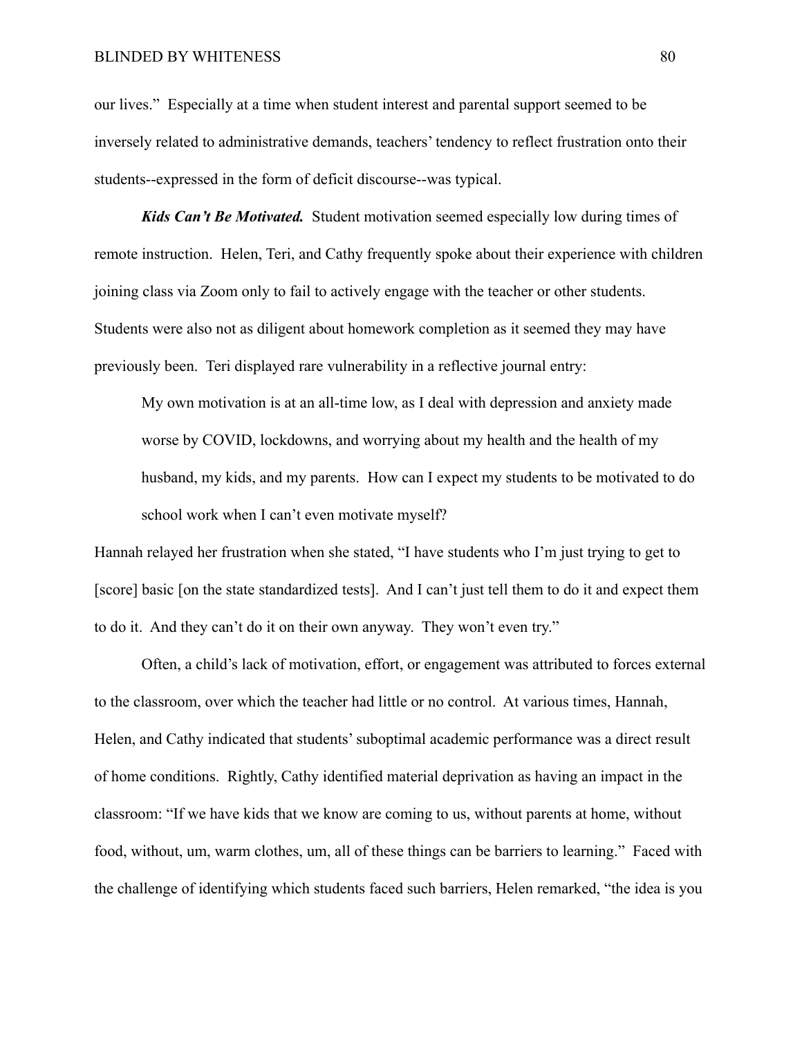our lives." Especially at a time when student interest and parental support seemed to be inversely related to administrative demands, teachers' tendency to reflect frustration onto their students--expressed in the form of deficit discourse--was typical.

***Kids Can't Be Motivated.*** Student motivation seemed especially low during times of remote instruction. Helen, Teri, and Cathy frequently spoke about their experience with children joining class via Zoom only to fail to actively engage with the teacher or other students. Students were also not as diligent about homework completion as it seemed they may have previously been. Teri displayed rare vulnerability in a reflective journal entry:

> My own motivation is at an all-time low, as I deal with depression and anxiety made worse by COVID, lockdowns, and worrying about my health and the health of my husband, my kids, and my parents. How can I expect my students to be motivated to do school work when I can't even motivate myself?

Hannah relayed her frustration when she stated, "I have students who I'm just trying to get to [score] basic [on the state standardized tests]. And I can't just tell them to do it and expect them to do it. And they can't do it on their own anyway. They won't even try."

Often, a child's lack of motivation, effort, or engagement was attributed to forces external to the classroom, over which the teacher had little or no control. At various times, Hannah, Helen, and Cathy indicated that students' suboptimal academic performance was a direct result of home conditions. Rightly, Cathy identified material deprivation as having an impact in the classroom: "If we have kids that we know are coming to us, without parents at home, without food, without, um, warm clothes, um, all of these things can be barriers to learning." Faced with the challenge of identifying which students faced such barriers, Helen remarked, "the idea is you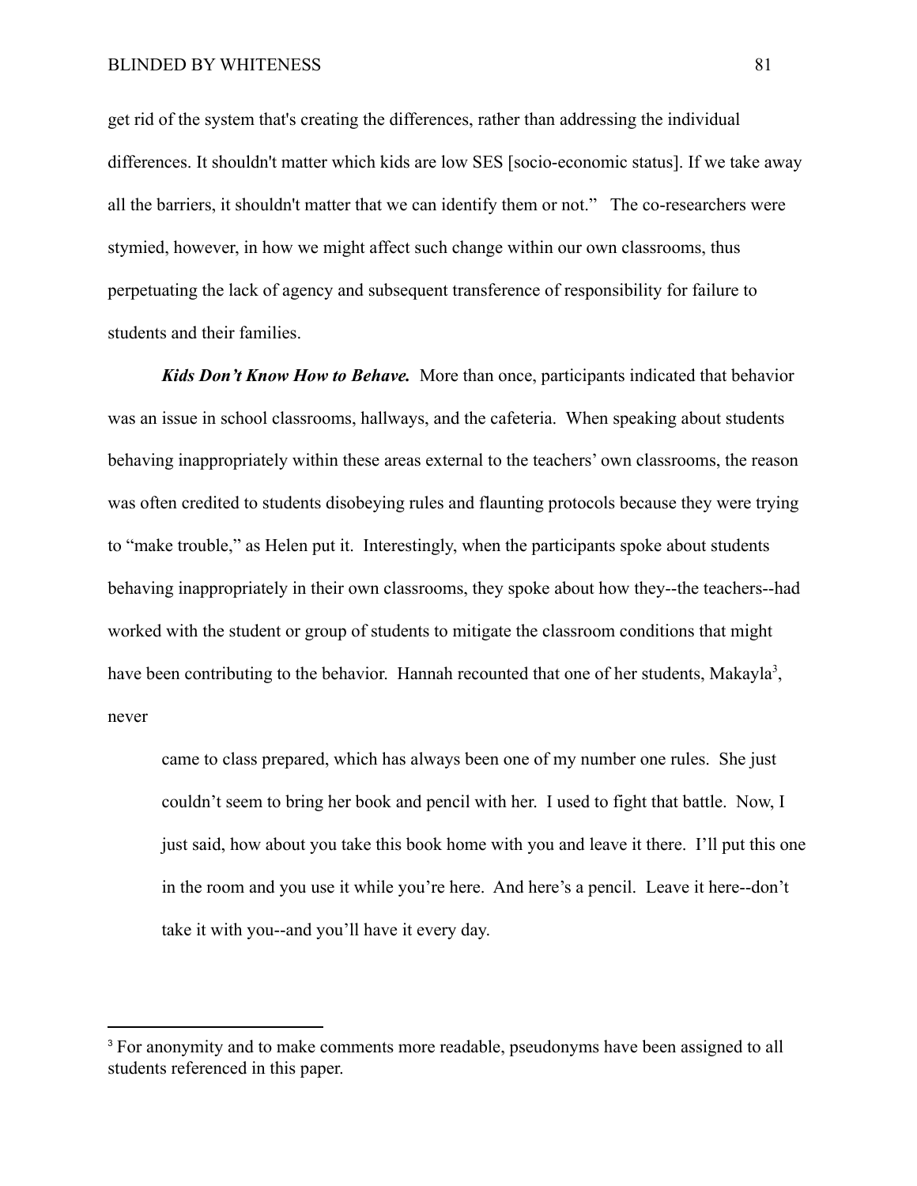get rid of the system that's creating the differences, rather than addressing the individual differences. It shouldn't matter which kids are low SES [socio-economic status]. If we take away all the barriers, it shouldn't matter that we can identify them or not." The co-researchers were stymied, however, in how we might affect such change within our own classrooms, thus perpetuating the lack of agency and subsequent transference of responsibility for failure to students and their families.

***Kids Don't Know How to Behave.*** More than once, participants indicated that behavior was an issue in school classrooms, hallways, and the cafeteria. When speaking about students behaving inappropriately within these areas external to the teachers' own classrooms, the reason was often credited to students disobeying rules and flaunting protocols because they were trying to "make trouble," as Helen put it. Interestingly, when the participants spoke about students behaving inappropriately in their own classrooms, they spoke about how they--the teachers--had worked with the student or group of students to mitigate the classroom conditions that might have been contributing to the behavior. Hannah recounted that one of her students, Makayla[3], never

> came to class prepared, which has always been one of my number one rules. She just couldn't seem to bring her book and pencil with her. I used to fight that battle. Now, I just said, how about you take this book home with you and leave it there. I'll put this one in the room and you use it while you're here. And here's a pencil. Leave it here--don't take it with you--and you'll have it every day.

---

[3] For anonymity and to make comments more readable, pseudonyms have been assigned to all students referenced in this paper.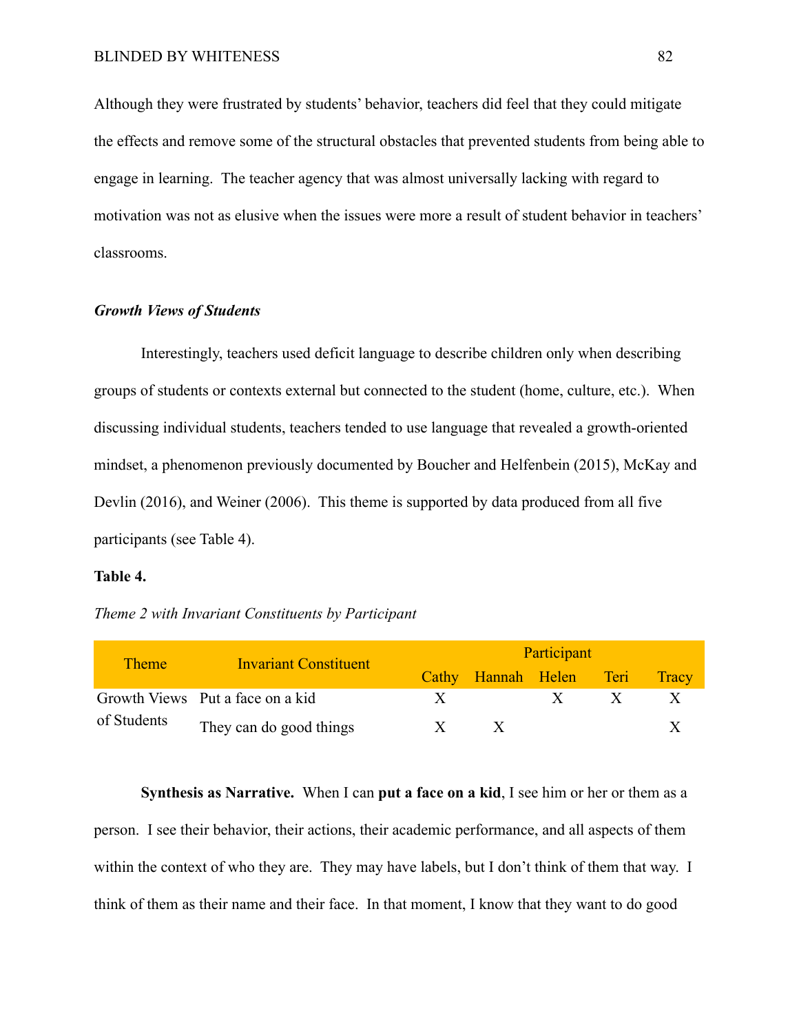Although they were frustrated by students' behavior, teachers did feel that they could mitigate the effects and remove some of the structural obstacles that prevented students from being able to engage in learning. The teacher agency that was almost universally lacking with regard to motivation was not as elusive when the issues were more a result of student behavior in teachers' classrooms.

### *Growth Views of Students*

Interestingly, teachers used deficit language to describe children only when describing groups of students or contexts external but connected to the student (home, culture, etc.). When discussing individual students, teachers tended to use language that revealed a growth-oriented mindset, a phenomenon previously documented by Boucher and Helfenbein (2015), McKay and Devlin (2016), and Weiner (2006). This theme is supported by data produced from all five participants (see Table 4).

**Table 4.**

*Theme 2 with Invariant Constituents by Participant*

| Theme | Invariant Constituent | Participant | | | | |
|---|---|---|---|---|---|---|
| | | Cathy | Hannah | Helen | Teri | Tracy |
| Growth Views of Students | Put a face on a kid | X | | X | X | X |
| | They can do good things | X | X | | | X |

**Synthesis as Narrative.** When I can **put a face on a kid**, I see him or her or them as a person. I see their behavior, their actions, their academic performance, and all aspects of them within the context of who they are. They may have labels, but I don't think of them that way. I think of them as their name and their face. In that moment, I know that they want to do good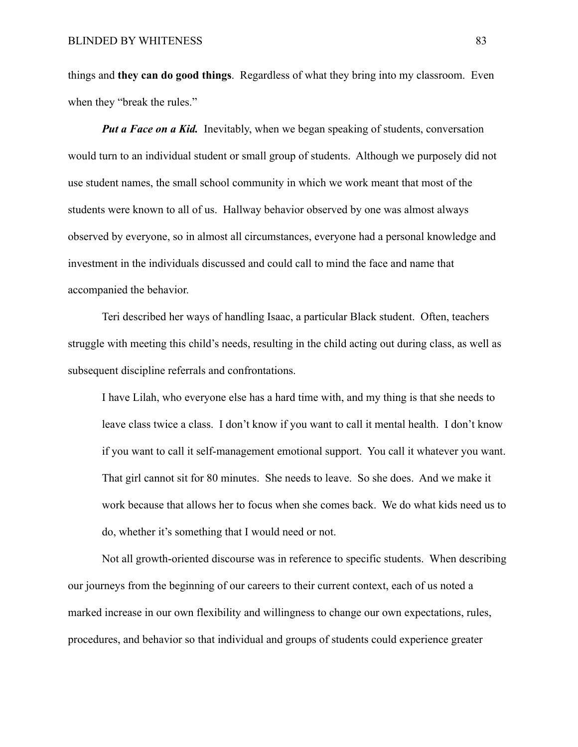things and **they can do good things**. Regardless of what they bring into my classroom. Even when they "break the rules."

***Put a Face on a Kid.*** Inevitably, when we began speaking of students, conversation would turn to an individual student or small group of students. Although we purposely did not use student names, the small school community in which we work meant that most of the students were known to all of us. Hallway behavior observed by one was almost always observed by everyone, so in almost all circumstances, everyone had a personal knowledge and investment in the individuals discussed and could call to mind the face and name that accompanied the behavior.

Teri described her ways of handling Isaac, a particular Black student. Often, teachers struggle with meeting this child's needs, resulting in the child acting out during class, as well as subsequent discipline referrals and confrontations.

> I have Lilah, who everyone else has a hard time with, and my thing is that she needs to leave class twice a class. I don't know if you want to call it mental health. I don't know if you want to call it self-management emotional support. You call it whatever you want. That girl cannot sit for 80 minutes. She needs to leave. So she does. And we make it work because that allows her to focus when she comes back. We do what kids need us to do, whether it's something that I would need or not.

Not all growth-oriented discourse was in reference to specific students. When describing our journeys from the beginning of our careers to their current context, each of us noted a marked increase in our own flexibility and willingness to change our own expectations, rules, procedures, and behavior so that individual and groups of students could experience greater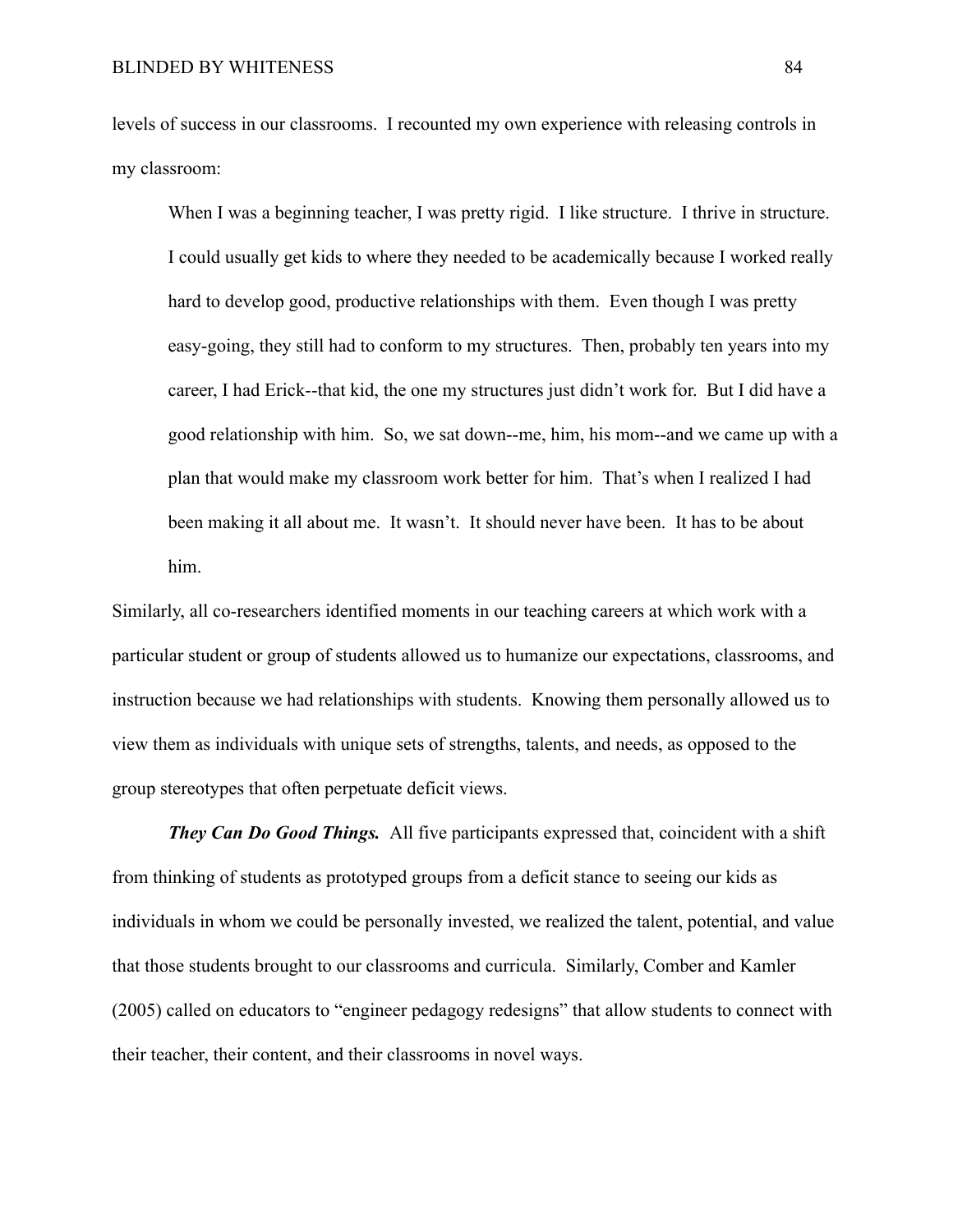levels of success in our classrooms. I recounted my own experience with releasing controls in my classroom:

> When I was a beginning teacher, I was pretty rigid. I like structure. I thrive in structure. I could usually get kids to where they needed to be academically because I worked really hard to develop good, productive relationships with them. Even though I was pretty easy-going, they still had to conform to my structures. Then, probably ten years into my career, I had Erick--that kid, the one my structures just didn't work for. But I did have a good relationship with him. So, we sat down--me, him, his mom--and we came up with a plan that would make my classroom work better for him. That's when I realized I had been making it all about me. It wasn't. It should never have been. It has to be about him.

Similarly, all co-researchers identified moments in our teaching careers at which work with a particular student or group of students allowed us to humanize our expectations, classrooms, and instruction because we had relationships with students. Knowing them personally allowed us to view them as individuals with unique sets of strengths, talents, and needs, as opposed to the group stereotypes that often perpetuate deficit views.

***They Can Do Good Things.*** All five participants expressed that, coincident with a shift from thinking of students as prototyped groups from a deficit stance to seeing our kids as individuals in whom we could be personally invested, we realized the talent, potential, and value that those students brought to our classrooms and curricula. Similarly, Comber and Kamler (2005) called on educators to "engineer pedagogy redesigns" that allow students to connect with their teacher, their content, and their classrooms in novel ways.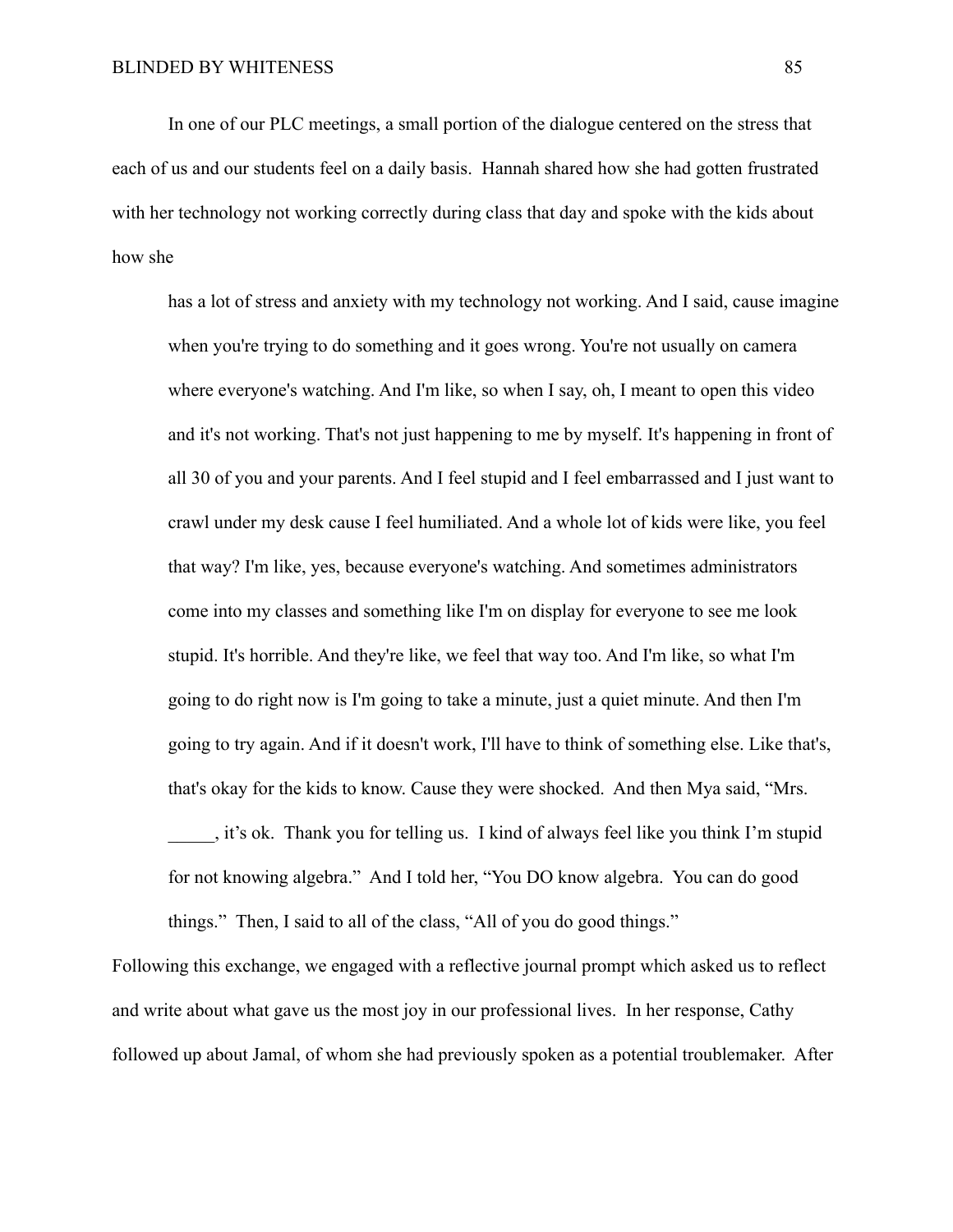In one of our PLC meetings, a small portion of the dialogue centered on the stress that each of us and our students feel on a daily basis. Hannah shared how she had gotten frustrated with her technology not working correctly during class that day and spoke with the kids about how she

> has a lot of stress and anxiety with my technology not working. And I said, cause imagine when you're trying to do something and it goes wrong. You're not usually on camera where everyone's watching. And I'm like, so when I say, oh, I meant to open this video and it's not working. That's not just happening to me by myself. It's happening in front of all 30 of you and your parents. And I feel stupid and I feel embarrassed and I just want to crawl under my desk cause I feel humiliated. And a whole lot of kids were like, you feel that way? I'm like, yes, because everyone's watching. And sometimes administrators come into my classes and something like I'm on display for everyone to see me look stupid. It's horrible. And they're like, we feel that way too. And I'm like, so what I'm going to do right now is I'm going to take a minute, just a quiet minute. And then I'm going to try again. And if it doesn't work, I'll have to think of something else. Like that's, that's okay for the kids to know. Cause they were shocked. And then Mya said, "Mrs. _____, it's ok. Thank you for telling us. I kind of always feel like you think I'm stupid for not knowing algebra." And I told her, "You DO know algebra. You can do good things." Then, I said to all of the class, "All of you do good things."

Following this exchange, we engaged with a reflective journal prompt which asked us to reflect and write about what gave us the most joy in our professional lives. In her response, Cathy followed up about Jamal, of whom she had previously spoken as a potential troublemaker. After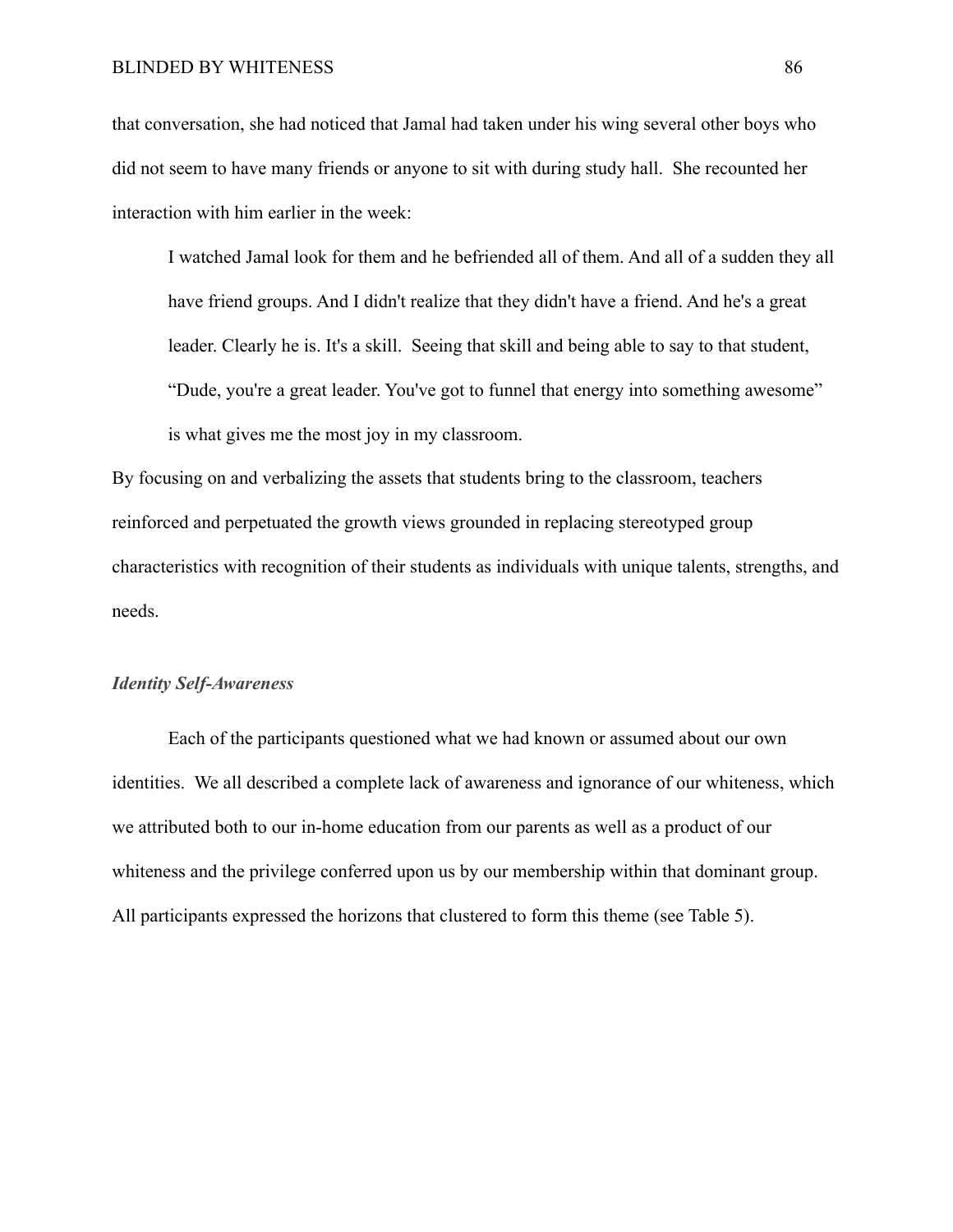that conversation, she had noticed that Jamal had taken under his wing several other boys who did not seem to have many friends or anyone to sit with during study hall. She recounted her interaction with him earlier in the week:

> I watched Jamal look for them and he befriended all of them. And all of a sudden they all have friend groups. And I didn't realize that they didn't have a friend. And he's a great leader. Clearly he is. It's a skill. Seeing that skill and being able to say to that student, "Dude, you're a great leader. You've got to funnel that energy into something awesome" is what gives me the most joy in my classroom.

By focusing on and verbalizing the assets that students bring to the classroom, teachers reinforced and perpetuated the growth views grounded in replacing stereotyped group characteristics with recognition of their students as individuals with unique talents, strengths, and needs.

### *Identity Self-Awareness*

Each of the participants questioned what we had known or assumed about our own identities. We all described a complete lack of awareness and ignorance of our whiteness, which we attributed both to our in-home education from our parents as well as a product of our whiteness and the privilege conferred upon us by our membership within that dominant group. All participants expressed the horizons that clustered to form this theme (see Table 5).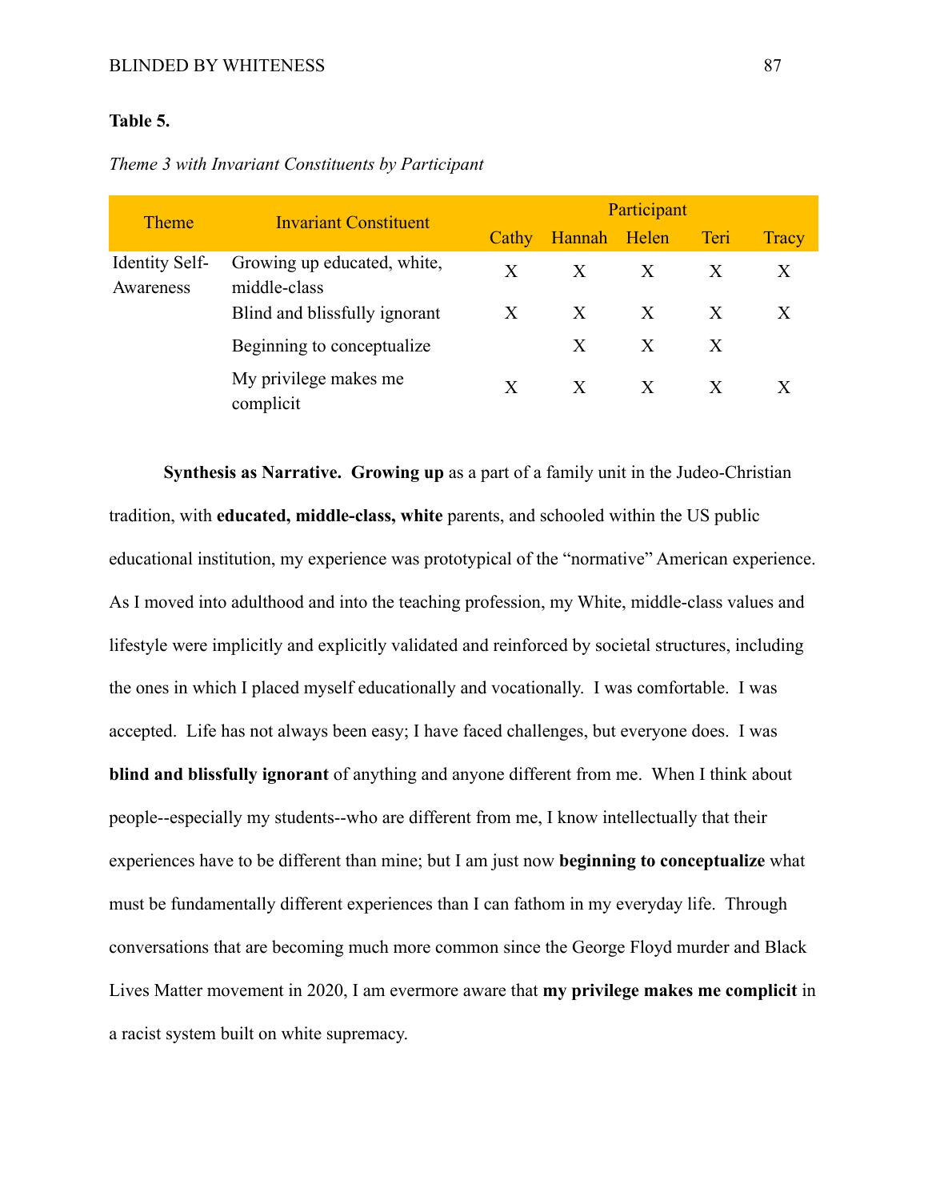**Table 5.**

*Theme 3 with Invariant Constituents by Participant*

| Theme | Invariant Constituent | Participant | | | | |
|---|---|---|---|---|---|---|
| | | Cathy | Hannah | Helen | Teri | Tracy |
| Identity Self-Awareness | Growing up educated, white, middle-class | X | X | X | X | X |
| | Blind and blissfully ignorant | X | X | X | X | X |
| | Beginning to conceptualize | | X | X | X | |
| | My privilege makes me complicit | X | X | X | X | X |

**Synthesis as Narrative.** **Growing up** as a part of a family unit in the Judeo-Christian tradition, with **educated, middle-class, white** parents, and schooled within the US public educational institution, my experience was prototypical of the "normative" American experience. As I moved into adulthood and into the teaching profession, my White, middle-class values and lifestyle were implicitly and explicitly validated and reinforced by societal structures, including the ones in which I placed myself educationally and vocationally. I was comfortable. I was accepted. Life has not always been easy; I have faced challenges, but everyone does. I was **blind and blissfully ignorant** of anything and anyone different from me. When I think about people--especially my students--who are different from me, I know intellectually that their experiences have to be different than mine; but I am just now **beginning to conceptualize** what must be fundamentally different experiences than I can fathom in my everyday life. Through conversations that are becoming much more common since the George Floyd murder and Black Lives Matter movement in 2020, I am evermore aware that **my privilege makes me complicit** in a racist system built on white supremacy.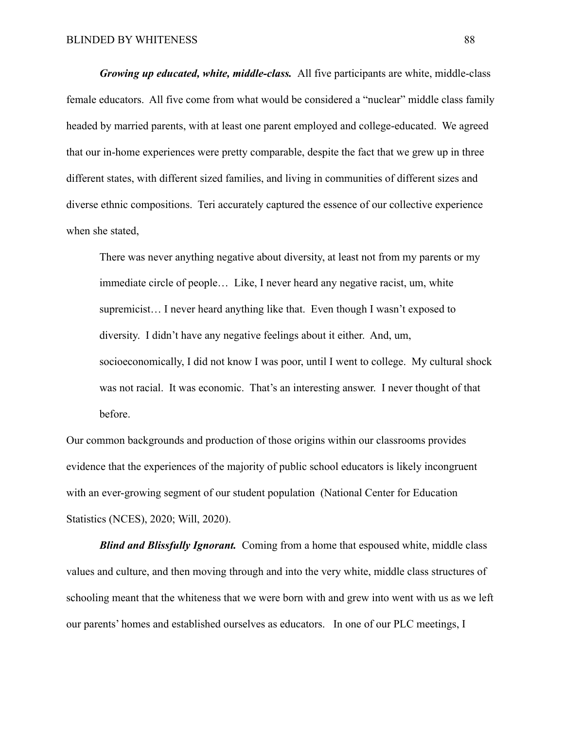***Growing up educated, white, middle-class.*** All five participants are white, middle-class female educators. All five come from what would be considered a "nuclear" middle class family headed by married parents, with at least one parent employed and college-educated. We agreed that our in-home experiences were pretty comparable, despite the fact that we grew up in three different states, with different sized families, and living in communities of different sizes and diverse ethnic compositions. Teri accurately captured the essence of our collective experience when she stated,

> There was never anything negative about diversity, at least not from my parents or my immediate circle of people… Like, I never heard any negative racist, um, white supremicist… I never heard anything like that. Even though I wasn't exposed to diversity. I didn't have any negative feelings about it either. And, um, socioeconomically, I did not know I was poor, until I went to college. My cultural shock was not racial. It was economic. That's an interesting answer. I never thought of that before.

Our common backgrounds and production of those origins within our classrooms provides evidence that the experiences of the majority of public school educators is likely incongruent with an ever-growing segment of our student population (National Center for Education Statistics (NCES), 2020; Will, 2020).

***Blind and Blissfully Ignorant.*** Coming from a home that espoused white, middle class values and culture, and then moving through and into the very white, middle class structures of schooling meant that the whiteness that we were born with and grew into went with us as we left our parents' homes and established ourselves as educators. In one of our PLC meetings, I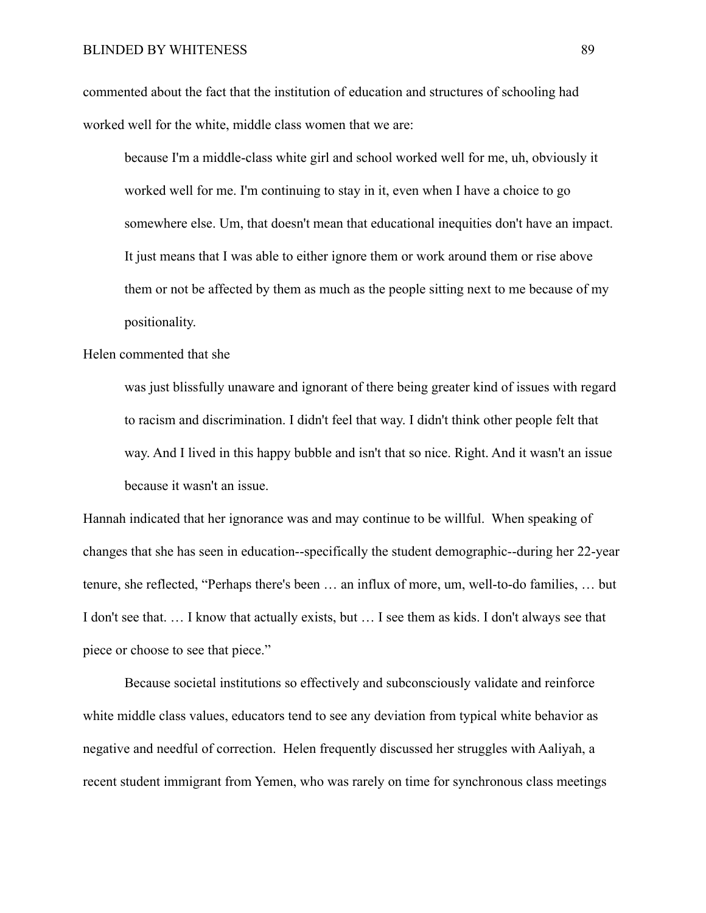commented about the fact that the institution of education and structures of schooling had worked well for the white, middle class women that we are:

> because I'm a middle-class white girl and school worked well for me, uh, obviously it worked well for me. I'm continuing to stay in it, even when I have a choice to go somewhere else. Um, that doesn't mean that educational inequities don't have an impact. It just means that I was able to either ignore them or work around them or rise above them or not be affected by them as much as the people sitting next to me because of my positionality.

Helen commented that she

> was just blissfully unaware and ignorant of there being greater kind of issues with regard to racism and discrimination. I didn't feel that way. I didn't think other people felt that way. And I lived in this happy bubble and isn't that so nice. Right. And it wasn't an issue because it wasn't an issue.

Hannah indicated that her ignorance was and may continue to be willful. When speaking of changes that she has seen in education--specifically the student demographic--during her 22-year tenure, she reflected, "Perhaps there's been … an influx of more, um, well-to-do families, … but I don't see that. … I know that actually exists, but … I see them as kids. I don't always see that piece or choose to see that piece."

Because societal institutions so effectively and subconsciously validate and reinforce white middle class values, educators tend to see any deviation from typical white behavior as negative and needful of correction. Helen frequently discussed her struggles with Aaliyah, a recent student immigrant from Yemen, who was rarely on time for synchronous class meetings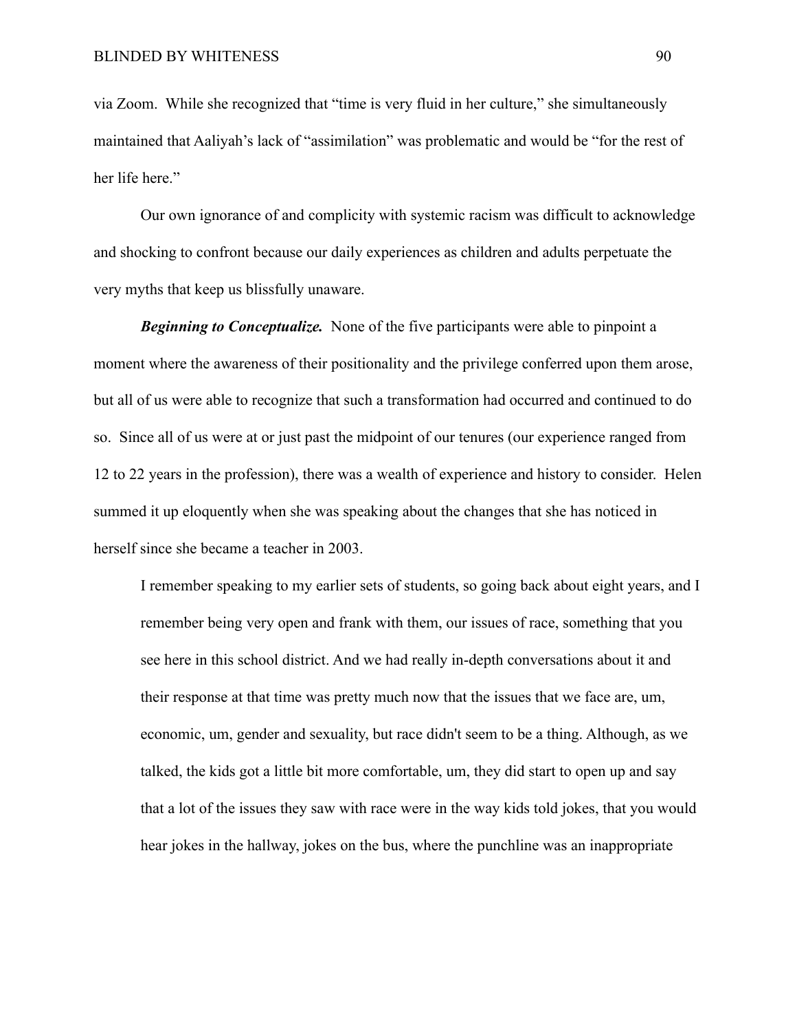via Zoom. While she recognized that "time is very fluid in her culture," she simultaneously maintained that Aaliyah's lack of "assimilation" was problematic and would be "for the rest of her life here."

Our own ignorance of and complicity with systemic racism was difficult to acknowledge and shocking to confront because our daily experiences as children and adults perpetuate the very myths that keep us blissfully unaware.

***Beginning to Conceptualize.*** None of the five participants were able to pinpoint a moment where the awareness of their positionality and the privilege conferred upon them arose, but all of us were able to recognize that such a transformation had occurred and continued to do so. Since all of us were at or just past the midpoint of our tenures (our experience ranged from 12 to 22 years in the profession), there was a wealth of experience and history to consider. Helen summed it up eloquently when she was speaking about the changes that she has noticed in herself since she became a teacher in 2003.

> I remember speaking to my earlier sets of students, so going back about eight years, and I remember being very open and frank with them, our issues of race, something that you see here in this school district. And we had really in-depth conversations about it and their response at that time was pretty much now that the issues that we face are, um, economic, um, gender and sexuality, but race didn't seem to be a thing. Although, as we talked, the kids got a little bit more comfortable, um, they did start to open up and say that a lot of the issues they saw with race were in the way kids told jokes, that you would hear jokes in the hallway, jokes on the bus, where the punchline was an inappropriate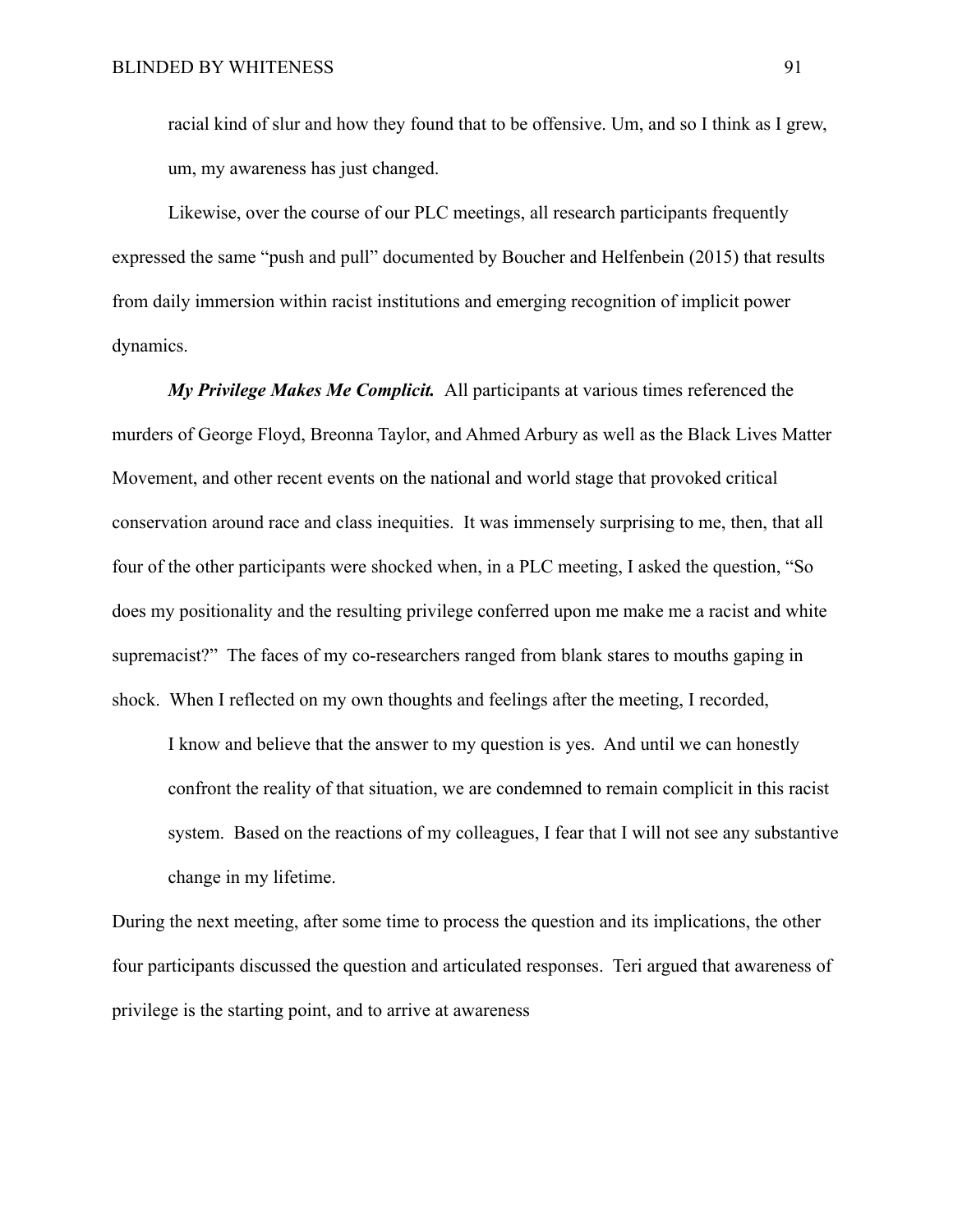racial kind of slur and how they found that to be offensive. Um, and so I think as I grew, um, my awareness has just changed.

Likewise, over the course of our PLC meetings, all research participants frequently expressed the same "push and pull" documented by Boucher and Helfenbein (2015) that results from daily immersion within racist institutions and emerging recognition of implicit power dynamics.

***My Privilege Makes Me Complicit.*** All participants at various times referenced the murders of George Floyd, Breonna Taylor, and Ahmed Arbury as well as the Black Lives Matter Movement, and other recent events on the national and world stage that provoked critical conservation around race and class inequities. It was immensely surprising to me, then, that all four of the other participants were shocked when, in a PLC meeting, I asked the question, "So does my positionality and the resulting privilege conferred upon me make me a racist and white supremacist?" The faces of my co-researchers ranged from blank stares to mouths gaping in shock. When I reflected on my own thoughts and feelings after the meeting, I recorded,

> I know and believe that the answer to my question is yes. And until we can honestly confront the reality of that situation, we are condemned to remain complicit in this racist system. Based on the reactions of my colleagues, I fear that I will not see any substantive change in my lifetime.

During the next meeting, after some time to process the question and its implications, the other four participants discussed the question and articulated responses. Teri argued that awareness of privilege is the starting point, and to arrive at awareness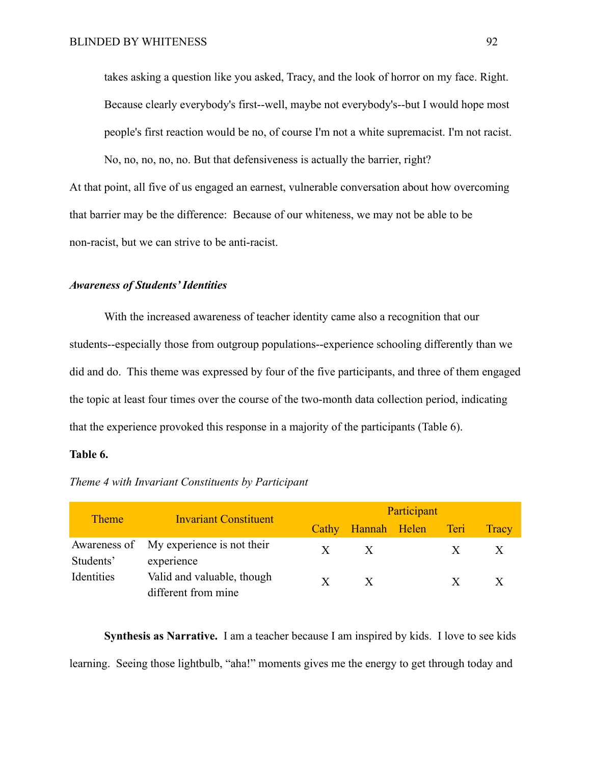> takes asking a question like you asked, Tracy, and the look of horror on my face. Right. Because clearly everybody's first--well, maybe not everybody's--but I would hope most people's first reaction would be no, of course I'm not a white supremacist. I'm not racist. No, no, no, no, no. But that defensiveness is actually the barrier, right?

At that point, all five of us engaged an earnest, vulnerable conversation about how overcoming that barrier may be the difference: Because of our whiteness, we may not be able to be non-racist, but we can strive to be anti-racist.

### *Awareness of Students' Identities*

With the increased awareness of teacher identity came also a recognition that our students--especially those from outgroup populations--experience schooling differently than we did and do. This theme was expressed by four of the five participants, and three of them engaged the topic at least four times over the course of the two-month data collection period, indicating that the experience provoked this response in a majority of the participants (Table 6).

**Table 6.**

*Theme 4 with Invariant Constituents by Participant*

| Theme | Invariant Constituent | Participant | | | | |
|---|---|---|---|---|---|---|
| | | Cathy | Hannah | Helen | Teri | Tracy |
| Awareness of Students' Identities | My experience is not their experience | X | X | | X | X |
| | Valid and valuable, though different from mine | X | X | | X | X |

**Synthesis as Narrative.** I am a teacher because I am inspired by kids. I love to see kids learning. Seeing those lightbulb, "aha!" moments gives me the energy to get through today and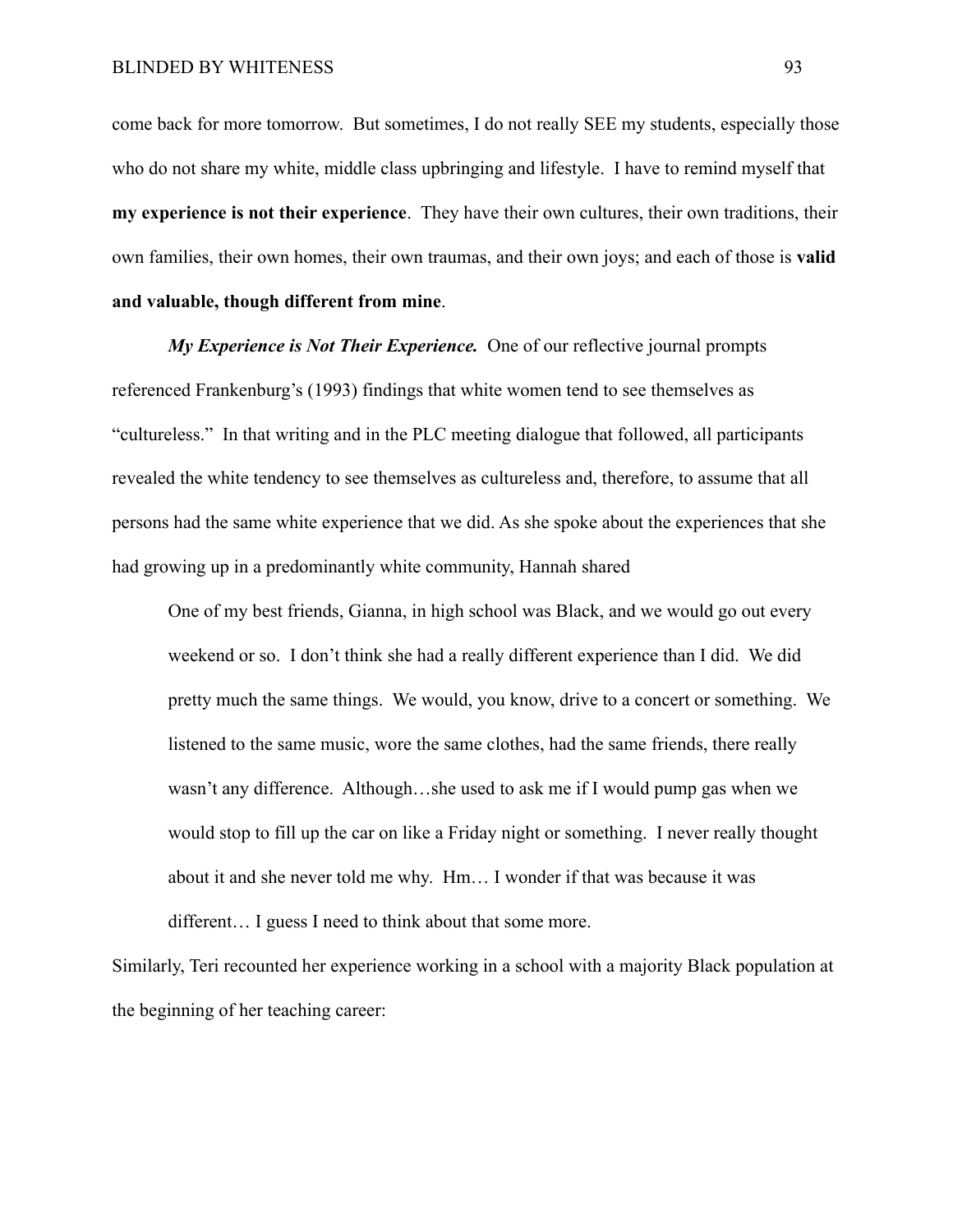come back for more tomorrow. But sometimes, I do not really SEE my students, especially those who do not share my white, middle class upbringing and lifestyle. I have to remind myself that **my experience is not their experience**. They have their own cultures, their own traditions, their own families, their own homes, their own traumas, and their own joys; and each of those is **valid and valuable, though different from mine**.

***My Experience is Not Their Experience.*** One of our reflective journal prompts referenced Frankenburg's (1993) findings that white women tend to see themselves as "cultureless." In that writing and in the PLC meeting dialogue that followed, all participants revealed the white tendency to see themselves as cultureless and, therefore, to assume that all persons had the same white experience that we did. As she spoke about the experiences that she had growing up in a predominantly white community, Hannah shared

> One of my best friends, Gianna, in high school was Black, and we would go out every weekend or so. I don't think she had a really different experience than I did. We did pretty much the same things. We would, you know, drive to a concert or something. We listened to the same music, wore the same clothes, had the same friends, there really wasn't any difference. Although…she used to ask me if I would pump gas when we would stop to fill up the car on like a Friday night or something. I never really thought about it and she never told me why. Hm… I wonder if that was because it was different… I guess I need to think about that some more.

Similarly, Teri recounted her experience working in a school with a majority Black population at the beginning of her teaching career: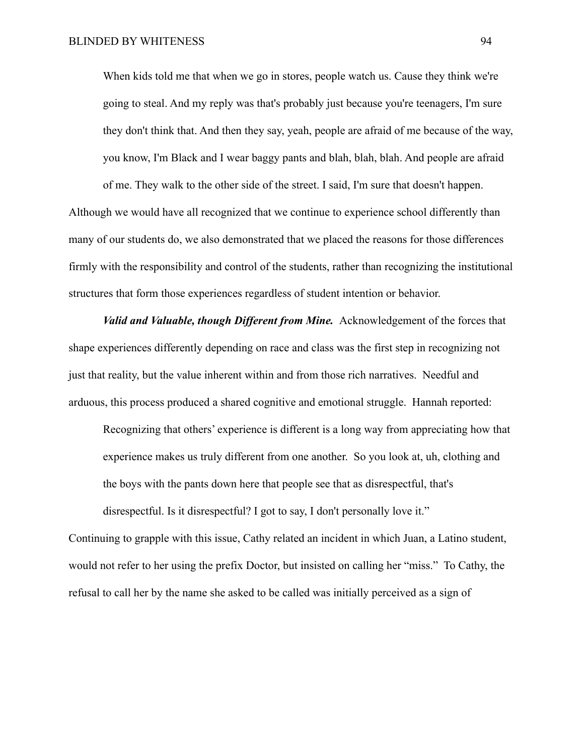> When kids told me that when we go in stores, people watch us. Cause they think we're going to steal. And my reply was that's probably just because you're teenagers, I'm sure they don't think that. And then they say, yeah, people are afraid of me because of the way, you know, I'm Black and I wear baggy pants and blah, blah, blah. And people are afraid of me. They walk to the other side of the street. I said, I'm sure that doesn't happen.

Although we would have all recognized that we continue to experience school differently than many of our students do, we also demonstrated that we placed the reasons for those differences firmly with the responsibility and control of the students, rather than recognizing the institutional structures that form those experiences regardless of student intention or behavior.

***Valid and Valuable, though Different from Mine.*** Acknowledgement of the forces that shape experiences differently depending on race and class was the first step in recognizing not just that reality, but the value inherent within and from those rich narratives. Needful and arduous, this process produced a shared cognitive and emotional struggle. Hannah reported:

> Recognizing that others' experience is different is a long way from appreciating how that experience makes us truly different from one another. So you look at, uh, clothing and the boys with the pants down here that people see that as disrespectful, that's disrespectful. Is it disrespectful? I got to say, I don't personally love it."

Continuing to grapple with this issue, Cathy related an incident in which Juan, a Latino student, would not refer to her using the prefix Doctor, but insisted on calling her "miss." To Cathy, the refusal to call her by the name she asked to be called was initially perceived as a sign of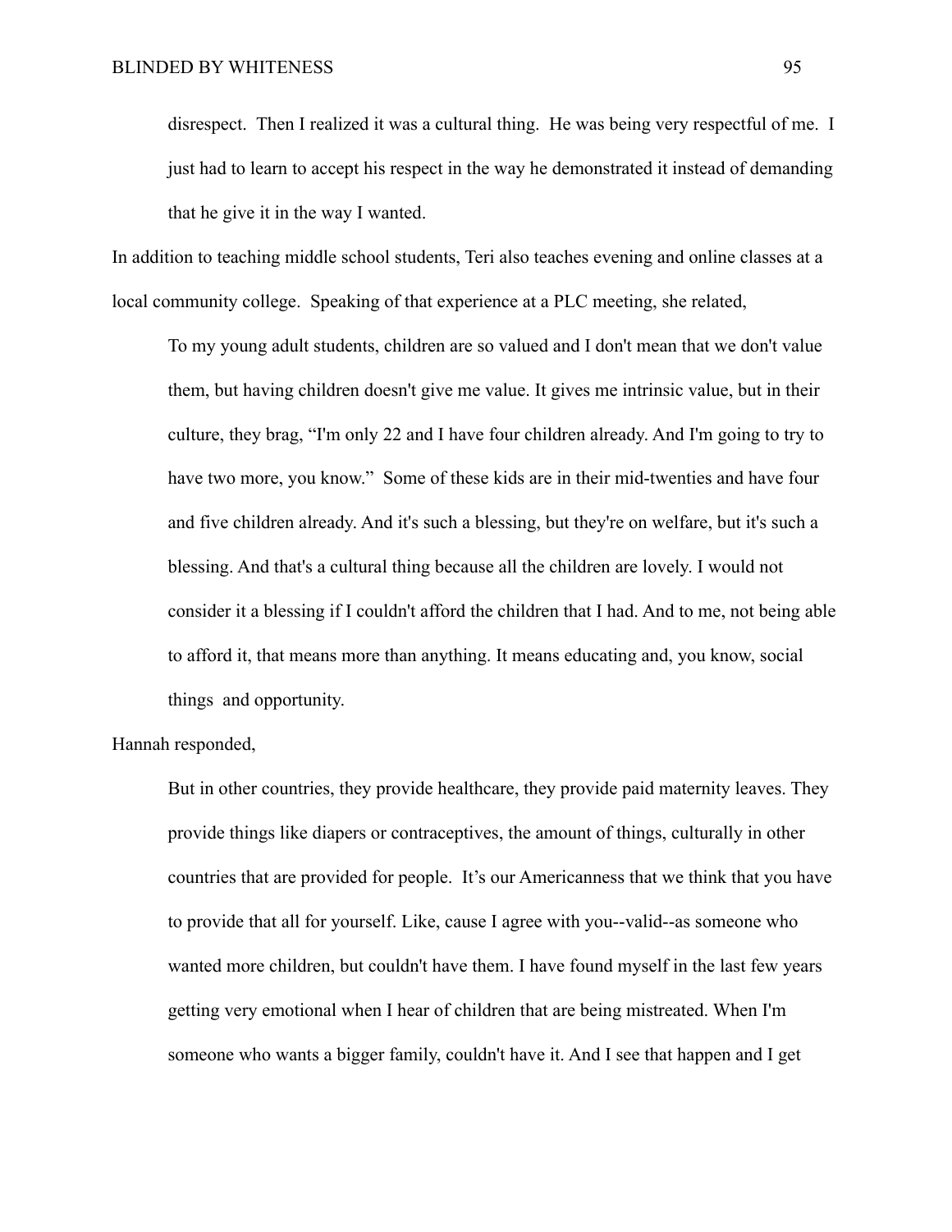> disrespect. Then I realized it was a cultural thing. He was being very respectful of me. I just had to learn to accept his respect in the way he demonstrated it instead of demanding that he give it in the way I wanted.

In addition to teaching middle school students, Teri also teaches evening and online classes at a local community college. Speaking of that experience at a PLC meeting, she related,

> To my young adult students, children are so valued and I don't mean that we don't value them, but having children doesn't give me value. It gives me intrinsic value, but in their culture, they brag, "I'm only 22 and I have four children already. And I'm going to try to have two more, you know." Some of these kids are in their mid-twenties and have four and five children already. And it's such a blessing, but they're on welfare, but it's such a blessing. And that's a cultural thing because all the children are lovely. I would not consider it a blessing if I couldn't afford the children that I had. And to me, not being able to afford it, that means more than anything. It means educating and, you know, social things and opportunity.

Hannah responded,

> But in other countries, they provide healthcare, they provide paid maternity leaves. They provide things like diapers or contraceptives, the amount of things, culturally in other countries that are provided for people. It's our Americanness that we think that you have to provide that all for yourself. Like, cause I agree with you--valid--as someone who wanted more children, but couldn't have them. I have found myself in the last few years getting very emotional when I hear of children that are being mistreated. When I'm someone who wants a bigger family, couldn't have it. And I see that happen and I get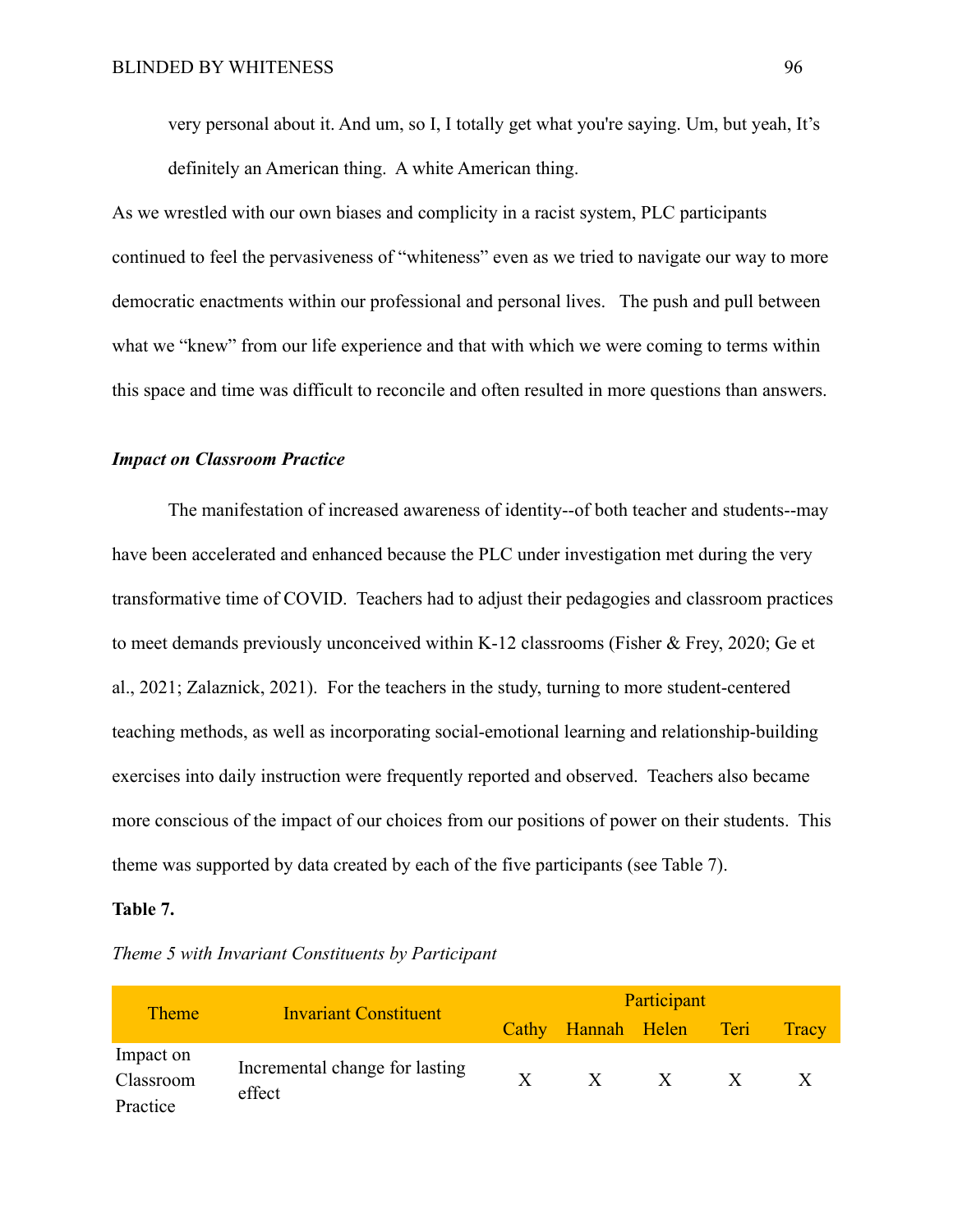very personal about it. And um, so I, I totally get what you're saying. Um, but yeah, It's definitely an American thing. A white American thing.

As we wrestled with our own biases and complicity in a racist system, PLC participants continued to feel the pervasiveness of "whiteness" even as we tried to navigate our way to more democratic enactments within our professional and personal lives. The push and pull between what we "knew" from our life experience and that with which we were coming to terms within this space and time was difficult to reconcile and often resulted in more questions than answers.

### *Impact on Classroom Practice*

The manifestation of increased awareness of identity--of both teacher and students--may have been accelerated and enhanced because the PLC under investigation met during the very transformative time of COVID. Teachers had to adjust their pedagogies and classroom practices to meet demands previously unconceived within K-12 classrooms (Fisher & Frey, 2020; Ge et al., 2021; Zalaznick, 2021). For the teachers in the study, turning to more student-centered teaching methods, as well as incorporating social-emotional learning and relationship-building exercises into daily instruction were frequently reported and observed. Teachers also became more conscious of the impact of our choices from our positions of power on their students. This theme was supported by data created by each of the five participants (see Table 7).

**Table 7.**

*Theme 5 with Invariant Constituents by Participant*

| Theme | Invariant Constituent | Participant | | | | |
|---|---|---|---|---|---|---|
| | | Cathy | Hannah | Helen | Teri | Tracy |
| Impact on Classroom Practice | Incremental change for lasting effect | X | X | X | X | X |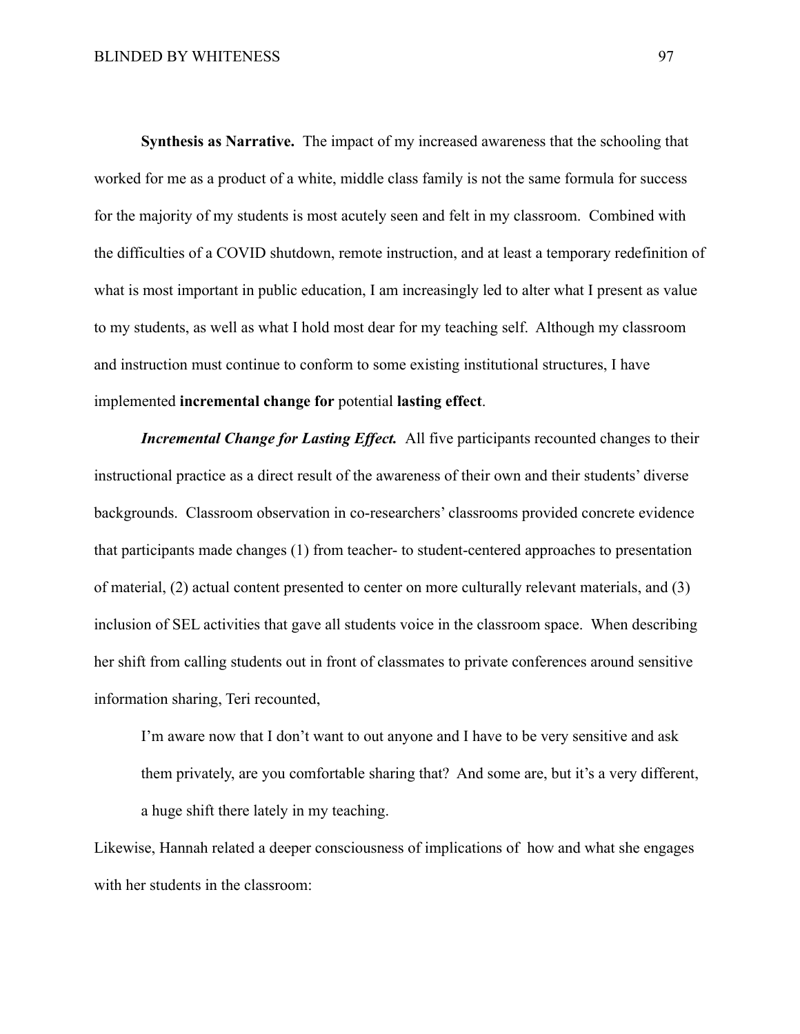**Synthesis as Narrative.** The impact of my increased awareness that the schooling that worked for me as a product of a white, middle class family is not the same formula for success for the majority of my students is most acutely seen and felt in my classroom. Combined with the difficulties of a COVID shutdown, remote instruction, and at least a temporary redefinition of what is most important in public education, I am increasingly led to alter what I present as value to my students, as well as what I hold most dear for my teaching self. Although my classroom and instruction must continue to conform to some existing institutional structures, I have implemented **incremental change for** potential **lasting effect**.

***Incremental Change for Lasting Effect.*** All five participants recounted changes to their instructional practice as a direct result of the awareness of their own and their students' diverse backgrounds. Classroom observation in co-researchers' classrooms provided concrete evidence that participants made changes (1) from teacher- to student-centered approaches to presentation of material, (2) actual content presented to center on more culturally relevant materials, and (3) inclusion of SEL activities that gave all students voice in the classroom space. When describing her shift from calling students out in front of classmates to private conferences around sensitive information sharing, Teri recounted,

> I'm aware now that I don't want to out anyone and I have to be very sensitive and ask them privately, are you comfortable sharing that? And some are, but it's a very different, a huge shift there lately in my teaching.

Likewise, Hannah related a deeper consciousness of implications of how and what she engages with her students in the classroom: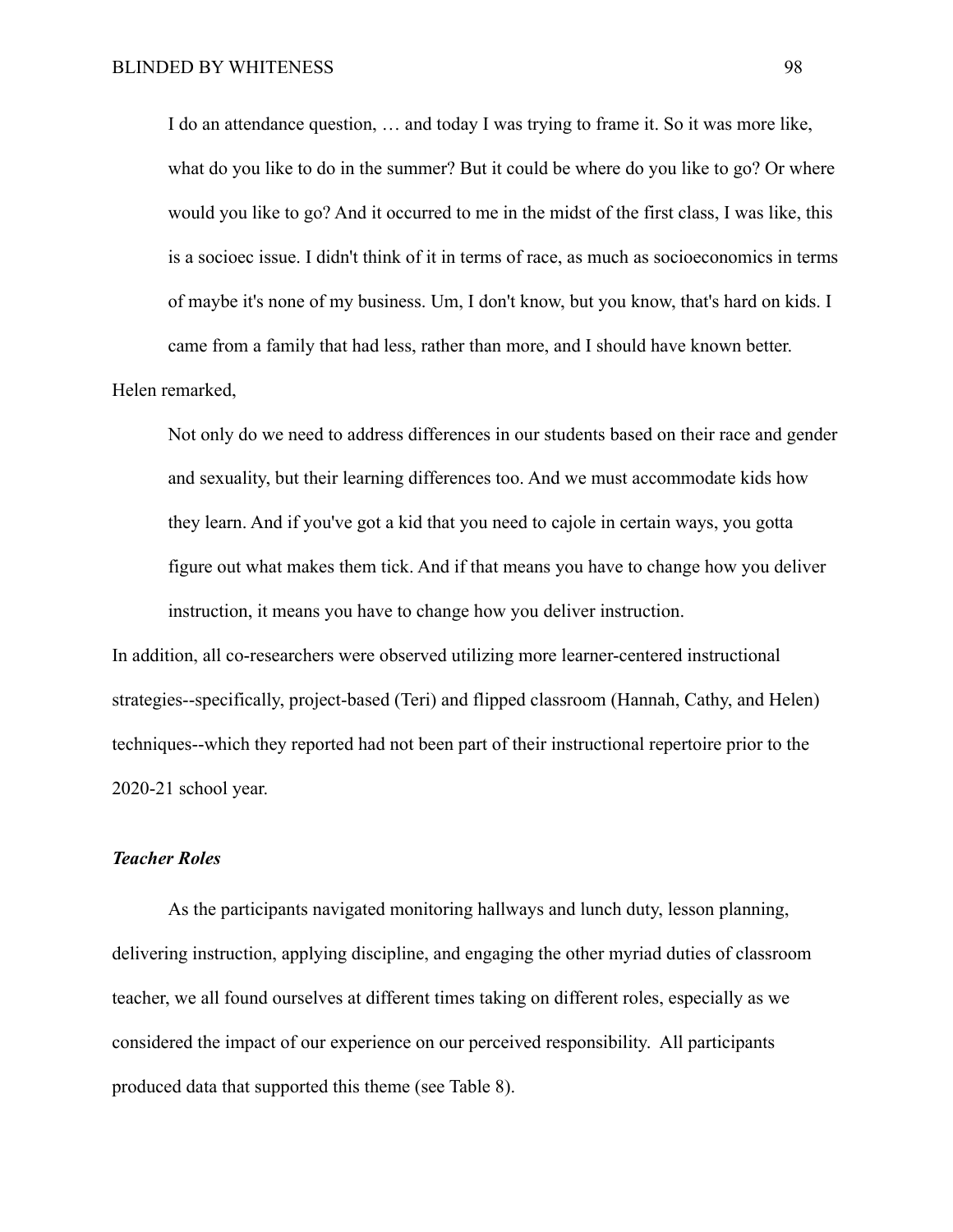> I do an attendance question, … and today I was trying to frame it. So it was more like, what do you like to do in the summer? But it could be where do you like to go? Or where would you like to go? And it occurred to me in the midst of the first class, I was like, this is a socioec issue. I didn't think of it in terms of race, as much as socioeconomics in terms of maybe it's none of my business. Um, I don't know, but you know, that's hard on kids. I came from a family that had less, rather than more, and I should have known better.

Helen remarked,

> Not only do we need to address differences in our students based on their race and gender and sexuality, but their learning differences too. And we must accommodate kids how they learn. And if you've got a kid that you need to cajole in certain ways, you gotta figure out what makes them tick. And if that means you have to change how you deliver instruction, it means you have to change how you deliver instruction.

In addition, all co-researchers were observed utilizing more learner-centered instructional strategies--specifically, project-based (Teri) and flipped classroom (Hannah, Cathy, and Helen) techniques--which they reported had not been part of their instructional repertoire prior to the 2020-21 school year.

### *Teacher Roles*

As the participants navigated monitoring hallways and lunch duty, lesson planning, delivering instruction, applying discipline, and engaging the other myriad duties of classroom teacher, we all found ourselves at different times taking on different roles, especially as we considered the impact of our experience on our perceived responsibility. All participants produced data that supported this theme (see Table 8).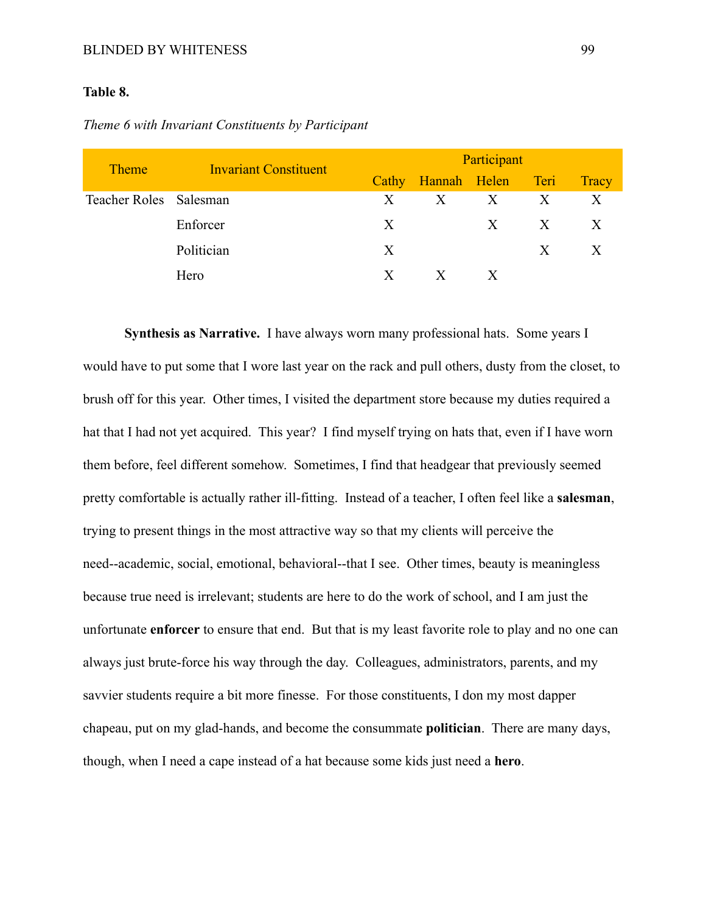**Table 8.**

*Theme 6 with Invariant Constituents by Participant*

| Theme | Invariant Constituent | Participant | | | | |
|---|---|---|---|---|---|---|
| | | Cathy | Hannah | Helen | Teri | Tracy |
| Teacher Roles | Salesman | X | X | X | X | X |
| | Enforcer | X | | X | X | X |
| | Politician | X | | | X | X |
| | Hero | X | X | X | | |

**Synthesis as Narrative.** I have always worn many professional hats. Some years I would have to put some that I wore last year on the rack and pull others, dusty from the closet, to brush off for this year. Other times, I visited the department store because my duties required a hat that I had not yet acquired. This year? I find myself trying on hats that, even if I have worn them before, feel different somehow. Sometimes, I find that headgear that previously seemed pretty comfortable is actually rather ill-fitting. Instead of a teacher, I often feel like a **salesman**, trying to present things in the most attractive way so that my clients will perceive the need--academic, social, emotional, behavioral--that I see. Other times, beauty is meaningless because true need is irrelevant; students are here to do the work of school, and I am just the unfortunate **enforcer** to ensure that end. But that is my least favorite role to play and no one can always just brute-force his way through the day. Colleagues, administrators, parents, and my savvier students require a bit more finesse. For those constituents, I don my most dapper chapeau, put on my glad-hands, and become the consummate **politician**. There are many days, though, when I need a cape instead of a hat because some kids just need a **hero**.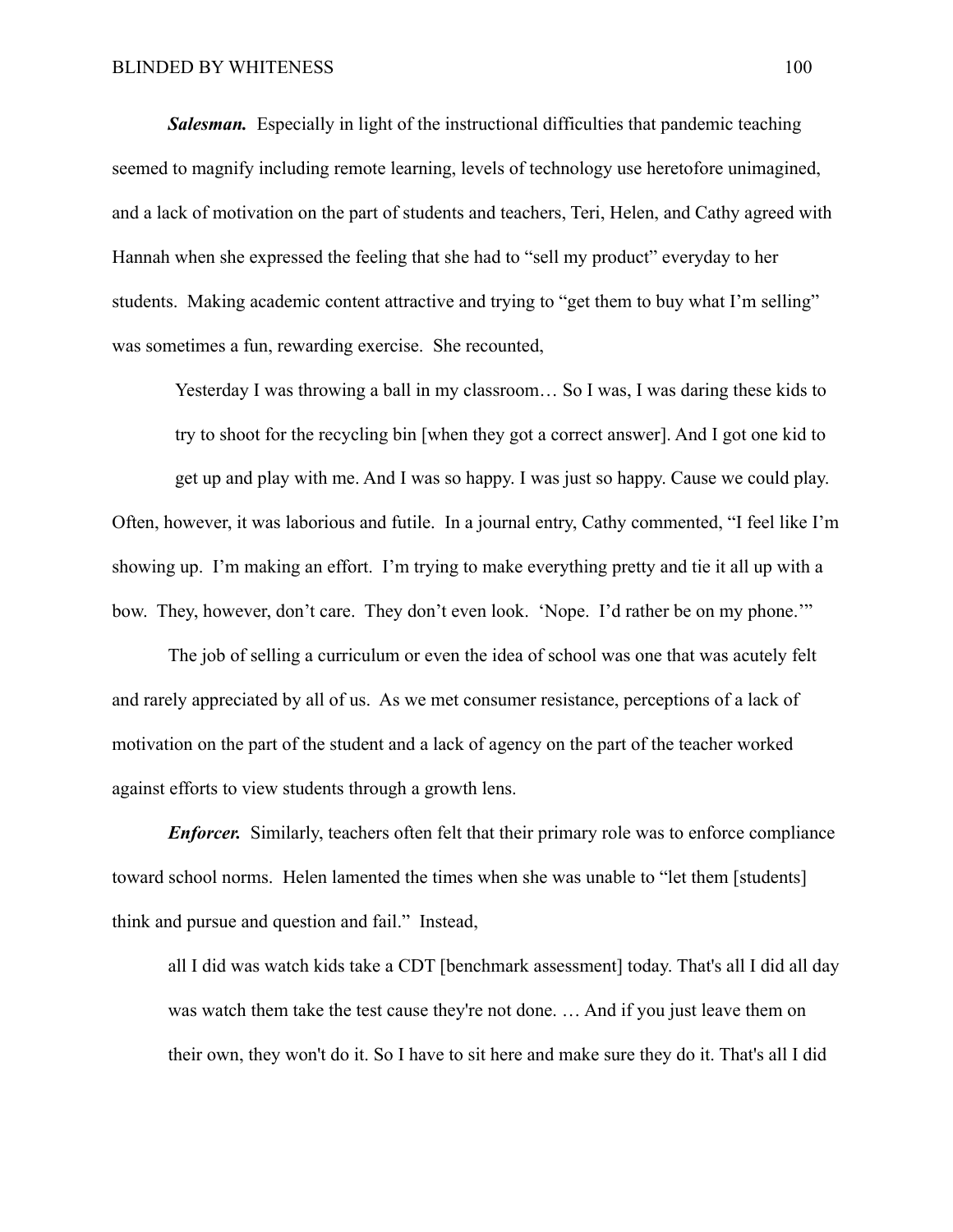***Salesman.*** Especially in light of the instructional difficulties that pandemic teaching seemed to magnify including remote learning, levels of technology use heretofore unimagined, and a lack of motivation on the part of students and teachers, Teri, Helen, and Cathy agreed with Hannah when she expressed the feeling that she had to "sell my product" everyday to her students. Making academic content attractive and trying to "get them to buy what I'm selling" was sometimes a fun, rewarding exercise. She recounted,

> Yesterday I was throwing a ball in my classroom… So I was, I was daring these kids to try to shoot for the recycling bin [when they got a correct answer]. And I got one kid to get up and play with me. And I was so happy. I was just so happy. Cause we could play.

Often, however, it was laborious and futile. In a journal entry, Cathy commented, "I feel like I'm showing up. I'm making an effort. I'm trying to make everything pretty and tie it all up with a bow. They, however, don't care. They don't even look. 'Nope. I'd rather be on my phone.'"

The job of selling a curriculum or even the idea of school was one that was acutely felt and rarely appreciated by all of us. As we met consumer resistance, perceptions of a lack of motivation on the part of the student and a lack of agency on the part of the teacher worked against efforts to view students through a growth lens.

***Enforcer.*** Similarly, teachers often felt that their primary role was to enforce compliance toward school norms. Helen lamented the times when she was unable to "let them [students] think and pursue and question and fail." Instead,

> all I did was watch kids take a CDT [benchmark assessment] today. That's all I did all day was watch them take the test cause they're not done. … And if you just leave them on their own, they won't do it. So I have to sit here and make sure they do it. That's all I did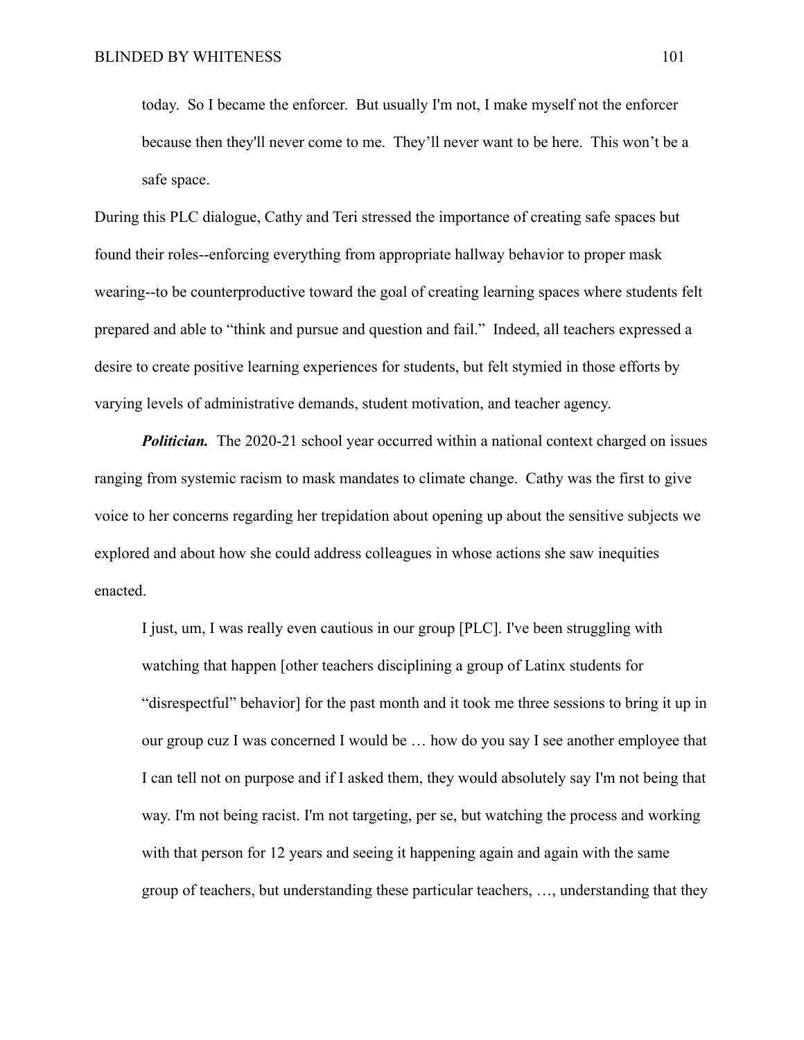> today. So I became the enforcer. But usually I'm not, I make myself not the enforcer because then they'll never come to me. They'll never want to be here. This won't be a safe space.

During this PLC dialogue, Cathy and Teri stressed the importance of creating safe spaces but found their roles--enforcing everything from appropriate hallway behavior to proper mask wearing--to be counterproductive toward the goal of creating learning spaces where students felt prepared and able to "think and pursue and question and fail." Indeed, all teachers expressed a desire to create positive learning experiences for students, but felt stymied in those efforts by varying levels of administrative demands, student motivation, and teacher agency.

***Politician.*** The 2020-21 school year occurred within a national context charged on issues ranging from systemic racism to mask mandates to climate change. Cathy was the first to give voice to her concerns regarding her trepidation about opening up about the sensitive subjects we explored and about how she could address colleagues in whose actions she saw inequities enacted.

> I just, um, I was really even cautious in our group [PLC]. I've been struggling with watching that happen [other teachers disciplining a group of Latinx students for "disrespectful" behavior] for the past month and it took me three sessions to bring it up in our group cuz I was concerned I would be … how do you say I see another employee that I can tell not on purpose and if I asked them, they would absolutely say I'm not being that way. I'm not being racist. I'm not targeting, per se, but watching the process and working with that person for 12 years and seeing it happening again and again with the same group of teachers, but understanding these particular teachers, …, understanding that they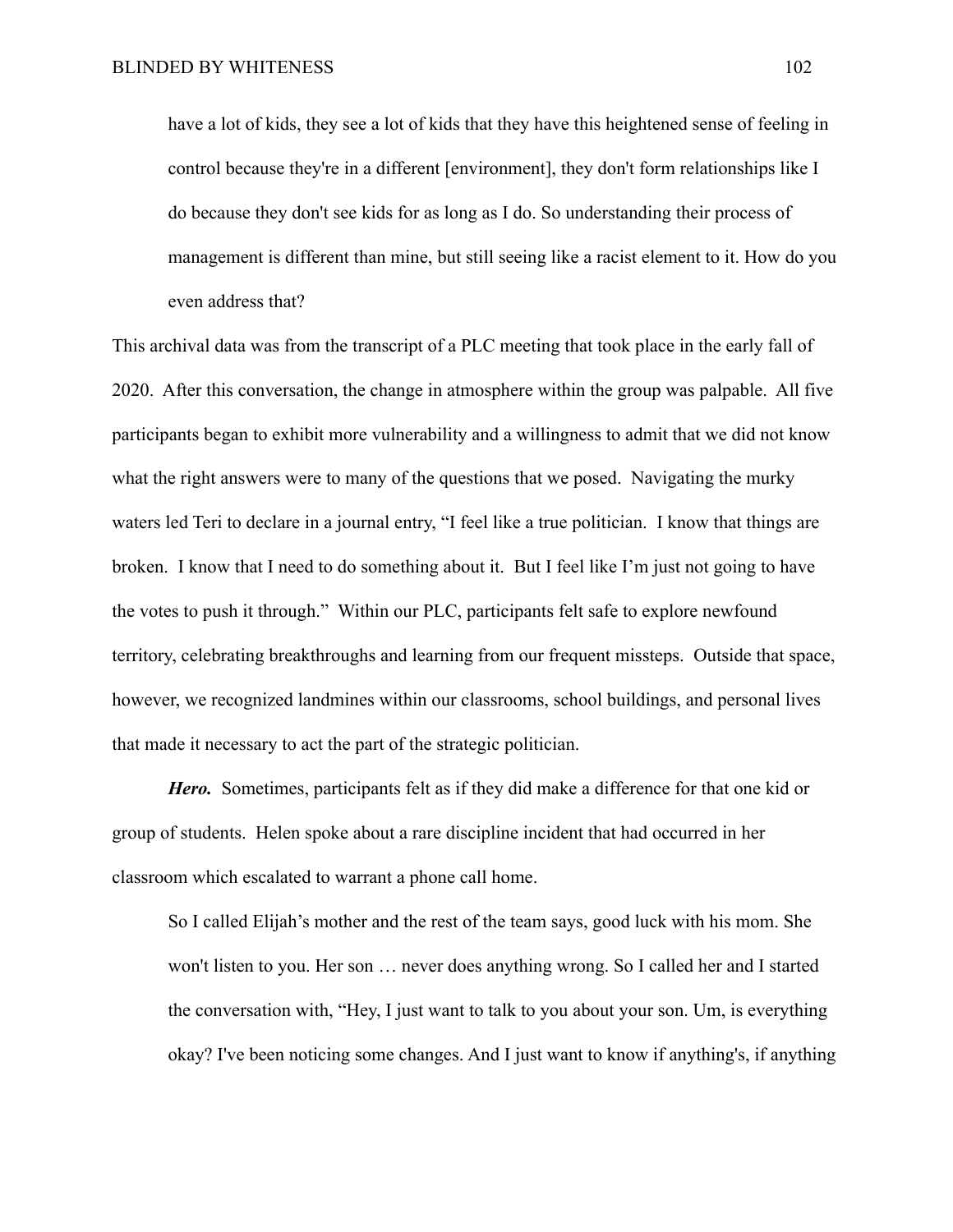> have a lot of kids, they see a lot of kids that they have this heightened sense of feeling in control because they're in a different [environment], they don't form relationships like I do because they don't see kids for as long as I do. So understanding their process of management is different than mine, but still seeing like a racist element to it. How do you even address that?

This archival data was from the transcript of a PLC meeting that took place in the early fall of 2020. After this conversation, the change in atmosphere within the group was palpable. All five participants began to exhibit more vulnerability and a willingness to admit that we did not know what the right answers were to many of the questions that we posed. Navigating the murky waters led Teri to declare in a journal entry, "I feel like a true politician. I know that things are broken. I know that I need to do something about it. But I feel like I'm just not going to have the votes to push it through." Within our PLC, participants felt safe to explore newfound territory, celebrating breakthroughs and learning from our frequent missteps. Outside that space, however, we recognized landmines within our classrooms, school buildings, and personal lives that made it necessary to act the part of the strategic politician.

***Hero.*** Sometimes, participants felt as if they did make a difference for that one kid or group of students. Helen spoke about a rare discipline incident that had occurred in her classroom which escalated to warrant a phone call home.

> So I called Elijah's mother and the rest of the team says, good luck with his mom. She won't listen to you. Her son … never does anything wrong. So I called her and I started the conversation with, "Hey, I just want to talk to you about your son. Um, is everything okay? I've been noticing some changes. And I just want to know if anything's, if anything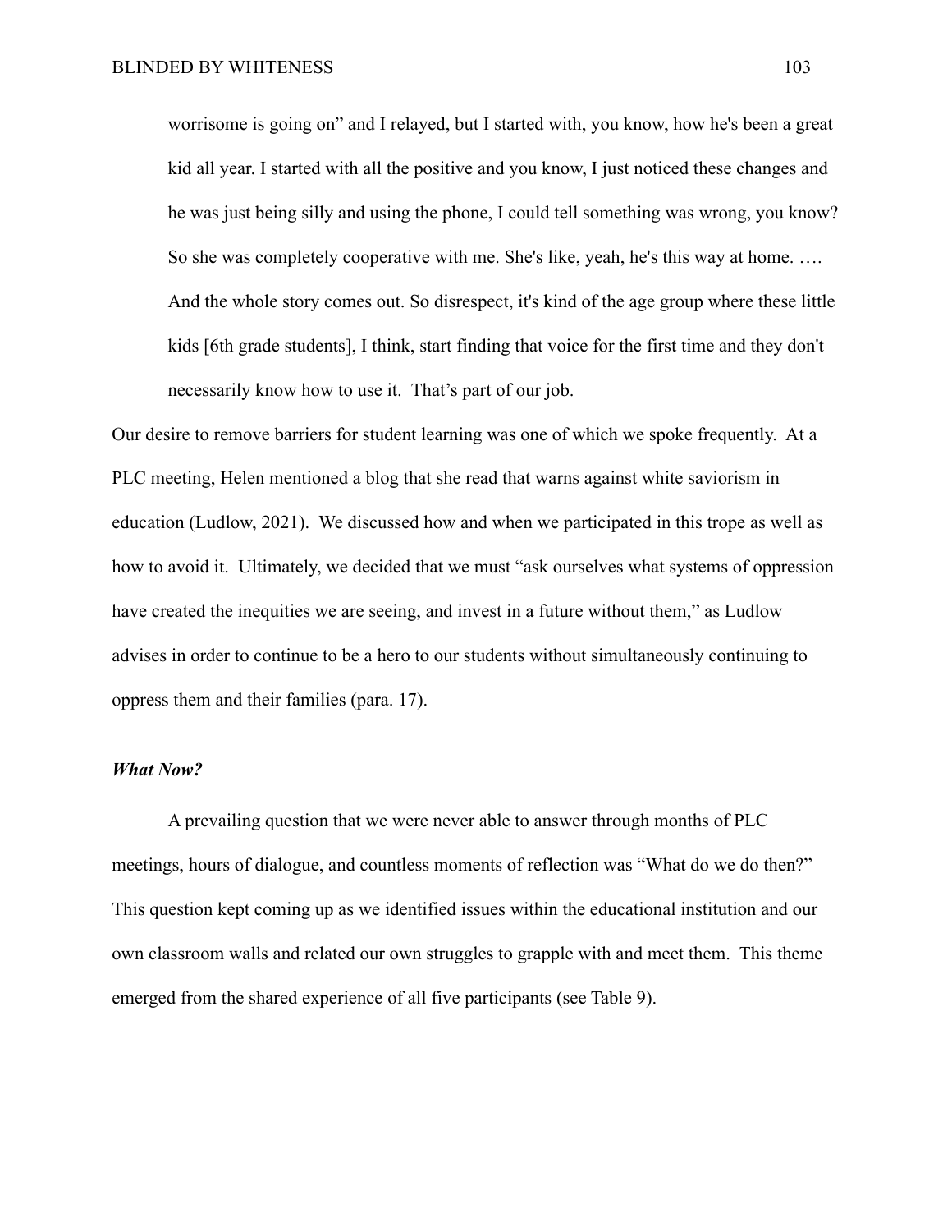> worrisome is going on" and I relayed, but I started with, you know, how he's been a great kid all year. I started with all the positive and you know, I just noticed these changes and he was just being silly and using the phone, I could tell something was wrong, you know? So she was completely cooperative with me. She's like, yeah, he's this way at home. …. And the whole story comes out. So disrespect, it's kind of the age group where these little kids [6th grade students], I think, start finding that voice for the first time and they don't necessarily know how to use it. That's part of our job.

Our desire to remove barriers for student learning was one of which we spoke frequently. At a PLC meeting, Helen mentioned a blog that she read that warns against white saviorism in education (Ludlow, 2021). We discussed how and when we participated in this trope as well as how to avoid it. Ultimately, we decided that we must "ask ourselves what systems of oppression have created the inequities we are seeing, and invest in a future without them," as Ludlow advises in order to continue to be a hero to our students without simultaneously continuing to oppress them and their families (para. 17).

### ***What Now?***

A prevailing question that we were never able to answer through months of PLC meetings, hours of dialogue, and countless moments of reflection was "What do we do then?" This question kept coming up as we identified issues within the educational institution and our own classroom walls and related our own struggles to grapple with and meet them. This theme emerged from the shared experience of all five participants (see Table 9).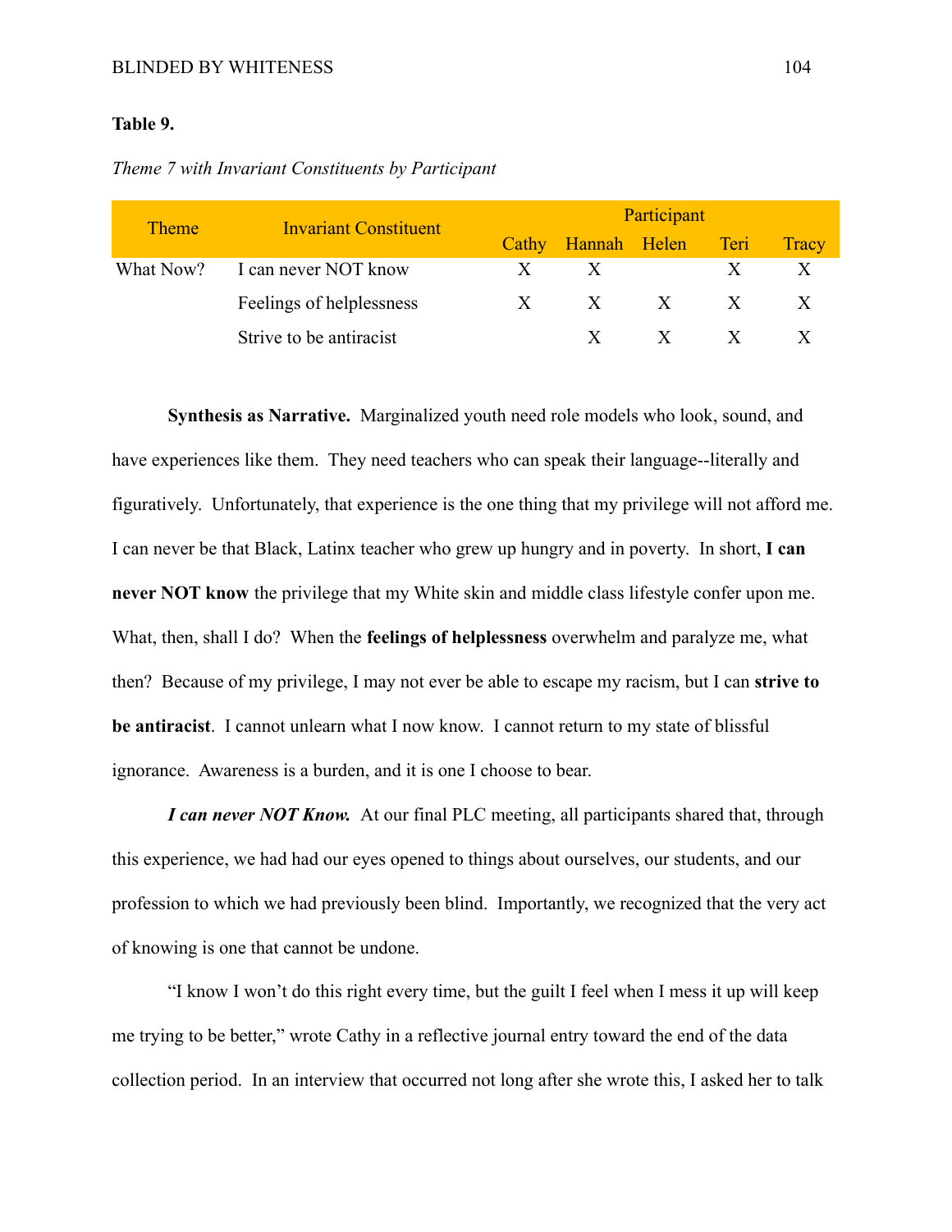**Table 9.**

*Theme 7 with Invariant Constituents by Participant*

| Theme | Invariant Constituent | Participant | | | | |
|---|---|---|---|---|---|---|
| | | Cathy | Hannah | Helen | Teri | Tracy |
| What Now? | I can never NOT know | X | X | | X | X |
| | Feelings of helplessness | X | X | X | X | X |
| | Strive to be antiracist | | X | X | X | X |

**Synthesis as Narrative.** Marginalized youth need role models who look, sound, and have experiences like them. They need teachers who can speak their language--literally and figuratively. Unfortunately, that experience is the one thing that my privilege will not afford me. I can never be that Black, Latinx teacher who grew up hungry and in poverty. In short, **I can never NOT know** the privilege that my White skin and middle class lifestyle confer upon me. What, then, shall I do? When the **feelings of helplessness** overwhelm and paralyze me, what then? Because of my privilege, I may not ever be able to escape my racism, but I can **strive to be antiracist**. I cannot unlearn what I now know. I cannot return to my state of blissful ignorance. Awareness is a burden, and it is one I choose to bear.

***I can never NOT Know.*** At our final PLC meeting, all participants shared that, through this experience, we had had our eyes opened to things about ourselves, our students, and our profession to which we had previously been blind. Importantly, we recognized that the very act of knowing is one that cannot be undone.

"I know I won't do this right every time, but the guilt I feel when I mess it up will keep me trying to be better," wrote Cathy in a reflective journal entry toward the end of the data collection period. In an interview that occurred not long after she wrote this, I asked her to talk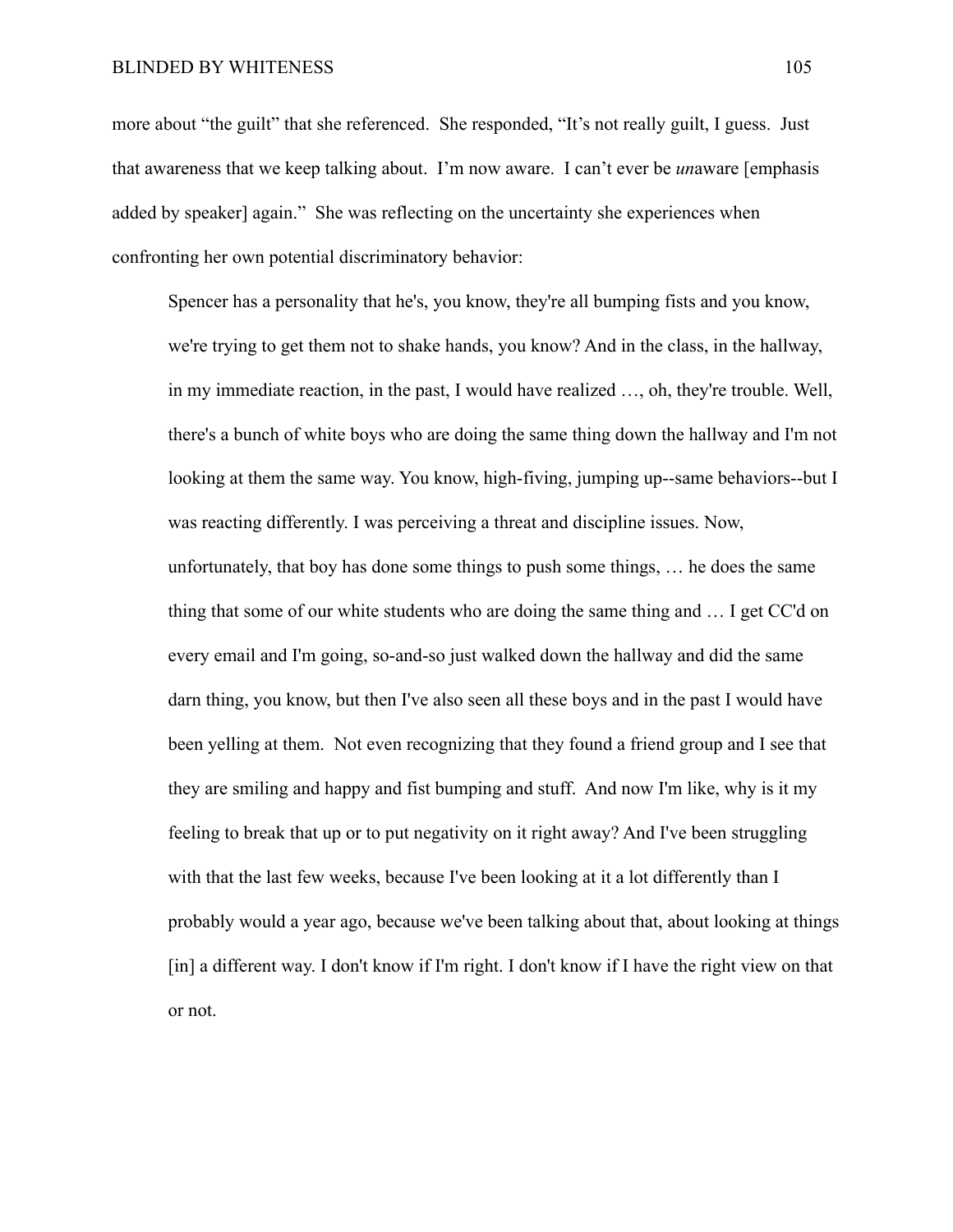more about "the guilt" that she referenced. She responded, "It's not really guilt, I guess. Just that awareness that we keep talking about. I'm now aware. I can't ever be *un*aware [emphasis added by speaker] again." She was reflecting on the uncertainty she experiences when confronting her own potential discriminatory behavior:

> Spencer has a personality that he's, you know, they're all bumping fists and you know, we're trying to get them not to shake hands, you know? And in the class, in the hallway, in my immediate reaction, in the past, I would have realized …, oh, they're trouble. Well, there's a bunch of white boys who are doing the same thing down the hallway and I'm not looking at them the same way. You know, high-fiving, jumping up--same behaviors--but I was reacting differently. I was perceiving a threat and discipline issues. Now, unfortunately, that boy has done some things to push some things, … he does the same thing that some of our white students who are doing the same thing and … I get CC'd on every email and I'm going, so-and-so just walked down the hallway and did the same darn thing, you know, but then I've also seen all these boys and in the past I would have been yelling at them. Not even recognizing that they found a friend group and I see that they are smiling and happy and fist bumping and stuff. And now I'm like, why is it my feeling to break that up or to put negativity on it right away? And I've been struggling with that the last few weeks, because I've been looking at it a lot differently than I probably would a year ago, because we've been talking about that, about looking at things [in] a different way. I don't know if I'm right. I don't know if I have the right view on that or not.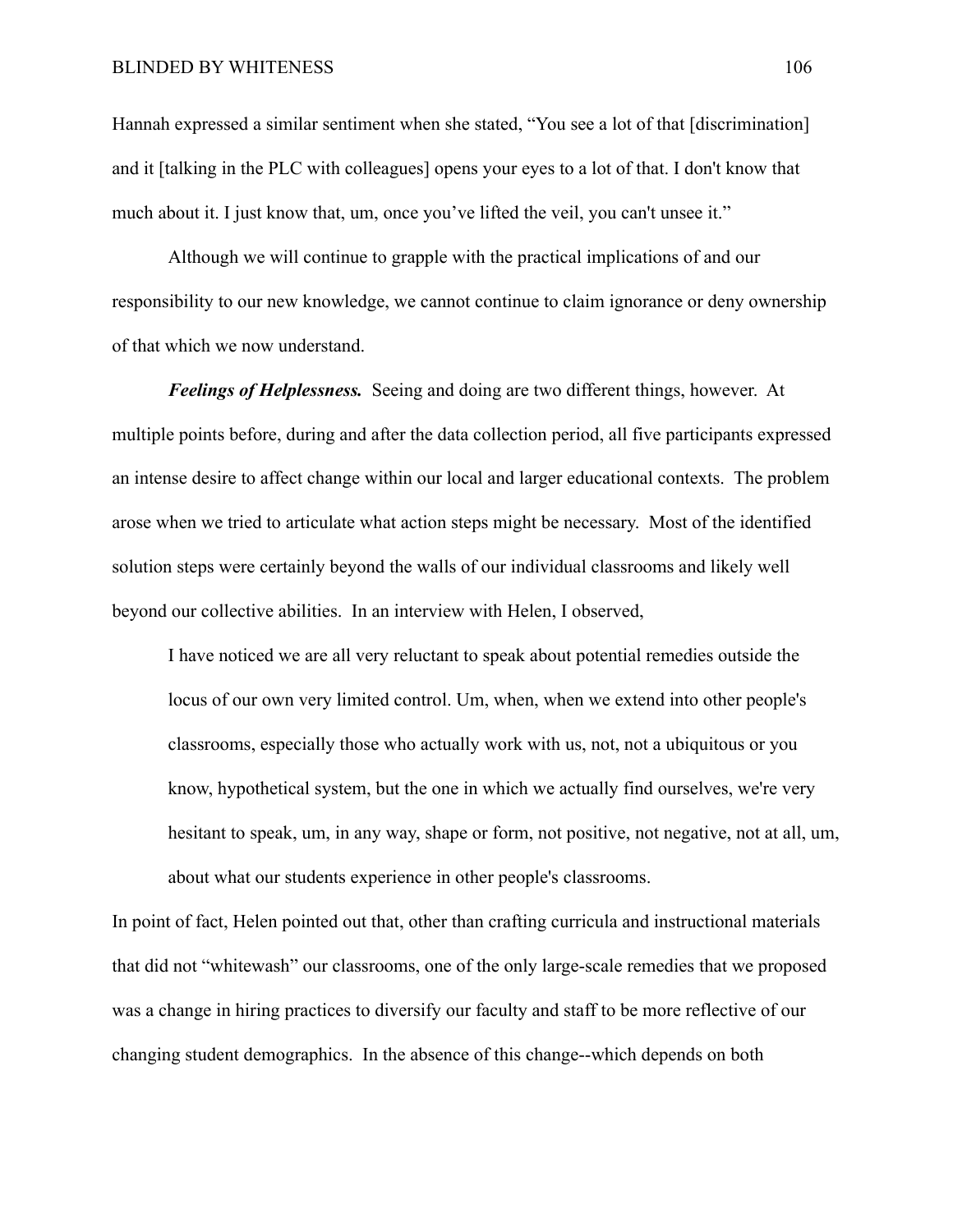Hannah expressed a similar sentiment when she stated, "You see a lot of that [discrimination] and it [talking in the PLC with colleagues] opens your eyes to a lot of that. I don't know that much about it. I just know that, um, once you've lifted the veil, you can't unsee it."

Although we will continue to grapple with the practical implications of and our responsibility to our new knowledge, we cannot continue to claim ignorance or deny ownership of that which we now understand.

***Feelings of Helplessness.*** Seeing and doing are two different things, however. At multiple points before, during and after the data collection period, all five participants expressed an intense desire to affect change within our local and larger educational contexts. The problem arose when we tried to articulate what action steps might be necessary. Most of the identified solution steps were certainly beyond the walls of our individual classrooms and likely well beyond our collective abilities. In an interview with Helen, I observed,

> I have noticed we are all very reluctant to speak about potential remedies outside the locus of our own very limited control. Um, when, when we extend into other people's classrooms, especially those who actually work with us, not, not a ubiquitous or you know, hypothetical system, but the one in which we actually find ourselves, we're very hesitant to speak, um, in any way, shape or form, not positive, not negative, not at all, um, about what our students experience in other people's classrooms.

In point of fact, Helen pointed out that, other than crafting curricula and instructional materials that did not "whitewash" our classrooms, one of the only large-scale remedies that we proposed was a change in hiring practices to diversify our faculty and staff to be more reflective of our changing student demographics. In the absence of this change--which depends on both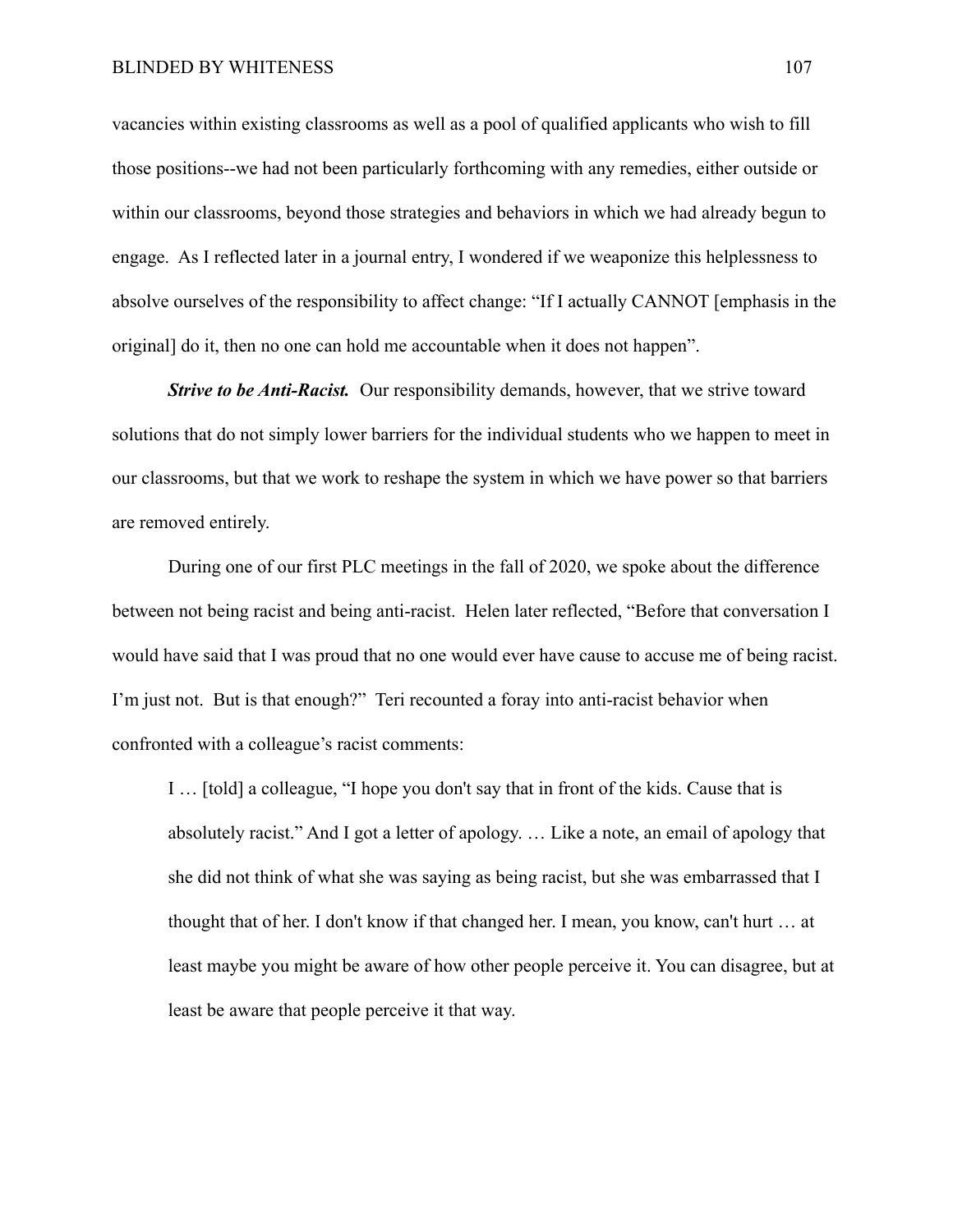vacancies within existing classrooms as well as a pool of qualified applicants who wish to fill those positions--we had not been particularly forthcoming with any remedies, either outside or within our classrooms, beyond those strategies and behaviors in which we had already begun to engage. As I reflected later in a journal entry, I wondered if we weaponize this helplessness to absolve ourselves of the responsibility to affect change: “If I actually CANNOT [emphasis in the original] do it, then no one can hold me accountable when it does not happen”.

***Strive to be Anti-Racist.*** Our responsibility demands, however, that we strive toward solutions that do not simply lower barriers for the individual students who we happen to meet in our classrooms, but that we work to reshape the system in which we have power so that barriers are removed entirely.

During one of our first PLC meetings in the fall of 2020, we spoke about the difference between not being racist and being anti-racist. Helen later reflected, “Before that conversation I would have said that I was proud that no one would ever have cause to accuse me of being racist. I’m just not. But is that enough?” Teri recounted a foray into anti-racist behavior when confronted with a colleague’s racist comments:

> I … [told] a colleague, “I hope you don't say that in front of the kids. Cause that is absolutely racist.” And I got a letter of apology. … Like a note, an email of apology that she did not think of what she was saying as being racist, but she was embarrassed that I thought that of her. I don't know if that changed her. I mean, you know, can't hurt … at least maybe you might be aware of how other people perceive it. You can disagree, but at least be aware that people perceive it that way.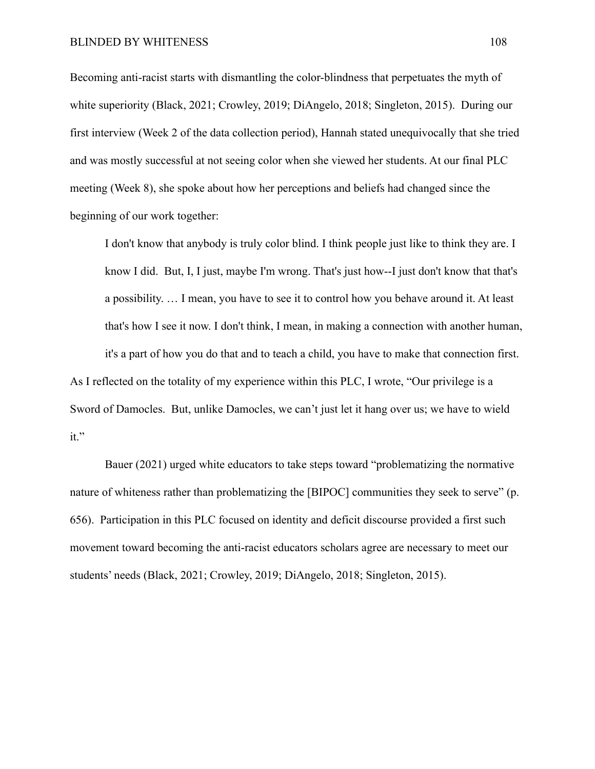Becoming anti-racist starts with dismantling the color-blindness that perpetuates the myth of white superiority (Black, 2021; Crowley, 2019; DiAngelo, 2018; Singleton, 2015). During our first interview (Week 2 of the data collection period), Hannah stated unequivocally that she tried and was mostly successful at not seeing color when she viewed her students. At our final PLC meeting (Week 8), she spoke about how her perceptions and beliefs had changed since the beginning of our work together:

> I don't know that anybody is truly color blind. I think people just like to think they are. I know I did. But, I, I just, maybe I'm wrong. That's just how--I just don't know that that's a possibility. … I mean, you have to see it to control how you behave around it. At least that's how I see it now. I don't think, I mean, in making a connection with another human, it's a part of how you do that and to teach a child, you have to make that connection first.

As I reflected on the totality of my experience within this PLC, I wrote, “Our privilege is a Sword of Damocles. But, unlike Damocles, we can’t just let it hang over us; we have to wield it.”

Bauer (2021) urged white educators to take steps toward “problematizing the normative nature of whiteness rather than problematizing the [BIPOC] communities they seek to serve” (p. 656). Participation in this PLC focused on identity and deficit discourse provided a first such movement toward becoming the anti-racist educators scholars agree are necessary to meet our students’ needs (Black, 2021; Crowley, 2019; DiAngelo, 2018; Singleton, 2015).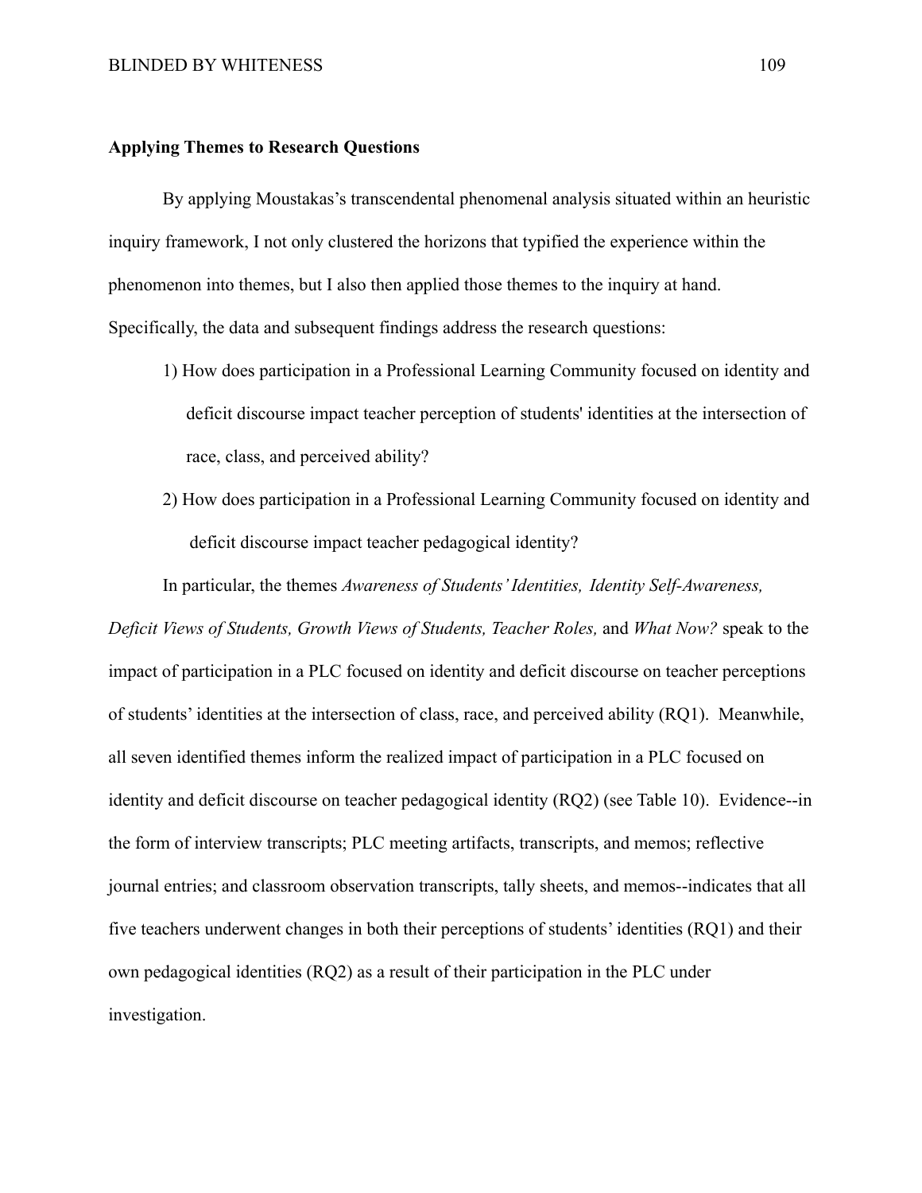**Applying Themes to Research Questions**

By applying Moustakas's transcendental phenomenal analysis situated within an heuristic inquiry framework, I not only clustered the horizons that typified the experience within the phenomenon into themes, but I also then applied those themes to the inquiry at hand. Specifically, the data and subsequent findings address the research questions:

1) How does participation in a Professional Learning Community focused on identity and deficit discourse impact teacher perception of students' identities at the intersection of race, class, and perceived ability?
2) How does participation in a Professional Learning Community focused on identity and deficit discourse impact teacher pedagogical identity?

In particular, the themes *Awareness of Students' Identities, Identity Self-Awareness, Deficit Views of Students, Growth Views of Students, Teacher Roles,* and *What Now?* speak to the impact of participation in a PLC focused on identity and deficit discourse on teacher perceptions of students' identities at the intersection of class, race, and perceived ability (RQ1). Meanwhile, all seven identified themes inform the realized impact of participation in a PLC focused on identity and deficit discourse on teacher pedagogical identity (RQ2) (see Table 10). Evidence--in the form of interview transcripts; PLC meeting artifacts, transcripts, and memos; reflective journal entries; and classroom observation transcripts, tally sheets, and memos--indicates that all five teachers underwent changes in both their perceptions of students' identities (RQ1) and their own pedagogical identities (RQ2) as a result of their participation in the PLC under investigation.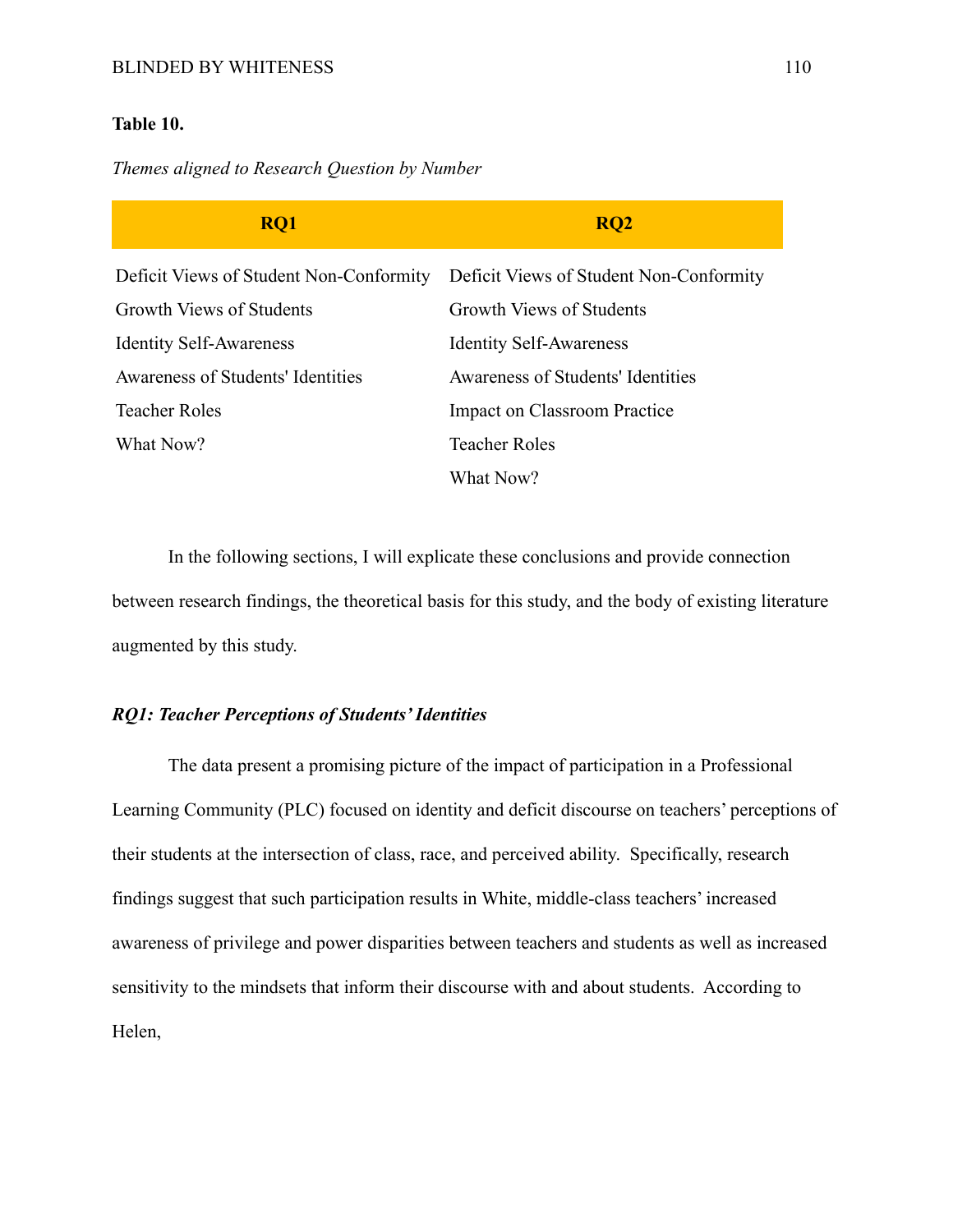**Table 10.**

*Themes aligned to Research Question by Number*

| RQ1 | RQ2 |
|---|---|
| Deficit Views of Student Non-Conformity | Deficit Views of Student Non-Conformity |
| Growth Views of Students | Growth Views of Students |
| Identity Self-Awareness | Identity Self-Awareness |
| Awareness of Students' Identities | Awareness of Students' Identities |
| Teacher Roles | Impact on Classroom Practice |
| What Now? | Teacher Roles |
| | What Now? |

In the following sections, I will explicate these conclusions and provide connection between research findings, the theoretical basis for this study, and the body of existing literature augmented by this study.

### *RQ1: Teacher Perceptions of Students' Identities*

The data present a promising picture of the impact of participation in a Professional Learning Community (PLC) focused on identity and deficit discourse on teachers' perceptions of their students at the intersection of class, race, and perceived ability. Specifically, research findings suggest that such participation results in White, middle-class teachers' increased awareness of privilege and power disparities between teachers and students as well as increased sensitivity to the mindsets that inform their discourse with and about students. According to Helen,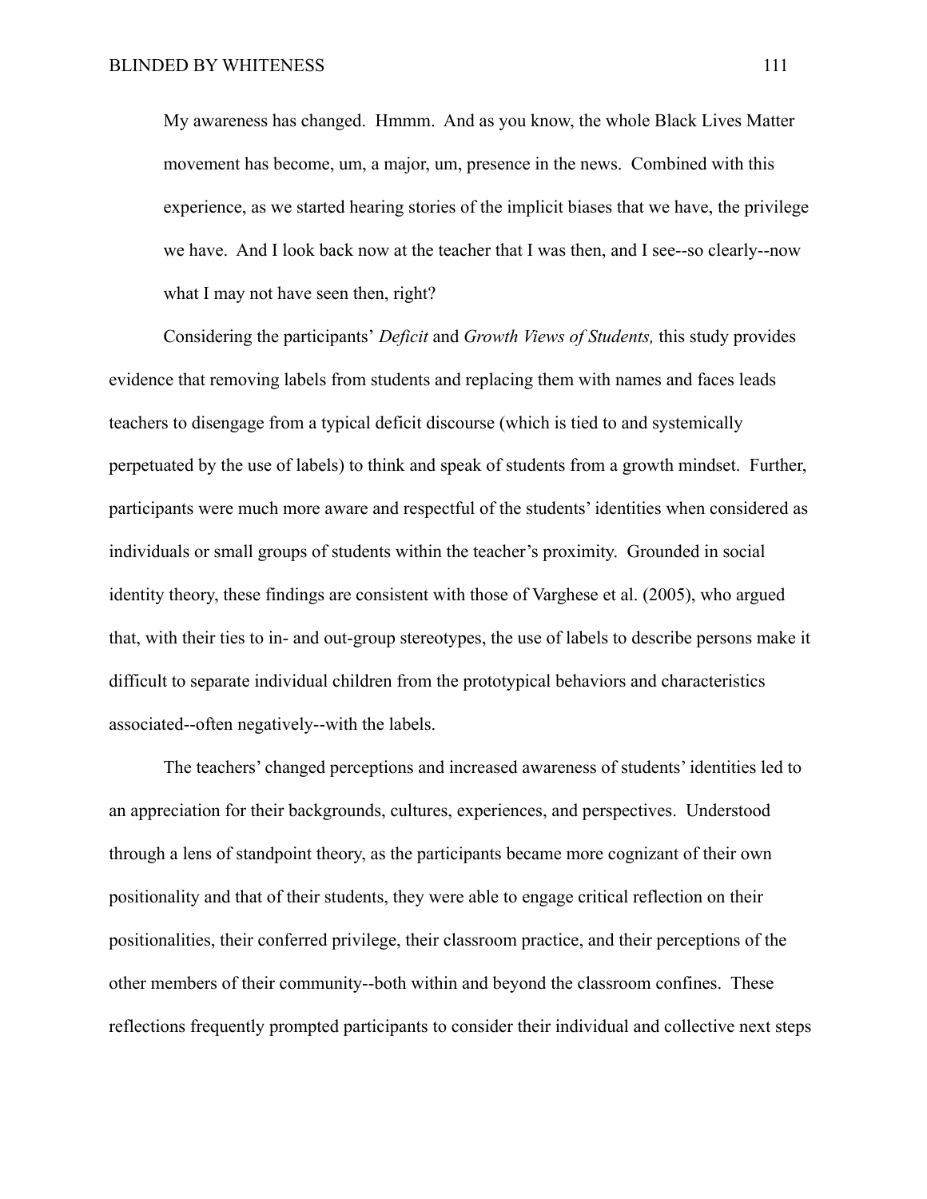> My awareness has changed. Hmmm. And as you know, the whole Black Lives Matter movement has become, um, a major, um, presence in the news. Combined with this experience, as we started hearing stories of the implicit biases that we have, the privilege we have. And I look back now at the teacher that I was then, and I see--so clearly--now what I may not have seen then, right?

Considering the participants' *Deficit* and *Growth Views of Students,* this study provides evidence that removing labels from students and replacing them with names and faces leads teachers to disengage from a typical deficit discourse (which is tied to and systemically perpetuated by the use of labels) to think and speak of students from a growth mindset. Further, participants were much more aware and respectful of the students' identities when considered as individuals or small groups of students within the teacher's proximity. Grounded in social identity theory, these findings are consistent with those of Varghese et al. (2005), who argued that, with their ties to in- and out-group stereotypes, the use of labels to describe persons make it difficult to separate individual children from the prototypical behaviors and characteristics associated--often negatively--with the labels.

The teachers' changed perceptions and increased awareness of students' identities led to an appreciation for their backgrounds, cultures, experiences, and perspectives. Understood through a lens of standpoint theory, as the participants became more cognizant of their own positionality and that of their students, they were able to engage critical reflection on their positionalities, their conferred privilege, their classroom practice, and their perceptions of the other members of their community--both within and beyond the classroom confines. These reflections frequently prompted participants to consider their individual and collective next steps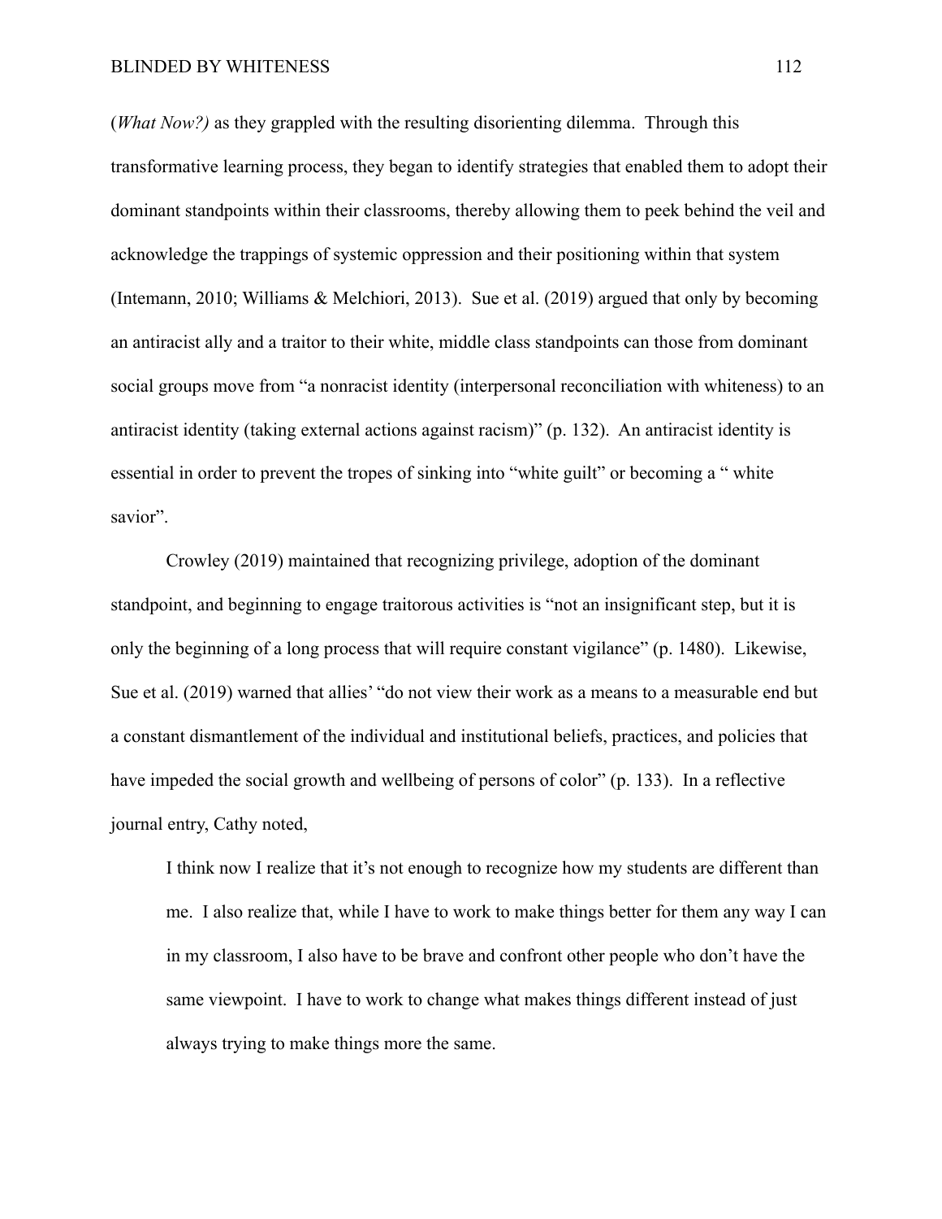(*What Now?)* as they grappled with the resulting disorienting dilemma. Through this transformative learning process, they began to identify strategies that enabled them to adopt their dominant standpoints within their classrooms, thereby allowing them to peek behind the veil and acknowledge the trappings of systemic oppression and their positioning within that system (Intemann, 2010; Williams & Melchiori, 2013). Sue et al. (2019) argued that only by becoming an antiracist ally and a traitor to their white, middle class standpoints can those from dominant social groups move from "a nonracist identity (interpersonal reconciliation with whiteness) to an antiracist identity (taking external actions against racism)" (p. 132). An antiracist identity is essential in order to prevent the tropes of sinking into "white guilt" or becoming a " white savior".

Crowley (2019) maintained that recognizing privilege, adoption of the dominant standpoint, and beginning to engage traitorous activities is "not an insignificant step, but it is only the beginning of a long process that will require constant vigilance" (p. 1480). Likewise, Sue et al. (2019) warned that allies' "do not view their work as a means to a measurable end but a constant dismantlement of the individual and institutional beliefs, practices, and policies that have impeded the social growth and wellbeing of persons of color" (p. 133). In a reflective journal entry, Cathy noted,

> I think now I realize that it's not enough to recognize how my students are different than me. I also realize that, while I have to work to make things better for them any way I can in my classroom, I also have to be brave and confront other people who don't have the same viewpoint. I have to work to change what makes things different instead of just always trying to make things more the same.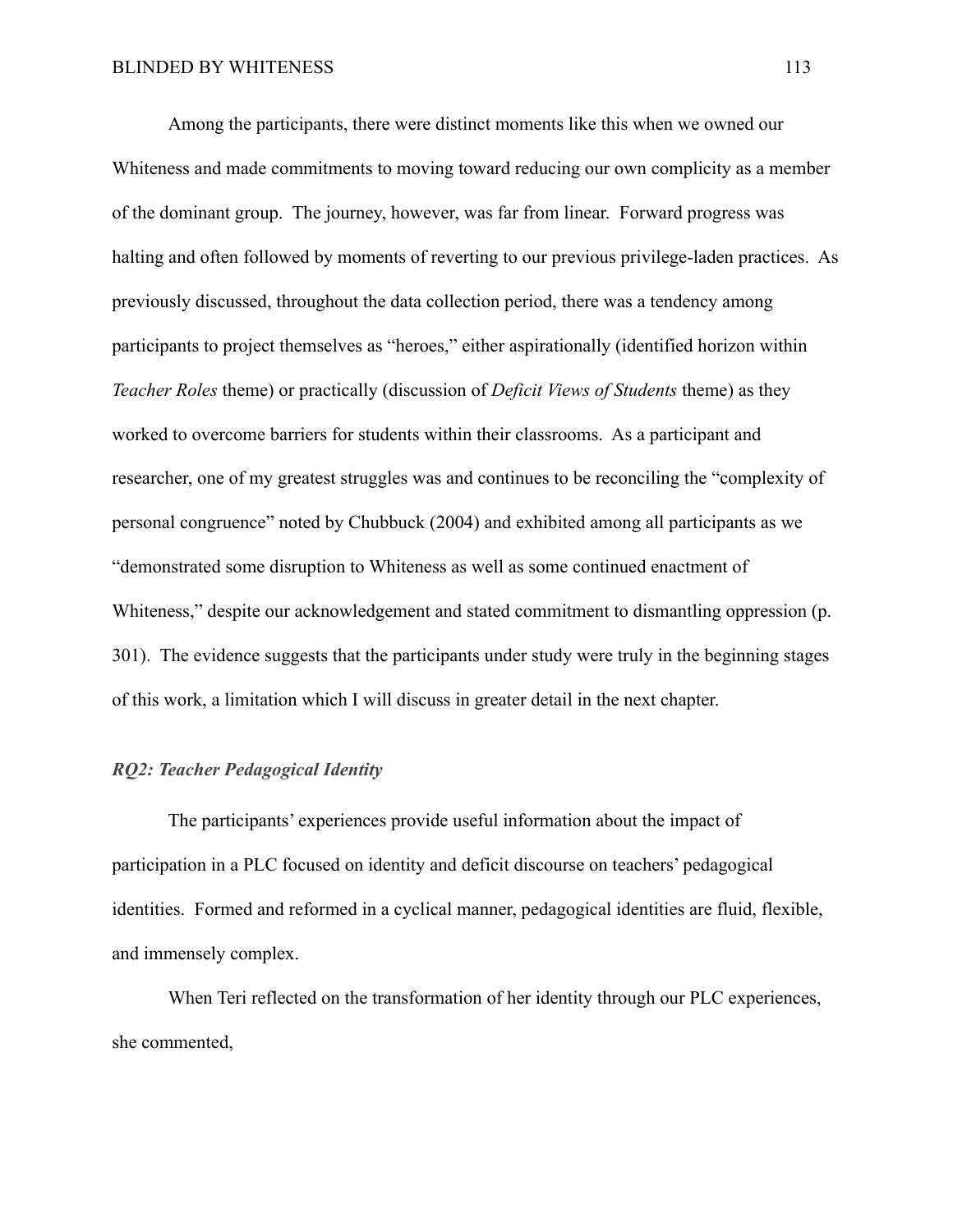Among the participants, there were distinct moments like this when we owned our Whiteness and made commitments to moving toward reducing our own complicity as a member of the dominant group. The journey, however, was far from linear. Forward progress was halting and often followed by moments of reverting to our previous privilege-laden practices. As previously discussed, throughout the data collection period, there was a tendency among participants to project themselves as "heroes," either aspirationally (identified horizon within *Teacher Roles* theme) or practically (discussion of *Deficit Views of Students* theme) as they worked to overcome barriers for students within their classrooms. As a participant and researcher, one of my greatest struggles was and continues to be reconciling the "complexity of personal congruence" noted by Chubbuck (2004) and exhibited among all participants as we "demonstrated some disruption to Whiteness as well as some continued enactment of Whiteness," despite our acknowledgement and stated commitment to dismantling oppression (p. 301). The evidence suggests that the participants under study were truly in the beginning stages of this work, a limitation which I will discuss in greater detail in the next chapter.

### *RQ2: Teacher Pedagogical Identity*

The participants' experiences provide useful information about the impact of participation in a PLC focused on identity and deficit discourse on teachers' pedagogical identities. Formed and reformed in a cyclical manner, pedagogical identities are fluid, flexible, and immensely complex.

When Teri reflected on the transformation of her identity through our PLC experiences, she commented,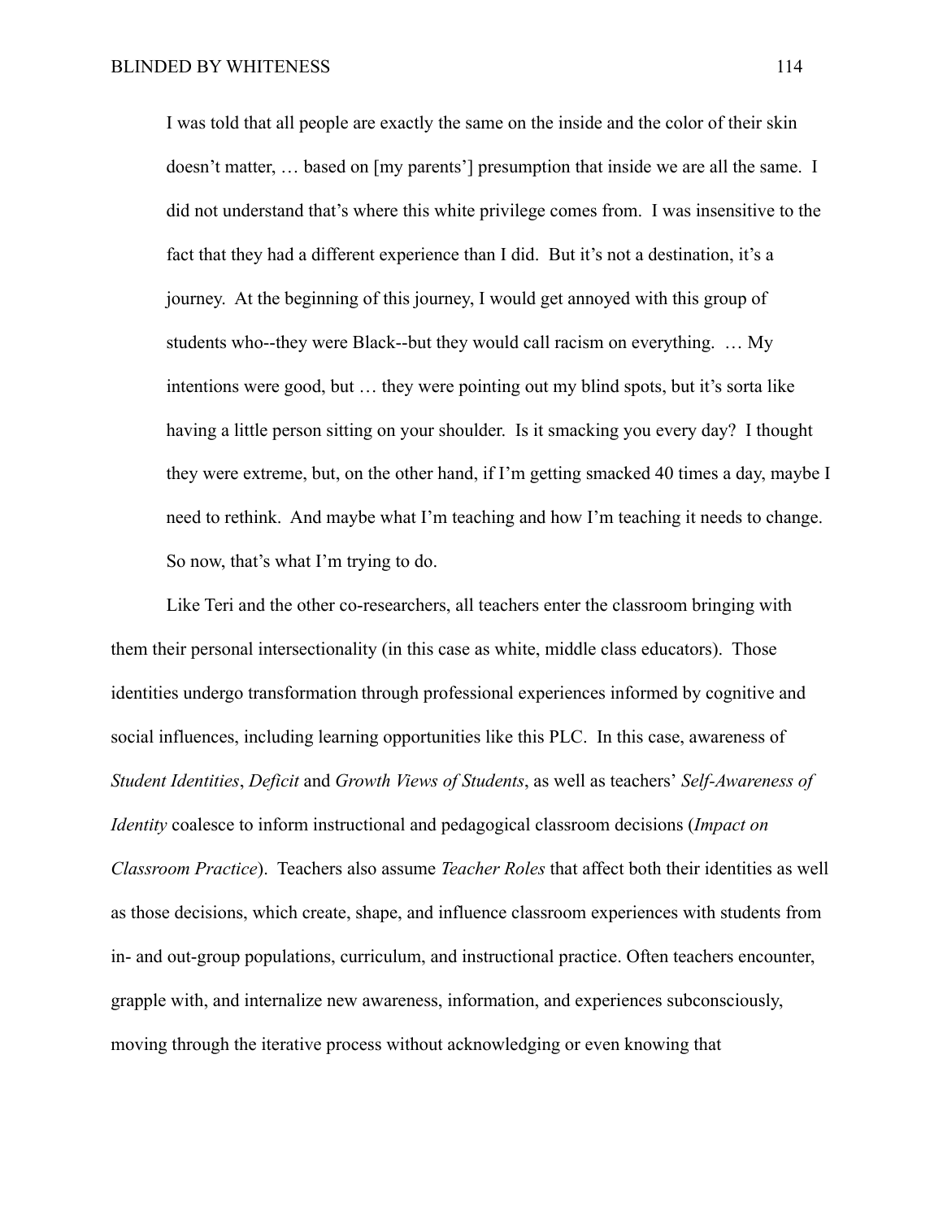> I was told that all people are exactly the same on the inside and the color of their skin doesn't matter, … based on [my parents'] presumption that inside we are all the same. I did not understand that's where this white privilege comes from. I was insensitive to the fact that they had a different experience than I did. But it's not a destination, it's a journey. At the beginning of this journey, I would get annoyed with this group of students who--they were Black--but they would call racism on everything. … My intentions were good, but … they were pointing out my blind spots, but it's sorta like having a little person sitting on your shoulder. Is it smacking you every day? I thought they were extreme, but, on the other hand, if I'm getting smacked 40 times a day, maybe I need to rethink. And maybe what I'm teaching and how I'm teaching it needs to change. So now, that's what I'm trying to do.

Like Teri and the other co-researchers, all teachers enter the classroom bringing with them their personal intersectionality (in this case as white, middle class educators). Those identities undergo transformation through professional experiences informed by cognitive and social influences, including learning opportunities like this PLC. In this case, awareness of *Student Identities*, *Deficit* and *Growth Views of Students*, as well as teachers' *Self-Awareness of Identity* coalesce to inform instructional and pedagogical classroom decisions (*Impact on Classroom Practice*). Teachers also assume *Teacher Roles* that affect both their identities as well as those decisions, which create, shape, and influence classroom experiences with students from in- and out-group populations, curriculum, and instructional practice. Often teachers encounter, grapple with, and internalize new awareness, information, and experiences subconsciously, moving through the iterative process without acknowledging or even knowing that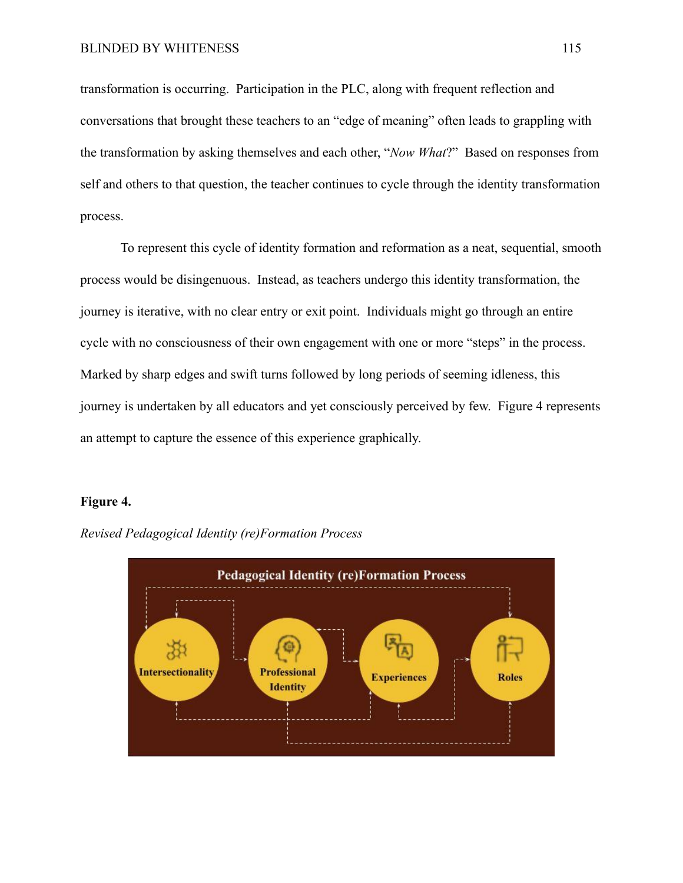transformation is occurring. Participation in the PLC, along with frequent reflection and conversations that brought these teachers to an "edge of meaning" often leads to grappling with the transformation by asking themselves and each other, "*Now What*?" Based on responses from self and others to that question, the teacher continues to cycle through the identity transformation process.

To represent this cycle of identity formation and reformation as a neat, sequential, smooth process would be disingenuous. Instead, as teachers undergo this identity transformation, the journey is iterative, with no clear entry or exit point. Individuals might go through an entire cycle with no consciousness of their own engagement with one or more "steps" in the process. Marked by sharp edges and swift turns followed by long periods of seeming idleness, this journey is undertaken by all educators and yet consciously perceived by few. Figure 4 represents an attempt to capture the essence of this experience graphically.

**Figure 4.**

*Revised Pedagogical Identity (re)Formation Process*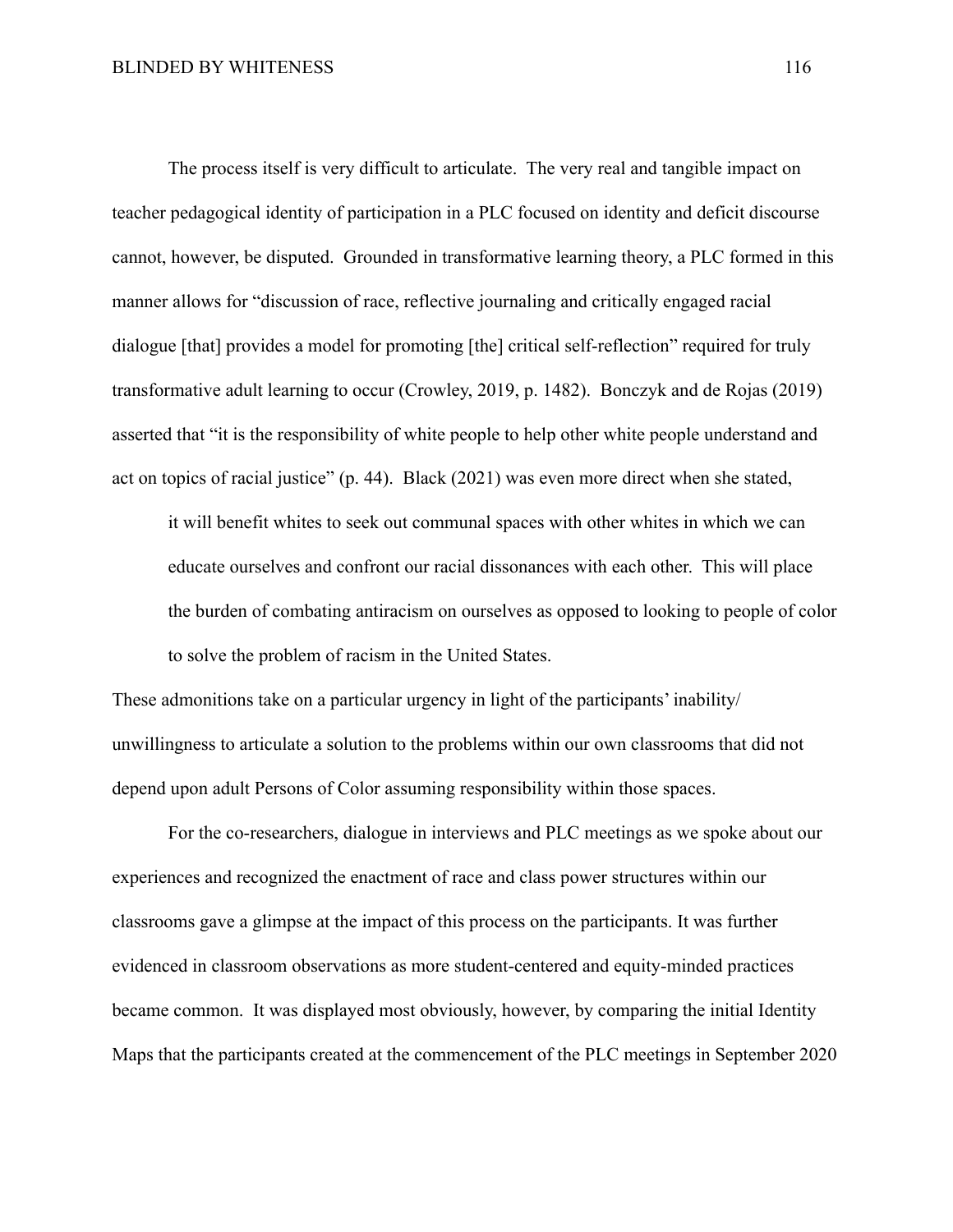The process itself is very difficult to articulate. The very real and tangible impact on teacher pedagogical identity of participation in a PLC focused on identity and deficit discourse cannot, however, be disputed. Grounded in transformative learning theory, a PLC formed in this manner allows for "discussion of race, reflective journaling and critically engaged racial dialogue [that] provides a model for promoting [the] critical self-reflection" required for truly transformative adult learning to occur (Crowley, 2019, p. 1482). Bonczyk and de Rojas (2019) asserted that "it is the responsibility of white people to help other white people understand and act on topics of racial justice" (p. 44). Black (2021) was even more direct when she stated,

> it will benefit whites to seek out communal spaces with other whites in which we can educate ourselves and confront our racial dissonances with each other. This will place the burden of combating antiracism on ourselves as opposed to looking to people of color to solve the problem of racism in the United States.

These admonitions take on a particular urgency in light of the participants' inability/unwillingness to articulate a solution to the problems within our own classrooms that did not depend upon adult Persons of Color assuming responsibility within those spaces.

For the co-researchers, dialogue in interviews and PLC meetings as we spoke about our experiences and recognized the enactment of race and class power structures within our classrooms gave a glimpse at the impact of this process on the participants. It was further evidenced in classroom observations as more student-centered and equity-minded practices became common. It was displayed most obviously, however, by comparing the initial Identity Maps that the participants created at the commencement of the PLC meetings in September 2020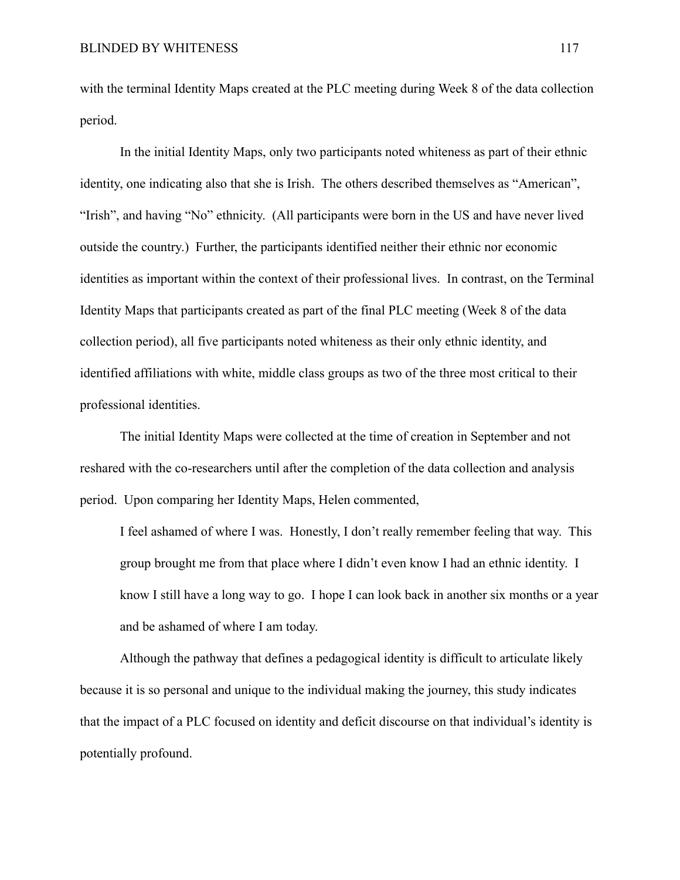with the terminal Identity Maps created at the PLC meeting during Week 8 of the data collection period.

In the initial Identity Maps, only two participants noted whiteness as part of their ethnic identity, one indicating also that she is Irish. The others described themselves as "American", "Irish", and having "No" ethnicity. (All participants were born in the US and have never lived outside the country.) Further, the participants identified neither their ethnic nor economic identities as important within the context of their professional lives. In contrast, on the Terminal Identity Maps that participants created as part of the final PLC meeting (Week 8 of the data collection period), all five participants noted whiteness as their only ethnic identity, and identified affiliations with white, middle class groups as two of the three most critical to their professional identities.

The initial Identity Maps were collected at the time of creation in September and not reshared with the co-researchers until after the completion of the data collection and analysis period. Upon comparing her Identity Maps, Helen commented,

> I feel ashamed of where I was. Honestly, I don't really remember feeling that way. This group brought me from that place where I didn't even know I had an ethnic identity. I know I still have a long way to go. I hope I can look back in another six months or a year and be ashamed of where I am today.

Although the pathway that defines a pedagogical identity is difficult to articulate likely because it is so personal and unique to the individual making the journey, this study indicates that the impact of a PLC focused on identity and deficit discourse on that individual's identity is potentially profound.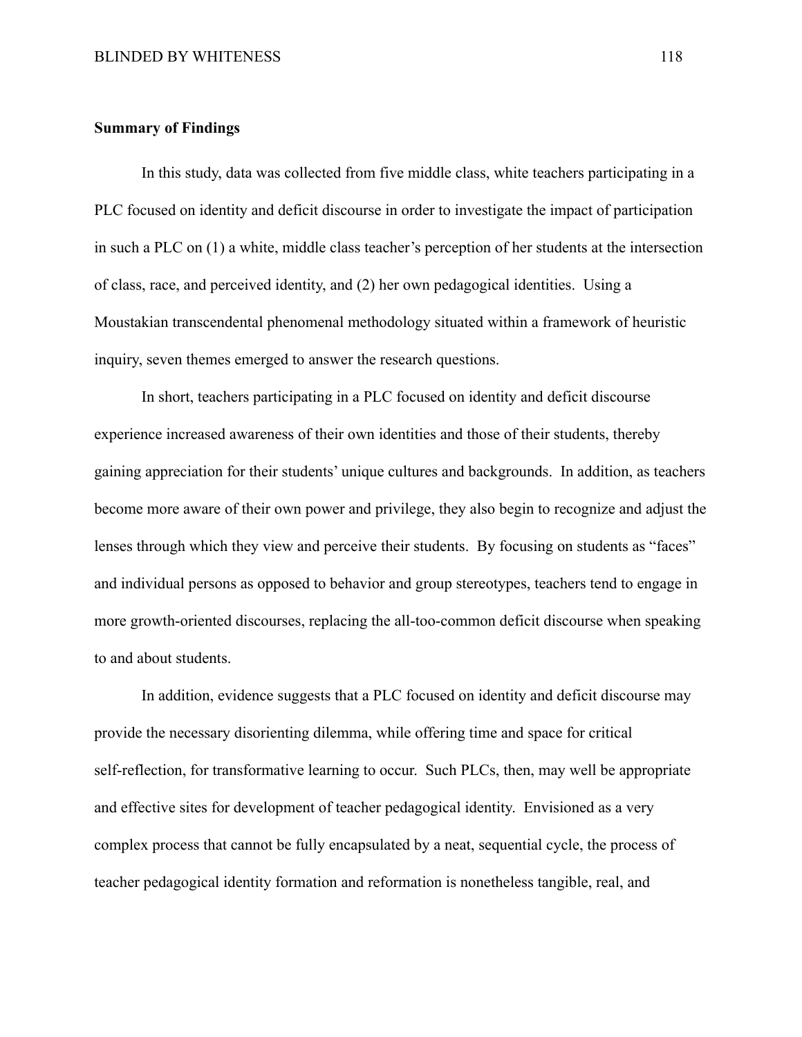**Summary of Findings**

In this study, data was collected from five middle class, white teachers participating in a PLC focused on identity and deficit discourse in order to investigate the impact of participation in such a PLC on (1) a white, middle class teacher's perception of her students at the intersection of class, race, and perceived identity, and (2) her own pedagogical identities. Using a Moustakian transcendental phenomenal methodology situated within a framework of heuristic inquiry, seven themes emerged to answer the research questions.

In short, teachers participating in a PLC focused on identity and deficit discourse experience increased awareness of their own identities and those of their students, thereby gaining appreciation for their students' unique cultures and backgrounds. In addition, as teachers become more aware of their own power and privilege, they also begin to recognize and adjust the lenses through which they view and perceive their students. By focusing on students as "faces" and individual persons as opposed to behavior and group stereotypes, teachers tend to engage in more growth-oriented discourses, replacing the all-too-common deficit discourse when speaking to and about students.

In addition, evidence suggests that a PLC focused on identity and deficit discourse may provide the necessary disorienting dilemma, while offering time and space for critical self-reflection, for transformative learning to occur. Such PLCs, then, may well be appropriate and effective sites for development of teacher pedagogical identity. Envisioned as a very complex process that cannot be fully encapsulated by a neat, sequential cycle, the process of teacher pedagogical identity formation and reformation is nonetheless tangible, real, and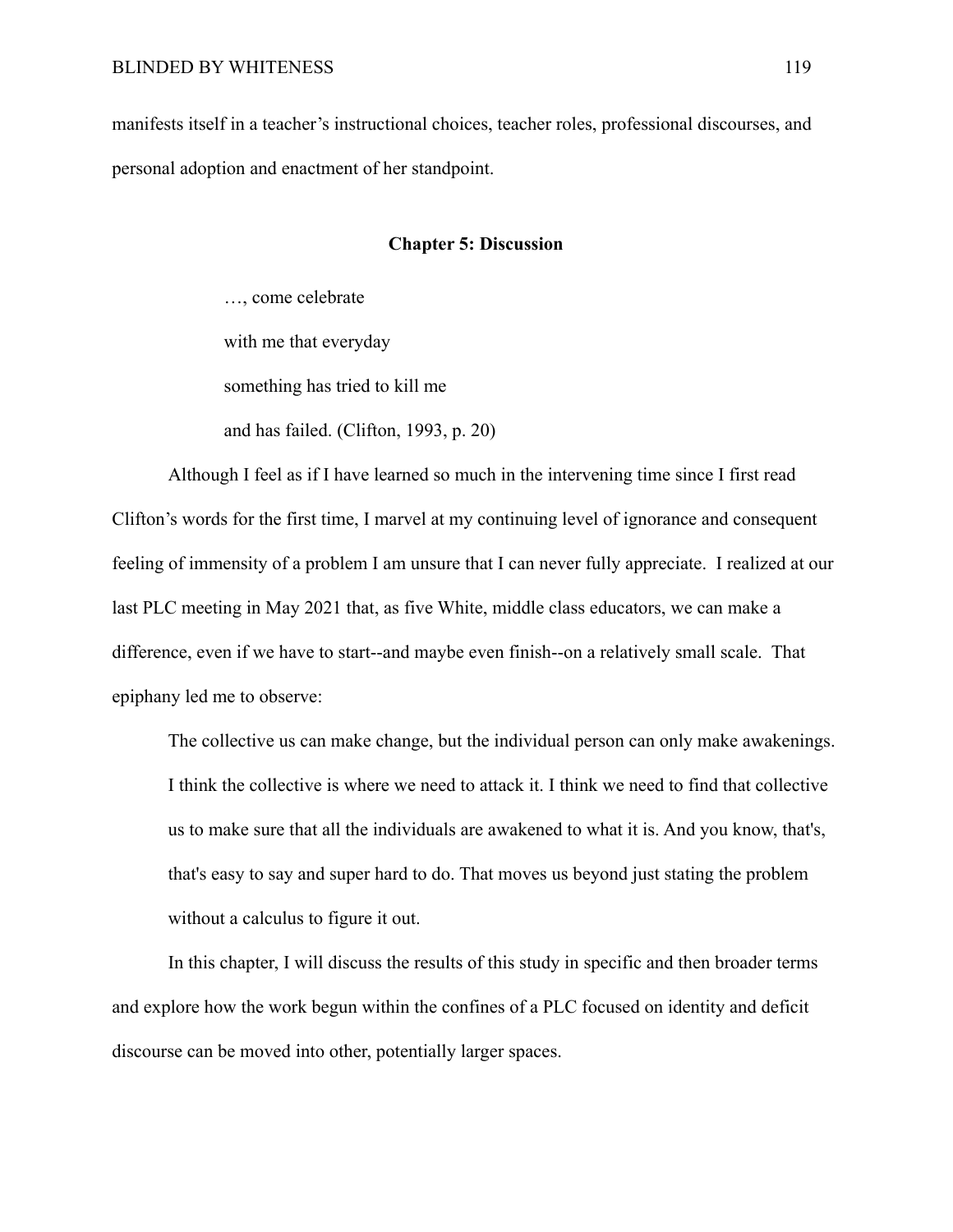manifests itself in a teacher's instructional choices, teacher roles, professional discourses, and personal adoption and enactment of her standpoint.

## Chapter 5: Discussion

> …, come celebrate
>
> with me that everyday
>
> something has tried to kill me
>
> and has failed. (Clifton, 1993, p. 20)

Although I feel as if I have learned so much in the intervening time since I first read Clifton's words for the first time, I marvel at my continuing level of ignorance and consequent feeling of immensity of a problem I am unsure that I can never fully appreciate. I realized at our last PLC meeting in May 2021 that, as five White, middle class educators, we can make a difference, even if we have to start--and maybe even finish--on a relatively small scale. That epiphany led me to observe:

> The collective us can make change, but the individual person can only make awakenings. I think the collective is where we need to attack it. I think we need to find that collective us to make sure that all the individuals are awakened to what it is. And you know, that's, that's easy to say and super hard to do. That moves us beyond just stating the problem without a calculus to figure it out.

In this chapter, I will discuss the results of this study in specific and then broader terms and explore how the work begun within the confines of a PLC focused on identity and deficit discourse can be moved into other, potentially larger spaces.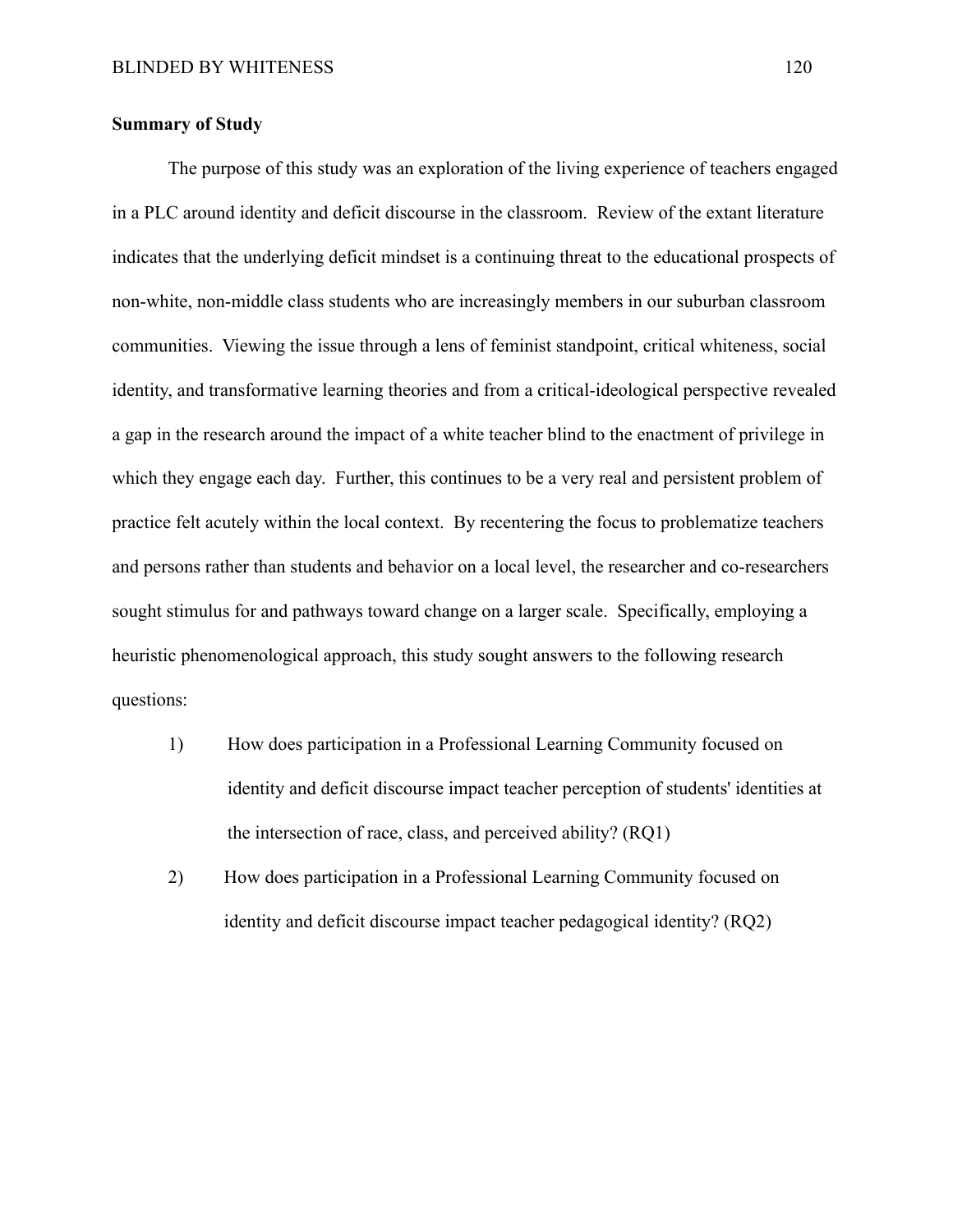**Summary of Study**

The purpose of this study was an exploration of the living experience of teachers engaged in a PLC around identity and deficit discourse in the classroom. Review of the extant literature indicates that the underlying deficit mindset is a continuing threat to the educational prospects of non-white, non-middle class students who are increasingly members in our suburban classroom communities. Viewing the issue through a lens of feminist standpoint, critical whiteness, social identity, and transformative learning theories and from a critical-ideological perspective revealed a gap in the research around the impact of a white teacher blind to the enactment of privilege in which they engage each day. Further, this continues to be a very real and persistent problem of practice felt acutely within the local context. By recentering the focus to problematize teachers and persons rather than students and behavior on a local level, the researcher and co-researchers sought stimulus for and pathways toward change on a larger scale. Specifically, employing a heuristic phenomenological approach, this study sought answers to the following research questions:

1) How does participation in a Professional Learning Community focused on identity and deficit discourse impact teacher perception of students' identities at the intersection of race, class, and perceived ability? (RQ1)

2) How does participation in a Professional Learning Community focused on identity and deficit discourse impact teacher pedagogical identity? (RQ2)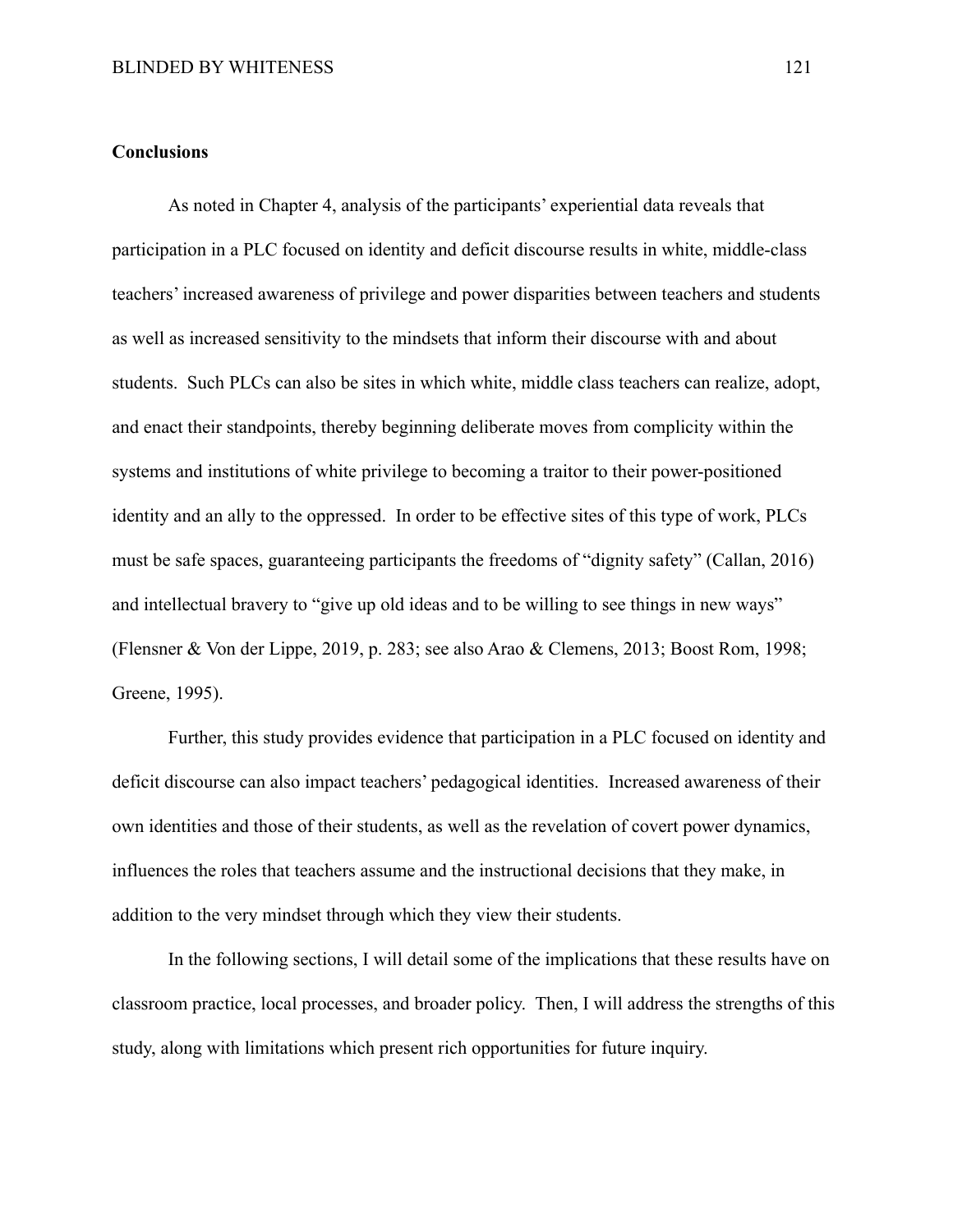## Conclusions

As noted in Chapter 4, analysis of the participants' experiential data reveals that participation in a PLC focused on identity and deficit discourse results in white, middle-class teachers' increased awareness of privilege and power disparities between teachers and students as well as increased sensitivity to the mindsets that inform their discourse with and about students. Such PLCs can also be sites in which white, middle class teachers can realize, adopt, and enact their standpoints, thereby beginning deliberate moves from complicity within the systems and institutions of white privilege to becoming a traitor to their power-positioned identity and an ally to the oppressed. In order to be effective sites of this type of work, PLCs must be safe spaces, guaranteeing participants the freedoms of "dignity safety" (Callan, 2016) and intellectual bravery to "give up old ideas and to be willing to see things in new ways" (Flensner & Von der Lippe, 2019, p. 283; see also Arao & Clemens, 2013; Boost Rom, 1998; Greene, 1995).

Further, this study provides evidence that participation in a PLC focused on identity and deficit discourse can also impact teachers' pedagogical identities. Increased awareness of their own identities and those of their students, as well as the revelation of covert power dynamics, influences the roles that teachers assume and the instructional decisions that they make, in addition to the very mindset through which they view their students.

In the following sections, I will detail some of the implications that these results have on classroom practice, local processes, and broader policy. Then, I will address the strengths of this study, along with limitations which present rich opportunities for future inquiry.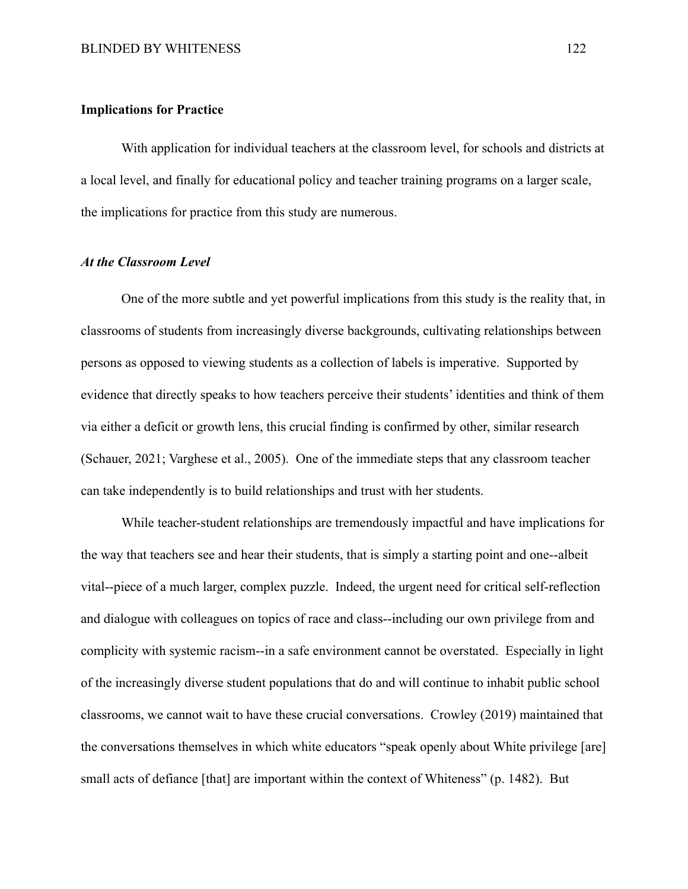## Implications for Practice

With application for individual teachers at the classroom level, for schools and districts at a local level, and finally for educational policy and teacher training programs on a larger scale, the implications for practice from this study are numerous.

### *At the Classroom Level*

One of the more subtle and yet powerful implications from this study is the reality that, in classrooms of students from increasingly diverse backgrounds, cultivating relationships between persons as opposed to viewing students as a collection of labels is imperative. Supported by evidence that directly speaks to how teachers perceive their students' identities and think of them via either a deficit or growth lens, this crucial finding is confirmed by other, similar research (Schauer, 2021; Varghese et al., 2005). One of the immediate steps that any classroom teacher can take independently is to build relationships and trust with her students.

While teacher-student relationships are tremendously impactful and have implications for the way that teachers see and hear their students, that is simply a starting point and one--albeit vital--piece of a much larger, complex puzzle. Indeed, the urgent need for critical self-reflection and dialogue with colleagues on topics of race and class--including our own privilege from and complicity with systemic racism--in a safe environment cannot be overstated. Especially in light of the increasingly diverse student populations that do and will continue to inhabit public school classrooms, we cannot wait to have these crucial conversations. Crowley (2019) maintained that the conversations themselves in which white educators "speak openly about White privilege [are] small acts of defiance [that] are important within the context of Whiteness" (p. 1482). But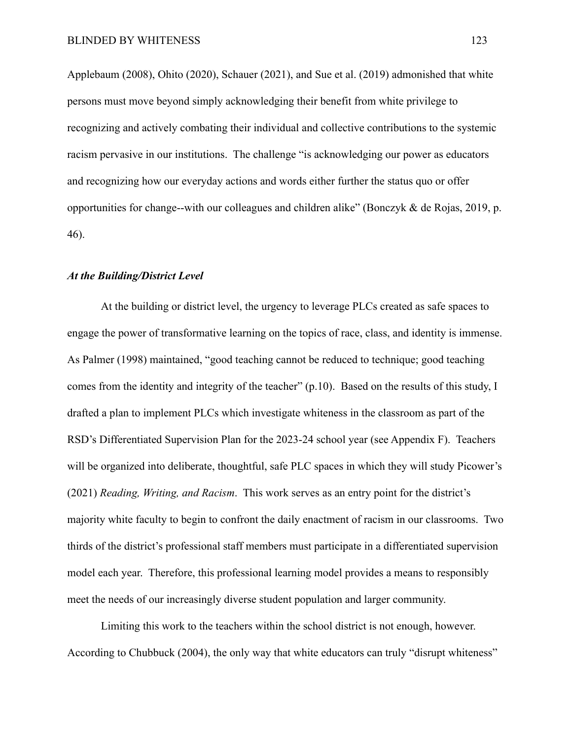Applebaum (2008), Ohito (2020), Schauer (2021), and Sue et al. (2019) admonished that white persons must move beyond simply acknowledging their benefit from white privilege to recognizing and actively combating their individual and collective contributions to the systemic racism pervasive in our institutions. The challenge "is acknowledging our power as educators and recognizing how our everyday actions and words either further the status quo or offer opportunities for change--with our colleagues and children alike" (Bonczyk & de Rojas, 2019, p. 46).

### *At the Building/District Level*

At the building or district level, the urgency to leverage PLCs created as safe spaces to engage the power of transformative learning on the topics of race, class, and identity is immense. As Palmer (1998) maintained, "good teaching cannot be reduced to technique; good teaching comes from the identity and integrity of the teacher" (p.10). Based on the results of this study, I drafted a plan to implement PLCs which investigate whiteness in the classroom as part of the RSD's Differentiated Supervision Plan for the 2023-24 school year (see Appendix F). Teachers will be organized into deliberate, thoughtful, safe PLC spaces in which they will study Picower's (2021) *Reading, Writing, and Racism*. This work serves as an entry point for the district's majority white faculty to begin to confront the daily enactment of racism in our classrooms. Two thirds of the district's professional staff members must participate in a differentiated supervision model each year. Therefore, this professional learning model provides a means to responsibly meet the needs of our increasingly diverse student population and larger community.

Limiting this work to the teachers within the school district is not enough, however. According to Chubbuck (2004), the only way that white educators can truly "disrupt whiteness"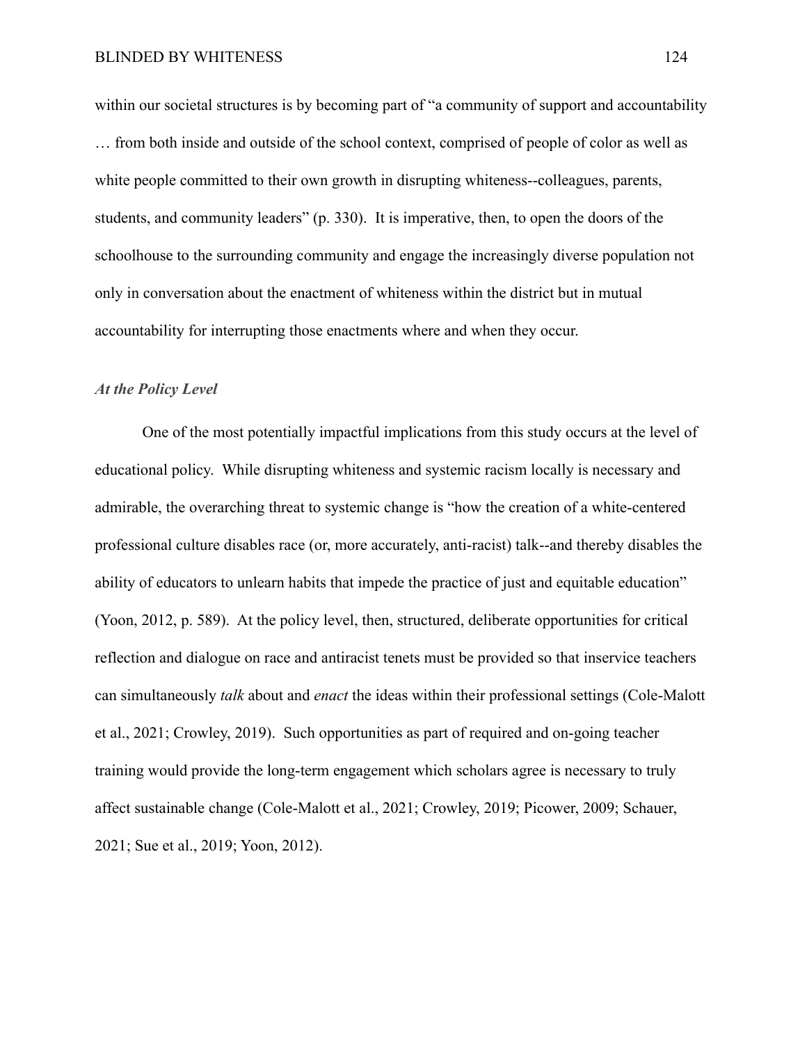within our societal structures is by becoming part of "a community of support and accountability … from both inside and outside of the school context, comprised of people of color as well as white people committed to their own growth in disrupting whiteness--colleagues, parents, students, and community leaders" (p. 330). It is imperative, then, to open the doors of the schoolhouse to the surrounding community and engage the increasingly diverse population not only in conversation about the enactment of whiteness within the district but in mutual accountability for interrupting those enactments where and when they occur.

### *At the Policy Level*

One of the most potentially impactful implications from this study occurs at the level of educational policy. While disrupting whiteness and systemic racism locally is necessary and admirable, the overarching threat to systemic change is "how the creation of a white-centered professional culture disables race (or, more accurately, anti-racist) talk--and thereby disables the ability of educators to unlearn habits that impede the practice of just and equitable education" (Yoon, 2012, p. 589). At the policy level, then, structured, deliberate opportunities for critical reflection and dialogue on race and antiracist tenets must be provided so that inservice teachers can simultaneously *talk* about and *enact* the ideas within their professional settings (Cole-Malott et al., 2021; Crowley, 2019). Such opportunities as part of required and on-going teacher training would provide the long-term engagement which scholars agree is necessary to truly affect sustainable change (Cole-Malott et al., 2021; Crowley, 2019; Picower, 2009; Schauer, 2021; Sue et al., 2019; Yoon, 2012).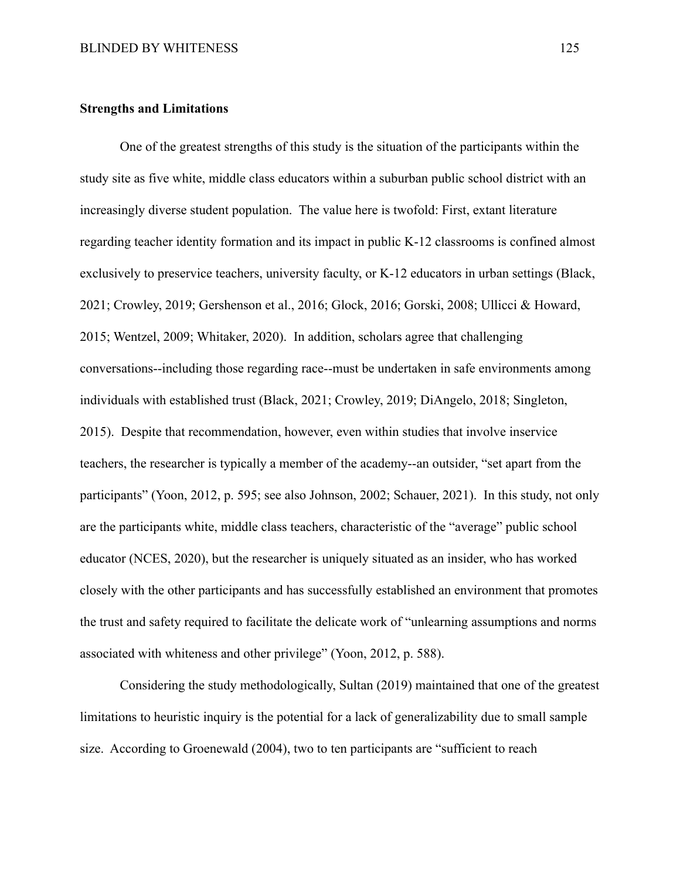**Strengths and Limitations**

One of the greatest strengths of this study is the situation of the participants within the study site as five white, middle class educators within a suburban public school district with an increasingly diverse student population. The value here is twofold: First, extant literature regarding teacher identity formation and its impact in public K-12 classrooms is confined almost exclusively to preservice teachers, university faculty, or K-12 educators in urban settings (Black, 2021; Crowley, 2019; Gershenson et al., 2016; Glock, 2016; Gorski, 2008; Ullicci & Howard, 2015; Wentzel, 2009; Whitaker, 2020). In addition, scholars agree that challenging conversations--including those regarding race--must be undertaken in safe environments among individuals with established trust (Black, 2021; Crowley, 2019; DiAngelo, 2018; Singleton, 2015). Despite that recommendation, however, even within studies that involve inservice teachers, the researcher is typically a member of the academy--an outsider, "set apart from the participants" (Yoon, 2012, p. 595; see also Johnson, 2002; Schauer, 2021). In this study, not only are the participants white, middle class teachers, characteristic of the "average" public school educator (NCES, 2020), but the researcher is uniquely situated as an insider, who has worked closely with the other participants and has successfully established an environment that promotes the trust and safety required to facilitate the delicate work of "unlearning assumptions and norms associated with whiteness and other privilege" (Yoon, 2012, p. 588).

Considering the study methodologically, Sultan (2019) maintained that one of the greatest limitations to heuristic inquiry is the potential for a lack of generalizability due to small sample size. According to Groenewald (2004), two to ten participants are "sufficient to reach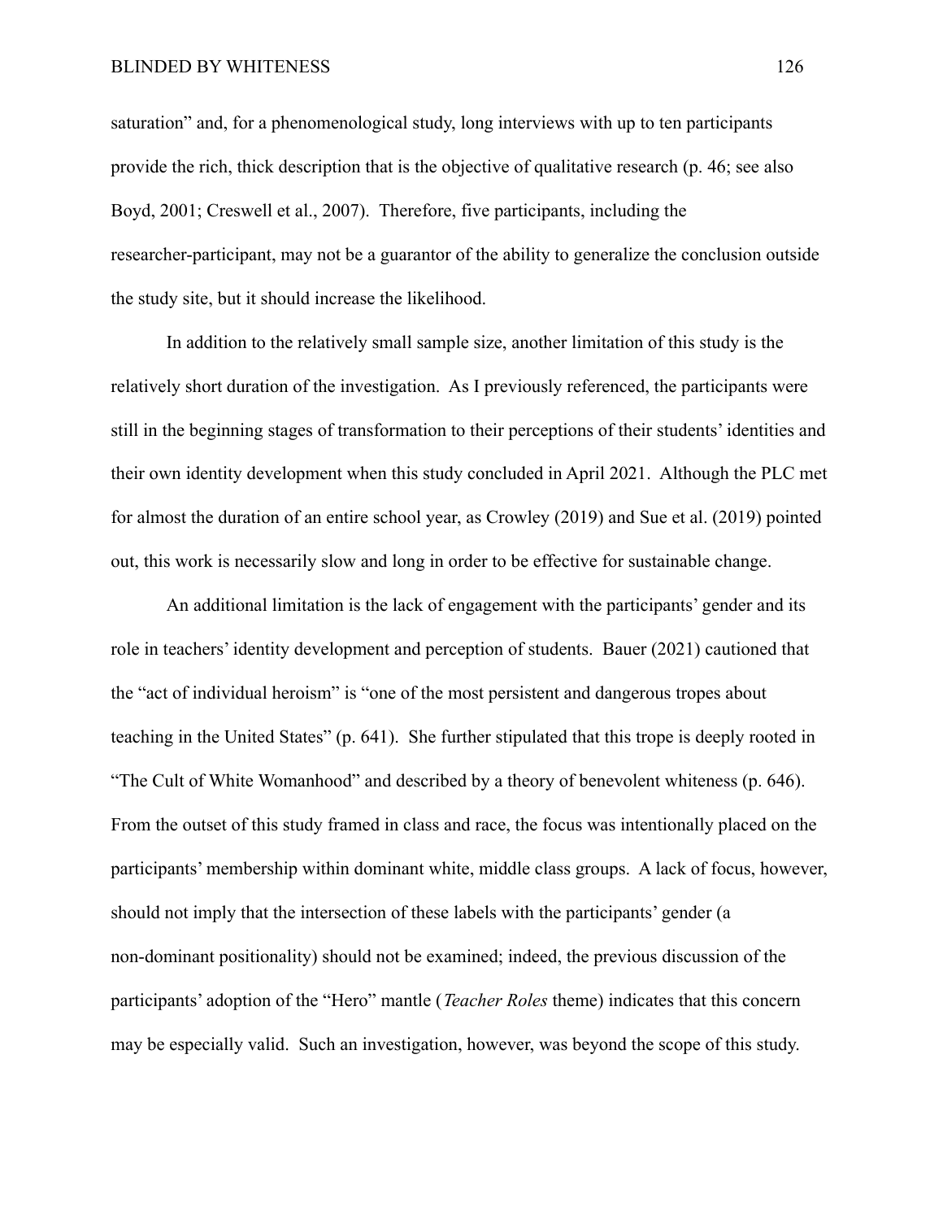saturation" and, for a phenomenological study, long interviews with up to ten participants provide the rich, thick description that is the objective of qualitative research (p. 46; see also Boyd, 2001; Creswell et al., 2007). Therefore, five participants, including the researcher-participant, may not be a guarantor of the ability to generalize the conclusion outside the study site, but it should increase the likelihood.

In addition to the relatively small sample size, another limitation of this study is the relatively short duration of the investigation. As I previously referenced, the participants were still in the beginning stages of transformation to their perceptions of their students' identities and their own identity development when this study concluded in April 2021. Although the PLC met for almost the duration of an entire school year, as Crowley (2019) and Sue et al. (2019) pointed out, this work is necessarily slow and long in order to be effective for sustainable change.

An additional limitation is the lack of engagement with the participants' gender and its role in teachers' identity development and perception of students. Bauer (2021) cautioned that the "act of individual heroism" is "one of the most persistent and dangerous tropes about teaching in the United States" (p. 641). She further stipulated that this trope is deeply rooted in "The Cult of White Womanhood" and described by a theory of benevolent whiteness (p. 646). From the outset of this study framed in class and race, the focus was intentionally placed on the participants' membership within dominant white, middle class groups. A lack of focus, however, should not imply that the intersection of these labels with the participants' gender (a non-dominant positionality) should not be examined; indeed, the previous discussion of the participants' adoption of the "Hero" mantle (*Teacher Roles* theme) indicates that this concern may be especially valid. Such an investigation, however, was beyond the scope of this study.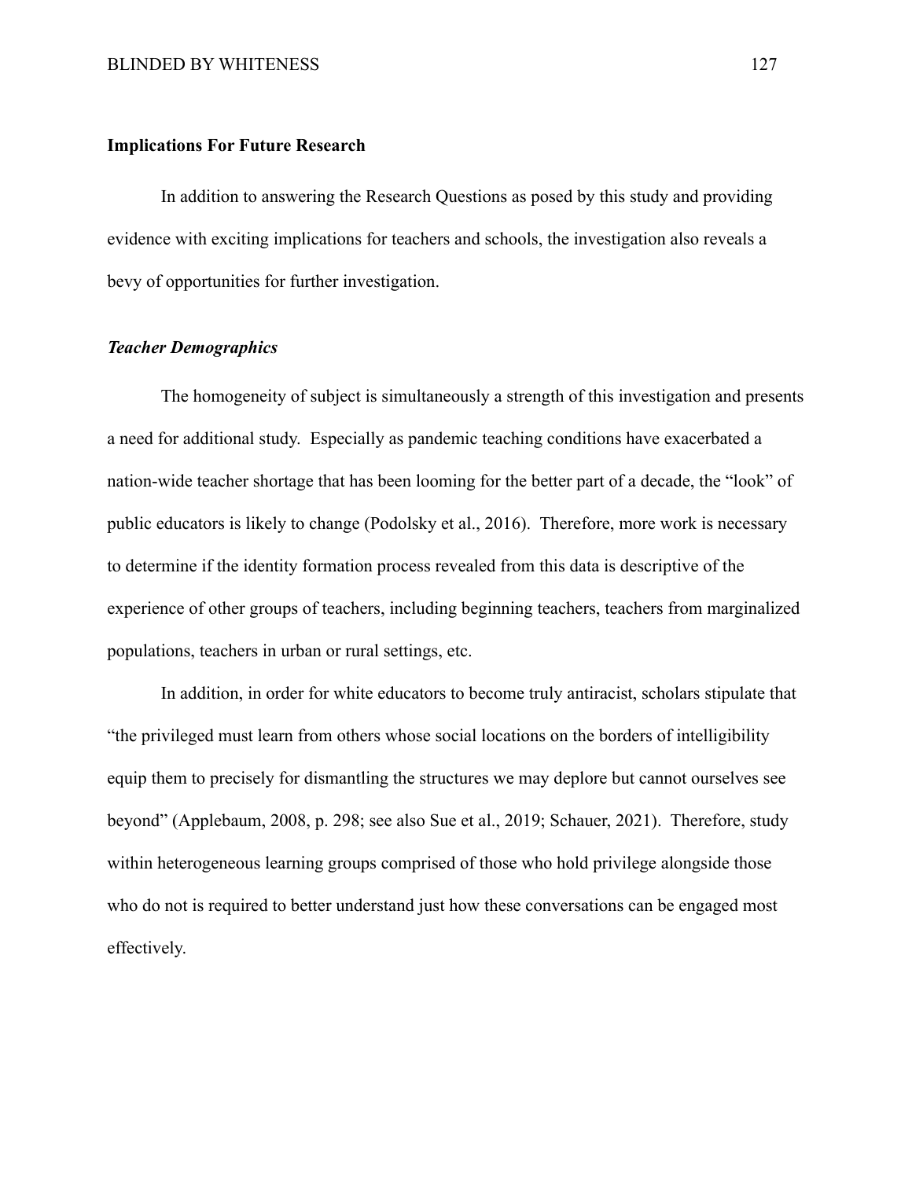### Implications For Future Research

In addition to answering the Research Questions as posed by this study and providing evidence with exciting implications for teachers and schools, the investigation also reveals a bevy of opportunities for further investigation.

#### *Teacher Demographics*

The homogeneity of subject is simultaneously a strength of this investigation and presents a need for additional study. Especially as pandemic teaching conditions have exacerbated a nation-wide teacher shortage that has been looming for the better part of a decade, the "look" of public educators is likely to change (Podolsky et al., 2016). Therefore, more work is necessary to determine if the identity formation process revealed from this data is descriptive of the experience of other groups of teachers, including beginning teachers, teachers from marginalized populations, teachers in urban or rural settings, etc.

In addition, in order for white educators to become truly antiracist, scholars stipulate that "the privileged must learn from others whose social locations on the borders of intelligibility equip them to precisely for dismantling the structures we may deplore but cannot ourselves see beyond" (Applebaum, 2008, p. 298; see also Sue et al., 2019; Schauer, 2021). Therefore, study within heterogeneous learning groups comprised of those who hold privilege alongside those who do not is required to better understand just how these conversations can be engaged most effectively.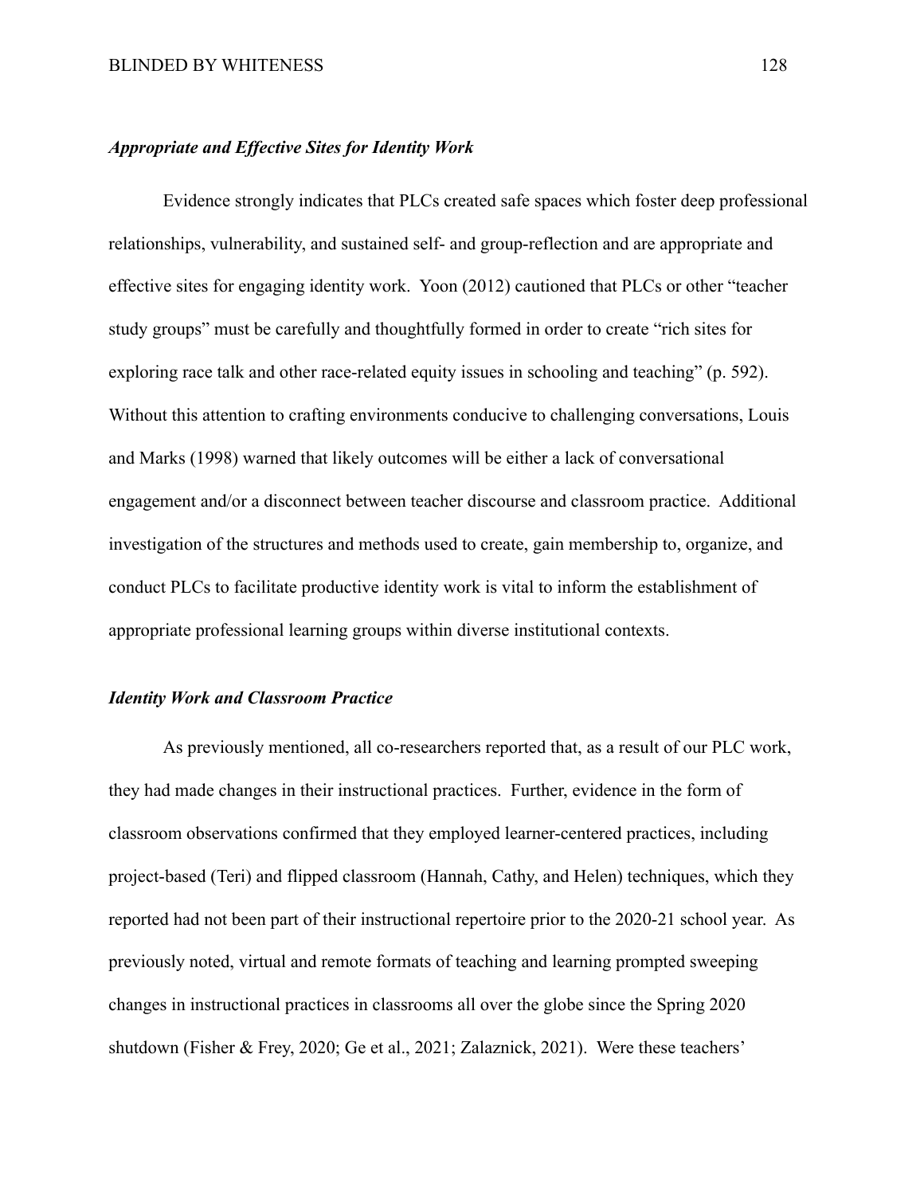### ***Appropriate and Effective Sites for Identity Work***

Evidence strongly indicates that PLCs created safe spaces which foster deep professional relationships, vulnerability, and sustained self- and group-reflection and are appropriate and effective sites for engaging identity work. Yoon (2012) cautioned that PLCs or other "teacher study groups" must be carefully and thoughtfully formed in order to create "rich sites for exploring race talk and other race-related equity issues in schooling and teaching" (p. 592). Without this attention to crafting environments conducive to challenging conversations, Louis and Marks (1998) warned that likely outcomes will be either a lack of conversational engagement and/or a disconnect between teacher discourse and classroom practice. Additional investigation of the structures and methods used to create, gain membership to, organize, and conduct PLCs to facilitate productive identity work is vital to inform the establishment of appropriate professional learning groups within diverse institutional contexts.

### ***Identity Work and Classroom Practice***

As previously mentioned, all co-researchers reported that, as a result of our PLC work, they had made changes in their instructional practices. Further, evidence in the form of classroom observations confirmed that they employed learner-centered practices, including project-based (Teri) and flipped classroom (Hannah, Cathy, and Helen) techniques, which they reported had not been part of their instructional repertoire prior to the 2020-21 school year. As previously noted, virtual and remote formats of teaching and learning prompted sweeping changes in instructional practices in classrooms all over the globe since the Spring 2020 shutdown (Fisher & Frey, 2020; Ge et al., 2021; Zalaznick, 2021). Were these teachers'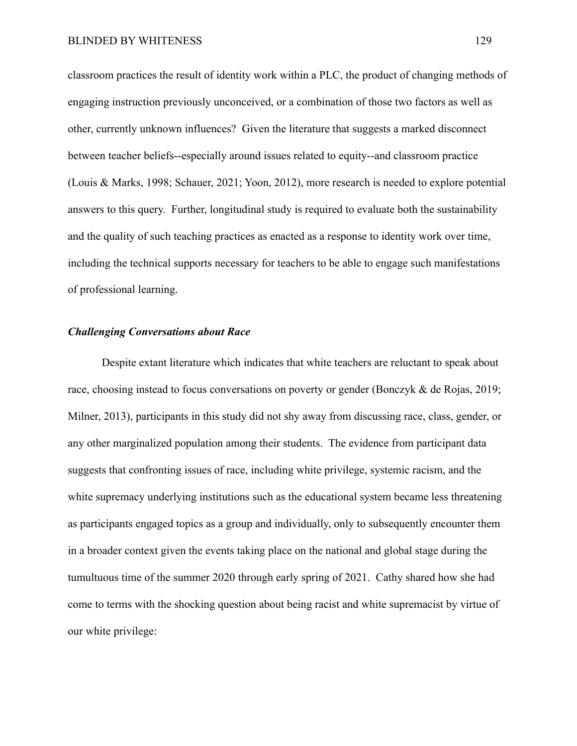classroom practices the result of identity work within a PLC, the product of changing methods of engaging instruction previously unconceived, or a combination of those two factors as well as other, currently unknown influences? Given the literature that suggests a marked disconnect between teacher beliefs--especially around issues related to equity--and classroom practice (Louis & Marks, 1998; Schauer, 2021; Yoon, 2012), more research is needed to explore potential answers to this query. Further, longitudinal study is required to evaluate both the sustainability and the quality of such teaching practices as enacted as a response to identity work over time, including the technical supports necessary for teachers to be able to engage such manifestations of professional learning.

### ***Challenging Conversations about Race***

Despite extant literature which indicates that white teachers are reluctant to speak about race, choosing instead to focus conversations on poverty or gender (Bonczyk & de Rojas, 2019; Milner, 2013), participants in this study did not shy away from discussing race, class, gender, or any other marginalized population among their students. The evidence from participant data suggests that confronting issues of race, including white privilege, systemic racism, and the white supremacy underlying institutions such as the educational system became less threatening as participants engaged topics as a group and individually, only to subsequently encounter them in a broader context given the events taking place on the national and global stage during the tumultuous time of the summer 2020 through early spring of 2021. Cathy shared how she had come to terms with the shocking question about being racist and white supremacist by virtue of our white privilege: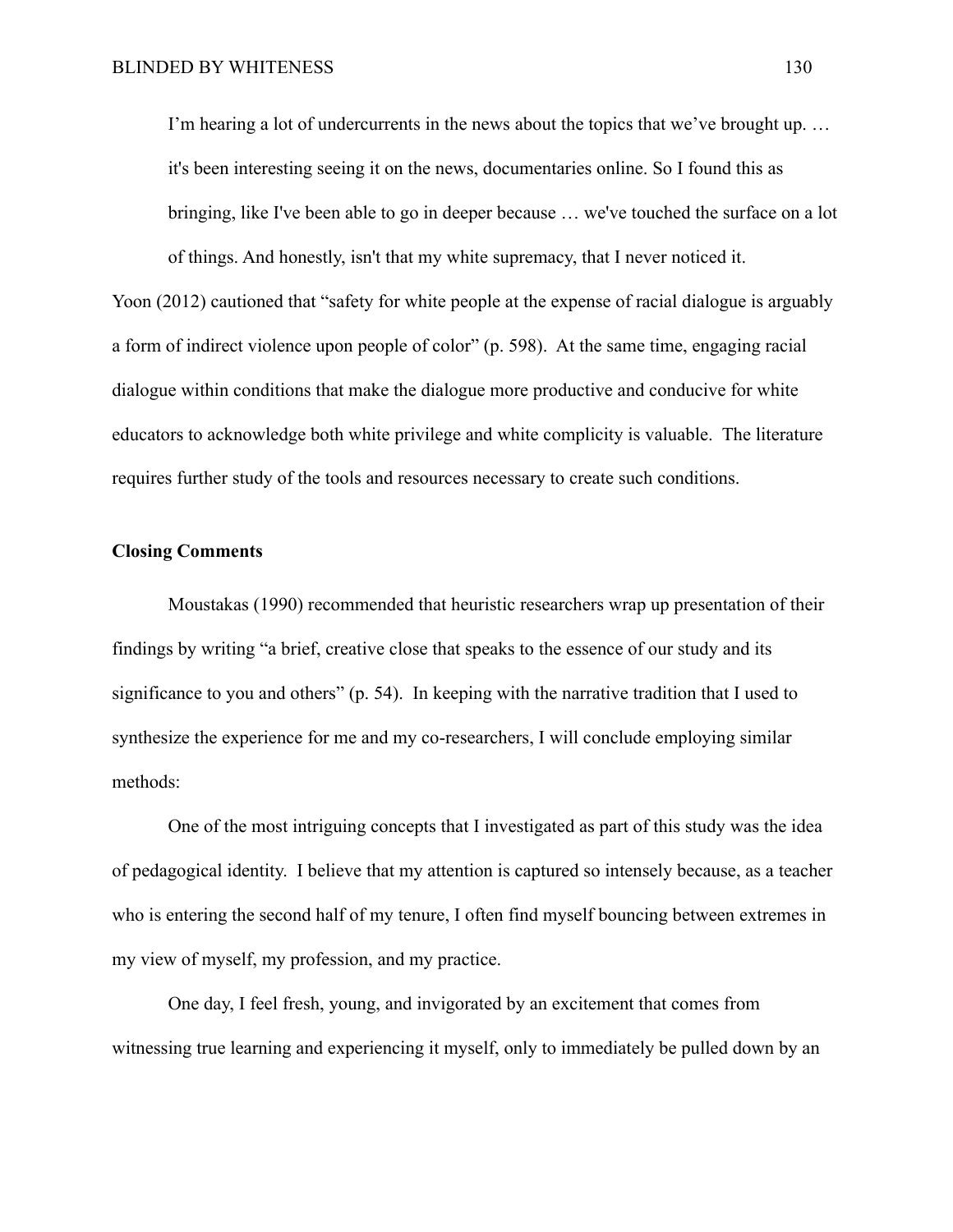> I'm hearing a lot of undercurrents in the news about the topics that we've brought up. … it's been interesting seeing it on the news, documentaries online. So I found this as bringing, like I've been able to go in deeper because … we've touched the surface on a lot of things. And honestly, isn't that my white supremacy, that I never noticed it.

Yoon (2012) cautioned that "safety for white people at the expense of racial dialogue is arguably a form of indirect violence upon people of color" (p. 598). At the same time, engaging racial dialogue within conditions that make the dialogue more productive and conducive for white educators to acknowledge both white privilege and white complicity is valuable. The literature requires further study of the tools and resources necessary to create such conditions.

**Closing Comments**

Moustakas (1990) recommended that heuristic researchers wrap up presentation of their findings by writing "a brief, creative close that speaks to the essence of our study and its significance to you and others" (p. 54). In keeping with the narrative tradition that I used to synthesize the experience for me and my co-researchers, I will conclude employing similar methods:

One of the most intriguing concepts that I investigated as part of this study was the idea of pedagogical identity. I believe that my attention is captured so intensely because, as a teacher who is entering the second half of my tenure, I often find myself bouncing between extremes in my view of myself, my profession, and my practice.

One day, I feel fresh, young, and invigorated by an excitement that comes from witnessing true learning and experiencing it myself, only to immediately be pulled down by an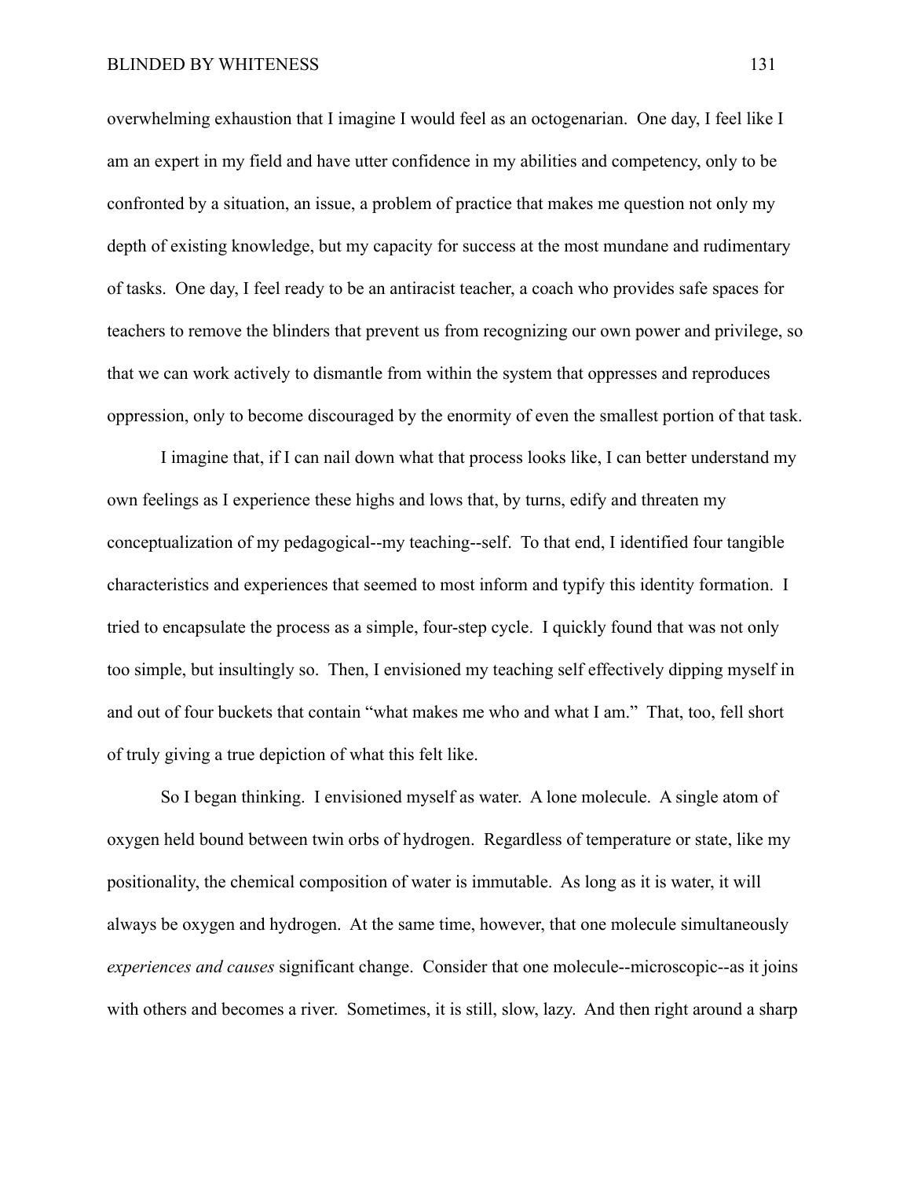overwhelming exhaustion that I imagine I would feel as an octogenarian. One day, I feel like I am an expert in my field and have utter confidence in my abilities and competency, only to be confronted by a situation, an issue, a problem of practice that makes me question not only my depth of existing knowledge, but my capacity for success at the most mundane and rudimentary of tasks. One day, I feel ready to be an antiracist teacher, a coach who provides safe spaces for teachers to remove the blinders that prevent us from recognizing our own power and privilege, so that we can work actively to dismantle from within the system that oppresses and reproduces oppression, only to become discouraged by the enormity of even the smallest portion of that task.

I imagine that, if I can nail down what that process looks like, I can better understand my own feelings as I experience these highs and lows that, by turns, edify and threaten my conceptualization of my pedagogical--my teaching--self. To that end, I identified four tangible characteristics and experiences that seemed to most inform and typify this identity formation. I tried to encapsulate the process as a simple, four-step cycle. I quickly found that was not only too simple, but insultingly so. Then, I envisioned my teaching self effectively dipping myself in and out of four buckets that contain "what makes me who and what I am." That, too, fell short of truly giving a true depiction of what this felt like.

So I began thinking. I envisioned myself as water. A lone molecule. A single atom of oxygen held bound between twin orbs of hydrogen. Regardless of temperature or state, like my positionality, the chemical composition of water is immutable. As long as it is water, it will always be oxygen and hydrogen. At the same time, however, that one molecule simultaneously *experiences and causes* significant change. Consider that one molecule--microscopic--as it joins with others and becomes a river. Sometimes, it is still, slow, lazy. And then right around a sharp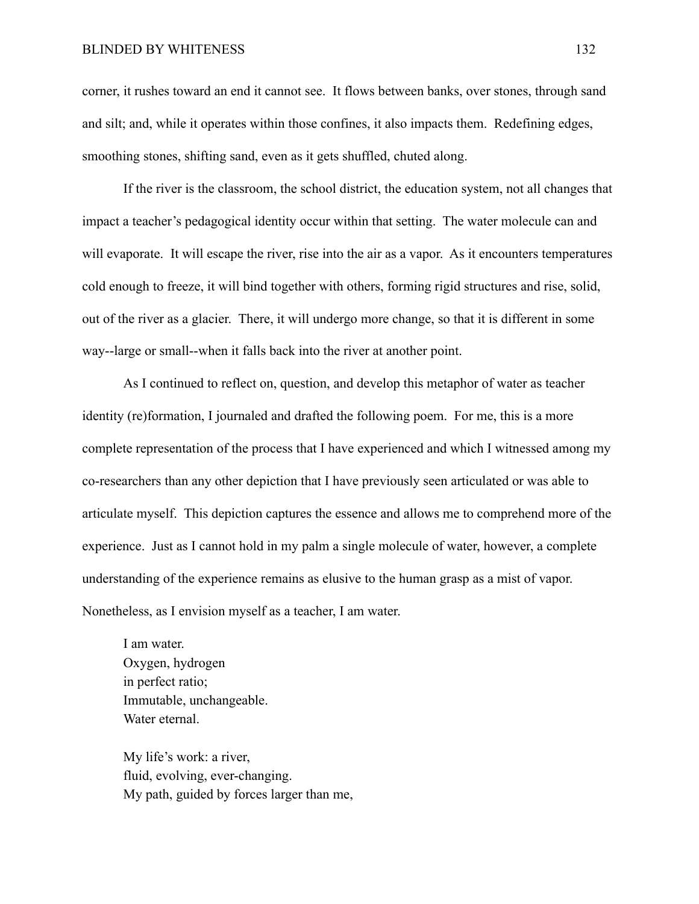corner, it rushes toward an end it cannot see. It flows between banks, over stones, through sand and silt; and, while it operates within those confines, it also impacts them. Redefining edges, smoothing stones, shifting sand, even as it gets shuffled, chuted along.

If the river is the classroom, the school district, the education system, not all changes that impact a teacher's pedagogical identity occur within that setting. The water molecule can and will evaporate. It will escape the river, rise into the air as a vapor. As it encounters temperatures cold enough to freeze, it will bind together with others, forming rigid structures and rise, solid, out of the river as a glacier. There, it will undergo more change, so that it is different in some way--large or small--when it falls back into the river at another point.

As I continued to reflect on, question, and develop this metaphor of water as teacher identity (re)formation, I journaled and drafted the following poem. For me, this is a more complete representation of the process that I have experienced and which I witnessed among my co-researchers than any other depiction that I have previously seen articulated or was able to articulate myself. This depiction captures the essence and allows me to comprehend more of the experience. Just as I cannot hold in my palm a single molecule of water, however, a complete understanding of the experience remains as elusive to the human grasp as a mist of vapor. Nonetheless, as I envision myself as a teacher, I am water.

> I am water.  
> Oxygen, hydrogen  
> in perfect ratio;  
> Immutable, unchangeable.  
> Water eternal.
>
> My life's work: a river,  
> fluid, evolving, ever-changing.  
> My path, guided by forces larger than me,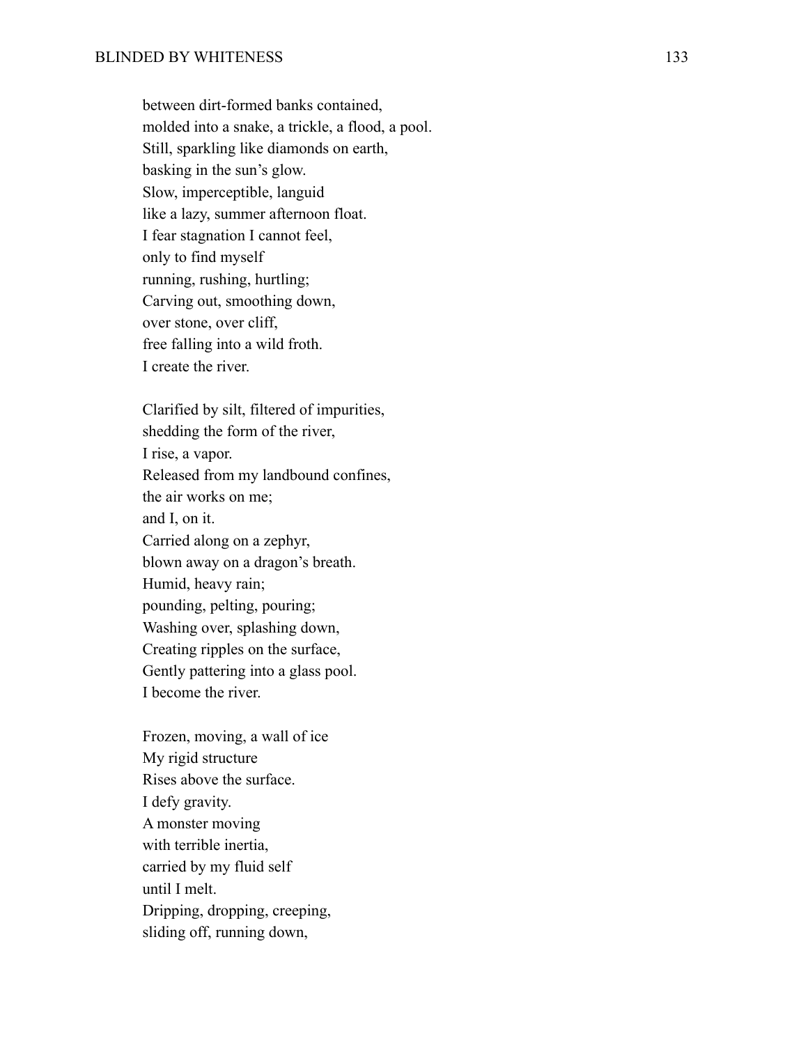between dirt-formed banks contained,  
molded into a snake, a trickle, a flood, a pool.  
Still, sparkling like diamonds on earth,  
basking in the sun's glow.  
Slow, imperceptible, languid  
like a lazy, summer afternoon float.  
I fear stagnation I cannot feel,  
only to find myself  
running, rushing, hurtling;  
Carving out, smoothing down,  
over stone, over cliff,  
free falling into a wild froth.  
I create the river.

Clarified by silt, filtered of impurities,  
shedding the form of the river,  
I rise, a vapor.  
Released from my landbound confines,  
the air works on me;  
and I, on it.  
Carried along on a zephyr,  
blown away on a dragon's breath.  
Humid, heavy rain;  
pounding, pelting, pouring;  
Washing over, splashing down,  
Creating ripples on the surface,  
Gently pattering into a glass pool.  
I become the river.

Frozen, moving, a wall of ice  
My rigid structure  
Rises above the surface.  
I defy gravity.  
A monster moving  
with terrible inertia,  
carried by my fluid self  
until I melt.  
Dripping, dropping, creeping,  
sliding off, running down,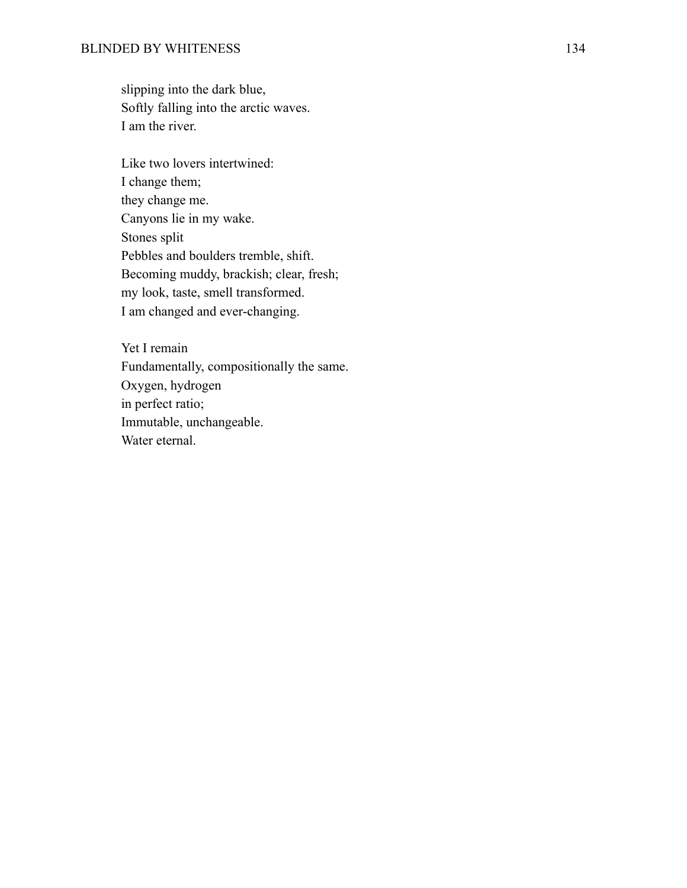slipping into the dark blue,  
Softly falling into the arctic waves.  
I am the river.

Like two lovers intertwined:  
I change them;  
they change me.  
Canyons lie in my wake.  
Stones split  
Pebbles and boulders tremble, shift.  
Becoming muddy, brackish; clear, fresh;  
my look, taste, smell transformed.  
I am changed and ever-changing.

Yet I remain  
Fundamentally, compositionally the same.  
Oxygen, hydrogen  
in perfect ratio;  
Immutable, unchangeable.  
Water eternal.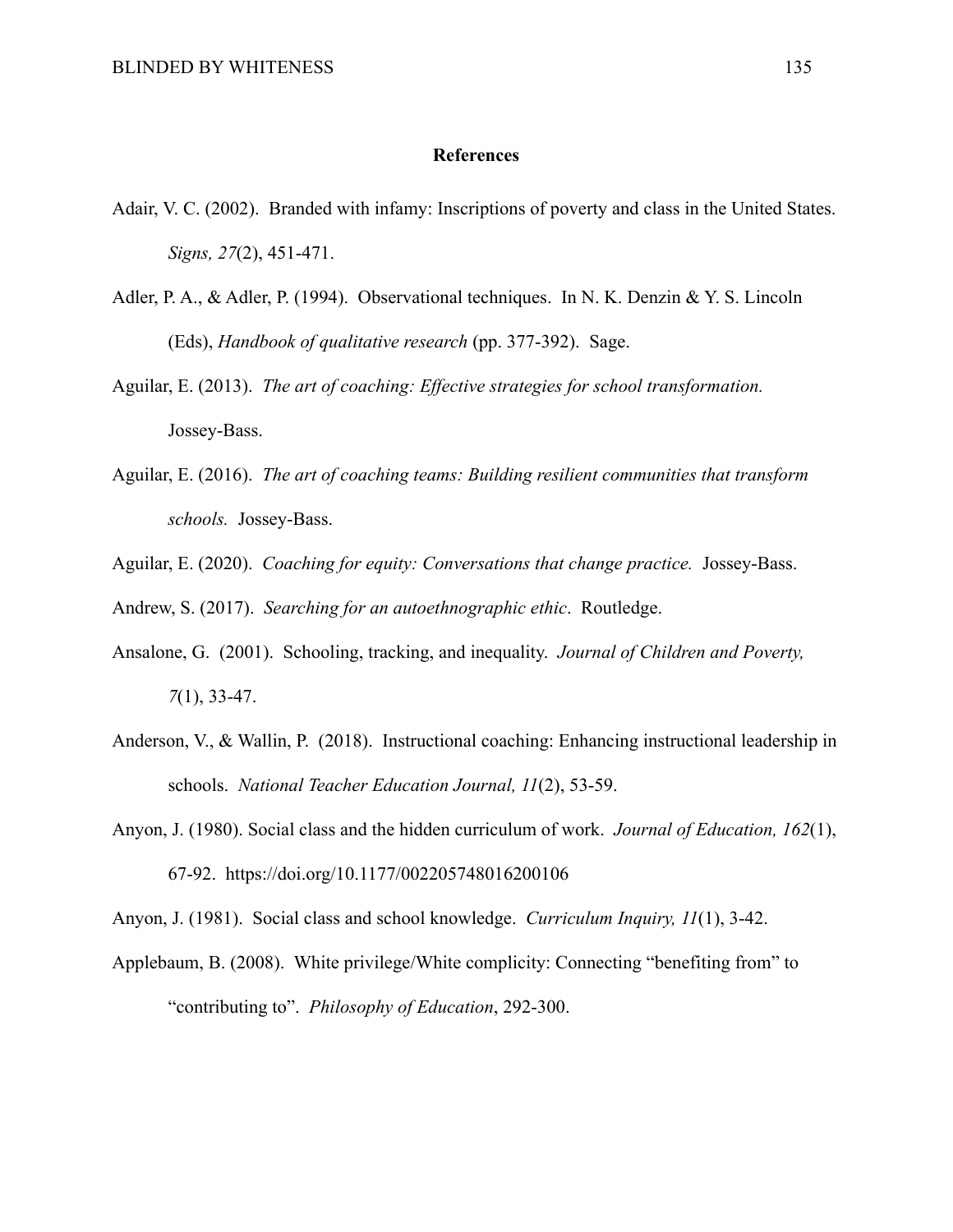## References

Adair, V. C. (2002). Branded with infamy: Inscriptions of poverty and class in the United States. *Signs, 27*(2), 451-471.

Adler, P. A., & Adler, P. (1994). Observational techniques. In N. K. Denzin & Y. S. Lincoln (Eds), *Handbook of qualitative research* (pp. 377-392). Sage.

Aguilar, E. (2013). *The art of coaching: Effective strategies for school transformation.* Jossey-Bass.

Aguilar, E. (2016). *The art of coaching teams: Building resilient communities that transform schools.* Jossey-Bass.

Aguilar, E. (2020). *Coaching for equity: Conversations that change practice.* Jossey-Bass.

Andrew, S. (2017). *Searching for an autoethnographic ethic*. Routledge.

Ansalone, G. (2001). Schooling, tracking, and inequality. *Journal of Children and Poverty, 7*(1), 33-47.

Anderson, V., & Wallin, P. (2018). Instructional coaching: Enhancing instructional leadership in schools. *National Teacher Education Journal, 11*(2), 53-59.

Anyon, J. (1980). Social class and the hidden curriculum of work. *Journal of Education, 162*(1), 67-92. https://doi.org/10.1177/002205748016200106

Anyon, J. (1981). Social class and school knowledge. *Curriculum Inquiry, 11*(1), 3-42.

Applebaum, B. (2008). White privilege/White complicity: Connecting "benefiting from" to "contributing to". *Philosophy of Education*, 292-300.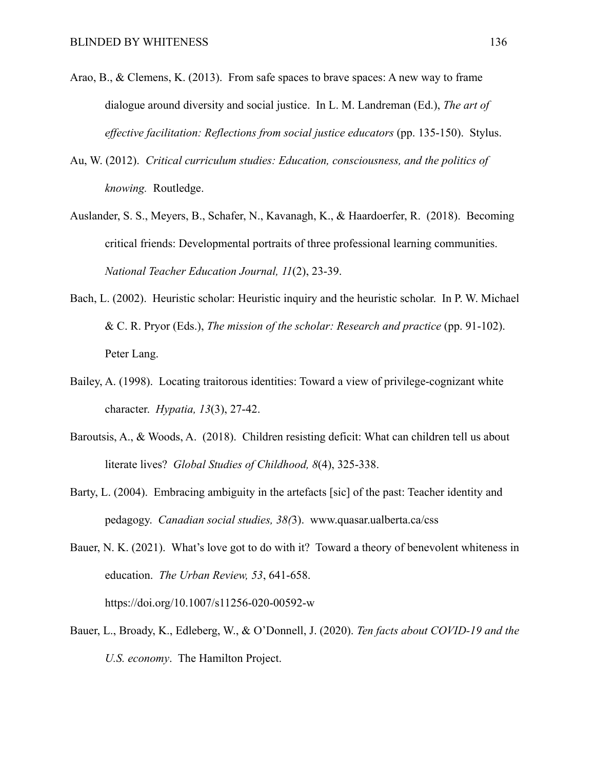Arao, B., & Clemens, K. (2013). From safe spaces to brave spaces: A new way to frame dialogue around diversity and social justice. In L. M. Landreman (Ed.), *The art of effective facilitation: Reflections from social justice educators* (pp. 135-150). Stylus.

Au, W. (2012). *Critical curriculum studies: Education, consciousness, and the politics of knowing.* Routledge.

Auslander, S. S., Meyers, B., Schafer, N., Kavanagh, K., & Haardoerfer, R. (2018). Becoming critical friends: Developmental portraits of three professional learning communities. *National Teacher Education Journal, 11*(2), 23-39.

Bach, L. (2002). Heuristic scholar: Heuristic inquiry and the heuristic scholar. In P. W. Michael & C. R. Pryor (Eds.), *The mission of the scholar: Research and practice* (pp. 91-102). Peter Lang.

Bailey, A. (1998). Locating traitorous identities: Toward a view of privilege-cognizant white character. *Hypatia, 13*(3), 27-42.

Baroutsis, A., & Woods, A. (2018). Children resisting deficit: What can children tell us about literate lives? *Global Studies of Childhood, 8*(4), 325-338.

Barty, L. (2004). Embracing ambiguity in the artefacts [sic] of the past: Teacher identity and pedagogy. *Canadian social studies, 38(*3). www.quasar.ualberta.ca/css

Bauer, N. K. (2021). What's love got to do with it? Toward a theory of benevolent whiteness in education. *The Urban Review, 53*, 641-658. https://doi.org/10.1007/s11256-020-00592-w

Bauer, L., Broady, K., Edleberg, W., & O'Donnell, J. (2020). *Ten facts about COVID-19 and the U.S. economy*. The Hamilton Project.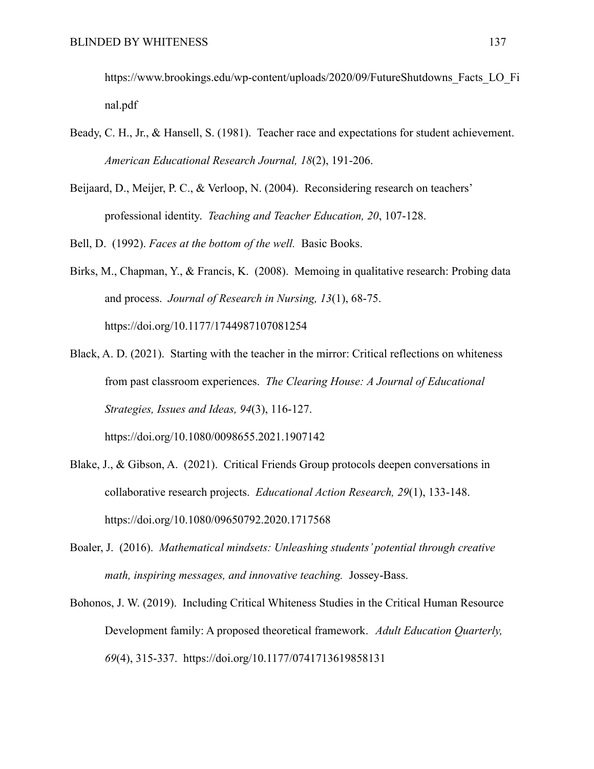https://www.brookings.edu/wp-content/uploads/2020/09/FutureShutdowns_Facts_LO_Final.pdf

Beady, C. H., Jr., & Hansell, S. (1981). Teacher race and expectations for student achievement. *American Educational Research Journal, 18*(2), 191-206.

Beijaard, D., Meijer, P. C., & Verloop, N. (2004). Reconsidering research on teachers' professional identity. *Teaching and Teacher Education, 20*, 107-128.

Bell, D. (1992). *Faces at the bottom of the well.* Basic Books.

Birks, M., Chapman, Y., & Francis, K. (2008). Memoing in qualitative research: Probing data and process. *Journal of Research in Nursing, 13*(1), 68-75. https://doi.org/10.1177/1744987107081254

Black, A. D. (2021). Starting with the teacher in the mirror: Critical reflections on whiteness from past classroom experiences. *The Clearing House: A Journal of Educational Strategies, Issues and Ideas, 94*(3), 116-127. https://doi.org/10.1080/0098655.2021.1907142

Blake, J., & Gibson, A. (2021). Critical Friends Group protocols deepen conversations in collaborative research projects. *Educational Action Research, 29*(1), 133-148. https://doi.org/10.1080/09650792.2020.1717568

Boaler, J. (2016). *Mathematical mindsets: Unleashing students' potential through creative math, inspiring messages, and innovative teaching.* Jossey-Bass.

Bohonos, J. W. (2019). Including Critical Whiteness Studies in the Critical Human Resource Development family: A proposed theoretical framework. *Adult Education Quarterly, 69*(4), 315-337. https://doi.org/10.1177/0741713619858131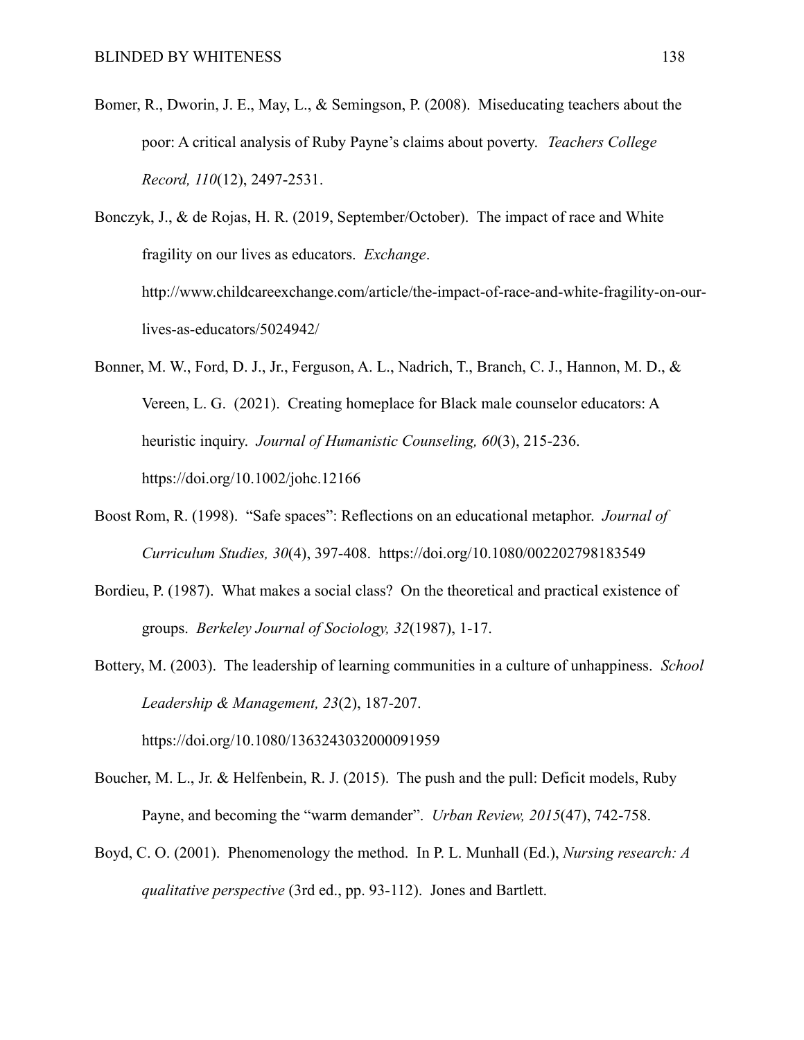Bomer, R., Dworin, J. E., May, L., & Semingson, P. (2008). Miseducating teachers about the poor: A critical analysis of Ruby Payne's claims about poverty. *Teachers College Record, 110*(12), 2497-2531.

Bonczyk, J., & de Rojas, H. R. (2019, September/October). The impact of race and White fragility on our lives as educators. *Exchange*. http://www.childcareexchange.com/article/the-impact-of-race-and-white-fragility-on-our-lives-as-educators/5024942/

Bonner, M. W., Ford, D. J., Jr., Ferguson, A. L., Nadrich, T., Branch, C. J., Hannon, M. D., & Vereen, L. G. (2021). Creating homeplace for Black male counselor educators: A heuristic inquiry. *Journal of Humanistic Counseling, 60*(3), 215-236. https://doi.org/10.1002/johc.12166

Boost Rom, R. (1998). "Safe spaces": Reflections on an educational metaphor. *Journal of Curriculum Studies, 30*(4), 397-408. https://doi.org/10.1080/002202798183549

Bordieu, P. (1987). What makes a social class? On the theoretical and practical existence of groups. *Berkeley Journal of Sociology, 32*(1987), 1-17.

Bottery, M. (2003). The leadership of learning communities in a culture of unhappiness. *School Leadership & Management, 23*(2), 187-207. https://doi.org/10.1080/1363243032000091959

Boucher, M. L., Jr. & Helfenbein, R. J. (2015). The push and the pull: Deficit models, Ruby Payne, and becoming the "warm demander". *Urban Review, 2015*(47), 742-758.

Boyd, C. O. (2001). Phenomenology the method. In P. L. Munhall (Ed.), *Nursing research: A qualitative perspective* (3rd ed., pp. 93-112). Jones and Bartlett.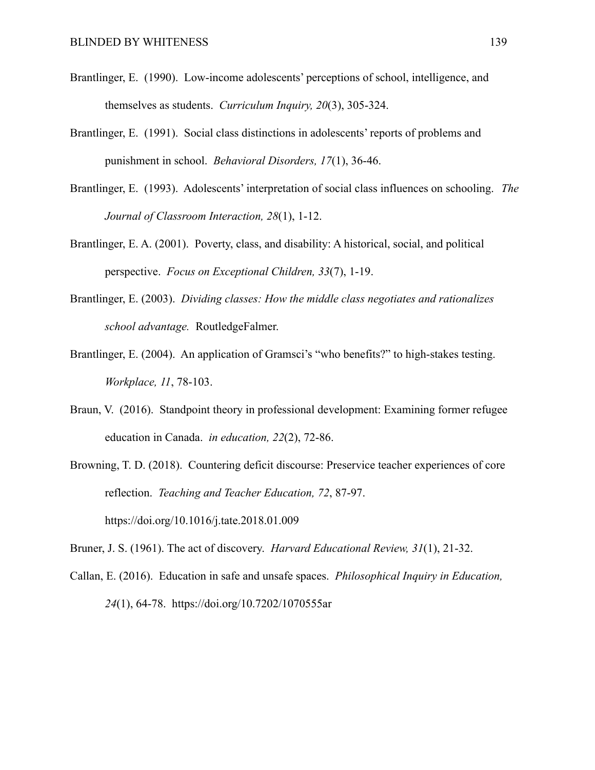Brantlinger, E. (1990). Low-income adolescents' perceptions of school, intelligence, and themselves as students. *Curriculum Inquiry, 20*(3), 305-324.

Brantlinger, E. (1991). Social class distinctions in adolescents' reports of problems and punishment in school. *Behavioral Disorders, 17*(1), 36-46.

Brantlinger, E. (1993). Adolescents' interpretation of social class influences on schooling. *The Journal of Classroom Interaction, 28*(1), 1-12.

Brantlinger, E. A. (2001). Poverty, class, and disability: A historical, social, and political perspective. *Focus on Exceptional Children, 33*(7), 1-19.

Brantlinger, E. (2003). *Dividing classes: How the middle class negotiates and rationalizes school advantage.* RoutledgeFalmer.

Brantlinger, E. (2004). An application of Gramsci's "who benefits?" to high-stakes testing. *Workplace, 11*, 78-103.

Braun, V. (2016). Standpoint theory in professional development: Examining former refugee education in Canada. *in education, 22*(2), 72-86.

Browning, T. D. (2018). Countering deficit discourse: Preservice teacher experiences of core reflection. *Teaching and Teacher Education, 72*, 87-97. https://doi.org/10.1016/j.tate.2018.01.009

Bruner, J. S. (1961). The act of discovery. *Harvard Educational Review, 31*(1), 21-32.

Callan, E. (2016). Education in safe and unsafe spaces. *Philosophical Inquiry in Education, 24*(1), 64-78. https://doi.org/10.7202/1070555ar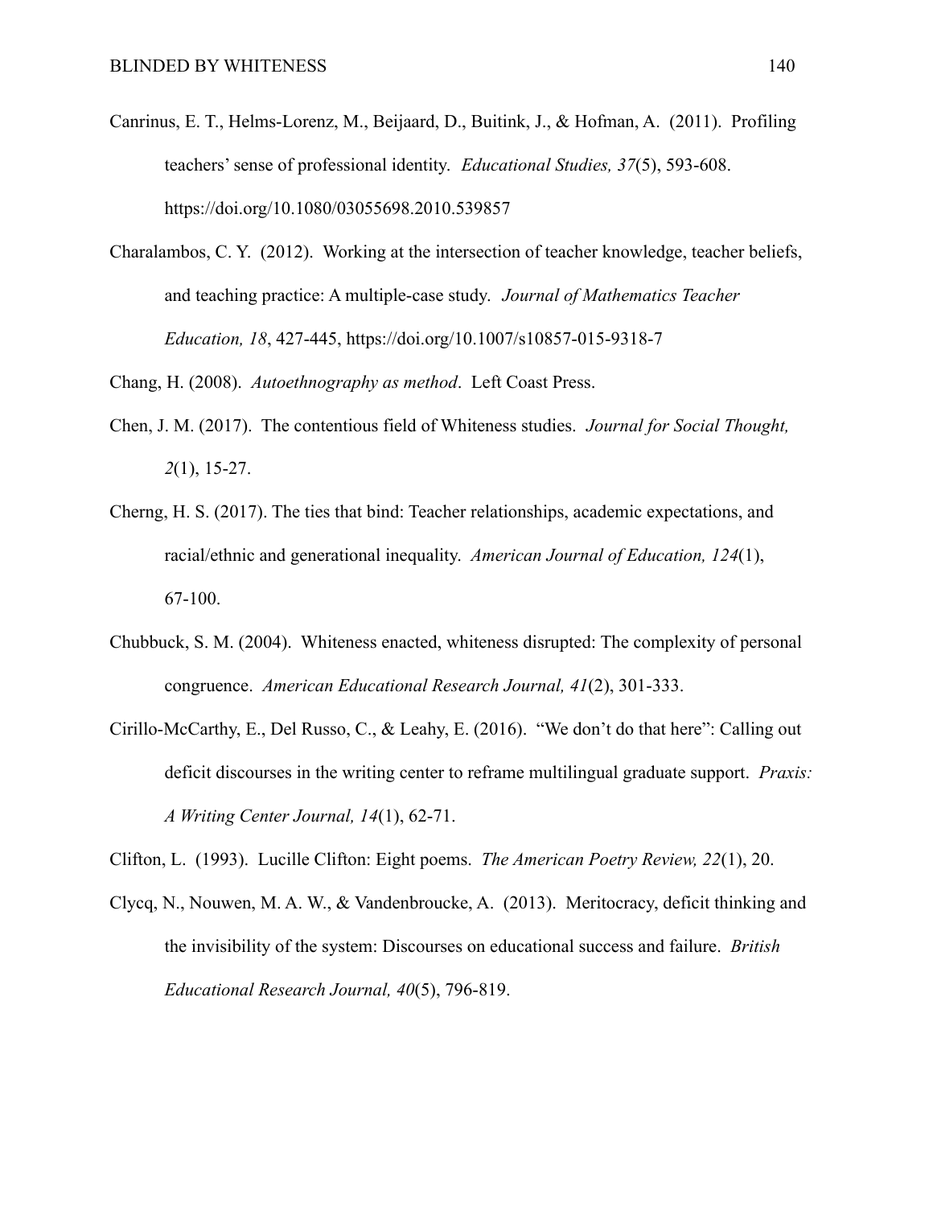Canrinus, E. T., Helms-Lorenz, M., Beijaard, D., Buitink, J., & Hofman, A. (2011). Profiling teachers' sense of professional identity. *Educational Studies, 37*(5), 593-608. https://doi.org/10.1080/03055698.2010.539857

Charalambos, C. Y. (2012). Working at the intersection of teacher knowledge, teacher beliefs, and teaching practice: A multiple-case study. *Journal of Mathematics Teacher Education, 18*, 427-445, https://doi.org/10.1007/s10857-015-9318-7

Chang, H. (2008). *Autoethnography as method*. Left Coast Press.

Chen, J. M. (2017). The contentious field of Whiteness studies. *Journal for Social Thought, 2*(1), 15-27.

Cherng, H. S. (2017). The ties that bind: Teacher relationships, academic expectations, and racial/ethnic and generational inequality. *American Journal of Education, 124*(1), 67-100.

Chubbuck, S. M. (2004). Whiteness enacted, whiteness disrupted: The complexity of personal congruence. *American Educational Research Journal, 41*(2), 301-333.

Cirillo-McCarthy, E., Del Russo, C., & Leahy, E. (2016). "We don't do that here": Calling out deficit discourses in the writing center to reframe multilingual graduate support. *Praxis: A Writing Center Journal, 14*(1), 62-71.

Clifton, L. (1993). Lucille Clifton: Eight poems. *The American Poetry Review, 22*(1), 20.

Clycq, N., Nouwen, M. A. W., & Vandenbroucke, A. (2013). Meritocracy, deficit thinking and the invisibility of the system: Discourses on educational success and failure. *British Educational Research Journal, 40*(5), 796-819.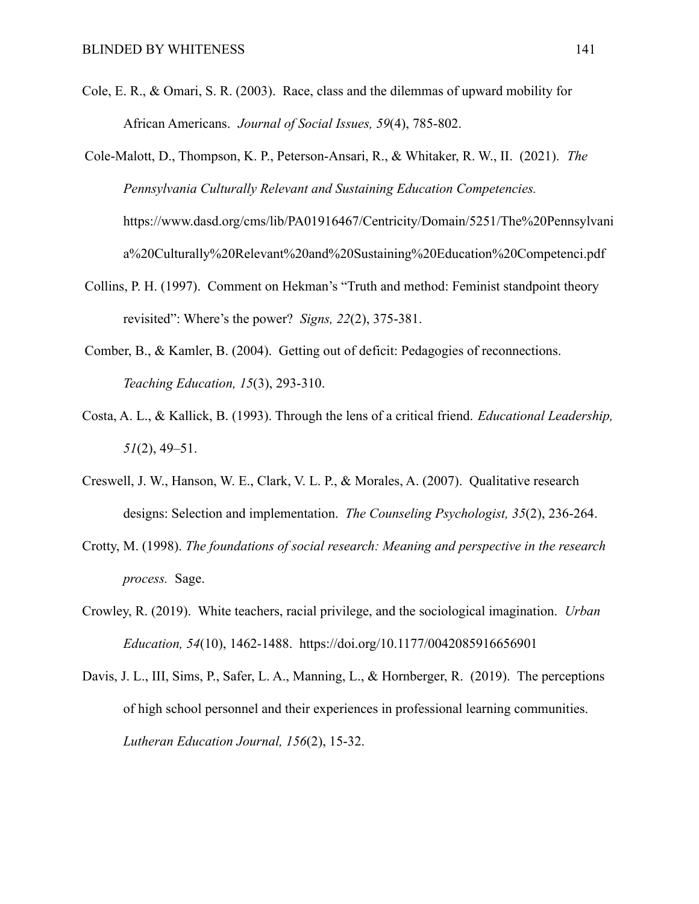Cole, E. R., & Omari, S. R. (2003). Race, class and the dilemmas of upward mobility for African Americans. *Journal of Social Issues, 59*(4), 785-802.

Cole-Malott, D., Thompson, K. P., Peterson-Ansari, R., & Whitaker, R. W., II. (2021). *The Pennsylvania Culturally Relevant and Sustaining Education Competencies.* https://www.dasd.org/cms/lib/PA01916467/Centricity/Domain/5251/The%20Pennsylvania%20Culturally%20Relevant%20and%20Sustaining%20Education%20Competenci.pdf

Collins, P. H. (1997). Comment on Hekman's "Truth and method: Feminist standpoint theory revisited": Where's the power? *Signs, 22*(2), 375-381.

Comber, B., & Kamler, B. (2004). Getting out of deficit: Pedagogies of reconnections. *Teaching Education, 15*(3), 293-310.

Costa, A. L., & Kallick, B. (1993). Through the lens of a critical friend. *Educational Leadership, 51*(2), 49–51.

Creswell, J. W., Hanson, W. E., Clark, V. L. P., & Morales, A. (2007). Qualitative research designs: Selection and implementation. *The Counseling Psychologist, 35*(2), 236-264.

Crotty, M. (1998). *The foundations of social research: Meaning and perspective in the research process.* Sage.

Crowley, R. (2019). White teachers, racial privilege, and the sociological imagination. *Urban Education, 54*(10), 1462-1488. https://doi.org/10.1177/0042085916656901

Davis, J. L., III, Sims, P., Safer, L. A., Manning, L., & Hornberger, R. (2019). The perceptions of high school personnel and their experiences in professional learning communities. *Lutheran Education Journal, 156*(2), 15-32.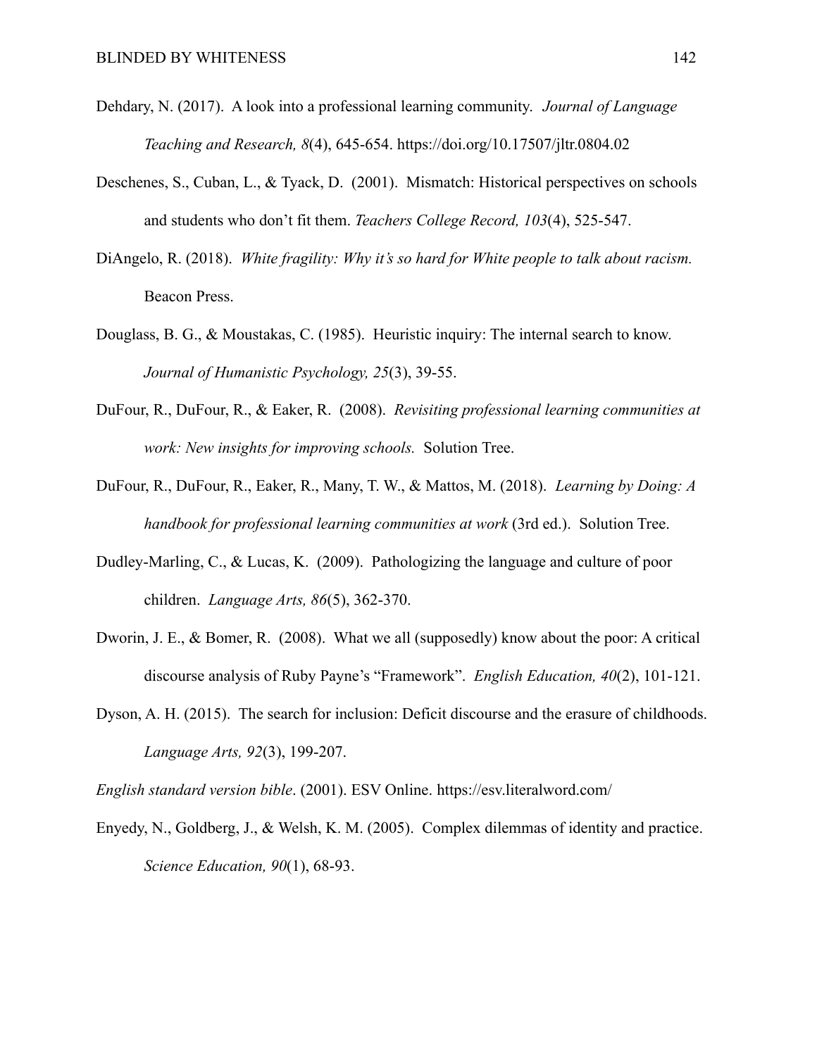Dehdary, N. (2017). A look into a professional learning community. *Journal of Language Teaching and Research, 8*(4), 645-654. https://doi.org/10.17507/jltr.0804.02

Deschenes, S., Cuban, L., & Tyack, D. (2001). Mismatch: Historical perspectives on schools and students who don't fit them. *Teachers College Record, 103*(4), 525-547.

DiAngelo, R. (2018). *White fragility: Why it's so hard for White people to talk about racism.* Beacon Press.

Douglass, B. G., & Moustakas, C. (1985). Heuristic inquiry: The internal search to know. *Journal of Humanistic Psychology, 25*(3), 39-55.

DuFour, R., DuFour, R., & Eaker, R. (2008). *Revisiting professional learning communities at work: New insights for improving schools.* Solution Tree.

DuFour, R., DuFour, R., Eaker, R., Many, T. W., & Mattos, M. (2018). *Learning by Doing: A handbook for professional learning communities at work* (3rd ed.). Solution Tree.

Dudley-Marling, C., & Lucas, K. (2009). Pathologizing the language and culture of poor children. *Language Arts, 86*(5), 362-370.

Dworin, J. E., & Bomer, R. (2008). What we all (supposedly) know about the poor: A critical discourse analysis of Ruby Payne's "Framework". *English Education, 40*(2), 101-121.

Dyson, A. H. (2015). The search for inclusion: Deficit discourse and the erasure of childhoods. *Language Arts, 92*(3), 199-207.

*English standard version bible*. (2001). ESV Online. https://esv.literalword.com/

Enyedy, N., Goldberg, J., & Welsh, K. M. (2005). Complex dilemmas of identity and practice. *Science Education, 90*(1), 68-93.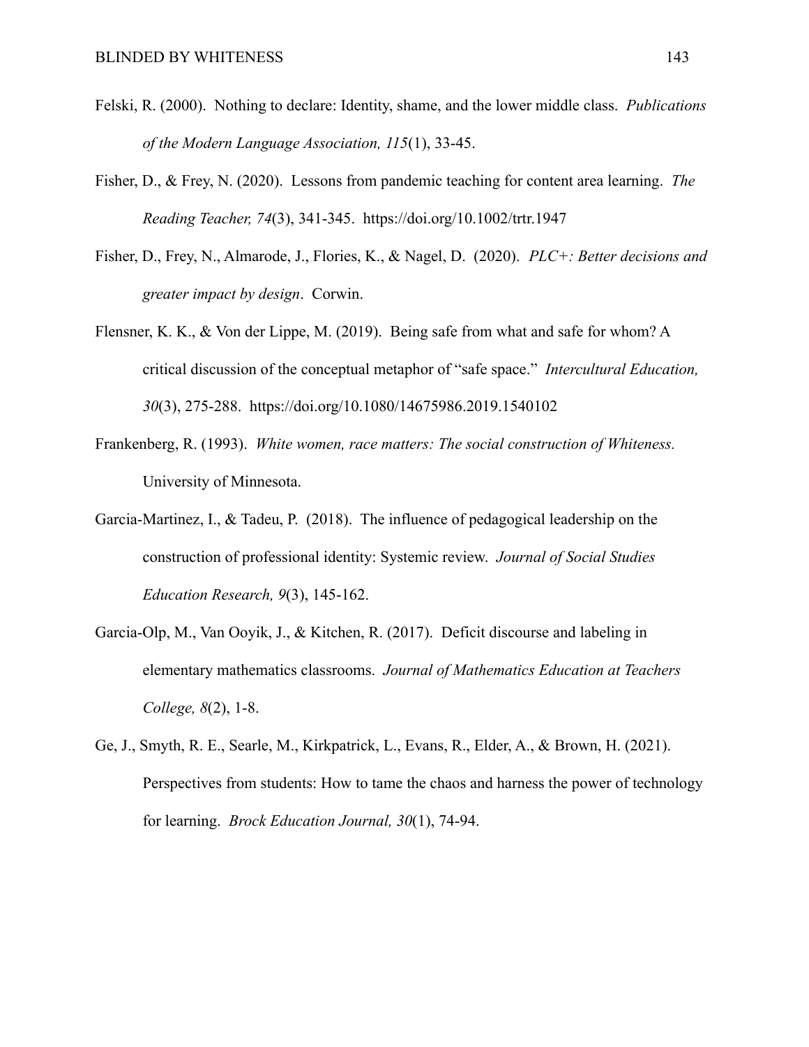Felski, R. (2000). Nothing to declare: Identity, shame, and the lower middle class. *Publications of the Modern Language Association, 115*(1), 33-45.

Fisher, D., & Frey, N. (2020). Lessons from pandemic teaching for content area learning. *The Reading Teacher, 74*(3), 341-345. https://doi.org/10.1002/trtr.1947

Fisher, D., Frey, N., Almarode, J., Flories, K., & Nagel, D. (2020). *PLC+: Better decisions and greater impact by design*. Corwin.

Flensner, K. K., & Von der Lippe, M. (2019). Being safe from what and safe for whom? A critical discussion of the conceptual metaphor of "safe space." *Intercultural Education, 30*(3), 275-288. https://doi.org/10.1080/14675986.2019.1540102

Frankenberg, R. (1993). *White women, race matters: The social construction of Whiteness.* University of Minnesota.

Garcia-Martinez, I., & Tadeu, P. (2018). The influence of pedagogical leadership on the construction of professional identity: Systemic review. *Journal of Social Studies Education Research, 9*(3), 145-162.

Garcia-Olp, M., Van Ooyik, J., & Kitchen, R. (2017). Deficit discourse and labeling in elementary mathematics classrooms. *Journal of Mathematics Education at Teachers College, 8*(2), 1-8.

Ge, J., Smyth, R. E., Searle, M., Kirkpatrick, L., Evans, R., Elder, A., & Brown, H. (2021). Perspectives from students: How to tame the chaos and harness the power of technology for learning. *Brock Education Journal, 30*(1), 74-94.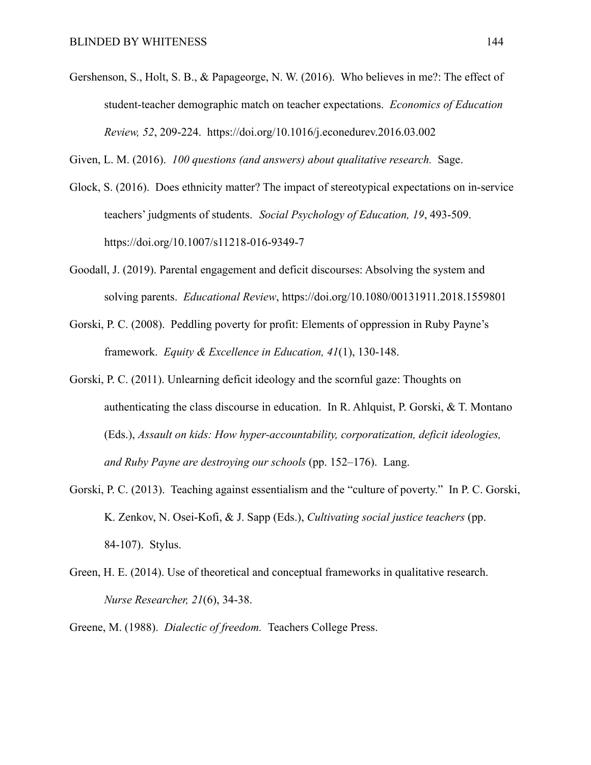Gershenson, S., Holt, S. B., & Papageorge, N. W. (2016). Who believes in me?: The effect of student-teacher demographic match on teacher expectations. *Economics of Education Review, 52*, 209-224. https://doi.org/10.1016/j.econedurev.2016.03.002

Given, L. M. (2016). *100 questions (and answers) about qualitative research.* Sage.

Glock, S. (2016). Does ethnicity matter? The impact of stereotypical expectations on in-service teachers' judgments of students. *Social Psychology of Education, 19*, 493-509. https://doi.org/10.1007/s11218-016-9349-7

Goodall, J. (2019). Parental engagement and deficit discourses: Absolving the system and solving parents. *Educational Review*, https://doi.org/10.1080/00131911.2018.1559801

Gorski, P. C. (2008). Peddling poverty for profit: Elements of oppression in Ruby Payne's framework. *Equity & Excellence in Education, 41*(1), 130-148.

Gorski, P. C. (2011). Unlearning deficit ideology and the scornful gaze: Thoughts on authenticating the class discourse in education. In R. Ahlquist, P. Gorski, & T. Montano (Eds.), *Assault on kids: How hyper-accountability, corporatization, deficit ideologies, and Ruby Payne are destroying our schools* (pp. 152–176). Lang.

Gorski, P. C. (2013). Teaching against essentialism and the "culture of poverty." In P. C. Gorski, K. Zenkov, N. Osei-Kofi, & J. Sapp (Eds.), *Cultivating social justice teachers* (pp. 84-107). Stylus.

Green, H. E. (2014). Use of theoretical and conceptual frameworks in qualitative research. *Nurse Researcher, 21*(6), 34-38.

Greene, M. (1988). *Dialectic of freedom.* Teachers College Press.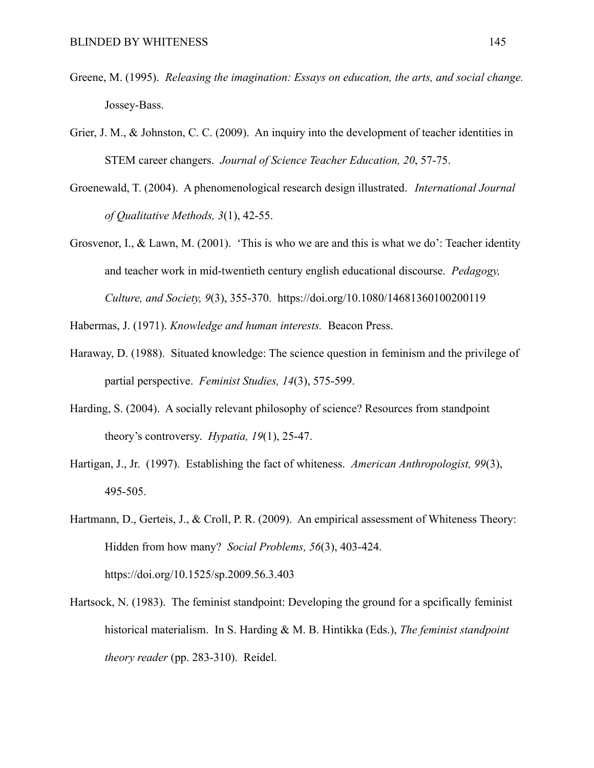Greene, M. (1995). *Releasing the imagination: Essays on education, the arts, and social change.* Jossey-Bass.

Grier, J. M., & Johnston, C. C. (2009). An inquiry into the development of teacher identities in STEM career changers. *Journal of Science Teacher Education, 20*, 57-75.

Groenewald, T. (2004). A phenomenological research design illustrated. *International Journal of Qualitative Methods, 3*(1), 42-55.

Grosvenor, I., & Lawn, M. (2001). 'This is who we are and this is what we do': Teacher identity and teacher work in mid-twentieth century english educational discourse. *Pedagogy, Culture, and Society, 9*(3), 355-370. https://doi.org/10.1080/14681360100200119

Habermas, J. (1971). *Knowledge and human interests.* Beacon Press.

Haraway, D. (1988). Situated knowledge: The science question in feminism and the privilege of partial perspective. *Feminist Studies, 14*(3), 575-599.

Harding, S. (2004). A socially relevant philosophy of science? Resources from standpoint theory's controversy. *Hypatia, 19*(1), 25-47.

Hartigan, J., Jr. (1997). Establishing the fact of whiteness. *American Anthropologist, 99*(3), 495-505.

Hartmann, D., Gerteis, J., & Croll, P. R. (2009). An empirical assessment of Whiteness Theory: Hidden from how many? *Social Problems, 56*(3), 403-424. https://doi.org/10.1525/sp.2009.56.3.403

Hartsock, N. (1983). The feminist standpoint: Developing the ground for a spcifically feminist historical materialism. In S. Harding & M. B. Hintikka (Eds.), *The feminist standpoint theory reader* (pp. 283-310). Reidel.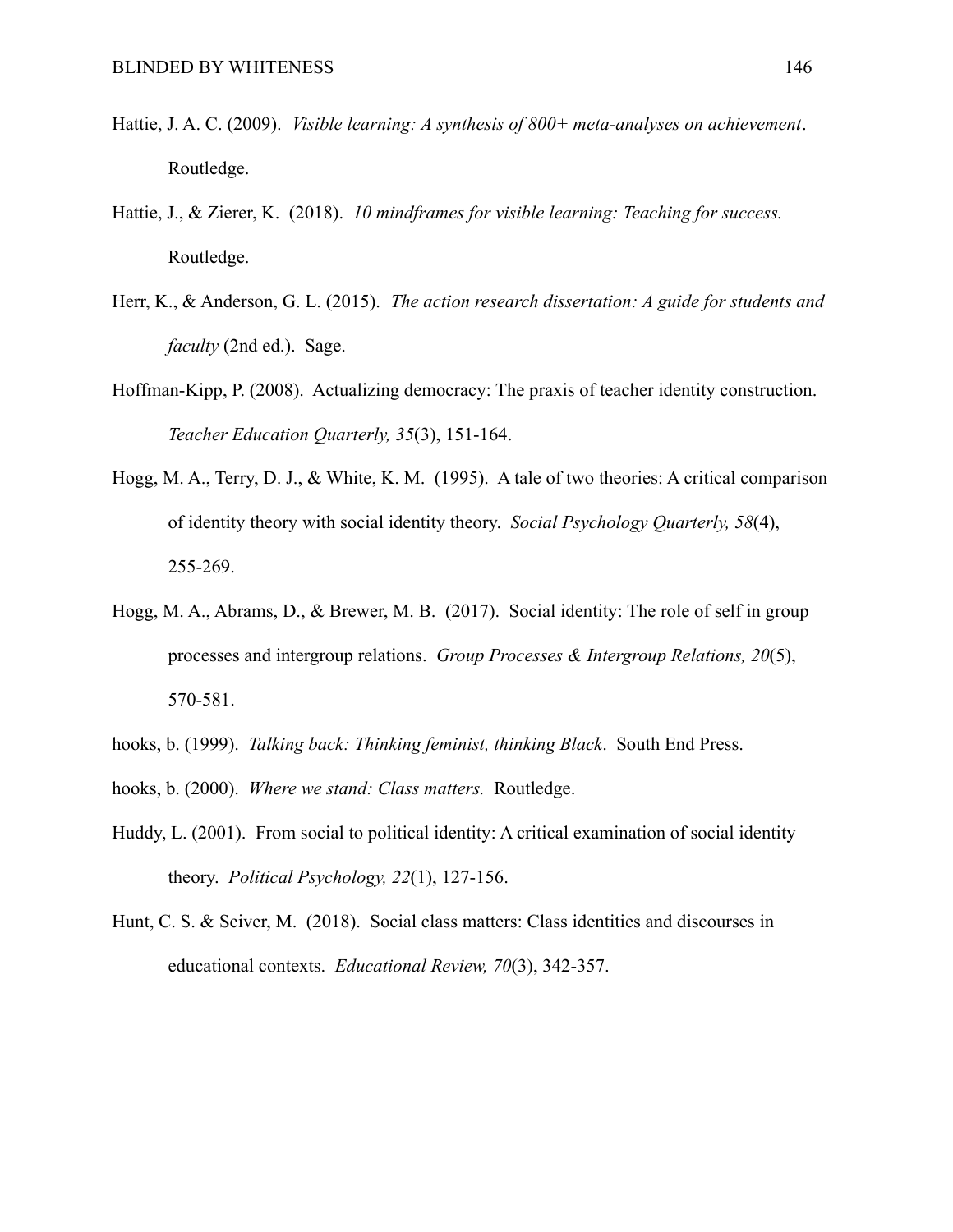Hattie, J. A. C. (2009). *Visible learning: A synthesis of 800+ meta-analyses on achievement*. Routledge.

Hattie, J., & Zierer, K. (2018). *10 mindframes for visible learning: Teaching for success.* Routledge.

Herr, K., & Anderson, G. L. (2015). *The action research dissertation: A guide for students and faculty* (2nd ed.). Sage.

Hoffman-Kipp, P. (2008). Actualizing democracy: The praxis of teacher identity construction. *Teacher Education Quarterly, 35*(3), 151-164.

Hogg, M. A., Terry, D. J., & White, K. M. (1995). A tale of two theories: A critical comparison of identity theory with social identity theory. *Social Psychology Quarterly, 58*(4), 255-269.

Hogg, M. A., Abrams, D., & Brewer, M. B. (2017). Social identity: The role of self in group processes and intergroup relations. *Group Processes & Intergroup Relations, 20*(5), 570-581.

hooks, b. (1999). *Talking back: Thinking feminist, thinking Black*. South End Press.

hooks, b. (2000). *Where we stand: Class matters.* Routledge.

Huddy, L. (2001). From social to political identity: A critical examination of social identity theory. *Political Psychology, 22*(1), 127-156.

Hunt, C. S. & Seiver, M. (2018). Social class matters: Class identities and discourses in educational contexts. *Educational Review, 70*(3), 342-357.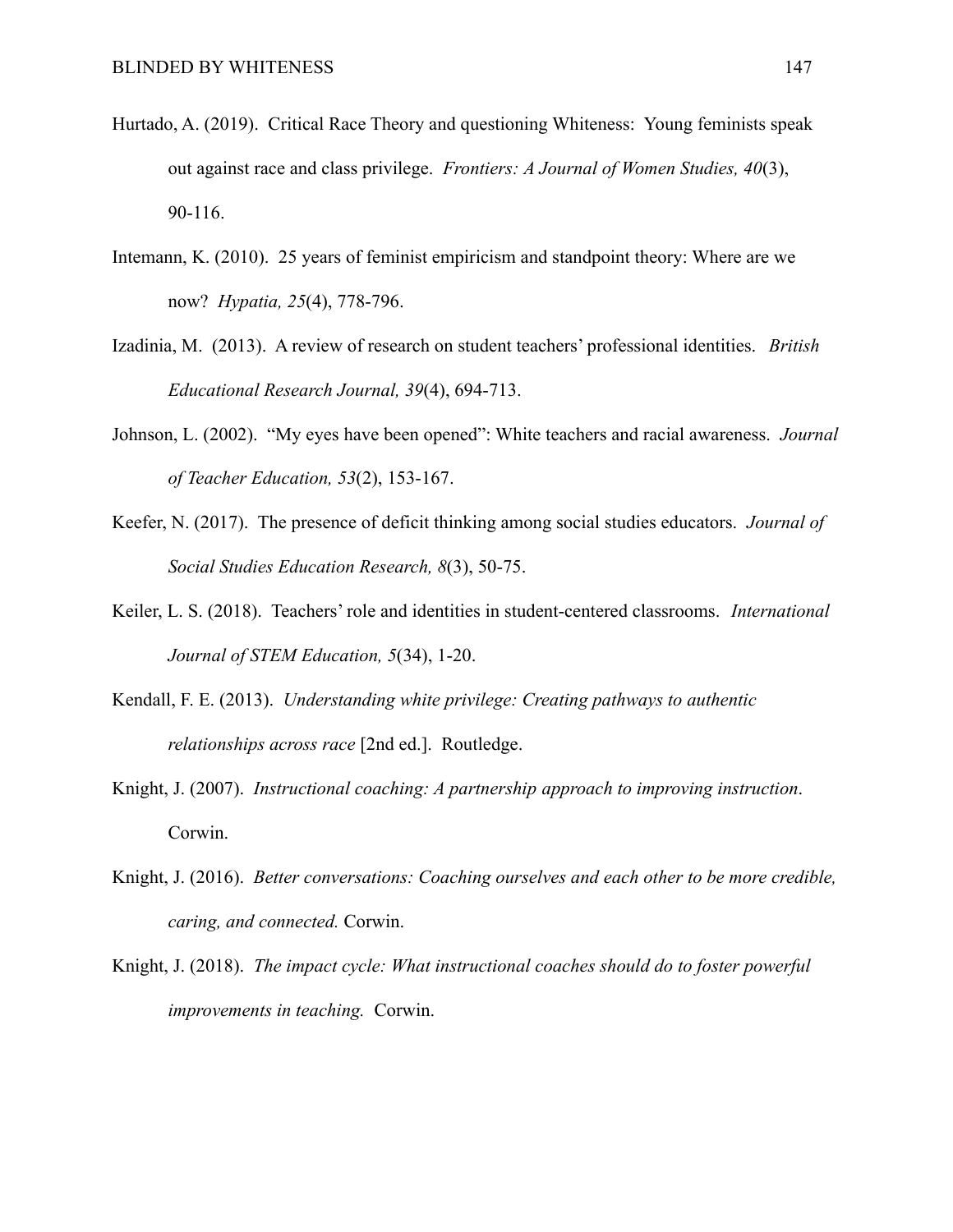Hurtado, A. (2019). Critical Race Theory and questioning Whiteness: Young feminists speak out against race and class privilege. *Frontiers: A Journal of Women Studies, 40*(3), 90-116.

Intemann, K. (2010). 25 years of feminist empiricism and standpoint theory: Where are we now? *Hypatia, 25*(4), 778-796.

Izadinia, M. (2013). A review of research on student teachers' professional identities. *British Educational Research Journal, 39*(4), 694-713.

Johnson, L. (2002). "My eyes have been opened": White teachers and racial awareness. *Journal of Teacher Education, 53*(2), 153-167.

Keefer, N. (2017). The presence of deficit thinking among social studies educators. *Journal of Social Studies Education Research, 8*(3), 50-75.

Keiler, L. S. (2018). Teachers' role and identities in student-centered classrooms. *International Journal of STEM Education, 5*(34), 1-20.

Kendall, F. E. (2013). *Understanding white privilege: Creating pathways to authentic relationships across race* [2nd ed.]. Routledge.

Knight, J. (2007). *Instructional coaching: A partnership approach to improving instruction*. Corwin.

Knight, J. (2016). *Better conversations: Coaching ourselves and each other to be more credible, caring, and connected.* Corwin.

Knight, J. (2018). *The impact cycle: What instructional coaches should do to foster powerful improvements in teaching.* Corwin.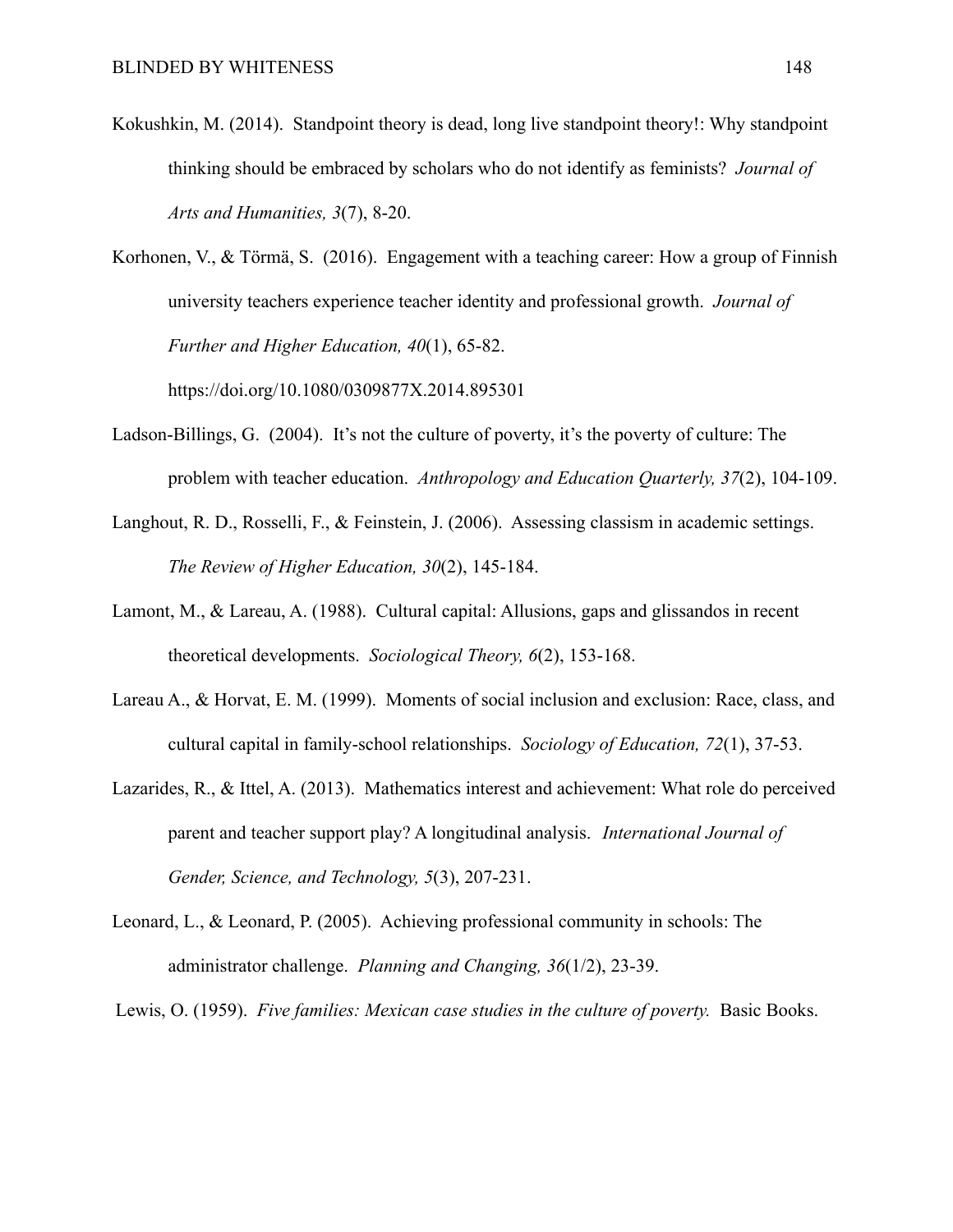Kokushkin, M. (2014). Standpoint theory is dead, long live standpoint theory!: Why standpoint thinking should be embraced by scholars who do not identify as feminists? *Journal of Arts and Humanities, 3*(7), 8-20.

Korhonen, V., & Törmä, S. (2016). Engagement with a teaching career: How a group of Finnish university teachers experience teacher identity and professional growth. *Journal of Further and Higher Education, 40*(1), 65-82. https://doi.org/10.1080/0309877X.2014.895301

Ladson-Billings, G. (2004). It's not the culture of poverty, it's the poverty of culture: The problem with teacher education. *Anthropology and Education Quarterly, 37*(2), 104-109.

Langhout, R. D., Rosselli, F., & Feinstein, J. (2006). Assessing classism in academic settings. *The Review of Higher Education, 30*(2), 145-184.

Lamont, M., & Lareau, A. (1988). Cultural capital: Allusions, gaps and glissandos in recent theoretical developments. *Sociological Theory, 6*(2), 153-168.

Lareau A., & Horvat, E. M. (1999). Moments of social inclusion and exclusion: Race, class, and cultural capital in family-school relationships. *Sociology of Education, 72*(1), 37-53.

Lazarides, R., & Ittel, A. (2013). Mathematics interest and achievement: What role do perceived parent and teacher support play? A longitudinal analysis. *International Journal of Gender, Science, and Technology, 5*(3), 207-231.

Leonard, L., & Leonard, P. (2005). Achieving professional community in schools: The administrator challenge. *Planning and Changing, 36*(1/2), 23-39.

Lewis, O. (1959). *Five families: Mexican case studies in the culture of poverty.* Basic Books.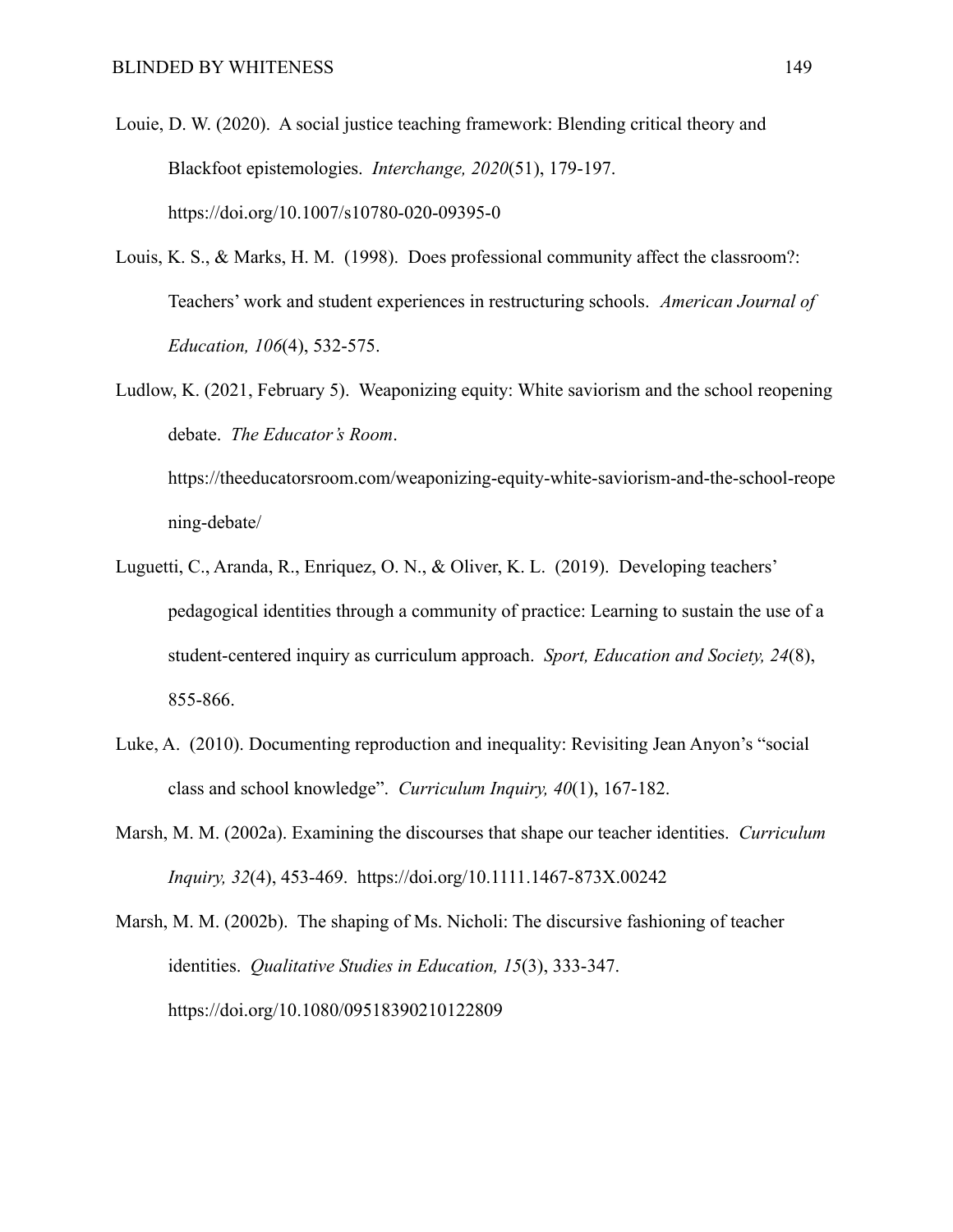Louie, D. W. (2020). A social justice teaching framework: Blending critical theory and Blackfoot epistemologies. *Interchange, 2020*(51), 179-197. https://doi.org/10.1007/s10780-020-09395-0

Louis, K. S., & Marks, H. M. (1998). Does professional community affect the classroom?: Teachers' work and student experiences in restructuring schools. *American Journal of Education, 106*(4), 532-575.

Ludlow, K. (2021, February 5). Weaponizing equity: White saviorism and the school reopening debate. *The Educator's Room*. https://theeducatorsroom.com/weaponizing-equity-white-saviorism-and-the-school-reopening-debate/

Luguetti, C., Aranda, R., Enriquez, O. N., & Oliver, K. L. (2019). Developing teachers' pedagogical identities through a community of practice: Learning to sustain the use of a student-centered inquiry as curriculum approach. *Sport, Education and Society, 24*(8), 855-866.

Luke, A. (2010). Documenting reproduction and inequality: Revisiting Jean Anyon's "social class and school knowledge". *Curriculum Inquiry, 40*(1), 167-182.

Marsh, M. M. (2002a). Examining the discourses that shape our teacher identities. *Curriculum Inquiry, 32*(4), 453-469. https://doi.org/10.1111.1467-873X.00242

Marsh, M. M. (2002b). The shaping of Ms. Nicholi: The discursive fashioning of teacher identities. *Qualitative Studies in Education, 15*(3), 333-347. https://doi.org/10.1080/09518390210122809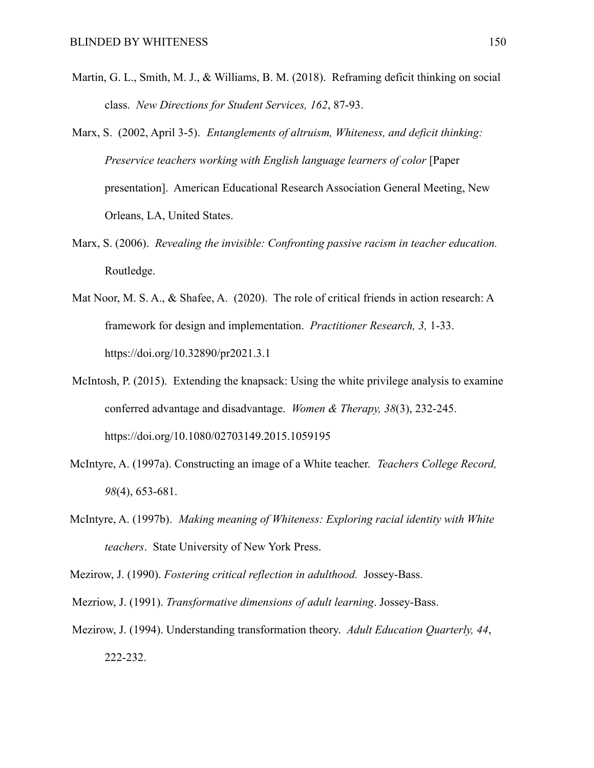Martin, G. L., Smith, M. J., & Williams, B. M. (2018). Reframing deficit thinking on social class. *New Directions for Student Services, 162*, 87-93.

Marx, S. (2002, April 3-5). *Entanglements of altruism, Whiteness, and deficit thinking: Preservice teachers working with English language learners of color* [Paper presentation]. American Educational Research Association General Meeting, New Orleans, LA, United States.

Marx, S. (2006). *Revealing the invisible: Confronting passive racism in teacher education.* Routledge.

Mat Noor, M. S. A., & Shafee, A. (2020). The role of critical friends in action research: A framework for design and implementation. *Practitioner Research, 3,* 1-33. https://doi.org/10.32890/pr2021.3.1

McIntosh, P. (2015). Extending the knapsack: Using the white privilege analysis to examine conferred advantage and disadvantage. *Women & Therapy, 38*(3), 232-245. https://doi.org/10.1080/02703149.2015.1059195

McIntyre, A. (1997a). Constructing an image of a White teacher. *Teachers College Record, 98*(4), 653-681.

McIntyre, A. (1997b). *Making meaning of Whiteness: Exploring racial identity with White teachers*. State University of New York Press.

Mezirow, J. (1990). *Fostering critical reflection in adulthood.* Jossey-Bass.

Mezriow, J. (1991). *Transformative dimensions of adult learning*. Jossey-Bass.

Mezirow, J. (1994). Understanding transformation theory. *Adult Education Quarterly, 44*, 222-232.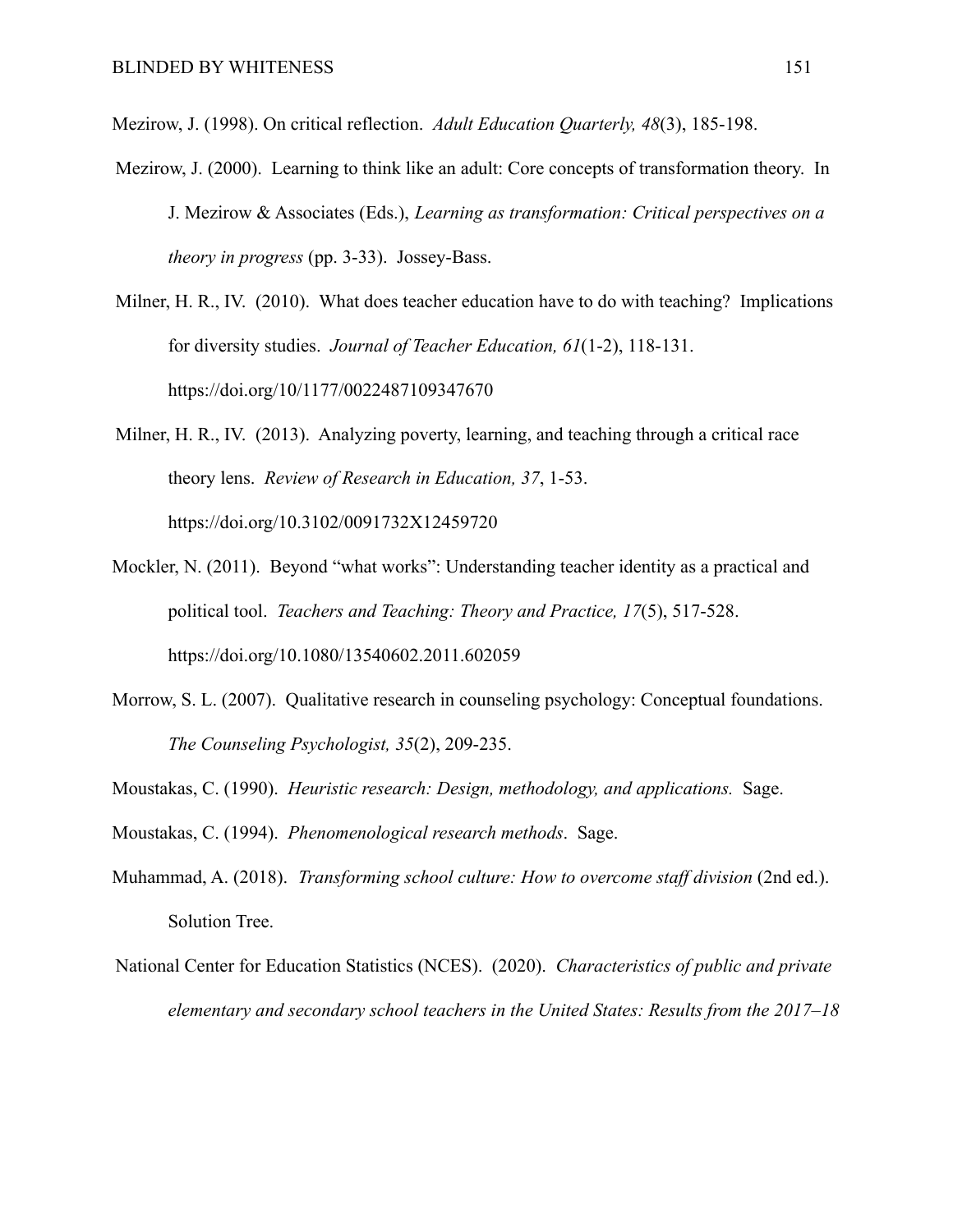Mezirow, J. (1998). On critical reflection. *Adult Education Quarterly, 48*(3), 185-198.

Mezirow, J. (2000). Learning to think like an adult: Core concepts of transformation theory. In J. Mezirow & Associates (Eds.), *Learning as transformation: Critical perspectives on a theory in progress* (pp. 3-33). Jossey-Bass.

Milner, H. R., IV. (2010). What does teacher education have to do with teaching? Implications for diversity studies. *Journal of Teacher Education, 61*(1-2), 118-131. https://doi.org/10/1177/0022487109347670

Milner, H. R., IV. (2013). Analyzing poverty, learning, and teaching through a critical race theory lens. *Review of Research in Education, 37*, 1-53. https://doi.org/10.3102/0091732X12459720

Mockler, N. (2011). Beyond "what works": Understanding teacher identity as a practical and political tool. *Teachers and Teaching: Theory and Practice, 17*(5), 517-528. https://doi.org/10.1080/13540602.2011.602059

Morrow, S. L. (2007). Qualitative research in counseling psychology: Conceptual foundations. *The Counseling Psychologist, 35*(2), 209-235.

Moustakas, C. (1990). *Heuristic research: Design, methodology, and applications.* Sage.

Moustakas, C. (1994). *Phenomenological research methods*. Sage.

Muhammad, A. (2018). *Transforming school culture: How to overcome staff division* (2nd ed.). Solution Tree.

National Center for Education Statistics (NCES). (2020). *Characteristics of public and private elementary and secondary school teachers in the United States: Results from the 2017–18*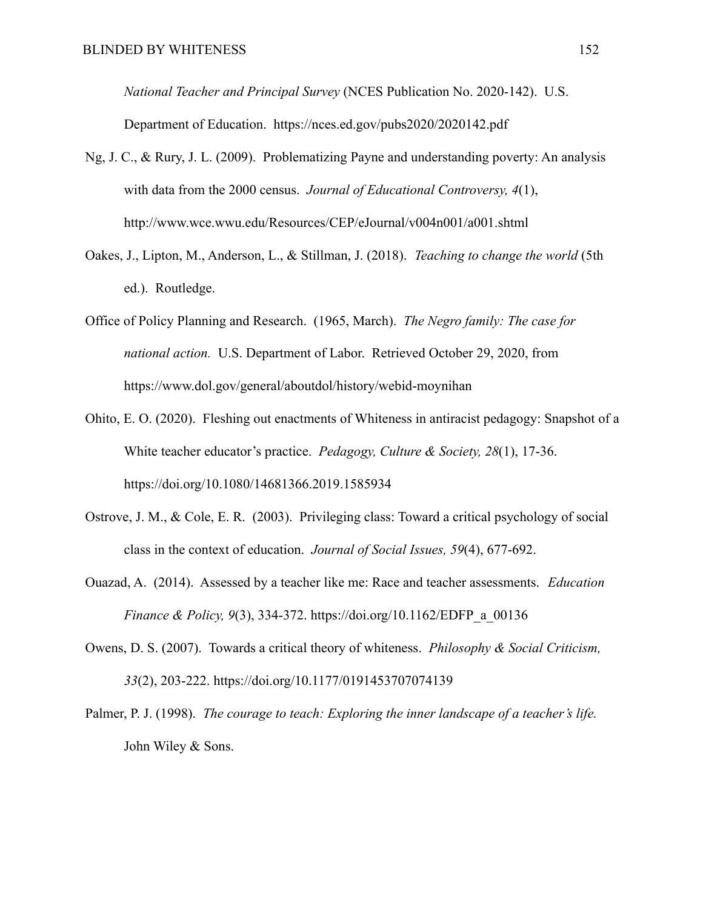*National Teacher and Principal Survey* (NCES Publication No. 2020-142). U.S. Department of Education. https://nces.ed.gov/pubs2020/2020142.pdf

Ng, J. C., & Rury, J. L. (2009). Problematizing Payne and understanding poverty: An analysis with data from the 2000 census. *Journal of Educational Controversy, 4*(1), http://www.wce.wwu.edu/Resources/CEP/eJournal/v004n001/a001.shtml

Oakes, J., Lipton, M., Anderson, L., & Stillman, J. (2018). *Teaching to change the world* (5th ed.). Routledge.

Office of Policy Planning and Research. (1965, March). *The Negro family: The case for national action.* U.S. Department of Labor. Retrieved October 29, 2020, from https://www.dol.gov/general/aboutdol/history/webid-moynihan

Ohito, E. O. (2020). Fleshing out enactments of Whiteness in antiracist pedagogy: Snapshot of a White teacher educator's practice. *Pedagogy, Culture & Society, 28*(1), 17-36. https://doi.org/10.1080/14681366.2019.1585934

Ostrove, J. M., & Cole, E. R. (2003). Privileging class: Toward a critical psychology of social class in the context of education. *Journal of Social Issues, 59*(4), 677-692.

Ouazad, A. (2014). Assessed by a teacher like me: Race and teacher assessments. *Education Finance & Policy, 9*(3), 334-372. https://doi.org/10.1162/EDFP_a_00136

Owens, D. S. (2007). Towards a critical theory of whiteness. *Philosophy & Social Criticism, 33*(2), 203-222. https://doi.org/10.1177/0191453707074139

Palmer, P. J. (1998). *The courage to teach: Exploring the inner landscape of a teacher's life.* John Wiley & Sons.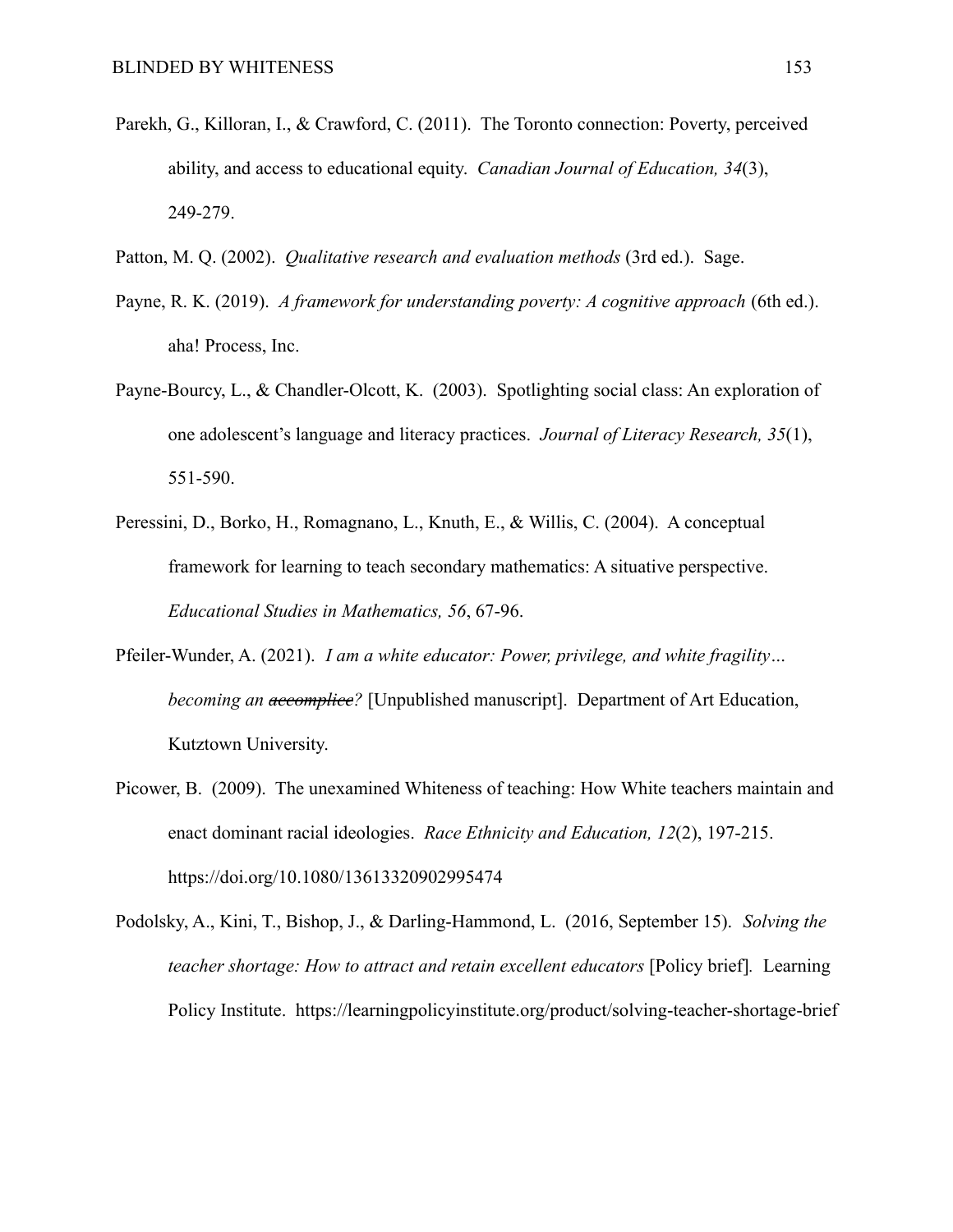Parekh, G., Killoran, I., & Crawford, C. (2011). The Toronto connection: Poverty, perceived ability, and access to educational equity. *Canadian Journal of Education, 34*(3), 249-279.

Patton, M. Q. (2002). *Qualitative research and evaluation methods* (3rd ed.). Sage.

Payne, R. K. (2019). *A framework for understanding poverty: A cognitive approach* (6th ed.). aha! Process, Inc.

Payne-Bourcy, L., & Chandler-Olcott, K. (2003). Spotlighting social class: An exploration of one adolescent's language and literacy practices. *Journal of Literacy Research, 35*(1), 551-590.

Peressini, D., Borko, H., Romagnano, L., Knuth, E., & Willis, C. (2004). A conceptual framework for learning to teach secondary mathematics: A situative perspective. *Educational Studies in Mathematics, 56*, 67-96.

Pfeiler-Wunder, A. (2021). *I am a white educator: Power, privilege, and white fragility… becoming an ~~accomplice~~?* [Unpublished manuscript]. Department of Art Education, Kutztown University.

Picower, B. (2009). The unexamined Whiteness of teaching: How White teachers maintain and enact dominant racial ideologies. *Race Ethnicity and Education, 12*(2), 197-215. https://doi.org/10.1080/13613320902995474

Podolsky, A., Kini, T., Bishop, J., & Darling-Hammond, L. (2016, September 15). *Solving the teacher shortage: How to attract and retain excellent educators* [Policy brief]. Learning Policy Institute. https://learningpolicyinstitute.org/product/solving-teacher-shortage-brief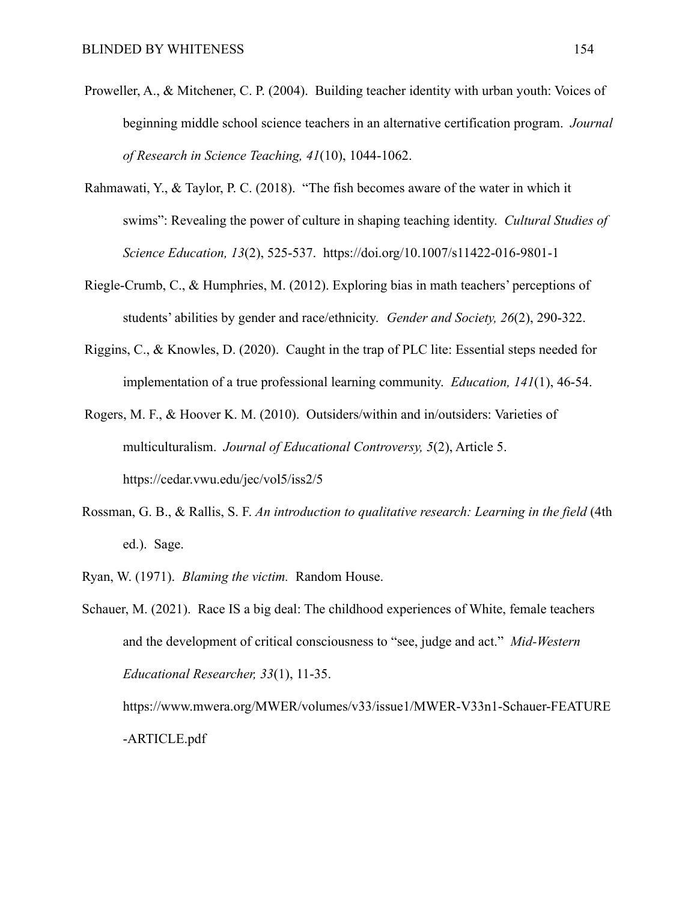Proweller, A., & Mitchener, C. P. (2004). Building teacher identity with urban youth: Voices of beginning middle school science teachers in an alternative certification program. *Journal of Research in Science Teaching, 41*(10), 1044-1062.

Rahmawati, Y., & Taylor, P. C. (2018). "The fish becomes aware of the water in which it swims": Revealing the power of culture in shaping teaching identity. *Cultural Studies of Science Education, 13*(2), 525-537. https://doi.org/10.1007/s11422-016-9801-1

Riegle-Crumb, C., & Humphries, M. (2012). Exploring bias in math teachers' perceptions of students' abilities by gender and race/ethnicity. *Gender and Society, 26*(2), 290-322.

Riggins, C., & Knowles, D. (2020). Caught in the trap of PLC lite: Essential steps needed for implementation of a true professional learning community. *Education, 141*(1), 46-54.

Rogers, M. F., & Hoover K. M. (2010). Outsiders/within and in/outsiders: Varieties of multiculturalism. *Journal of Educational Controversy, 5*(2), Article 5. https://cedar.vwu.edu/jec/vol5/iss2/5

Rossman, G. B., & Rallis, S. F. *An introduction to qualitative research: Learning in the field* (4th ed.). Sage.

Ryan, W. (1971). *Blaming the victim.* Random House.

Schauer, M. (2021). Race IS a big deal: The childhood experiences of White, female teachers and the development of critical consciousness to "see, judge and act." *Mid-Western Educational Researcher, 33*(1), 11-35. https://www.mwera.org/MWER/volumes/v33/issue1/MWER-V33n1-Schauer-FEATURE-ARTICLE.pdf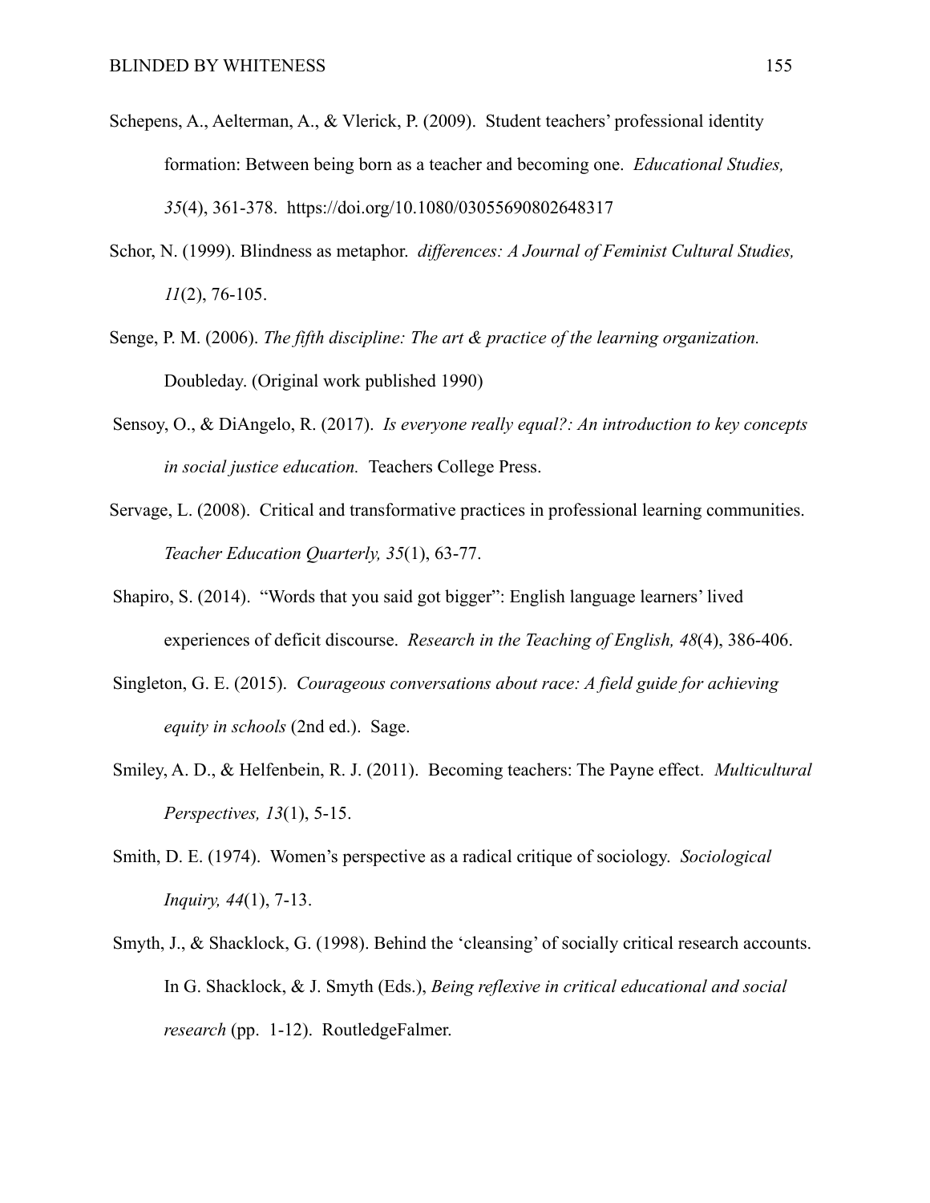Schepens, A., Aelterman, A., & Vlerick, P. (2009). Student teachers' professional identity formation: Between being born as a teacher and becoming one. *Educational Studies, 35*(4), 361-378. https://doi.org/10.1080/03055690802648317

Schor, N. (1999). Blindness as metaphor. *differences: A Journal of Feminist Cultural Studies, 11*(2), 76-105.

Senge, P. M. (2006). *The fifth discipline: The art & practice of the learning organization.* Doubleday. (Original work published 1990)

Sensoy, O., & DiAngelo, R. (2017). *Is everyone really equal?: An introduction to key concepts in social justice education.* Teachers College Press.

Servage, L. (2008). Critical and transformative practices in professional learning communities. *Teacher Education Quarterly, 35*(1), 63-77.

Shapiro, S. (2014). "Words that you said got bigger": English language learners' lived experiences of deficit discourse. *Research in the Teaching of English, 48*(4), 386-406.

Singleton, G. E. (2015). *Courageous conversations about race: A field guide for achieving equity in schools* (2nd ed.). Sage.

Smiley, A. D., & Helfenbein, R. J. (2011). Becoming teachers: The Payne effect. *Multicultural Perspectives, 13*(1), 5-15.

Smith, D. E. (1974). Women's perspective as a radical critique of sociology. *Sociological Inquiry, 44*(1), 7-13.

Smyth, J., & Shacklock, G. (1998). Behind the 'cleansing' of socially critical research accounts. In G. Shacklock, & J. Smyth (Eds.), *Being reflexive in critical educational and social research* (pp. 1-12). RoutledgeFalmer.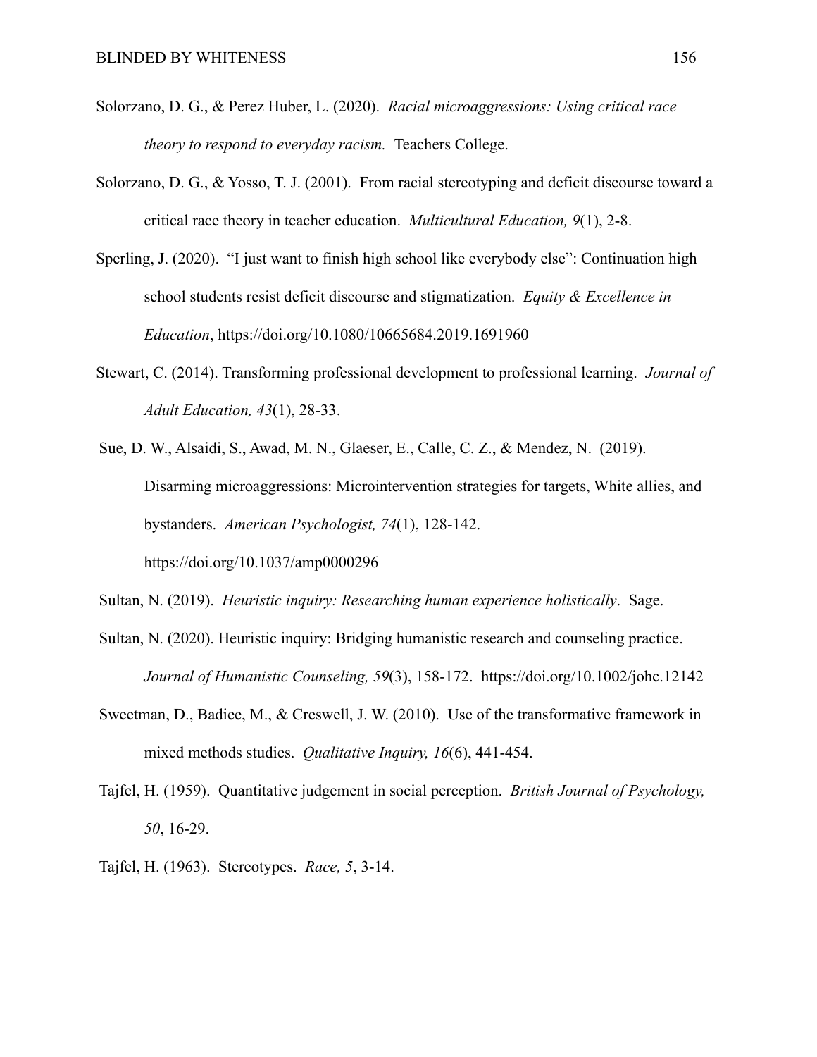Solorzano, D. G., & Perez Huber, L. (2020). *Racial microaggressions: Using critical race theory to respond to everyday racism.* Teachers College.

Solorzano, D. G., & Yosso, T. J. (2001). From racial stereotyping and deficit discourse toward a critical race theory in teacher education. *Multicultural Education, 9*(1), 2-8.

Sperling, J. (2020). "I just want to finish high school like everybody else": Continuation high school students resist deficit discourse and stigmatization. *Equity & Excellence in Education*, https://doi.org/10.1080/10665684.2019.1691960

Stewart, C. (2014). Transforming professional development to professional learning. *Journal of Adult Education, 43*(1), 28-33.

Sue, D. W., Alsaidi, S., Awad, M. N., Glaeser, E., Calle, C. Z., & Mendez, N. (2019). Disarming microaggressions: Microintervention strategies for targets, White allies, and bystanders. *American Psychologist, 74*(1), 128-142. https://doi.org/10.1037/amp0000296

Sultan, N. (2019). *Heuristic inquiry: Researching human experience holistically*. Sage.

Sultan, N. (2020). Heuristic inquiry: Bridging humanistic research and counseling practice. *Journal of Humanistic Counseling, 59*(3), 158-172. https://doi.org/10.1002/johc.12142

Sweetman, D., Badiee, M., & Creswell, J. W. (2010). Use of the transformative framework in mixed methods studies. *Qualitative Inquiry, 16*(6), 441-454.

Tajfel, H. (1959). Quantitative judgement in social perception. *British Journal of Psychology, 50*, 16-29.

Tajfel, H. (1963). Stereotypes. *Race, 5*, 3-14.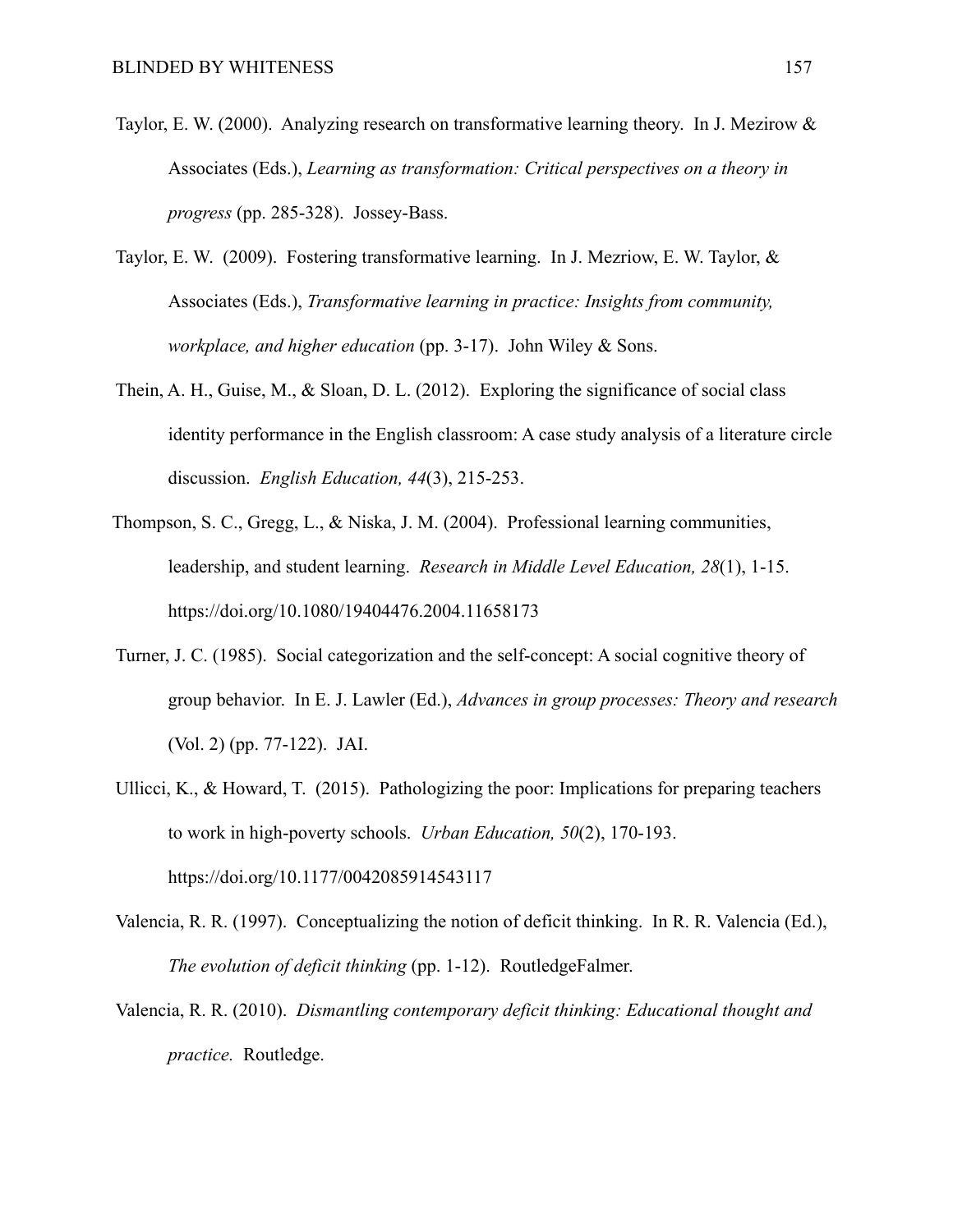Taylor, E. W. (2000). Analyzing research on transformative learning theory. In J. Mezirow & Associates (Eds.), *Learning as transformation: Critical perspectives on a theory in progress* (pp. 285-328). Jossey-Bass.

Taylor, E. W. (2009). Fostering transformative learning. In J. Mezriow, E. W. Taylor, & Associates (Eds.), *Transformative learning in practice: Insights from community, workplace, and higher education* (pp. 3-17). John Wiley & Sons.

Thein, A. H., Guise, M., & Sloan, D. L. (2012). Exploring the significance of social class identity performance in the English classroom: A case study analysis of a literature circle discussion. *English Education, 44*(3), 215-253.

Thompson, S. C., Gregg, L., & Niska, J. M. (2004). Professional learning communities, leadership, and student learning. *Research in Middle Level Education, 28*(1), 1-15. https://doi.org/10.1080/19404476.2004.11658173

Turner, J. C. (1985). Social categorization and the self-concept: A social cognitive theory of group behavior. In E. J. Lawler (Ed.), *Advances in group processes: Theory and research* (Vol. 2) (pp. 77-122). JAI.

Ullicci, K., & Howard, T. (2015). Pathologizing the poor: Implications for preparing teachers to work in high-poverty schools. *Urban Education, 50*(2), 170-193. https://doi.org/10.1177/0042085914543117

Valencia, R. R. (1997). Conceptualizing the notion of deficit thinking. In R. R. Valencia (Ed.), *The evolution of deficit thinking* (pp. 1-12). RoutledgeFalmer.

Valencia, R. R. (2010). *Dismantling contemporary deficit thinking: Educational thought and practice.* Routledge.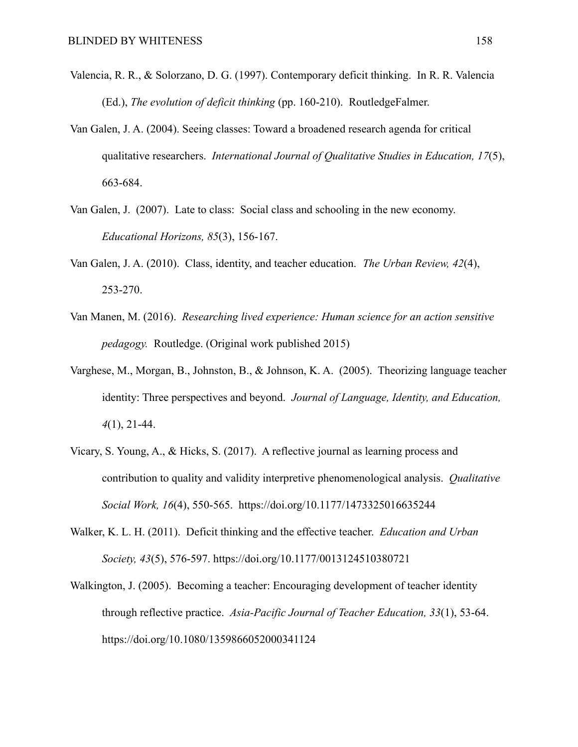Valencia, R. R., & Solorzano, D. G. (1997). Contemporary deficit thinking. In R. R. Valencia (Ed.), *The evolution of deficit thinking* (pp. 160-210). RoutledgeFalmer.

Van Galen, J. A. (2004). Seeing classes: Toward a broadened research agenda for critical qualitative researchers. *International Journal of Qualitative Studies in Education, 17*(5), 663-684.

Van Galen, J. (2007). Late to class: Social class and schooling in the new economy. *Educational Horizons, 85*(3), 156-167.

Van Galen, J. A. (2010). Class, identity, and teacher education. *The Urban Review, 42*(4), 253-270.

Van Manen, M. (2016). *Researching lived experience: Human science for an action sensitive pedagogy.* Routledge. (Original work published 2015)

Varghese, M., Morgan, B., Johnston, B., & Johnson, K. A. (2005). Theorizing language teacher identity: Three perspectives and beyond. *Journal of Language, Identity, and Education, 4*(1), 21-44.

Vicary, S. Young, A., & Hicks, S. (2017). A reflective journal as learning process and contribution to quality and validity interpretive phenomenological analysis. *Qualitative Social Work, 16*(4), 550-565. https://doi.org/10.1177/1473325016635244

Walker, K. L. H. (2011). Deficit thinking and the effective teacher. *Education and Urban Society, 43*(5), 576-597. https://doi.org/10.1177/0013124510380721

Walkington, J. (2005). Becoming a teacher: Encouraging development of teacher identity through reflective practice. *Asia-Pacific Journal of Teacher Education, 33*(1), 53-64. https://doi.org/10.1080/1359866052000341124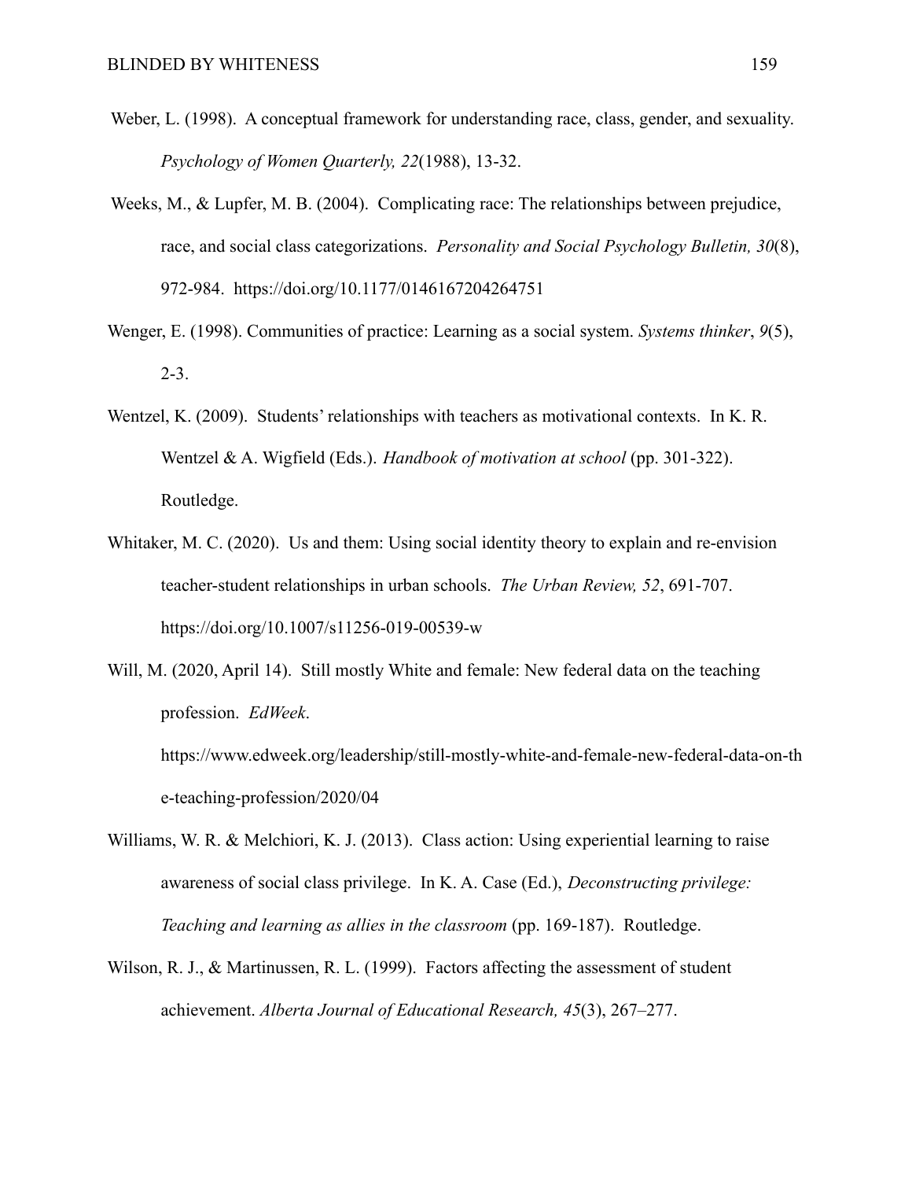Weber, L. (1998). A conceptual framework for understanding race, class, gender, and sexuality. *Psychology of Women Quarterly, 22*(1988), 13-32.

Weeks, M., & Lupfer, M. B. (2004). Complicating race: The relationships between prejudice, race, and social class categorizations. *Personality and Social Psychology Bulletin, 30*(8), 972-984. https://doi.org/10.1177/0146167204264751

Wenger, E. (1998). Communities of practice: Learning as a social system. *Systems thinker*, *9*(5), 2-3.

Wentzel, K. (2009). Students' relationships with teachers as motivational contexts. In K. R. Wentzel & A. Wigfield (Eds.). *Handbook of motivation at school* (pp. 301-322). Routledge.

Whitaker, M. C. (2020). Us and them: Using social identity theory to explain and re-envision teacher-student relationships in urban schools. *The Urban Review, 52*, 691-707. https://doi.org/10.1007/s11256-019-00539-w

Will, M. (2020, April 14). Still mostly White and female: New federal data on the teaching profession. *EdWeek*. https://www.edweek.org/leadership/still-mostly-white-and-female-new-federal-data-on-the-teaching-profession/2020/04

Williams, W. R. & Melchiori, K. J. (2013). Class action: Using experiential learning to raise awareness of social class privilege. In K. A. Case (Ed.), *Deconstructing privilege: Teaching and learning as allies in the classroom* (pp. 169-187). Routledge.

Wilson, R. J., & Martinussen, R. L. (1999). Factors affecting the assessment of student achievement. *Alberta Journal of Educational Research, 45*(3), 267–277.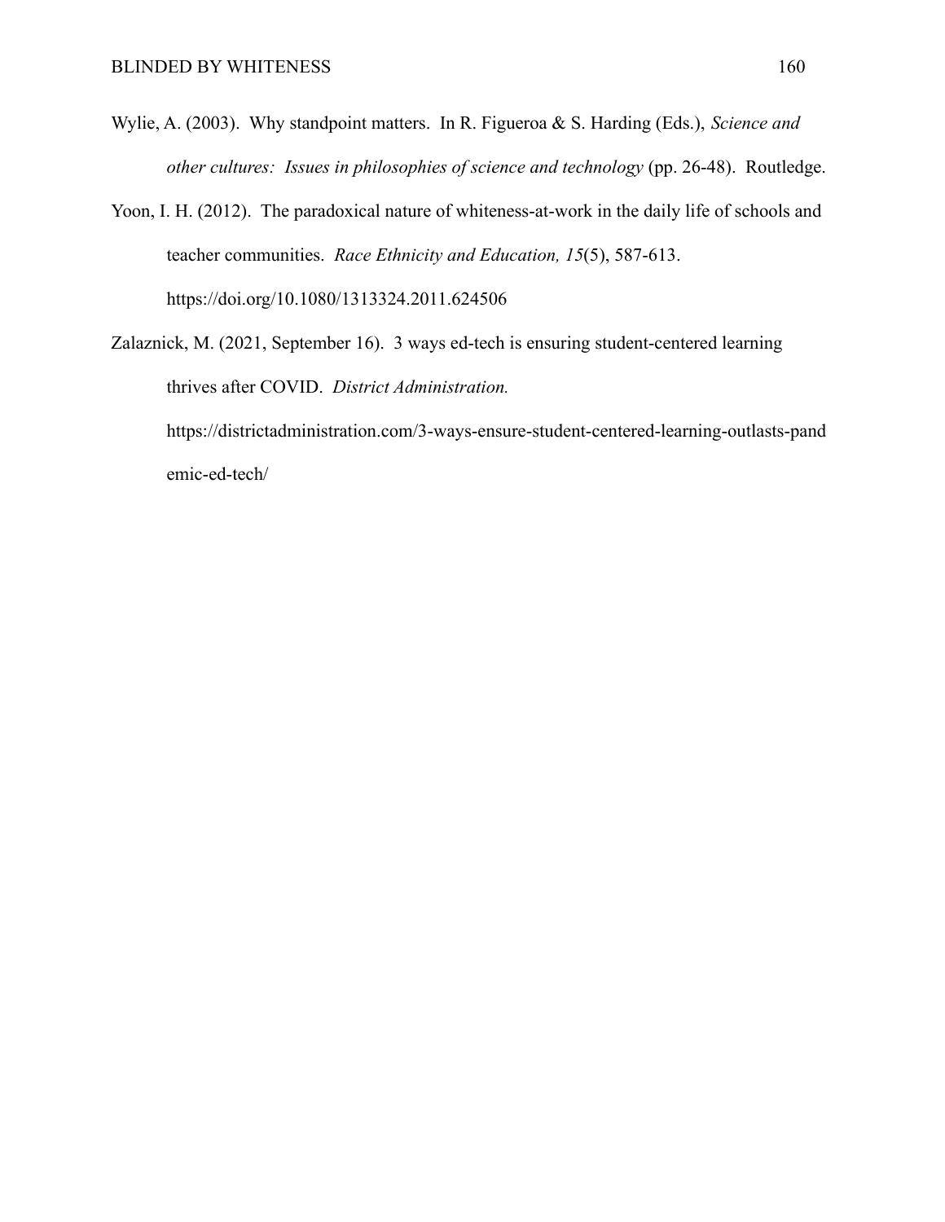Wylie, A. (2003). Why standpoint matters. In R. Figueroa & S. Harding (Eds.), *Science and other cultures: Issues in philosophies of science and technology* (pp. 26-48). Routledge.

Yoon, I. H. (2012). The paradoxical nature of whiteness-at-work in the daily life of schools and teacher communities. *Race Ethnicity and Education, 15*(5), 587-613. https://doi.org/10.1080/1313324.2011.624506

Zalaznick, M. (2021, September 16). 3 ways ed-tech is ensuring student-centered learning thrives after COVID. *District Administration.* https://districtadministration.com/3-ways-ensure-student-centered-learning-outlasts-pandemic-ed-tech/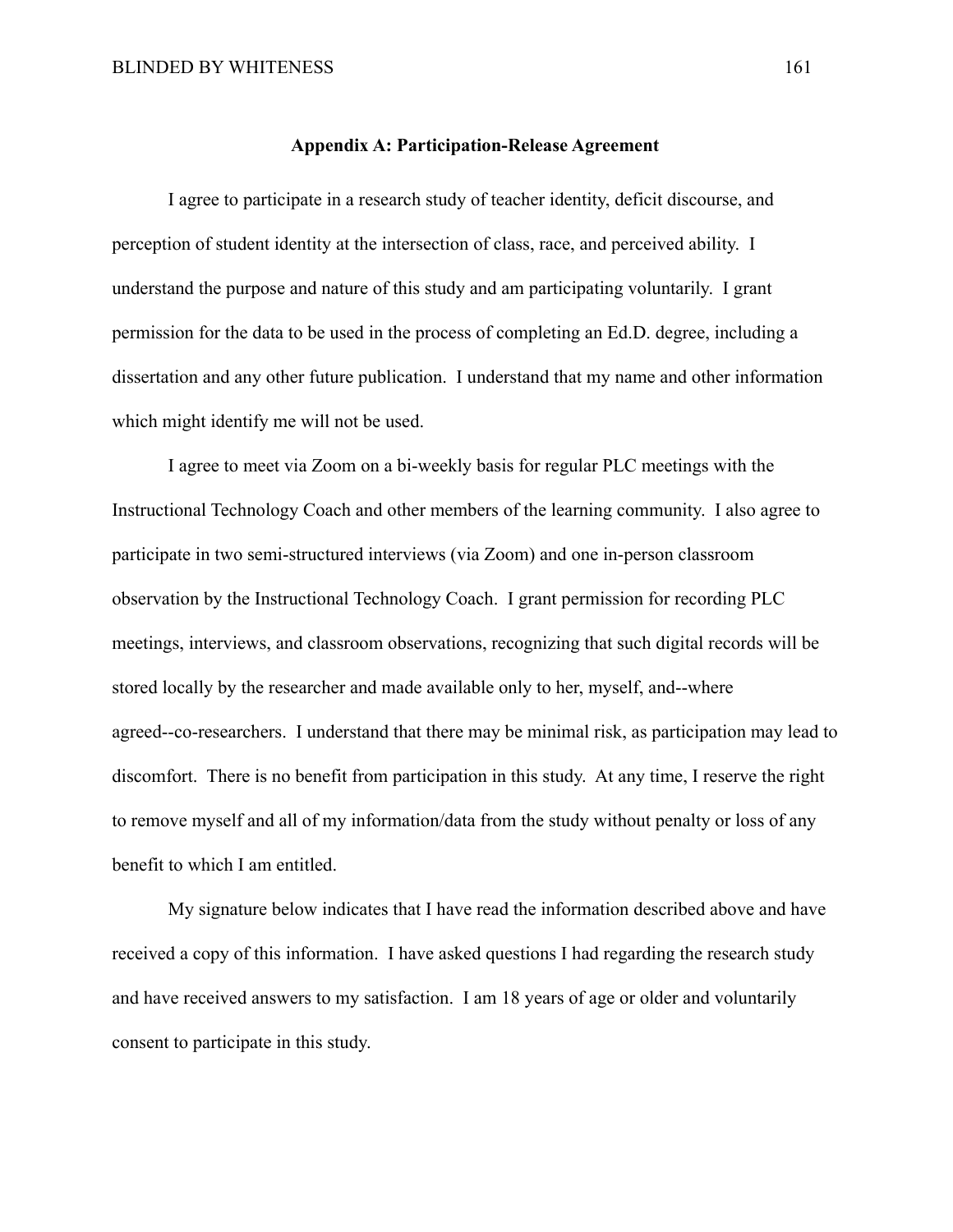**Appendix A: Participation-Release Agreement**

I agree to participate in a research study of teacher identity, deficit discourse, and perception of student identity at the intersection of class, race, and perceived ability. I understand the purpose and nature of this study and am participating voluntarily. I grant permission for the data to be used in the process of completing an Ed.D. degree, including a dissertation and any other future publication. I understand that my name and other information which might identify me will not be used.

I agree to meet via Zoom on a bi-weekly basis for regular PLC meetings with the Instructional Technology Coach and other members of the learning community. I also agree to participate in two semi-structured interviews (via Zoom) and one in-person classroom observation by the Instructional Technology Coach. I grant permission for recording PLC meetings, interviews, and classroom observations, recognizing that such digital records will be stored locally by the researcher and made available only to her, myself, and--where agreed--co-researchers. I understand that there may be minimal risk, as participation may lead to discomfort. There is no benefit from participation in this study. At any time, I reserve the right to remove myself and all of my information/data from the study without penalty or loss of any benefit to which I am entitled.

My signature below indicates that I have read the information described above and have received a copy of this information. I have asked questions I had regarding the research study and have received answers to my satisfaction. I am 18 years of age or older and voluntarily consent to participate in this study.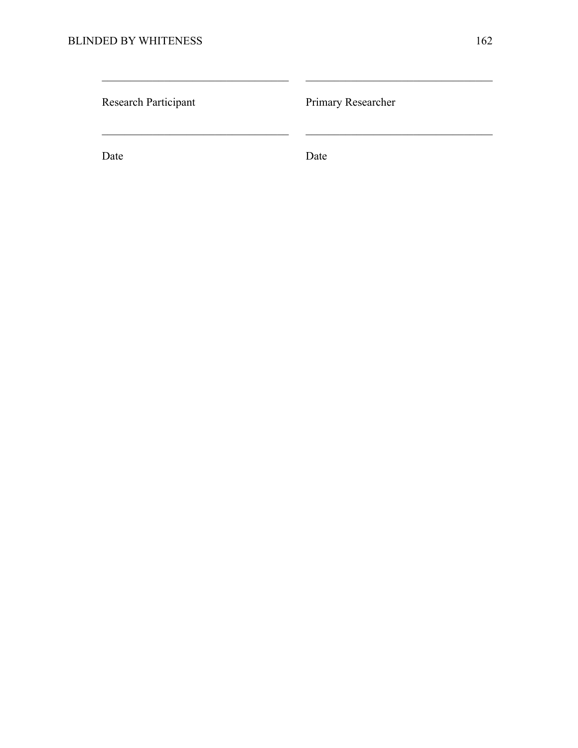| \_\_\_\_\_\_\_\_\_\_\_\_\_\_\_\_\_\_\_\_\_\_\_\_\_\_\_\_\_\_\_\_\_\_\_ | \_\_\_\_\_\_\_\_\_\_\_\_\_\_\_\_\_\_\_\_\_\_\_\_\_\_\_\_\_\_\_\_\_\_\_ |
|---|---|
| Research Participant | Primary Researcher |
| \_\_\_\_\_\_\_\_\_\_\_\_\_\_\_\_\_\_\_\_\_\_\_\_\_\_\_\_\_\_\_\_\_\_\_ | \_\_\_\_\_\_\_\_\_\_\_\_\_\_\_\_\_\_\_\_\_\_\_\_\_\_\_\_\_\_\_\_\_\_\_ |
| Date | Date |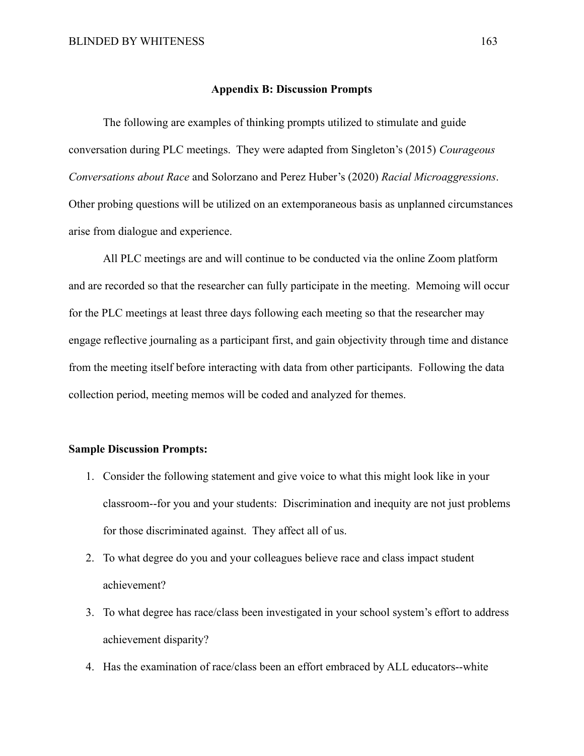## Appendix B: Discussion Prompts

The following are examples of thinking prompts utilized to stimulate and guide conversation during PLC meetings. They were adapted from Singleton's (2015) *Courageous Conversations about Race* and Solorzano and Perez Huber's (2020) *Racial Microaggressions*. Other probing questions will be utilized on an extemporaneous basis as unplanned circumstances arise from dialogue and experience.

All PLC meetings are and will continue to be conducted via the online Zoom platform and are recorded so that the researcher can fully participate in the meeting. Memoing will occur for the PLC meetings at least three days following each meeting so that the researcher may engage reflective journaling as a participant first, and gain objectivity through time and distance from the meeting itself before interacting with data from other participants. Following the data collection period, meeting memos will be coded and analyzed for themes.

**Sample Discussion Prompts:**

1. Consider the following statement and give voice to what this might look like in your classroom--for you and your students: Discrimination and inequity are not just problems for those discriminated against. They affect all of us.
2. To what degree do you and your colleagues believe race and class impact student achievement?
3. To what degree has race/class been investigated in your school system's effort to address achievement disparity?
4. Has the examination of race/class been an effort embraced by ALL educators--white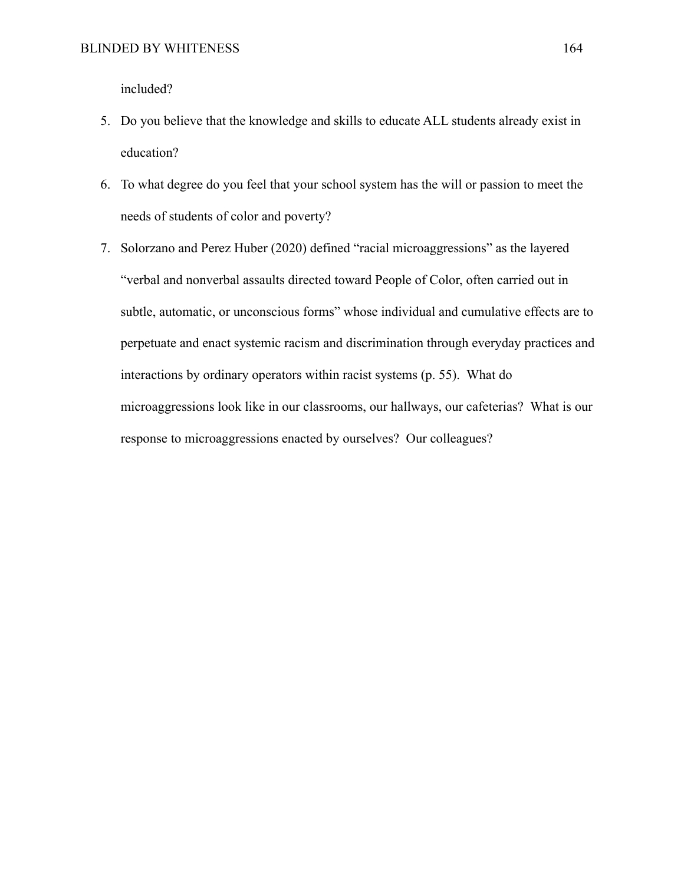included?

5. Do you believe that the knowledge and skills to educate ALL students already exist in education?
6. To what degree do you feel that your school system has the will or passion to meet the needs of students of color and poverty?
7. Solorzano and Perez Huber (2020) defined "racial microaggressions" as the layered "verbal and nonverbal assaults directed toward People of Color, often carried out in subtle, automatic, or unconscious forms" whose individual and cumulative effects are to perpetuate and enact systemic racism and discrimination through everyday practices and interactions by ordinary operators within racist systems (p. 55). What do microaggressions look like in our classrooms, our hallways, our cafeterias? What is our response to microaggressions enacted by ourselves? Our colleagues?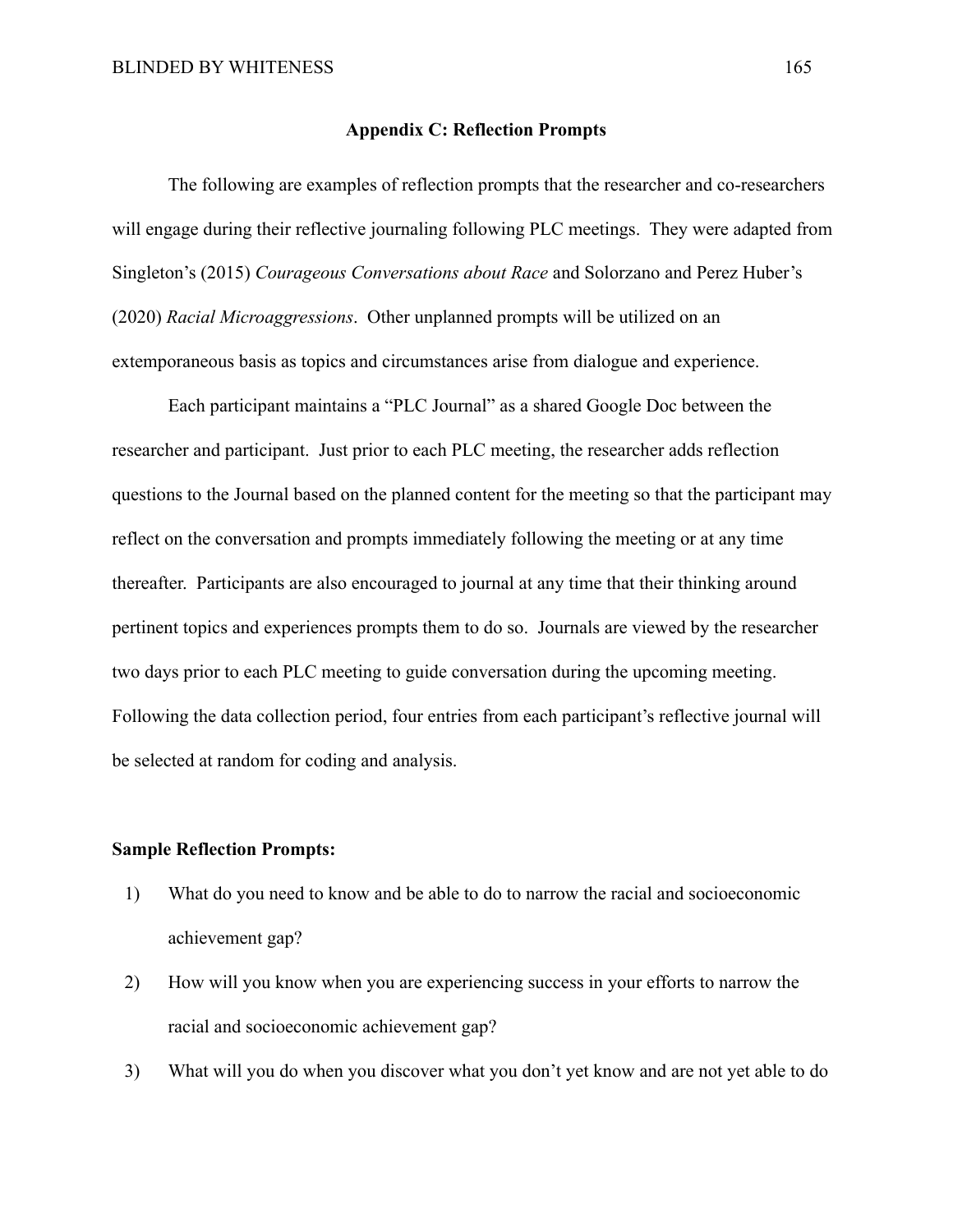## Appendix C: Reflection Prompts

The following are examples of reflection prompts that the researcher and co-researchers will engage during their reflective journaling following PLC meetings. They were adapted from Singleton's (2015) *Courageous Conversations about Race* and Solorzano and Perez Huber's (2020) *Racial Microaggressions*. Other unplanned prompts will be utilized on an extemporaneous basis as topics and circumstances arise from dialogue and experience.

Each participant maintains a "PLC Journal" as a shared Google Doc between the researcher and participant. Just prior to each PLC meeting, the researcher adds reflection questions to the Journal based on the planned content for the meeting so that the participant may reflect on the conversation and prompts immediately following the meeting or at any time thereafter. Participants are also encouraged to journal at any time that their thinking around pertinent topics and experiences prompts them to do so. Journals are viewed by the researcher two days prior to each PLC meeting to guide conversation during the upcoming meeting. Following the data collection period, four entries from each participant's reflective journal will be selected at random for coding and analysis.

**Sample Reflection Prompts:**

1) What do you need to know and be able to do to narrow the racial and socioeconomic achievement gap?
2) How will you know when you are experiencing success in your efforts to narrow the racial and socioeconomic achievement gap?
3) What will you do when you discover what you don't yet know and are not yet able to do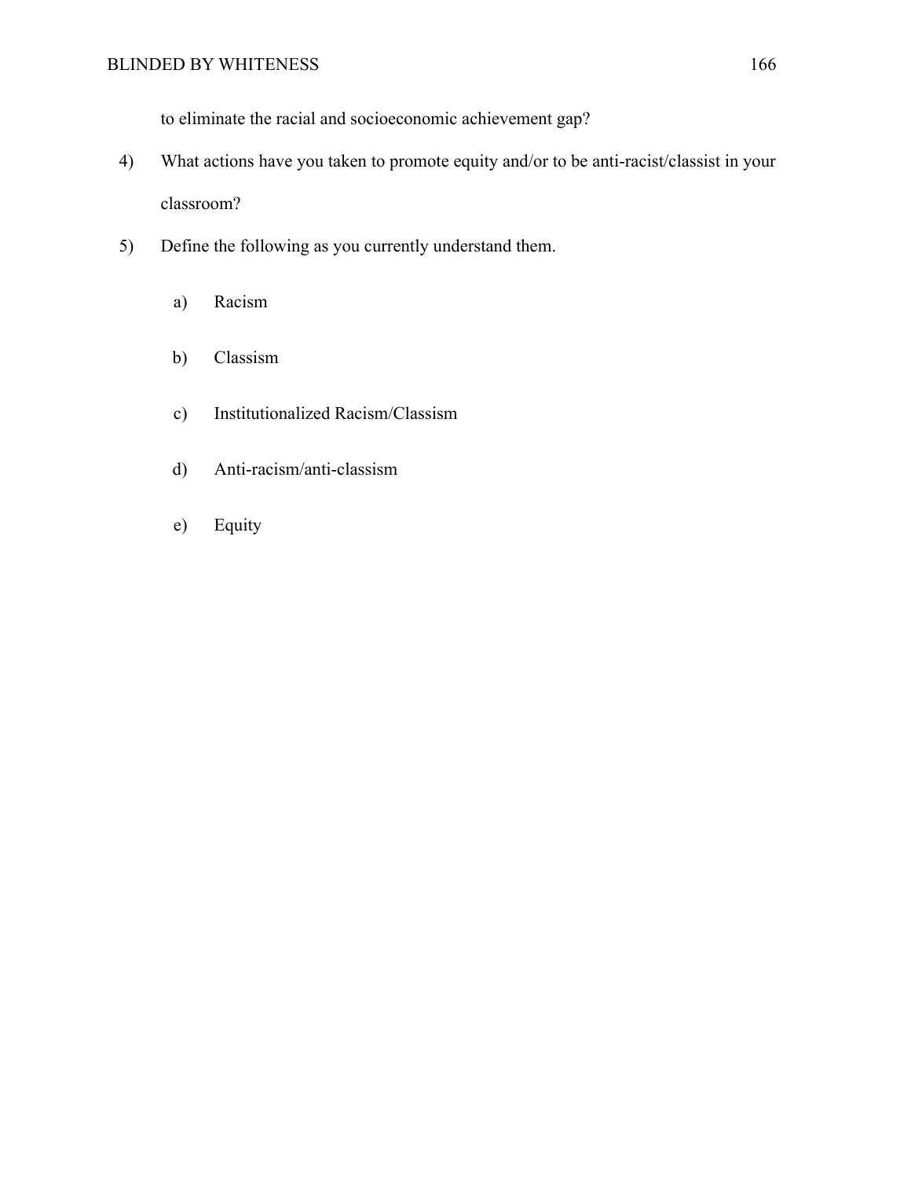to eliminate the racial and socioeconomic achievement gap?

4) What actions have you taken to promote equity and/or to be anti-racist/classist in your classroom?

5) Define the following as you currently understand them.

   a) Racism

   b) Classism

   c) Institutionalized Racism/Classism

   d) Anti-racism/anti-classism

   e) Equity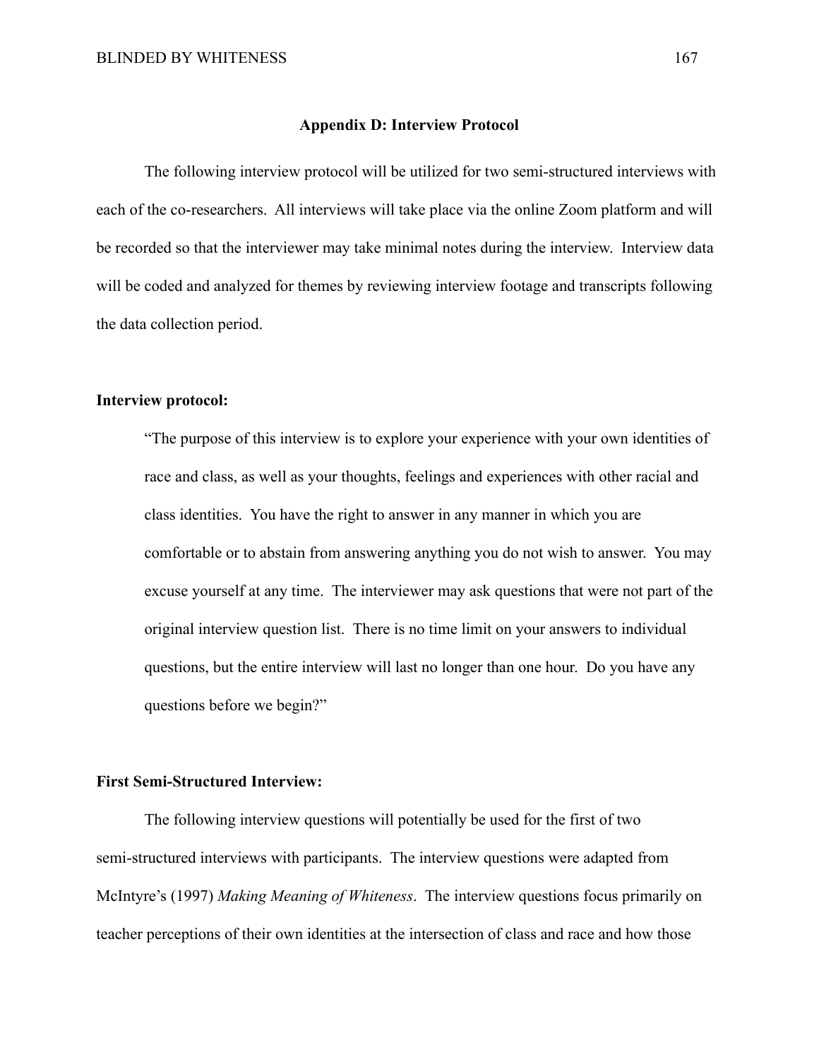## Appendix D: Interview Protocol

The following interview protocol will be utilized for two semi-structured interviews with each of the co-researchers. All interviews will take place via the online Zoom platform and will be recorded so that the interviewer may take minimal notes during the interview. Interview data will be coded and analyzed for themes by reviewing interview footage and transcripts following the data collection period.

**Interview protocol:**

> "The purpose of this interview is to explore your experience with your own identities of race and class, as well as your thoughts, feelings and experiences with other racial and class identities. You have the right to answer in any manner in which you are comfortable or to abstain from answering anything you do not wish to answer. You may excuse yourself at any time. The interviewer may ask questions that were not part of the original interview question list. There is no time limit on your answers to individual questions, but the entire interview will last no longer than one hour. Do you have any questions before we begin?"

**First Semi-Structured Interview:**

The following interview questions will potentially be used for the first of two semi-structured interviews with participants. The interview questions were adapted from McIntyre's (1997) *Making Meaning of Whiteness*. The interview questions focus primarily on teacher perceptions of their own identities at the intersection of class and race and how those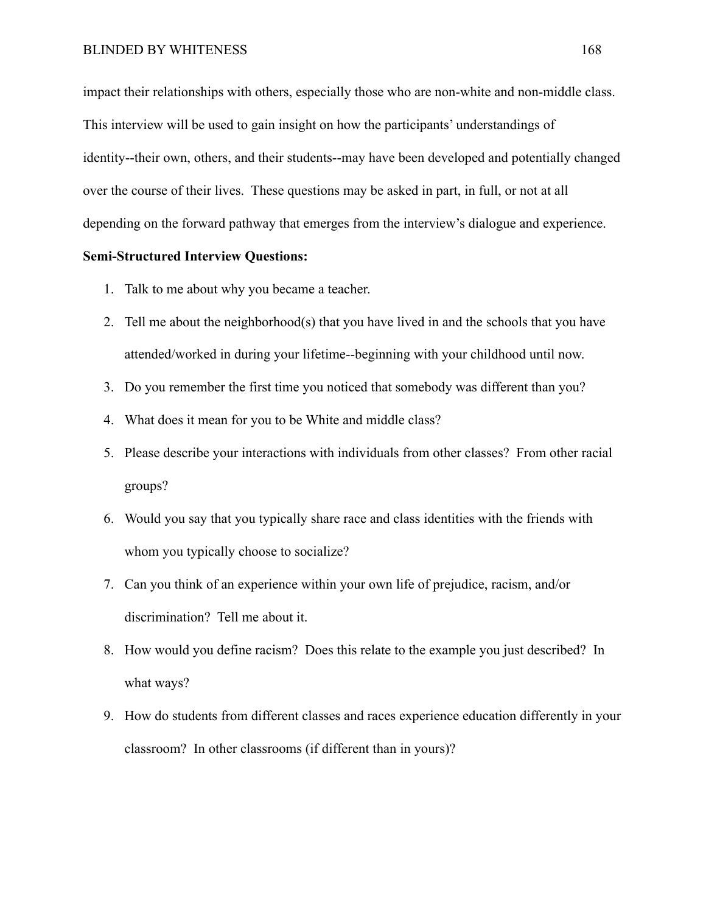impact their relationships with others, especially those who are non-white and non-middle class. This interview will be used to gain insight on how the participants' understandings of identity--their own, others, and their students--may have been developed and potentially changed over the course of their lives. These questions may be asked in part, in full, or not at all depending on the forward pathway that emerges from the interview's dialogue and experience.

**Semi-Structured Interview Questions:**

1. Talk to me about why you became a teacher.
2. Tell me about the neighborhood(s) that you have lived in and the schools that you have attended/worked in during your lifetime--beginning with your childhood until now.
3. Do you remember the first time you noticed that somebody was different than you?
4. What does it mean for you to be White and middle class?
5. Please describe your interactions with individuals from other classes? From other racial groups?
6. Would you say that you typically share race and class identities with the friends with whom you typically choose to socialize?
7. Can you think of an experience within your own life of prejudice, racism, and/or discrimination? Tell me about it.
8. How would you define racism? Does this relate to the example you just described? In what ways?
9. How do students from different classes and races experience education differently in your classroom? In other classrooms (if different than in yours)?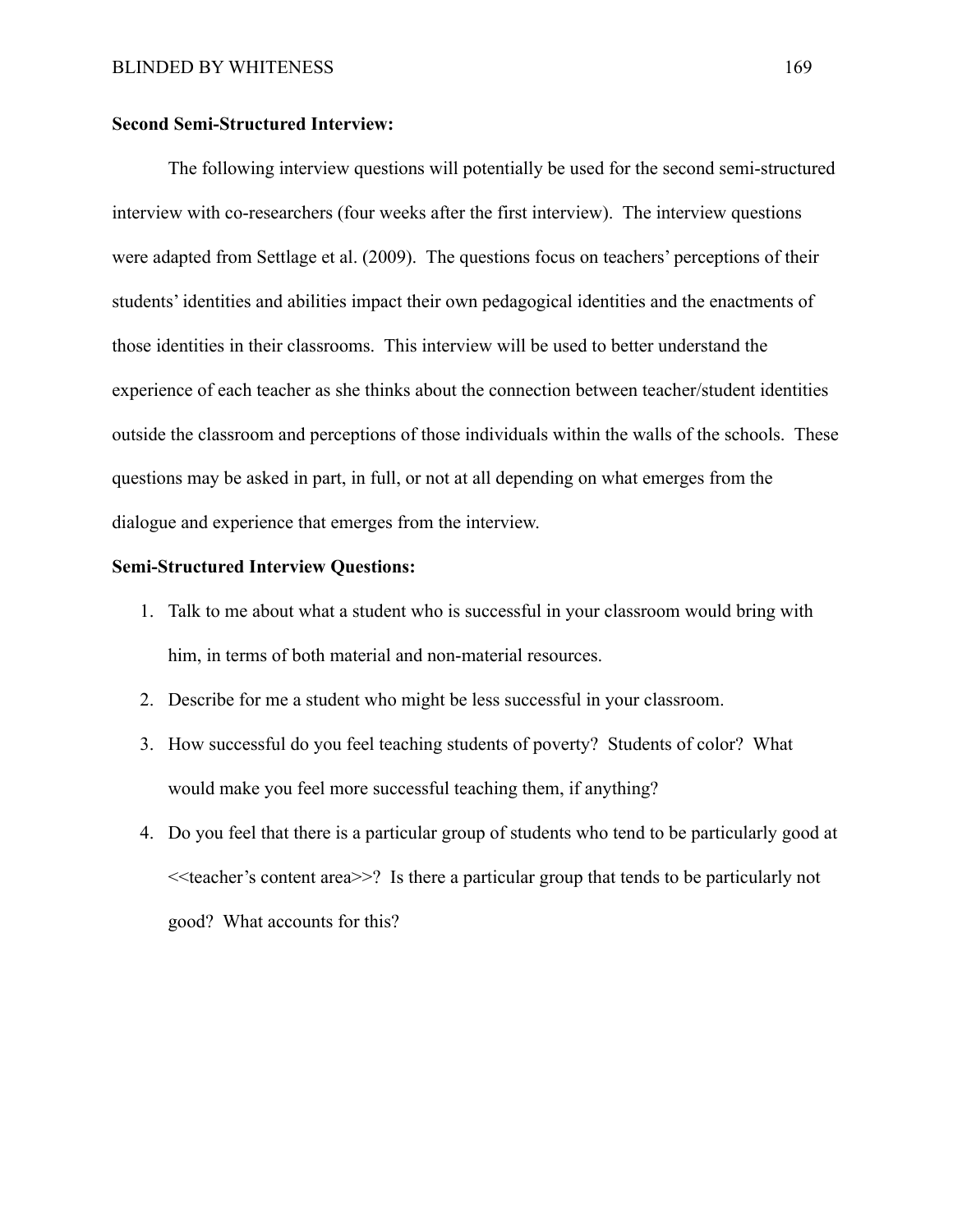**Second Semi-Structured Interview:**

The following interview questions will potentially be used for the second semi-structured interview with co-researchers (four weeks after the first interview). The interview questions were adapted from Settlage et al. (2009). The questions focus on teachers' perceptions of their students' identities and abilities impact their own pedagogical identities and the enactments of those identities in their classrooms. This interview will be used to better understand the experience of each teacher as she thinks about the connection between teacher/student identities outside the classroom and perceptions of those individuals within the walls of the schools. These questions may be asked in part, in full, or not at all depending on what emerges from the dialogue and experience that emerges from the interview.

**Semi-Structured Interview Questions:**

1. Talk to me about what a student who is successful in your classroom would bring with him, in terms of both material and non-material resources.
2. Describe for me a student who might be less successful in your classroom.
3. How successful do you feel teaching students of poverty? Students of color? What would make you feel more successful teaching them, if anything?
4. Do you feel that there is a particular group of students who tend to be particularly good at <<teacher's content area>>? Is there a particular group that tends to be particularly not good? What accounts for this?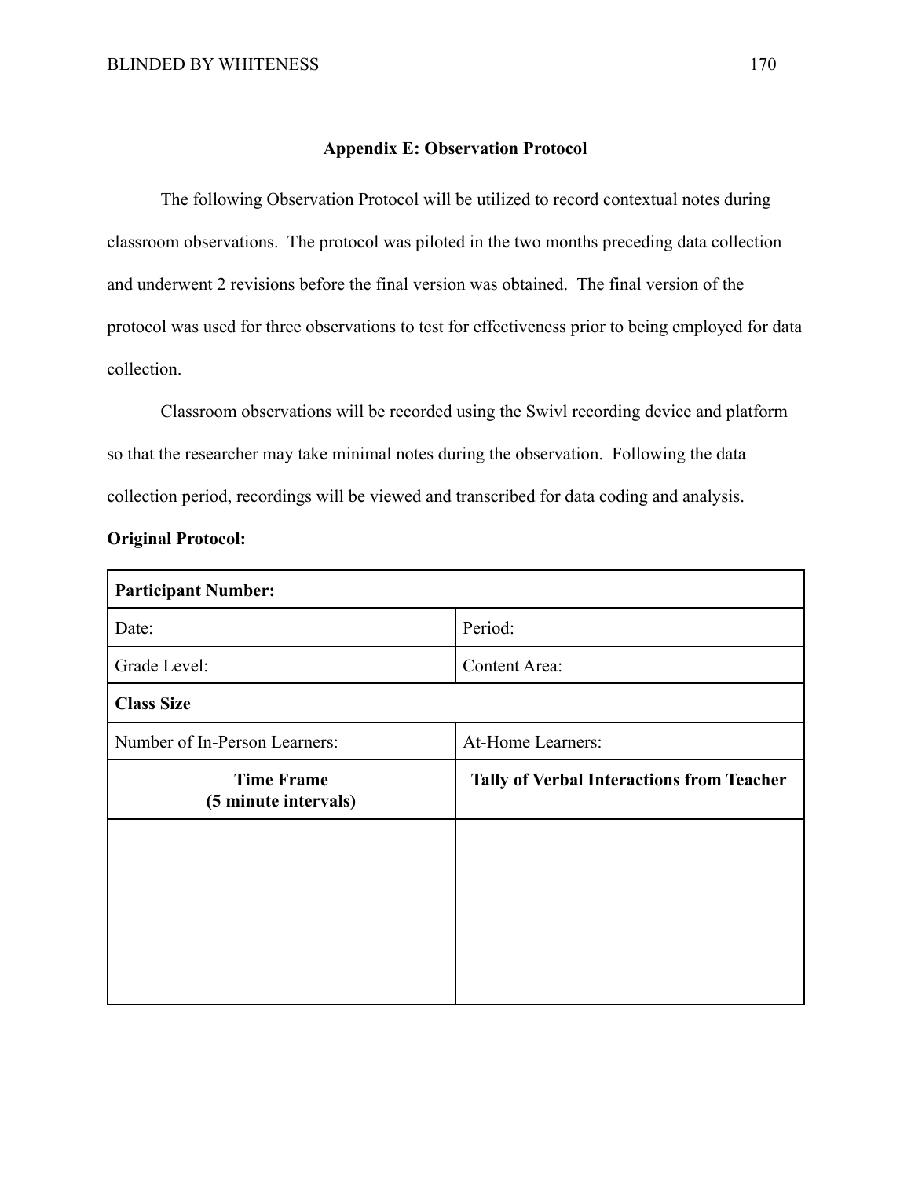## Appendix E: Observation Protocol

The following Observation Protocol will be utilized to record contextual notes during classroom observations. The protocol was piloted in the two months preceding data collection and underwent 2 revisions before the final version was obtained. The final version of the protocol was used for three observations to test for effectiveness prior to being employed for data collection.

Classroom observations will be recorded using the Swivl recording device and platform so that the researcher may take minimal notes during the observation. Following the data collection period, recordings will be viewed and transcribed for data coding and analysis.

**Original Protocol:**

| **Participant Number:** | |
|---|---|
| Date: | Period: |
| Grade Level: | Content Area: |
| **Class Size** | |
| Number of In-Person Learners: | At-Home Learners: |
| **Time Frame (5 minute intervals)** | **Tally of Verbal Interactions from Teacher** |
| | |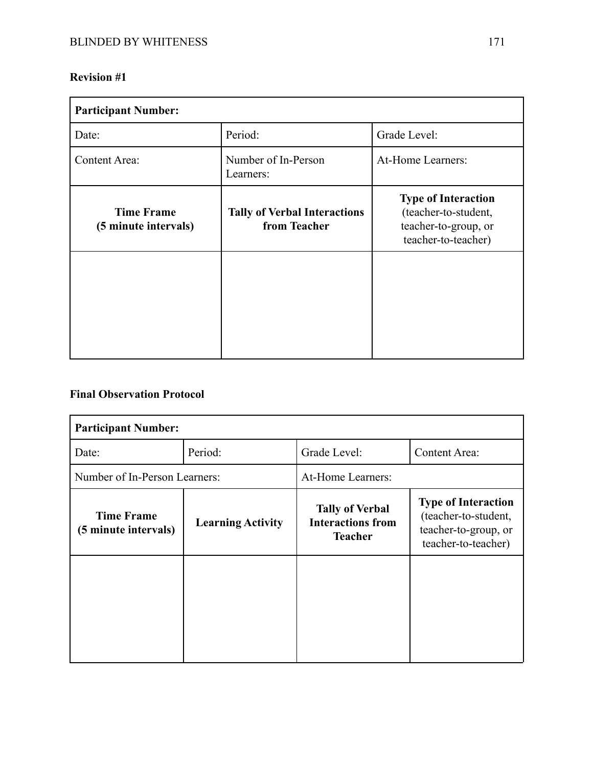**Revision #1**

| **Participant Number:** | | |
|---|---|---|
| Date: | Period: | Grade Level: |
| Content Area: | Number of In-Person Learners: | At-Home Learners: |
| **Time Frame (5 minute intervals)** | **Tally of Verbal Interactions from Teacher** | **Type of Interaction** (teacher-to-student, teacher-to-group, or teacher-to-teacher) |
| | | |

**Final Observation Protocol**

| **Participant Number:** | | | |
|---|---|---|---|
| Date: | Period: | Grade Level: | Content Area: |
| Number of In-Person Learners: | | At-Home Learners: | |
| **Time Frame (5 minute intervals)** | **Learning Activity** | **Tally of Verbal Interactions from Teacher** | **Type of Interaction** (teacher-to-student, teacher-to-group, or teacher-to-teacher) |
| | | | |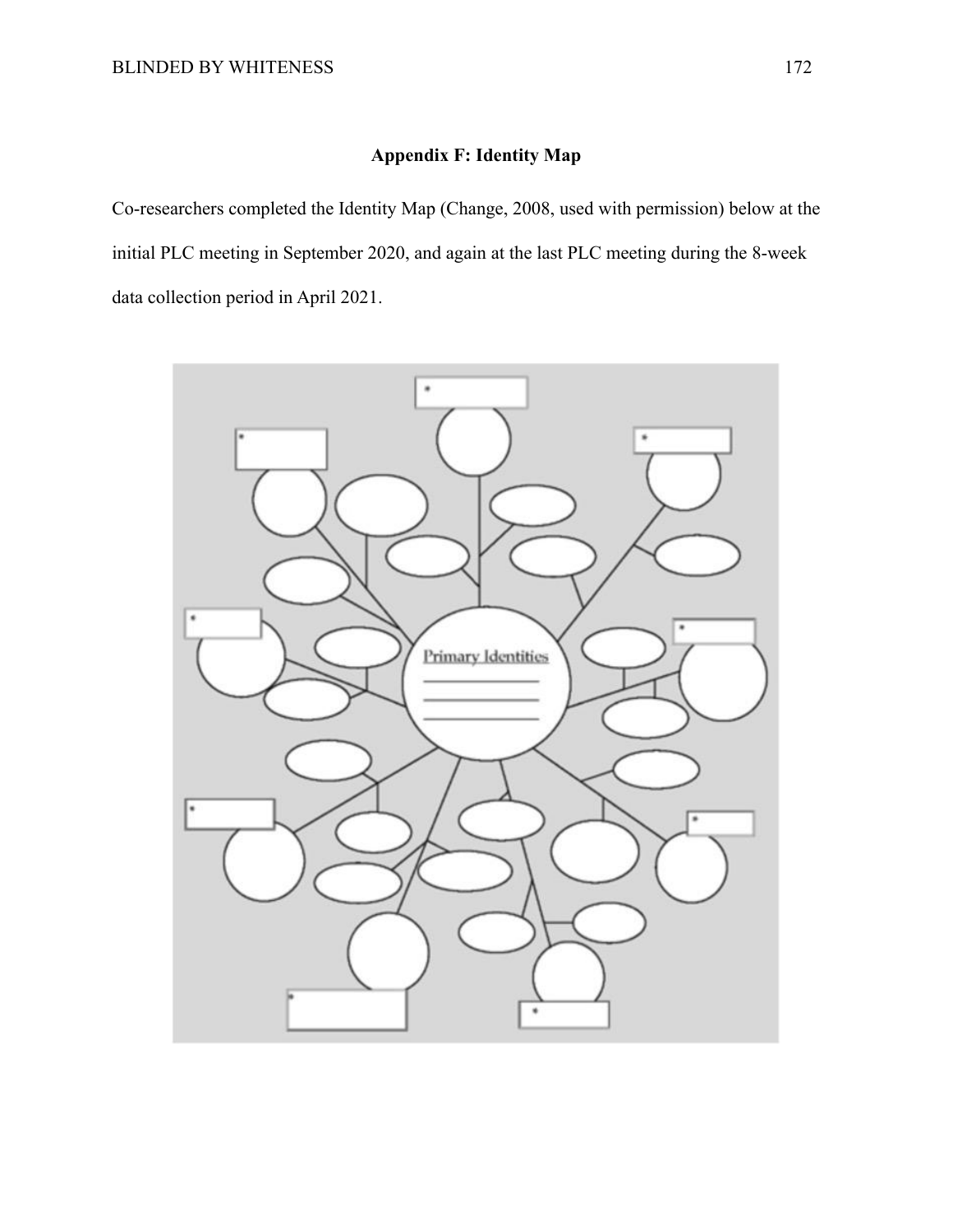## Appendix F: Identity Map

Co-researchers completed the Identity Map (Change, 2008, used with permission) below at the initial PLC meeting in September 2020, and again at the last PLC meeting during the 8-week data collection period in April 2021.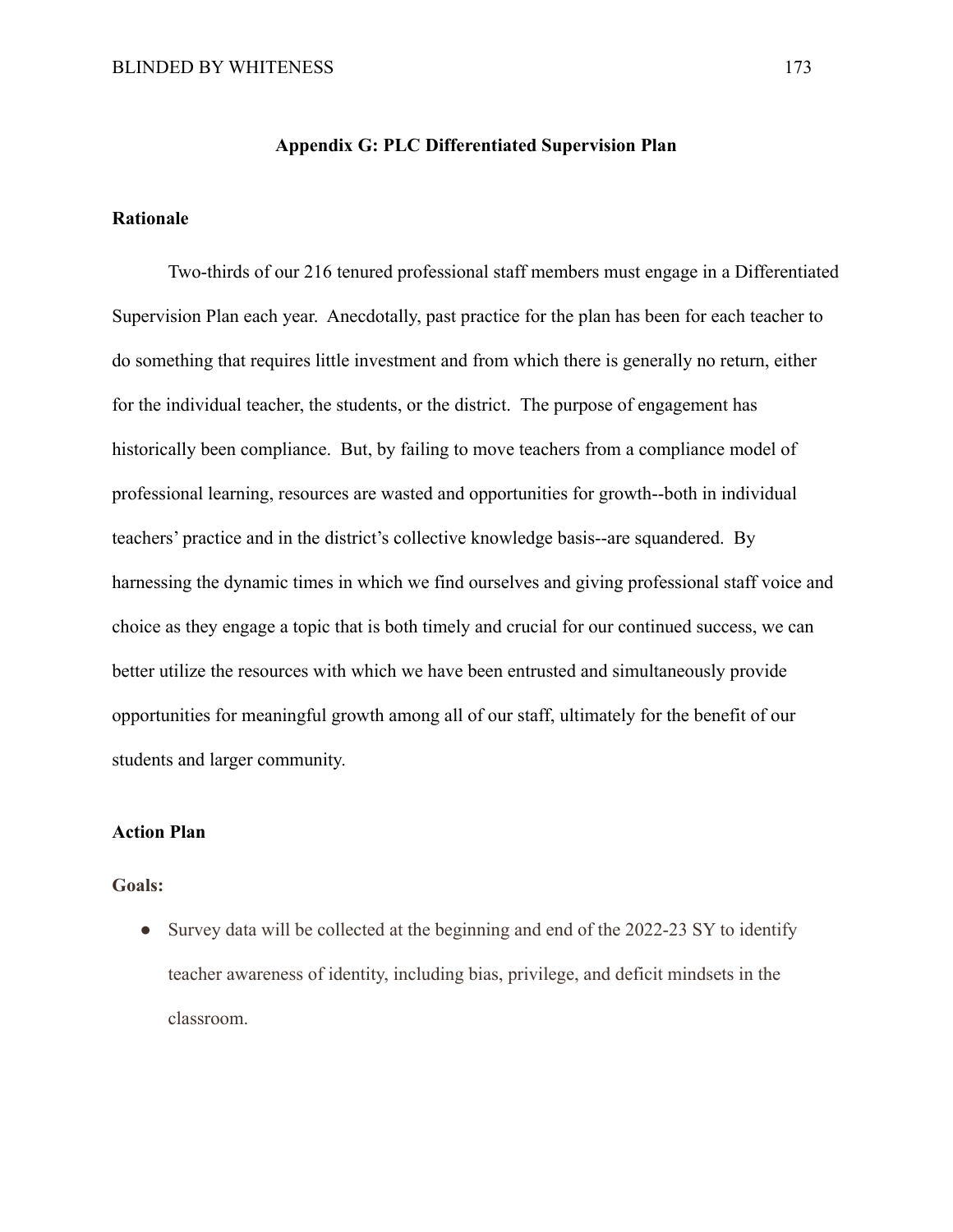## Appendix G: PLC Differentiated Supervision Plan

### Rationale

Two-thirds of our 216 tenured professional staff members must engage in a Differentiated Supervision Plan each year. Anecdotally, past practice for the plan has been for each teacher to do something that requires little investment and from which there is generally no return, either for the individual teacher, the students, or the district. The purpose of engagement has historically been compliance. But, by failing to move teachers from a compliance model of professional learning, resources are wasted and opportunities for growth--both in individual teachers' practice and in the district's collective knowledge basis--are squandered. By harnessing the dynamic times in which we find ourselves and giving professional staff voice and choice as they engage a topic that is both timely and crucial for our continued success, we can better utilize the resources with which we have been entrusted and simultaneously provide opportunities for meaningful growth among all of our staff, ultimately for the benefit of our students and larger community.

### Action Plan

#### Goals:

- Survey data will be collected at the beginning and end of the 2022-23 SY to identify teacher awareness of identity, including bias, privilege, and deficit mindsets in the classroom.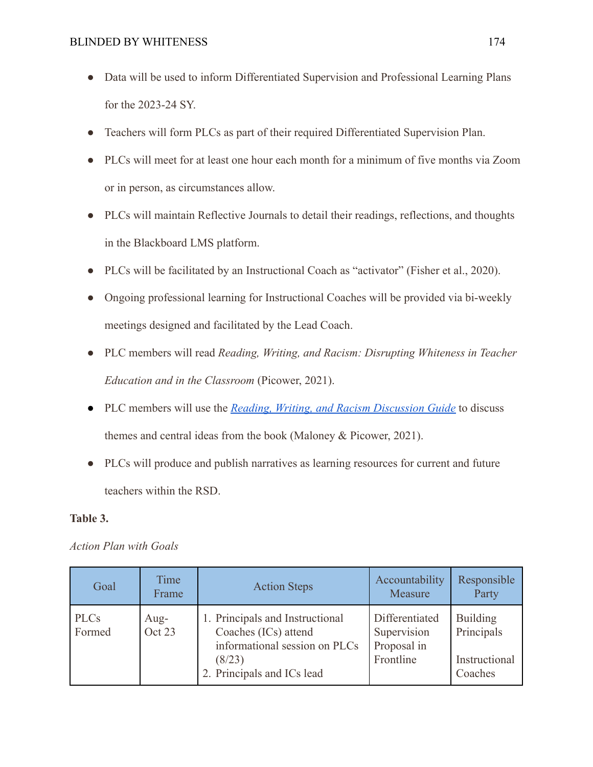- Data will be used to inform Differentiated Supervision and Professional Learning Plans for the 2023-24 SY.
- Teachers will form PLCs as part of their required Differentiated Supervision Plan.
- PLCs will meet for at least one hour each month for a minimum of five months via Zoom or in person, as circumstances allow.
- PLCs will maintain Reflective Journals to detail their readings, reflections, and thoughts in the Blackboard LMS platform.
- PLCs will be facilitated by an Instructional Coach as "activator" (Fisher et al., 2020).
- Ongoing professional learning for Instructional Coaches will be provided via bi-weekly meetings designed and facilitated by the Lead Coach.
- PLC members will read *Reading, Writing, and Racism: Disrupting Whiteness in Teacher Education and in the Classroom* (Picower, 2021).
- PLC members will use the *Reading, Writing, and Racism Discussion Guide* to discuss themes and central ideas from the book (Maloney & Picower, 2021).
- PLCs will produce and publish narratives as learning resources for current and future teachers within the RSD.

**Table 3.**

*Action Plan with Goals*

| Goal | Time Frame | Action Steps | Accountability Measure | Responsible Party |
|---|---|---|---|---|
| PLCs Formed | Aug-Oct 23 | 1. Principals and Instructional Coaches (ICs) attend informational session on PLCs (8/23)<br>2. Principals and ICs lead | Differentiated Supervision Proposal in Frontline | Building Principals<br><br>Instructional Coaches |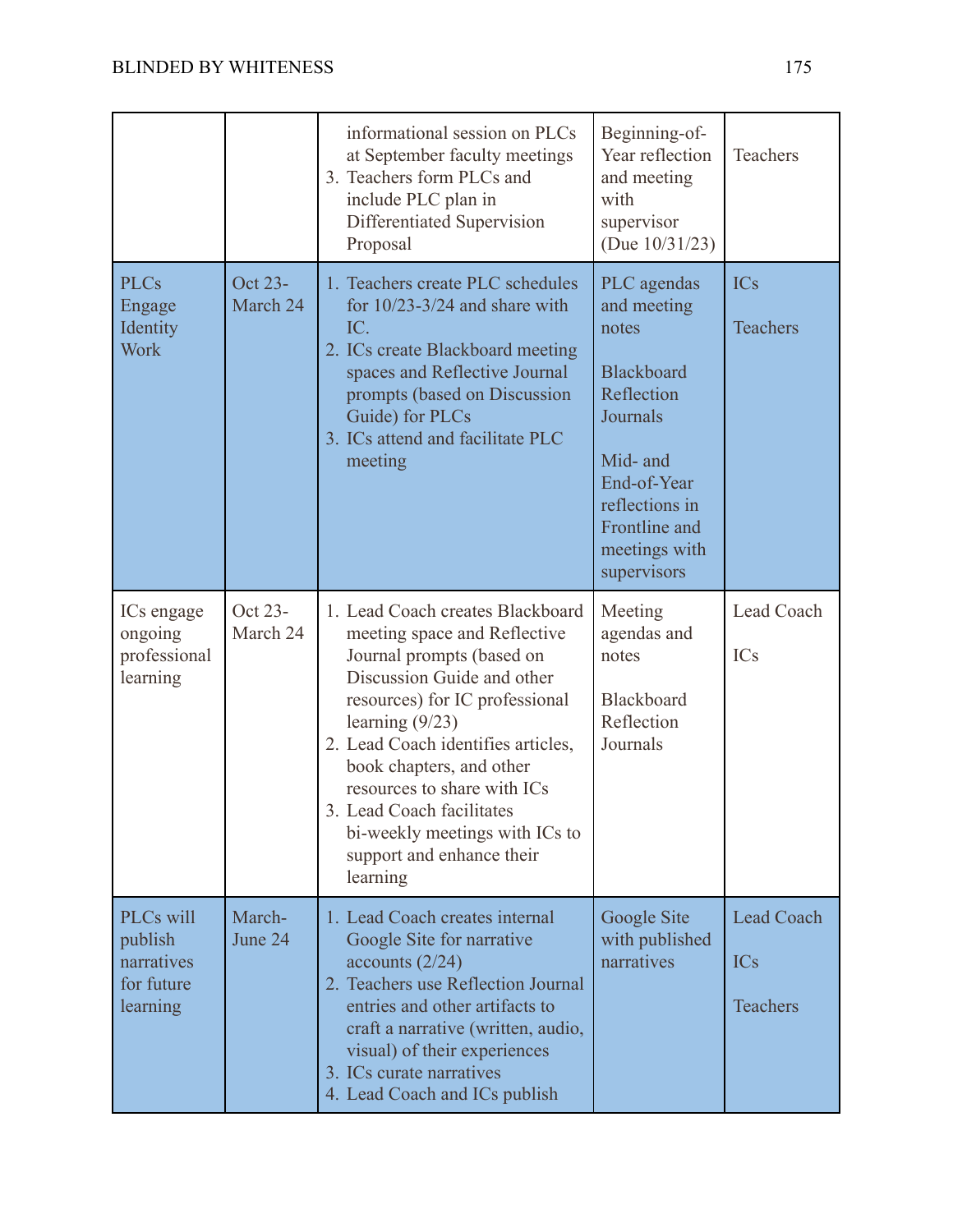| | | informational session on PLCs at September faculty meetings<br>3. Teachers form PLCs and include PLC plan in Differentiated Supervision Proposal | Beginning-of-Year reflection and meeting with supervisor (Due 10/31/23) | Teachers |
|---|---|---|---|---|
| PLCs Engage Identity Work | Oct 23-March 24 | 1. Teachers create PLC schedules for 10/23-3/24 and share with IC.<br>2. ICs create Blackboard meeting spaces and Reflective Journal prompts (based on Discussion Guide) for PLCs<br>3. ICs attend and facilitate PLC meeting | PLC agendas and meeting notes<br><br>Blackboard Reflection Journals<br><br>Mid- and End-of-Year reflections in Frontline and meetings with supervisors | ICs<br><br>Teachers |
| ICs engage ongoing professional learning | Oct 23-March 24 | 1. Lead Coach creates Blackboard meeting space and Reflective Journal prompts (based on Discussion Guide and other resources) for IC professional learning (9/23)<br>2. Lead Coach identifies articles, book chapters, and other resources to share with ICs<br>3. Lead Coach facilitates bi-weekly meetings with ICs to support and enhance their learning | Meeting agendas and notes<br><br>Blackboard Reflection Journals | Lead Coach<br><br>ICs |
| PLCs will publish narratives for future learning | March-June 24 | 1. Lead Coach creates internal Google Site for narrative accounts (2/24)<br>2. Teachers use Reflection Journal entries and other artifacts to craft a narrative (written, audio, visual) of their experiences<br>3. ICs curate narratives<br>4. Lead Coach and ICs publish | Google Site with published narratives | Lead Coach<br><br>ICs<br><br>Teachers |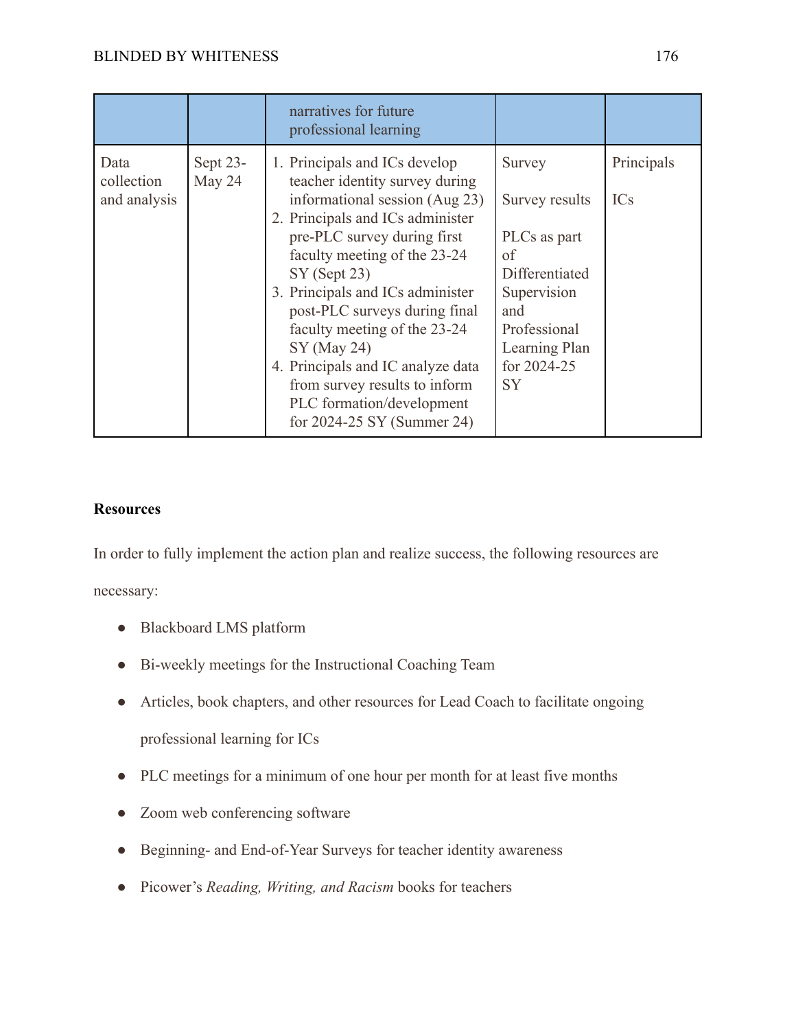| | | narratives for future professional learning | | |
|---|---|---|---|---|
| Data collection and analysis | Sept 23-May 24 | 1. Principals and ICs develop teacher identity survey during informational session (Aug 23)<br>2. Principals and ICs administer pre-PLC survey during first faculty meeting of the 23-24 SY (Sept 23)<br>3. Principals and ICs administer post-PLC surveys during final faculty meeting of the 23-24 SY (May 24)<br>4. Principals and IC analyze data from survey results to inform PLC formation/development for 2024-25 SY (Summer 24) | Survey<br><br>Survey results<br><br>PLCs as part of Differentiated Supervision and Professional Learning Plan for 2024-25 SY | Principals<br><br>ICs |

**Resources**

In order to fully implement the action plan and realize success, the following resources are necessary:

- Blackboard LMS platform
- Bi-weekly meetings for the Instructional Coaching Team
- Articles, book chapters, and other resources for Lead Coach to facilitate ongoing professional learning for ICs
- PLC meetings for a minimum of one hour per month for at least five months
- Zoom web conferencing software
- Beginning- and End-of-Year Surveys for teacher identity awareness
- Picower's *Reading, Writing, and Racism* books for teachers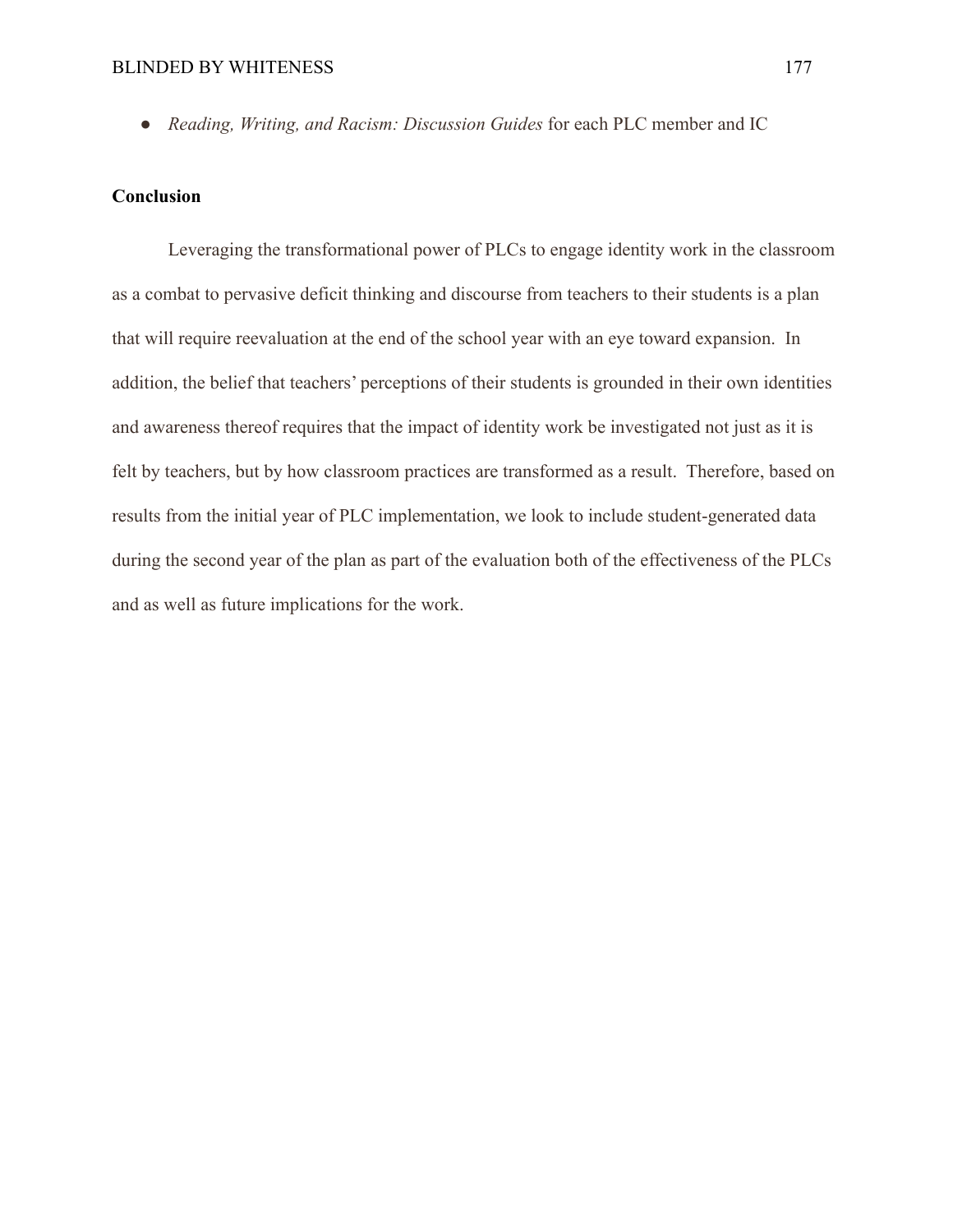- *Reading, Writing, and Racism: Discussion Guides* for each PLC member and IC

**Conclusion**

Leveraging the transformational power of PLCs to engage identity work in the classroom as a combat to pervasive deficit thinking and discourse from teachers to their students is a plan that will require reevaluation at the end of the school year with an eye toward expansion. In addition, the belief that teachers' perceptions of their students is grounded in their own identities and awareness thereof requires that the impact of identity work be investigated not just as it is felt by teachers, but by how classroom practices are transformed as a result. Therefore, based on results from the initial year of PLC implementation, we look to include student-generated data during the second year of the plan as part of the evaluation both of the effectiveness of the PLCs and as well as future implications for the work.